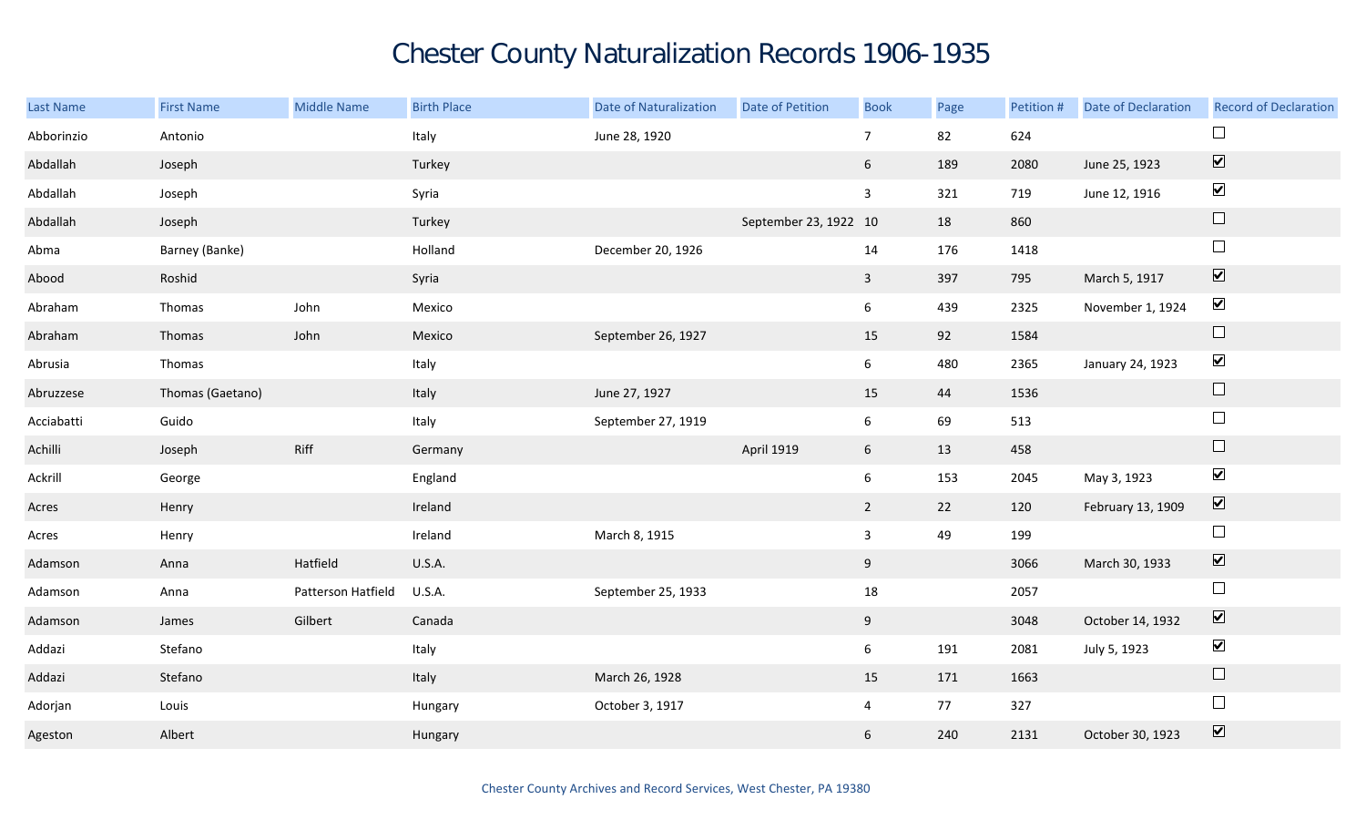# Chester County Naturalization Records 1906-1935

| Last Name | First Name | Middle Name | Birth Place | Date of Naturalization | Date of Petition | Book | Page | Petition # | Date of Declaration | Record of Declaration |
|---|---|---|---|---|---|---|---|---|---|---|
| Abborinzio | Antonio | | Italy | June 28, 1920 | | 7 | 82 | 624 | | ☐ |
| Abdallah | Joseph | | Turkey | | | 6 | 189 | 2080 | June 25, 1923 | ☑ |
| Abdallah | Joseph | | Syria | | | 3 | 321 | 719 | June 12, 1916 | ☑ |
| Abdallah | Joseph | | Turkey | | September 23, 1922 | 10 | 18 | 860 | | ☐ |
| Abma | Barney (Banke) | | Holland | December 20, 1926 | | 14 | 176 | 1418 | | ☐ |
| Abood | Roshid | | Syria | | | 3 | 397 | 795 | March 5, 1917 | ☑ |
| Abraham | Thomas | John | Mexico | | | 6 | 439 | 2325 | November 1, 1924 | ☑ |
| Abraham | Thomas | John | Mexico | September 26, 1927 | | 15 | 92 | 1584 | | ☐ |
| Abrusia | Thomas | | Italy | | | 6 | 480 | 2365 | January 24, 1923 | ☑ |
| Abruzzese | Thomas (Gaetano) | | Italy | June 27, 1927 | | 15 | 44 | 1536 | | ☐ |
| Acciabatti | Guido | | Italy | September 27, 1919 | | 6 | 69 | 513 | | ☐ |
| Achilli | Joseph | Riff | Germany | | April 1919 | 6 | 13 | 458 | | ☐ |
| Ackrill | George | | England | | | 6 | 153 | 2045 | May 3, 1923 | ☑ |
| Acres | Henry | | Ireland | | | 2 | 22 | 120 | February 13, 1909 | ☑ |
| Acres | Henry | | Ireland | March 8, 1915 | | 3 | 49 | 199 | | ☐ |
| Adamson | Anna | Hatfield | U.S.A. | | | 9 | | 3066 | March 30, 1933 | ☑ |
| Adamson | Anna | Patterson Hatfield | U.S.A. | September 25, 1933 | | 18 | | 2057 | | ☐ |
| Adamson | James | Gilbert | Canada | | | 9 | | 3048 | October 14, 1932 | ☑ |
| Addazi | Stefano | | Italy | | | 6 | 191 | 2081 | July 5, 1923 | ☑ |
| Addazi | Stefano | | Italy | March 26, 1928 | | 15 | 171 | 1663 | | ☐ |
| Adorjan | Louis | | Hungary | October 3, 1917 | | 4 | 77 | 327 | | ☐ |
| Ageston | Albert | | Hungary | | | 6 | 240 | 2131 | October 30, 1923 | ☑ |

Chester County Archives and Record Services, West Chester, PA 19380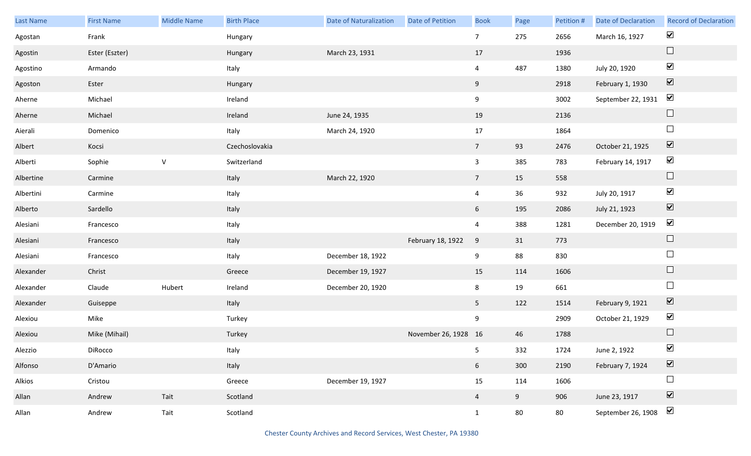| Last Name | First Name | Middle Name | Birth Place | Date of Naturalization | Date of Petition | Book | Page | Petition # | Date of Declaration | Record of Declaration |
|---|---|---|---|---|---|---|---|---|---|---|
| Agostan | Frank | | Hungary | | | 7 | 275 | 2656 | March 16, 1927 | ☑ |
| Agostin | Ester (Eszter) | | Hungary | March 23, 1931 | | 17 | | 1936 | | ☐ |
| Agostino | Armando | | Italy | | | 4 | 487 | 1380 | July 20, 1920 | ☑ |
| Agoston | Ester | | Hungary | | | 9 | | 2918 | February 1, 1930 | ☑ |
| Aherne | Michael | | Ireland | | | 9 | | 3002 | September 22, 1931 | ☑ |
| Aherne | Michael | | Ireland | June 24, 1935 | | 19 | | 2136 | | ☐ |
| Aierali | Domenico | | Italy | March 24, 1920 | | 17 | | 1864 | | ☐ |
| Albert | Kocsi | | Czechoslovakia | | | 7 | 93 | 2476 | October 21, 1925 | ☑ |
| Alberti | Sophie | V | Switzerland | | | 3 | 385 | 783 | February 14, 1917 | ☑ |
| Albertine | Carmine | | Italy | March 22, 1920 | | 7 | 15 | 558 | | ☐ |
| Albertini | Carmine | | Italy | | | 4 | 36 | 932 | July 20, 1917 | ☑ |
| Alberto | Sardello | | Italy | | | 6 | 195 | 2086 | July 21, 1923 | ☑ |
| Alesiani | Francesco | | Italy | | | 4 | 388 | 1281 | December 20, 1919 | ☑ |
| Alesiani | Francesco | | Italy | | February 18, 1922 | 9 | 31 | 773 | | ☐ |
| Alesiani | Francesco | | Italy | December 18, 1922 | | 9 | 88 | 830 | | ☐ |
| Alexander | Christ | | Greece | December 19, 1927 | | 15 | 114 | 1606 | | ☐ |
| Alexander | Claude | Hubert | Ireland | December 20, 1920 | | 8 | 19 | 661 | | ☐ |
| Alexander | Guiseppe | | Italy | | | 5 | 122 | 1514 | February 9, 1921 | ☑ |
| Alexiou | Mike | | Turkey | | | 9 | | 2909 | October 21, 1929 | ☑ |
| Alexiou | Mike (Mihail) | | Turkey | | November 26, 1928 | 16 | 46 | 1788 | | ☐ |
| Alezzio | DiRocco | | Italy | | | 5 | 332 | 1724 | June 2, 1922 | ☑ |
| Alfonso | D'Amario | | Italy | | | 6 | 300 | 2190 | February 7, 1924 | ☑ |
| Alkios | Cristou | | Greece | December 19, 1927 | | 15 | 114 | 1606 | | ☐ |
| Allan | Andrew | Tait | Scotland | | | 4 | 9 | 906 | June 23, 1917 | ☑ |
| Allan | Andrew | Tait | Scotland | | | 1 | 80 | 80 | September 26, 1908 | ☑ |

Chester County Archives and Record Services, West Chester, PA 19380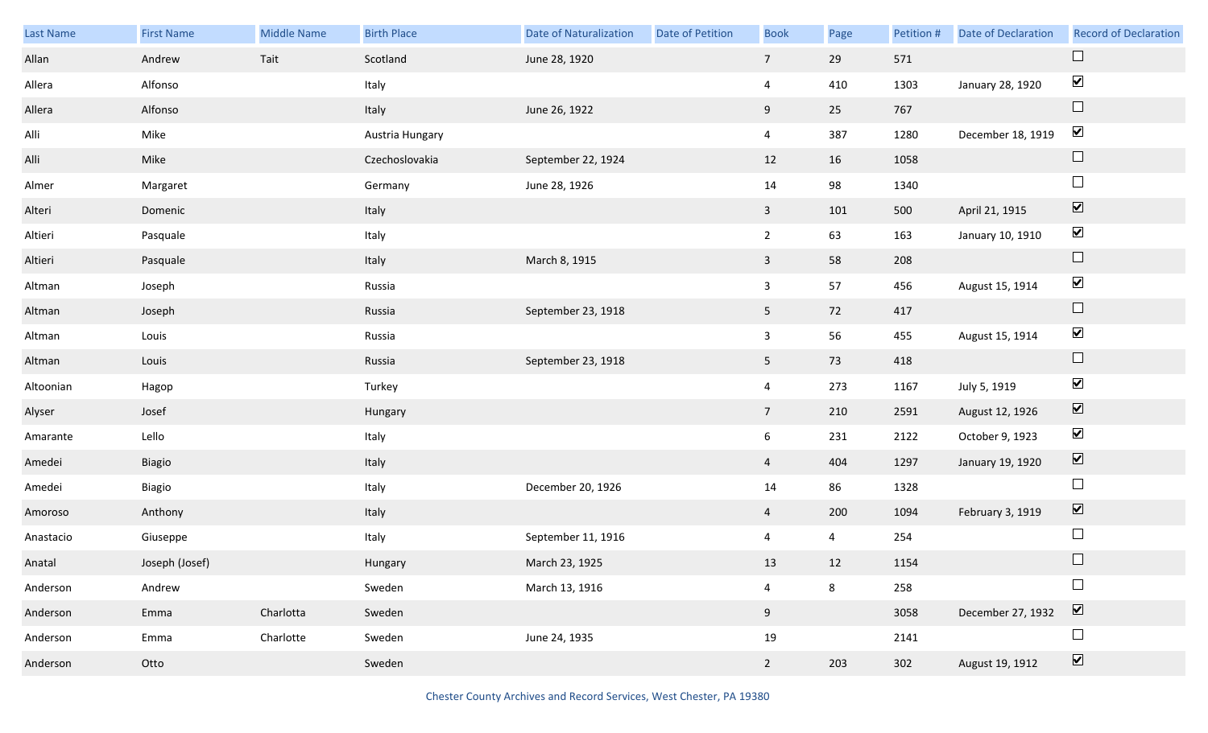| Last Name | First Name | Middle Name | Birth Place | Date of Naturalization | Date of Petition | Book | Page | Petition # | Date of Declaration | Record of Declaration |
|---|---|---|---|---|---|---|---|---|---|---|
| Allan | Andrew | Tait | Scotland | June 28, 1920 | | 7 | 29 | 571 | | ☐ |
| Allera | Alfonso | | Italy | | | 4 | 410 | 1303 | January 28, 1920 | ☑ |
| Allera | Alfonso | | Italy | June 26, 1922 | | 9 | 25 | 767 | | ☐ |
| Alli | Mike | | Austria Hungary | | | 4 | 387 | 1280 | December 18, 1919 | ☑ |
| Alli | Mike | | Czechoslovakia | September 22, 1924 | | 12 | 16 | 1058 | | ☐ |
| Almer | Margaret | | Germany | June 28, 1926 | | 14 | 98 | 1340 | | ☐ |
| Alteri | Domenic | | Italy | | | 3 | 101 | 500 | April 21, 1915 | ☑ |
| Altieri | Pasquale | | Italy | | | 2 | 63 | 163 | January 10, 1910 | ☑ |
| Altieri | Pasquale | | Italy | March 8, 1915 | | 3 | 58 | 208 | | ☐ |
| Altman | Joseph | | Russia | | | 3 | 57 | 456 | August 15, 1914 | ☑ |
| Altman | Joseph | | Russia | September 23, 1918 | | 5 | 72 | 417 | | ☐ |
| Altman | Louis | | Russia | | | 3 | 56 | 455 | August 15, 1914 | ☑ |
| Altman | Louis | | Russia | September 23, 1918 | | 5 | 73 | 418 | | ☐ |
| Altoonian | Hagop | | Turkey | | | 4 | 273 | 1167 | July 5, 1919 | ☑ |
| Alyser | Josef | | Hungary | | | 7 | 210 | 2591 | August 12, 1926 | ☑ |
| Amarante | Lello | | Italy | | | 6 | 231 | 2122 | October 9, 1923 | ☑ |
| Amedei | Biagio | | Italy | | | 4 | 404 | 1297 | January 19, 1920 | ☑ |
| Amedei | Biagio | | Italy | December 20, 1926 | | 14 | 86 | 1328 | | ☐ |
| Amoroso | Anthony | | Italy | | | 4 | 200 | 1094 | February 3, 1919 | ☑ |
| Anastacio | Giuseppe | | Italy | September 11, 1916 | | 4 | 4 | 254 | | ☐ |
| Anatal | Joseph (Josef) | | Hungary | March 23, 1925 | | 13 | 12 | 1154 | | ☐ |
| Anderson | Andrew | | Sweden | March 13, 1916 | | 4 | 8 | 258 | | ☐ |
| Anderson | Emma | Charlotta | Sweden | | | 9 | | 3058 | December 27, 1932 | ☑ |
| Anderson | Emma | Charlotte | Sweden | June 24, 1935 | | 19 | | 2141 | | ☐ |
| Anderson | Otto | | Sweden | | | 2 | 203 | 302 | August 19, 1912 | ☑ |

Chester County Archives and Record Services, West Chester, PA 19380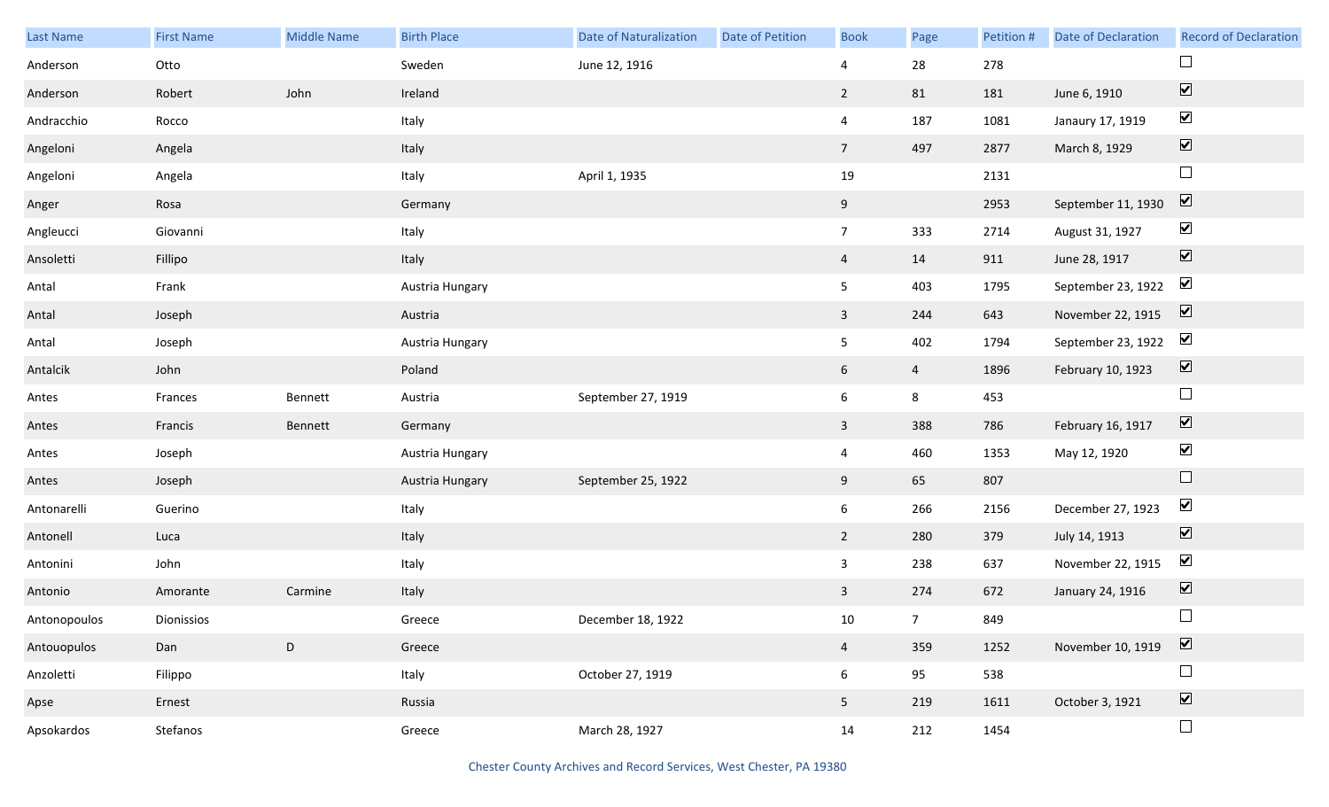| Last Name | First Name | Middle Name | Birth Place | Date of Naturalization | Date of Petition | Book | Page | Petition # | Date of Declaration | Record of Declaration |
|---|---|---|---|---|---|---|---|---|---|---|
| Anderson | Otto | | Sweden | June 12, 1916 | | 4 | 28 | 278 | | ☐ |
| Anderson | Robert | John | Ireland | | | 2 | 81 | 181 | June 6, 1910 | ☑ |
| Andracchio | Rocco | | Italy | | | 4 | 187 | 1081 | Janaury 17, 1919 | ☑ |
| Angeloni | Angela | | Italy | | | 7 | 497 | 2877 | March 8, 1929 | ☑ |
| Angeloni | Angela | | Italy | April 1, 1935 | | 19 | | 2131 | | ☐ |
| Anger | Rosa | | Germany | | | 9 | | 2953 | September 11, 1930 | ☑ |
| Angleucci | Giovanni | | Italy | | | 7 | 333 | 2714 | August 31, 1927 | ☑ |
| Ansoletti | Fillipo | | Italy | | | 4 | 14 | 911 | June 28, 1917 | ☑ |
| Antal | Frank | | Austria Hungary | | | 5 | 403 | 1795 | September 23, 1922 | ☑ |
| Antal | Joseph | | Austria | | | 3 | 244 | 643 | November 22, 1915 | ☑ |
| Antal | Joseph | | Austria Hungary | | | 5 | 402 | 1794 | September 23, 1922 | ☑ |
| Antalcik | John | | Poland | | | 6 | 4 | 1896 | February 10, 1923 | ☑ |
| Antes | Frances | Bennett | Austria | September 27, 1919 | | 6 | 8 | 453 | | ☐ |
| Antes | Francis | Bennett | Germany | | | 3 | 388 | 786 | February 16, 1917 | ☑ |
| Antes | Joseph | | Austria Hungary | | | 4 | 460 | 1353 | May 12, 1920 | ☑ |
| Antes | Joseph | | Austria Hungary | September 25, 1922 | | 9 | 65 | 807 | | ☐ |
| Antonarelli | Guerino | | Italy | | | 6 | 266 | 2156 | December 27, 1923 | ☑ |
| Antonell | Luca | | Italy | | | 2 | 280 | 379 | July 14, 1913 | ☑ |
| Antonini | John | | Italy | | | 3 | 238 | 637 | November 22, 1915 | ☑ |
| Antonio | Amorante | Carmine | Italy | | | 3 | 274 | 672 | January 24, 1916 | ☑ |
| Antonopoulos | Dionissios | | Greece | December 18, 1922 | | 10 | 7 | 849 | | ☐ |
| Antouopulos | Dan | D | Greece | | | 4 | 359 | 1252 | November 10, 1919 | ☑ |
| Anzoletti | Filippo | | Italy | October 27, 1919 | | 6 | 95 | 538 | | ☐ |
| Apse | Ernest | | Russia | | | 5 | 219 | 1611 | October 3, 1921 | ☑ |
| Apsokardos | Stefanos | | Greece | March 28, 1927 | | 14 | 212 | 1454 | | ☐ |

Chester County Archives and Record Services, West Chester, PA 19380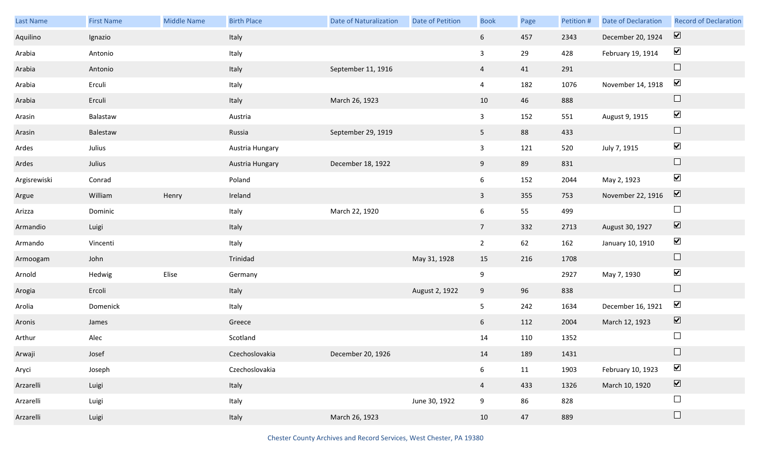| Last Name | First Name | Middle Name | Birth Place | Date of Naturalization | Date of Petition | Book | Page | Petition # | Date of Declaration | Record of Declaration |
|---|---|---|---|---|---|---|---|---|---|---|
| Aquilino | Ignazio | | Italy | | | 6 | 457 | 2343 | December 20, 1924 | ☑ |
| Arabia | Antonio | | Italy | | | 3 | 29 | 428 | February 19, 1914 | ☑ |
| Arabia | Antonio | | Italy | September 11, 1916 | | 4 | 41 | 291 | | ☐ |
| Arabia | Erculi | | Italy | | | 4 | 182 | 1076 | November 14, 1918 | ☑ |
| Arabia | Erculi | | Italy | March 26, 1923 | | 10 | 46 | 888 | | ☐ |
| Arasin | Balastaw | | Austria | | | 3 | 152 | 551 | August 9, 1915 | ☑ |
| Arasin | Balestaw | | Russia | September 29, 1919 | | 5 | 88 | 433 | | ☐ |
| Ardes | Julius | | Austria Hungary | | | 3 | 121 | 520 | July 7, 1915 | ☑ |
| Ardes | Julius | | Austria Hungary | December 18, 1922 | | 9 | 89 | 831 | | ☐ |
| Argisrewiski | Conrad | | Poland | | | 6 | 152 | 2044 | May 2, 1923 | ☑ |
| Argue | William | Henry | Ireland | | | 3 | 355 | 753 | November 22, 1916 | ☑ |
| Arizza | Dominic | | Italy | March 22, 1920 | | 6 | 55 | 499 | | ☐ |
| Armandio | Luigi | | Italy | | | 7 | 332 | 2713 | August 30, 1927 | ☑ |
| Armando | Vincenti | | Italy | | | 2 | 62 | 162 | January 10, 1910 | ☑ |
| Armoogam | John | | Trinidad | | May 31, 1928 | 15 | 216 | 1708 | | ☐ |
| Arnold | Hedwig | Elise | Germany | | | 9 | | 2927 | May 7, 1930 | ☑ |
| Arogia | Ercoli | | Italy | | August 2, 1922 | 9 | 96 | 838 | | ☐ |
| Arolia | Domenick | | Italy | | | 5 | 242 | 1634 | December 16, 1921 | ☑ |
| Aronis | James | | Greece | | | 6 | 112 | 2004 | March 12, 1923 | ☑ |
| Arthur | Alec | | Scotland | | | 14 | 110 | 1352 | | ☐ |
| Arwaji | Josef | | Czechoslovakia | December 20, 1926 | | 14 | 189 | 1431 | | ☐ |
| Aryci | Joseph | | Czechoslovakia | | | 6 | 11 | 1903 | February 10, 1923 | ☑ |
| Arzarelli | Luigi | | Italy | | | 4 | 433 | 1326 | March 10, 1920 | ☑ |
| Arzarelli | Luigi | | Italy | | June 30, 1922 | 9 | 86 | 828 | | ☐ |
| Arzarelli | Luigi | | Italy | March 26, 1923 | | 10 | 47 | 889 | | ☐ |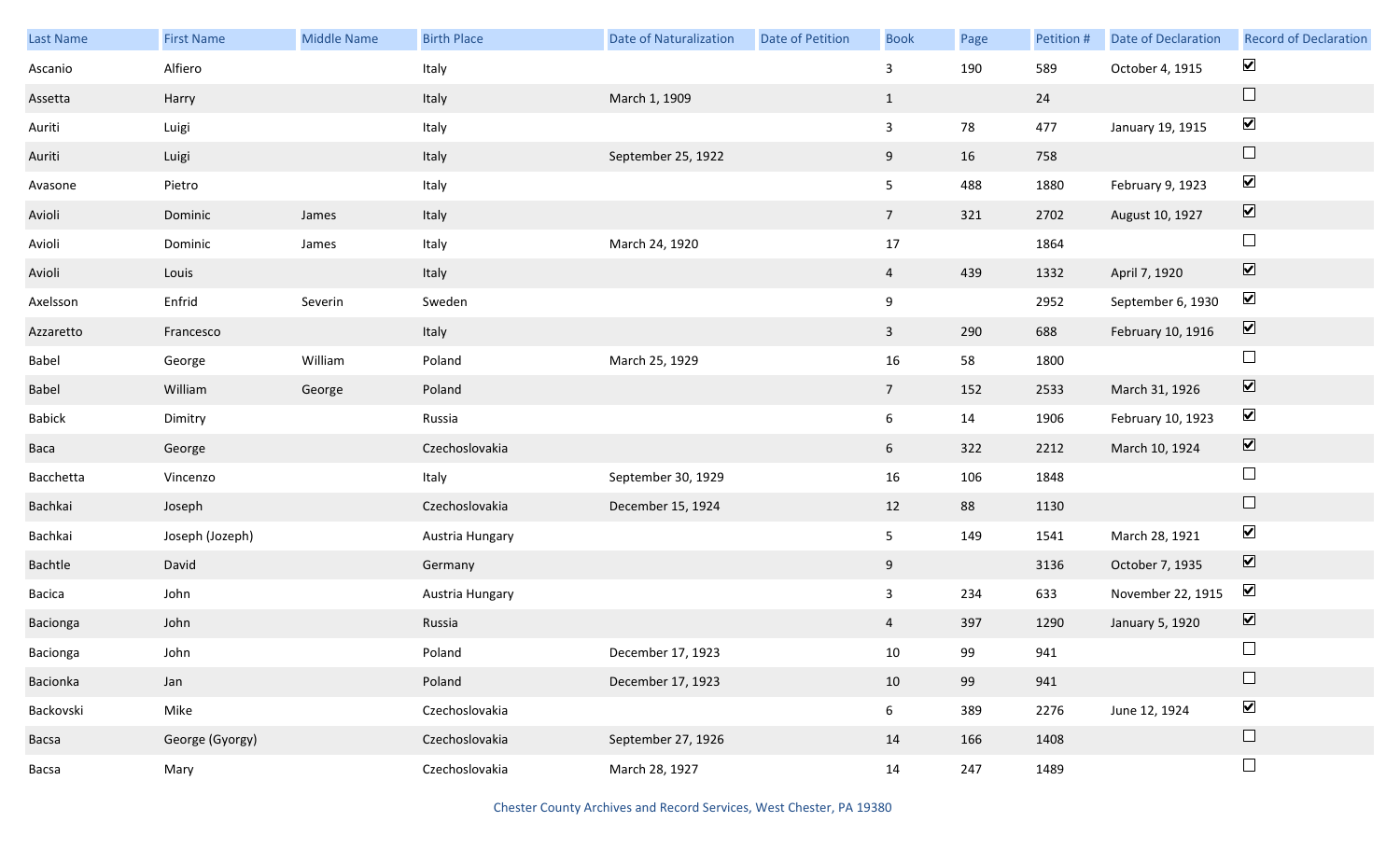| Last Name | First Name | Middle Name | Birth Place | Date of Naturalization | Date of Petition | Book | Page | Petition # | Date of Declaration | Record of Declaration |
|---|---|---|---|---|---|---|---|---|---|---|
| Ascanio | Alfiero | | Italy | | | 3 | 190 | 589 | October 4, 1915 | ☑ |
| Assetta | Harry | | Italy | March 1, 1909 | | 1 | | 24 | | ☐ |
| Auriti | Luigi | | Italy | | | 3 | 78 | 477 | January 19, 1915 | ☑ |
| Auriti | Luigi | | Italy | September 25, 1922 | | 9 | 16 | 758 | | ☐ |
| Avasone | Pietro | | Italy | | | 5 | 488 | 1880 | February 9, 1923 | ☑ |
| Avioli | Dominic | James | Italy | | | 7 | 321 | 2702 | August 10, 1927 | ☑ |
| Avioli | Dominic | James | Italy | March 24, 1920 | | 17 | | 1864 | | ☐ |
| Avioli | Louis | | Italy | | | 4 | 439 | 1332 | April 7, 1920 | ☑ |
| Axelsson | Enfrid | Severin | Sweden | | | 9 | | 2952 | September 6, 1930 | ☑ |
| Azzaretto | Francesco | | Italy | | | 3 | 290 | 688 | February 10, 1916 | ☑ |
| Babel | George | William | Poland | March 25, 1929 | | 16 | 58 | 1800 | | ☐ |
| Babel | William | George | Poland | | | 7 | 152 | 2533 | March 31, 1926 | ☑ |
| Babick | Dimitry | | Russia | | | 6 | 14 | 1906 | February 10, 1923 | ☑ |
| Baca | George | | Czechoslovakia | | | 6 | 322 | 2212 | March 10, 1924 | ☑ |
| Bacchetta | Vincenzo | | Italy | September 30, 1929 | | 16 | 106 | 1848 | | ☐ |
| Bachkai | Joseph | | Czechoslovakia | December 15, 1924 | | 12 | 88 | 1130 | | ☐ |
| Bachkai | Joseph (Jozeph) | | Austria Hungary | | | 5 | 149 | 1541 | March 28, 1921 | ☑ |
| Bachtle | David | | Germany | | | 9 | | 3136 | October 7, 1935 | ☑ |
| Bacica | John | | Austria Hungary | | | 3 | 234 | 633 | November 22, 1915 | ☑ |
| Bacionga | John | | Russia | | | 4 | 397 | 1290 | January 5, 1920 | ☑ |
| Bacionga | John | | Poland | December 17, 1923 | | 10 | 99 | 941 | | ☐ |
| Bacionka | Jan | | Poland | December 17, 1923 | | 10 | 99 | 941 | | ☐ |
| Backovski | Mike | | Czechoslovakia | | | 6 | 389 | 2276 | June 12, 1924 | ☑ |
| Bacsa | George (Gyorgy) | | Czechoslovakia | September 27, 1926 | | 14 | 166 | 1408 | | ☐ |
| Bacsa | Mary | | Czechoslovakia | March 28, 1927 | | 14 | 247 | 1489 | | ☐ |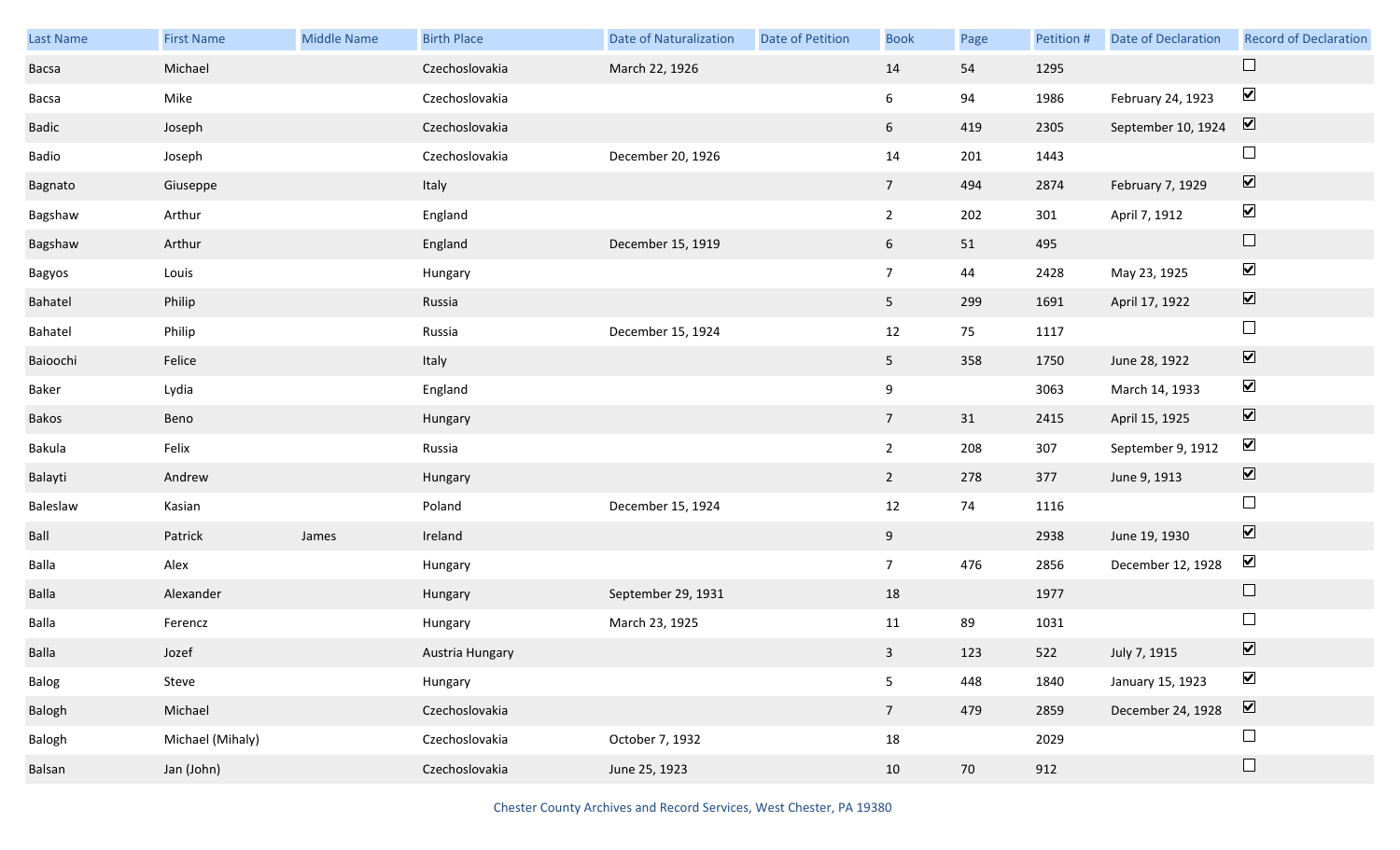| Last Name | First Name | Middle Name | Birth Place | Date of Naturalization | Date of Petition | Book | Page | Petition # | Date of Declaration | Record of Declaration |
|---|---|---|---|---|---|---|---|---|---|---|
| Bacsa | Michael | | Czechoslovakia | March 22, 1926 | | 14 | 54 | 1295 | | ☐ |
| Bacsa | Mike | | Czechoslovakia | | | 6 | 94 | 1986 | February 24, 1923 | ☑ |
| Badic | Joseph | | Czechoslovakia | | | 6 | 419 | 2305 | September 10, 1924 | ☑ |
| Badio | Joseph | | Czechoslovakia | December 20, 1926 | | 14 | 201 | 1443 | | ☐ |
| Bagnato | Giuseppe | | Italy | | | 7 | 494 | 2874 | February 7, 1929 | ☑ |
| Bagshaw | Arthur | | England | | | 2 | 202 | 301 | April 7, 1912 | ☑ |
| Bagshaw | Arthur | | England | December 15, 1919 | | 6 | 51 | 495 | | ☐ |
| Bagyos | Louis | | Hungary | | | 7 | 44 | 2428 | May 23, 1925 | ☑ |
| Bahatel | Philip | | Russia | | | 5 | 299 | 1691 | April 17, 1922 | ☑ |
| Bahatel | Philip | | Russia | December 15, 1924 | | 12 | 75 | 1117 | | ☐ |
| Baioochi | Felice | | Italy | | | 5 | 358 | 1750 | June 28, 1922 | ☑ |
| Baker | Lydia | | England | | | 9 | | 3063 | March 14, 1933 | ☑ |
| Bakos | Beno | | Hungary | | | 7 | 31 | 2415 | April 15, 1925 | ☑ |
| Bakula | Felix | | Russia | | | 2 | 208 | 307 | September 9, 1912 | ☑ |
| Balayti | Andrew | | Hungary | | | 2 | 278 | 377 | June 9, 1913 | ☑ |
| Baleslaw | Kasian | | Poland | December 15, 1924 | | 12 | 74 | 1116 | | ☐ |
| Ball | Patrick | James | Ireland | | | 9 | | 2938 | June 19, 1930 | ☑ |
| Balla | Alex | | Hungary | | | 7 | 476 | 2856 | December 12, 1928 | ☑ |
| Balla | Alexander | | Hungary | September 29, 1931 | | 18 | | 1977 | | ☐ |
| Balla | Ferencz | | Hungary | March 23, 1925 | | 11 | 89 | 1031 | | ☐ |
| Balla | Jozef | | Austria Hungary | | | 3 | 123 | 522 | July 7, 1915 | ☑ |
| Balog | Steve | | Hungary | | | 5 | 448 | 1840 | January 15, 1923 | ☑ |
| Balogh | Michael | | Czechoslovakia | | | 7 | 479 | 2859 | December 24, 1928 | ☑ |
| Balogh | Michael (Mihaly) | | Czechoslovakia | October 7, 1932 | | 18 | | 2029 | | ☐ |
| Balsan | Jan (John) | | Czechoslovakia | June 25, 1923 | | 10 | 70 | 912 | | ☐ |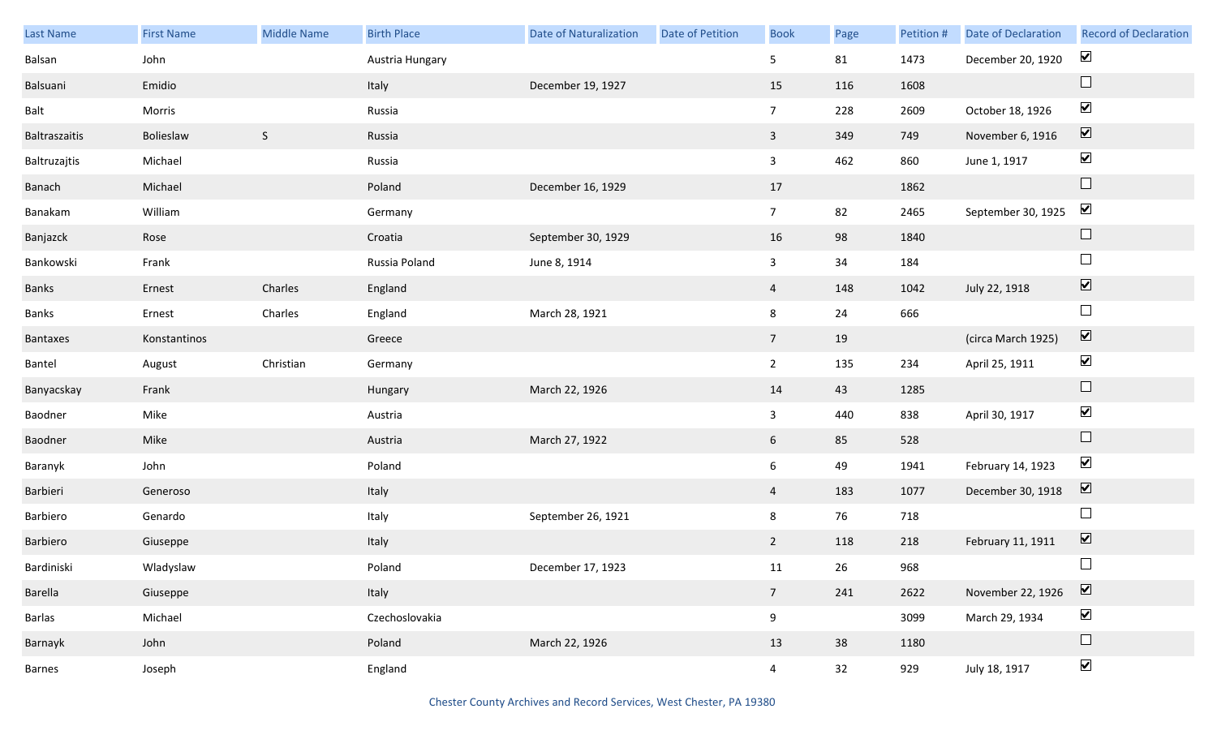| Last Name | First Name | Middle Name | Birth Place | Date of Naturalization | Date of Petition | Book | Page | Petition # | Date of Declaration | Record of Declaration |
|---|---|---|---|---|---|---|---|---|---|---|
| Balsan | John | | Austria Hungary | | | 5 | 81 | 1473 | December 20, 1920 | ☑ |
| Balsuani | Emidio | | Italy | December 19, 1927 | | 15 | 116 | 1608 | | ☐ |
| Balt | Morris | | Russia | | | 7 | 228 | 2609 | October 18, 1926 | ☑ |
| Baltraszaitis | Bolieslaw | S | Russia | | | 3 | 349 | 749 | November 6, 1916 | ☑ |
| Baltruzajtis | Michael | | Russia | | | 3 | 462 | 860 | June 1, 1917 | ☑ |
| Banach | Michael | | Poland | December 16, 1929 | | 17 | | 1862 | | ☐ |
| Banakam | William | | Germany | | | 7 | 82 | 2465 | September 30, 1925 | ☑ |
| Banjazck | Rose | | Croatia | September 30, 1929 | | 16 | 98 | 1840 | | ☐ |
| Bankowski | Frank | | Russia Poland | June 8, 1914 | | 3 | 34 | 184 | | ☐ |
| Banks | Ernest | Charles | England | | | 4 | 148 | 1042 | July 22, 1918 | ☑ |
| Banks | Ernest | Charles | England | March 28, 1921 | | 8 | 24 | 666 | | ☐ |
| Bantaxes | Konstantinos | | Greece | | | 7 | 19 | | (circa March 1925) | ☑ |
| Bantel | August | Christian | Germany | | | 2 | 135 | 234 | April 25, 1911 | ☑ |
| Banyacskay | Frank | | Hungary | March 22, 1926 | | 14 | 43 | 1285 | | ☐ |
| Baodner | Mike | | Austria | | | 3 | 440 | 838 | April 30, 1917 | ☑ |
| Baodner | Mike | | Austria | March 27, 1922 | | 6 | 85 | 528 | | ☐ |
| Baranyk | John | | Poland | | | 6 | 49 | 1941 | February 14, 1923 | ☑ |
| Barbieri | Generoso | | Italy | | | 4 | 183 | 1077 | December 30, 1918 | ☑ |
| Barbiero | Genardo | | Italy | September 26, 1921 | | 8 | 76 | 718 | | ☐ |
| Barbiero | Giuseppe | | Italy | | | 2 | 118 | 218 | February 11, 1911 | ☑ |
| Bardiniski | Wladyslaw | | Poland | December 17, 1923 | | 11 | 26 | 968 | | ☐ |
| Barella | Giuseppe | | Italy | | | 7 | 241 | 2622 | November 22, 1926 | ☑ |
| Barlas | Michael | | Czechoslovakia | | | 9 | | 3099 | March 29, 1934 | ☑ |
| Barnayk | John | | Poland | March 22, 1926 | | 13 | 38 | 1180 | | ☐ |
| Barnes | Joseph | | England | | | 4 | 32 | 929 | July 18, 1917 | ☑ |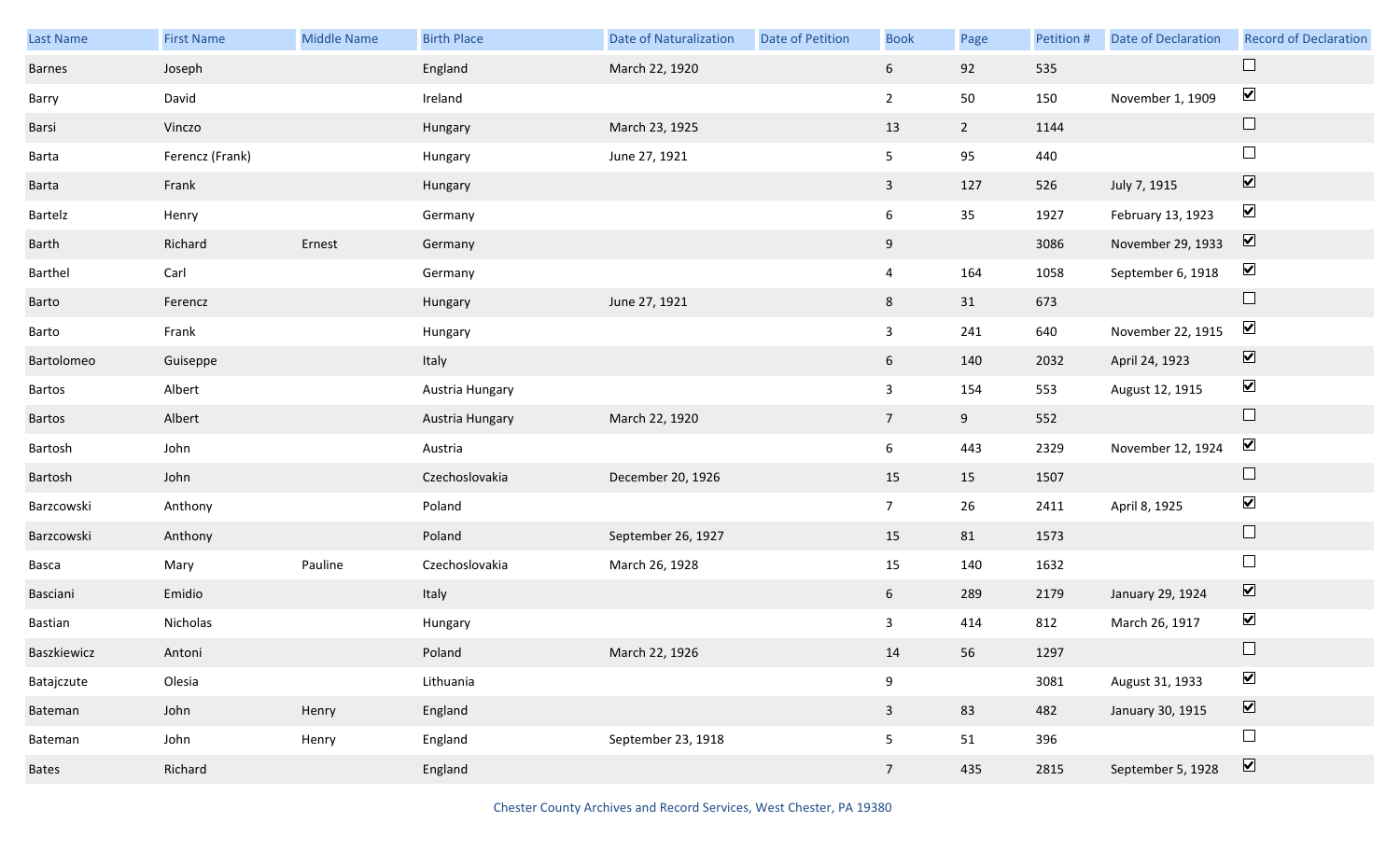| Last Name | First Name | Middle Name | Birth Place | Date of Naturalization | Date of Petition | Book | Page | Petition # | Date of Declaration | Record of Declaration |
|---|---|---|---|---|---|---|---|---|---|---|
| Barnes | Joseph | | England | March 22, 1920 | | 6 | 92 | 535 | | ☐ |
| Barry | David | | Ireland | | | 2 | 50 | 150 | November 1, 1909 | ☑ |
| Barsi | Vinczo | | Hungary | March 23, 1925 | | 13 | 2 | 1144 | | ☐ |
| Barta | Ferencz (Frank) | | Hungary | June 27, 1921 | | 5 | 95 | 440 | | ☐ |
| Barta | Frank | | Hungary | | | 3 | 127 | 526 | July 7, 1915 | ☑ |
| Bartelz | Henry | | Germany | | | 6 | 35 | 1927 | February 13, 1923 | ☑ |
| Barth | Richard | Ernest | Germany | | | 9 | | 3086 | November 29, 1933 | ☑ |
| Barthel | Carl | | Germany | | | 4 | 164 | 1058 | September 6, 1918 | ☑ |
| Barto | Ferencz | | Hungary | June 27, 1921 | | 8 | 31 | 673 | | ☐ |
| Barto | Frank | | Hungary | | | 3 | 241 | 640 | November 22, 1915 | ☑ |
| Bartolomeo | Guiseppe | | Italy | | | 6 | 140 | 2032 | April 24, 1923 | ☑ |
| Bartos | Albert | | Austria Hungary | | | 3 | 154 | 553 | August 12, 1915 | ☑ |
| Bartos | Albert | | Austria Hungary | March 22, 1920 | | 7 | 9 | 552 | | ☐ |
| Bartosh | John | | Austria | | | 6 | 443 | 2329 | November 12, 1924 | ☑ |
| Bartosh | John | | Czechoslovakia | December 20, 1926 | | 15 | 15 | 1507 | | ☐ |
| Barzcowski | Anthony | | Poland | | | 7 | 26 | 2411 | April 8, 1925 | ☑ |
| Barzcowski | Anthony | | Poland | September 26, 1927 | | 15 | 81 | 1573 | | ☐ |
| Basca | Mary | Pauline | Czechoslovakia | March 26, 1928 | | 15 | 140 | 1632 | | ☐ |
| Basciani | Emidio | | Italy | | | 6 | 289 | 2179 | January 29, 1924 | ☑ |
| Bastian | Nicholas | | Hungary | | | 3 | 414 | 812 | March 26, 1917 | ☑ |
| Baszkiewicz | Antoni | | Poland | March 22, 1926 | | 14 | 56 | 1297 | | ☐ |
| Batajczute | Olesia | | Lithuania | | | 9 | | 3081 | August 31, 1933 | ☑ |
| Bateman | John | Henry | England | | | 3 | 83 | 482 | January 30, 1915 | ☑ |
| Bateman | John | Henry | England | September 23, 1918 | | 5 | 51 | 396 | | ☐ |
| Bates | Richard | | England | | | 7 | 435 | 2815 | September 5, 1928 | ☑ |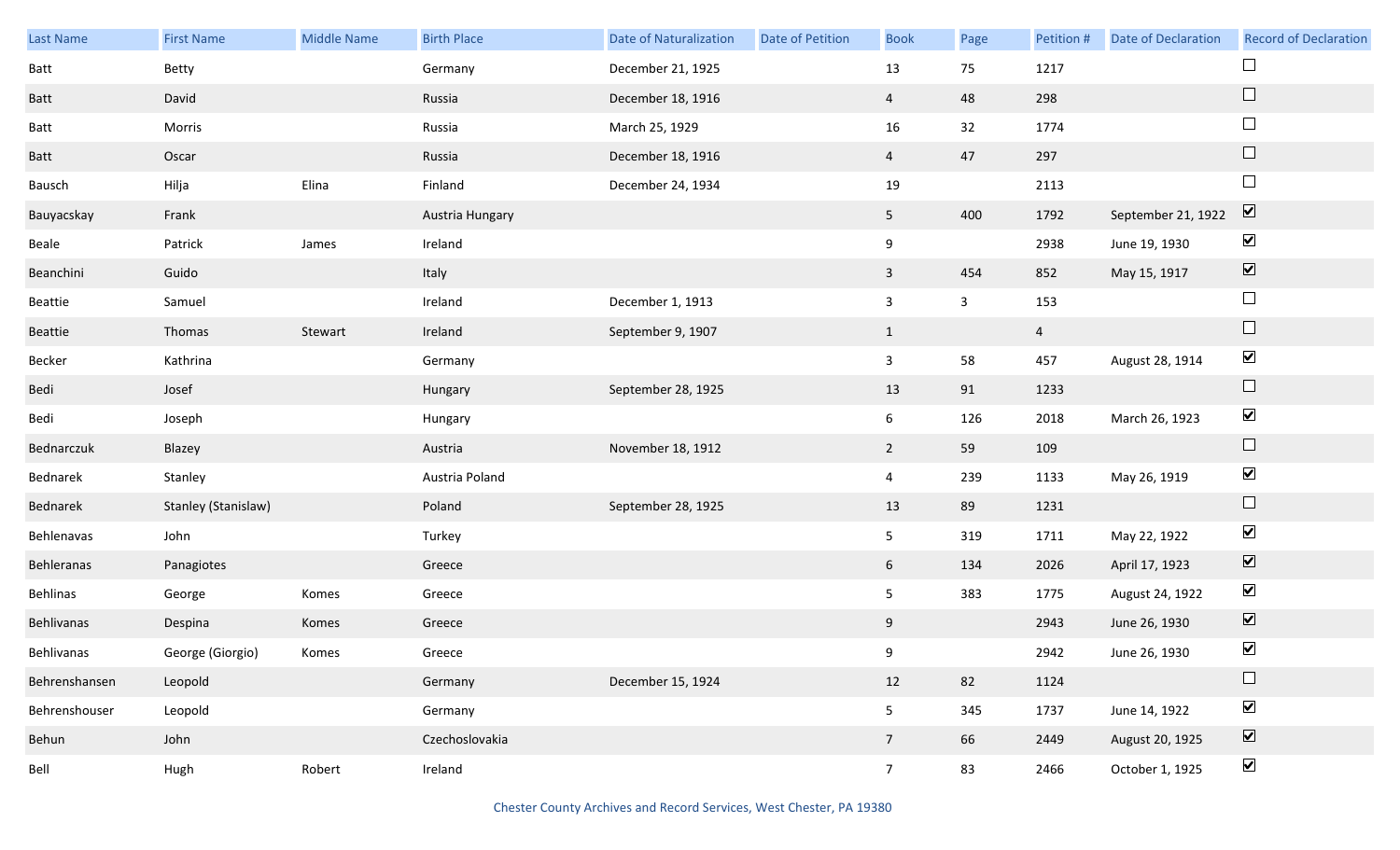| Last Name | First Name | Middle Name | Birth Place | Date of Naturalization | Date of Petition | Book | Page | Petition # | Date of Declaration | Record of Declaration |
|---|---|---|---|---|---|---|---|---|---|---|
| Batt | Betty | | Germany | December 21, 1925 | | 13 | 75 | 1217 | | ☐ |
| Batt | David | | Russia | December 18, 1916 | | 4 | 48 | 298 | | ☐ |
| Batt | Morris | | Russia | March 25, 1929 | | 16 | 32 | 1774 | | ☐ |
| Batt | Oscar | | Russia | December 18, 1916 | | 4 | 47 | 297 | | ☐ |
| Bausch | Hilja | Elina | Finland | December 24, 1934 | | 19 | | 2113 | | ☐ |
| Bauyacskay | Frank | | Austria Hungary | | | 5 | 400 | 1792 | September 21, 1922 | ☑ |
| Beale | Patrick | James | Ireland | | | 9 | | 2938 | June 19, 1930 | ☑ |
| Beanchini | Guido | | Italy | | | 3 | 454 | 852 | May 15, 1917 | ☑ |
| Beattie | Samuel | | Ireland | December 1, 1913 | | 3 | 3 | 153 | | ☐ |
| Beattie | Thomas | Stewart | Ireland | September 9, 1907 | | 1 | | 4 | | ☐ |
| Becker | Kathrina | | Germany | | | 3 | 58 | 457 | August 28, 1914 | ☑ |
| Bedi | Josef | | Hungary | September 28, 1925 | | 13 | 91 | 1233 | | ☐ |
| Bedi | Joseph | | Hungary | | | 6 | 126 | 2018 | March 26, 1923 | ☑ |
| Bednarczuk | Blazey | | Austria | November 18, 1912 | | 2 | 59 | 109 | | ☐ |
| Bednarek | Stanley | | Austria Poland | | | 4 | 239 | 1133 | May 26, 1919 | ☑ |
| Bednarek | Stanley (Stanislaw) | | Poland | September 28, 1925 | | 13 | 89 | 1231 | | ☐ |
| Behlenavas | John | | Turkey | | | 5 | 319 | 1711 | May 22, 1922 | ☑ |
| Behleranas | Panagiotes | | Greece | | | 6 | 134 | 2026 | April 17, 1923 | ☑ |
| Behlinas | George | Komes | Greece | | | 5 | 383 | 1775 | August 24, 1922 | ☑ |
| Behlivanas | Despina | Komes | Greece | | | 9 | | 2943 | June 26, 1930 | ☑ |
| Behlivanas | George (Giorgio) | Komes | Greece | | | 9 | | 2942 | June 26, 1930 | ☑ |
| Behrenshansen | Leopold | | Germany | December 15, 1924 | | 12 | 82 | 1124 | | ☐ |
| Behrenshouser | Leopold | | Germany | | | 5 | 345 | 1737 | June 14, 1922 | ☑ |
| Behun | John | | Czechoslovakia | | | 7 | 66 | 2449 | August 20, 1925 | ☑ |
| Bell | Hugh | Robert | Ireland | | | 7 | 83 | 2466 | October 1, 1925 | ☑ |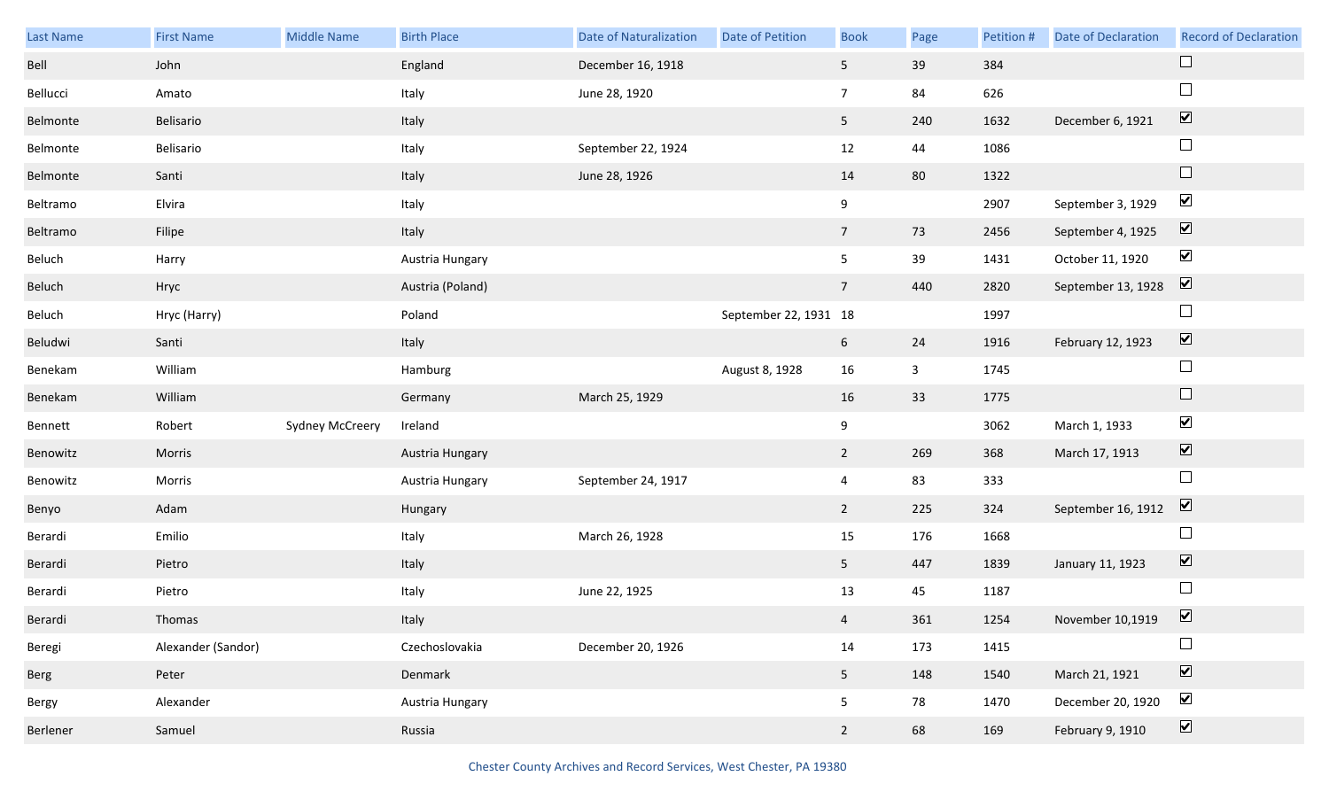| Last Name | First Name | Middle Name | Birth Place | Date of Naturalization | Date of Petition | Book | Page | Petition # | Date of Declaration | Record of Declaration |
|---|---|---|---|---|---|---|---|---|---|---|
| Bell | John | | England | December 16, 1918 | | 5 | 39 | 384 | | ☐ |
| Bellucci | Amato | | Italy | June 28, 1920 | | 7 | 84 | 626 | | ☐ |
| Belmonte | Belisario | | Italy | | | 5 | 240 | 1632 | December 6, 1921 | ☑ |
| Belmonte | Belisario | | Italy | September 22, 1924 | | 12 | 44 | 1086 | | ☐ |
| Belmonte | Santi | | Italy | June 28, 1926 | | 14 | 80 | 1322 | | ☐ |
| Beltramo | Elvira | | Italy | | | 9 | | 2907 | September 3, 1929 | ☑ |
| Beltramo | Filipe | | Italy | | | 7 | 73 | 2456 | September 4, 1925 | ☑ |
| Beluch | Harry | | Austria Hungary | | | 5 | 39 | 1431 | October 11, 1920 | ☑ |
| Beluch | Hryc | | Austria (Poland) | | | 7 | 440 | 2820 | September 13, 1928 | ☑ |
| Beluch | Hryc (Harry) | | Poland | | September 22, 1931 | 18 | | 1997 | | ☐ |
| Beludwi | Santi | | Italy | | | 6 | 24 | 1916 | February 12, 1923 | ☑ |
| Benekam | William | | Hamburg | | August 8, 1928 | 16 | 3 | 1745 | | ☐ |
| Benekam | William | | Germany | March 25, 1929 | | 16 | 33 | 1775 | | ☐ |
| Bennett | Robert | Sydney McCreery | Ireland | | | 9 | | 3062 | March 1, 1933 | ☑ |
| Benowitz | Morris | | Austria Hungary | | | 2 | 269 | 368 | March 17, 1913 | ☑ |
| Benowitz | Morris | | Austria Hungary | September 24, 1917 | | 4 | 83 | 333 | | ☐ |
| Benyo | Adam | | Hungary | | | 2 | 225 | 324 | September 16, 1912 | ☑ |
| Berardi | Emilio | | Italy | March 26, 1928 | | 15 | 176 | 1668 | | ☐ |
| Berardi | Pietro | | Italy | | | 5 | 447 | 1839 | January 11, 1923 | ☑ |
| Berardi | Pietro | | Italy | June 22, 1925 | | 13 | 45 | 1187 | | ☐ |
| Berardi | Thomas | | Italy | | | 4 | 361 | 1254 | November 10,1919 | ☑ |
| Beregi | Alexander (Sandor) | | Czechoslovakia | December 20, 1926 | | 14 | 173 | 1415 | | ☐ |
| Berg | Peter | | Denmark | | | 5 | 148 | 1540 | March 21, 1921 | ☑ |
| Bergy | Alexander | | Austria Hungary | | | 5 | 78 | 1470 | December 20, 1920 | ☑ |
| Berlener | Samuel | | Russia | | | 2 | 68 | 169 | February 9, 1910 | ☑ |

Chester County Archives and Record Services, West Chester, PA 19380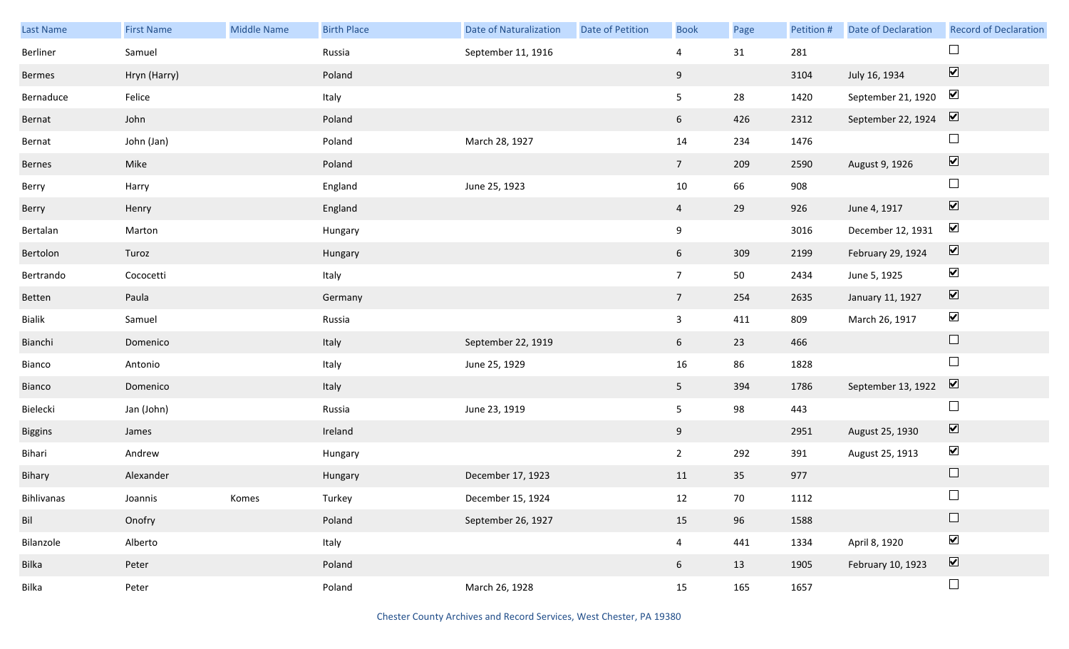| Last Name | First Name | Middle Name | Birth Place | Date of Naturalization | Date of Petition | Book | Page | Petition # | Date of Declaration | Record of Declaration |
|---|---|---|---|---|---|---|---|---|---|---|
| Berliner | Samuel | | Russia | September 11, 1916 | | 4 | 31 | 281 | | ☐ |
| Bermes | Hryn (Harry) | | Poland | | | 9 | | 3104 | July 16, 1934 | ☑ |
| Bernaduce | Felice | | Italy | | | 5 | 28 | 1420 | September 21, 1920 | ☑ |
| Bernat | John | | Poland | | | 6 | 426 | 2312 | September 22, 1924 | ☑ |
| Bernat | John (Jan) | | Poland | March 28, 1927 | | 14 | 234 | 1476 | | ☐ |
| Bernes | Mike | | Poland | | | 7 | 209 | 2590 | August 9, 1926 | ☑ |
| Berry | Harry | | England | June 25, 1923 | | 10 | 66 | 908 | | ☐ |
| Berry | Henry | | England | | | 4 | 29 | 926 | June 4, 1917 | ☑ |
| Bertalan | Marton | | Hungary | | | 9 | | 3016 | December 12, 1931 | ☑ |
| Bertolon | Turoz | | Hungary | | | 6 | 309 | 2199 | February 29, 1924 | ☑ |
| Bertrando | Cococetti | | Italy | | | 7 | 50 | 2434 | June 5, 1925 | ☑ |
| Betten | Paula | | Germany | | | 7 | 254 | 2635 | January 11, 1927 | ☑ |
| Bialik | Samuel | | Russia | | | 3 | 411 | 809 | March 26, 1917 | ☑ |
| Bianchi | Domenico | | Italy | September 22, 1919 | | 6 | 23 | 466 | | ☐ |
| Bianco | Antonio | | Italy | June 25, 1929 | | 16 | 86 | 1828 | | ☐ |
| Bianco | Domenico | | Italy | | | 5 | 394 | 1786 | September 13, 1922 | ☑ |
| Bielecki | Jan (John) | | Russia | June 23, 1919 | | 5 | 98 | 443 | | ☐ |
| Biggins | James | | Ireland | | | 9 | | 2951 | August 25, 1930 | ☑ |
| Bihari | Andrew | | Hungary | | | 2 | 292 | 391 | August 25, 1913 | ☑ |
| Bihary | Alexander | | Hungary | December 17, 1923 | | 11 | 35 | 977 | | ☐ |
| Bihlivanas | Joannis | Komes | Turkey | December 15, 1924 | | 12 | 70 | 1112 | | ☐ |
| Bil | Onofry | | Poland | September 26, 1927 | | 15 | 96 | 1588 | | ☐ |
| Bilanzole | Alberto | | Italy | | | 4 | 441 | 1334 | April 8, 1920 | ☑ |
| Bilka | Peter | | Poland | | | 6 | 13 | 1905 | February 10, 1923 | ☑ |
| Bilka | Peter | | Poland | March 26, 1928 | | 15 | 165 | 1657 | | ☐ |

Chester County Archives and Record Services, West Chester, PA 19380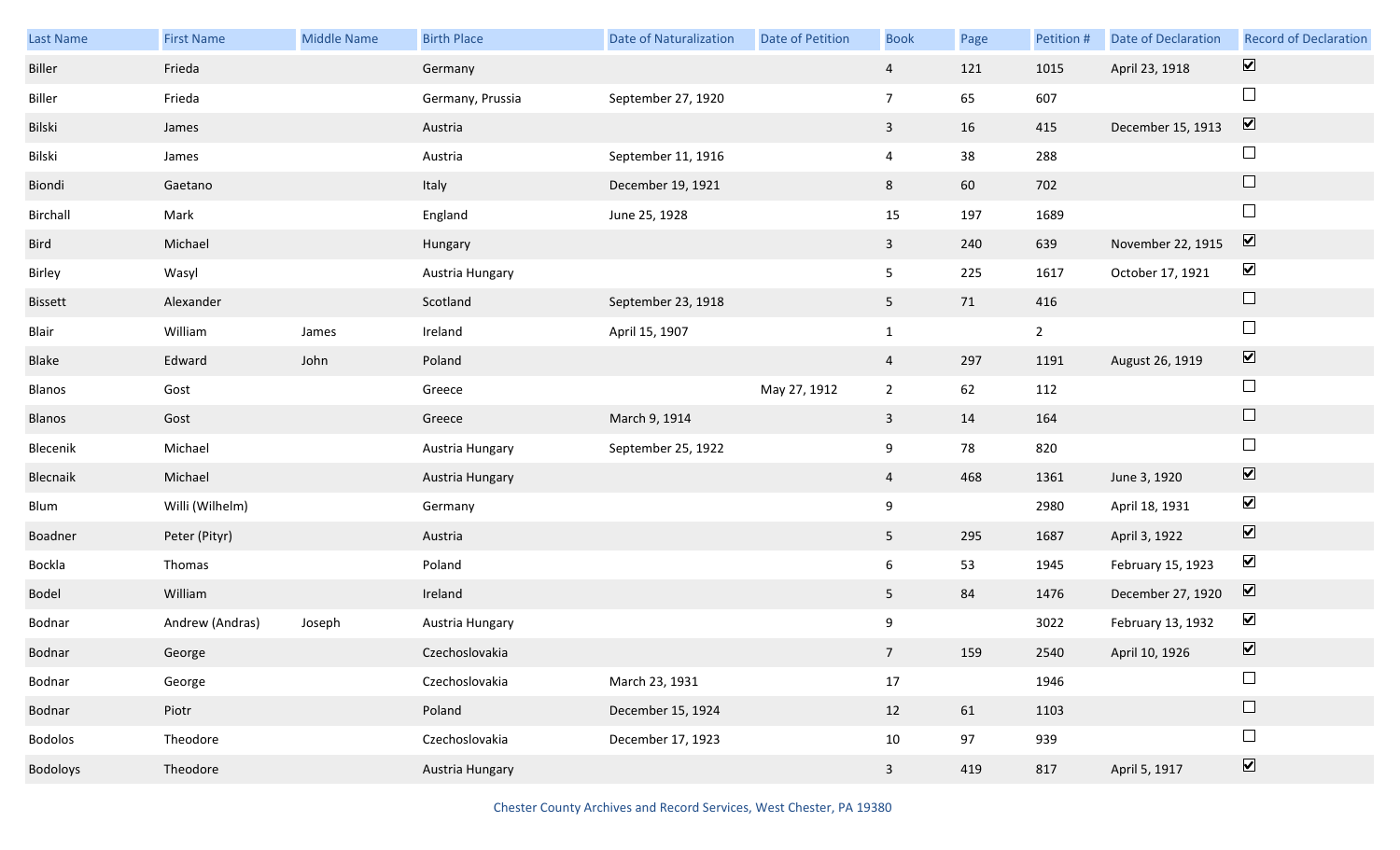| Last Name | First Name | Middle Name | Birth Place | Date of Naturalization | Date of Petition | Book | Page | Petition # | Date of Declaration | Record of Declaration |
|---|---|---|---|---|---|---|---|---|---|---|
| Biller | Frieda | | Germany | | | 4 | 121 | 1015 | April 23, 1918 | ☑ |
| Biller | Frieda | | Germany, Prussia | September 27, 1920 | | 7 | 65 | 607 | | ☐ |
| Bilski | James | | Austria | | | 3 | 16 | 415 | December 15, 1913 | ☑ |
| Bilski | James | | Austria | September 11, 1916 | | 4 | 38 | 288 | | ☐ |
| Biondi | Gaetano | | Italy | December 19, 1921 | | 8 | 60 | 702 | | ☐ |
| Birchall | Mark | | England | June 25, 1928 | | 15 | 197 | 1689 | | ☐ |
| Bird | Michael | | Hungary | | | 3 | 240 | 639 | November 22, 1915 | ☑ |
| Birley | Wasyl | | Austria Hungary | | | 5 | 225 | 1617 | October 17, 1921 | ☑ |
| Bissett | Alexander | | Scotland | September 23, 1918 | | 5 | 71 | 416 | | ☐ |
| Blair | William | James | Ireland | April 15, 1907 | | 1 | | 2 | | ☐ |
| Blake | Edward | John | Poland | | | 4 | 297 | 1191 | August 26, 1919 | ☑ |
| Blanos | Gost | | Greece | | May 27, 1912 | 2 | 62 | 112 | | ☐ |
| Blanos | Gost | | Greece | March 9, 1914 | | 3 | 14 | 164 | | ☐ |
| Blecenik | Michael | | Austria Hungary | September 25, 1922 | | 9 | 78 | 820 | | ☐ |
| Blecnaik | Michael | | Austria Hungary | | | 4 | 468 | 1361 | June 3, 1920 | ☑ |
| Blum | Willi (Wilhelm) | | Germany | | | 9 | | 2980 | April 18, 1931 | ☑ |
| Boadner | Peter (Pityr) | | Austria | | | 5 | 295 | 1687 | April 3, 1922 | ☑ |
| Bockla | Thomas | | Poland | | | 6 | 53 | 1945 | February 15, 1923 | ☑ |
| Bodel | William | | Ireland | | | 5 | 84 | 1476 | December 27, 1920 | ☑ |
| Bodnar | Andrew (Andras) | Joseph | Austria Hungary | | | 9 | | 3022 | February 13, 1932 | ☑ |
| Bodnar | George | | Czechoslovakia | | | 7 | 159 | 2540 | April 10, 1926 | ☑ |
| Bodnar | George | | Czechoslovakia | March 23, 1931 | | 17 | | 1946 | | ☐ |
| Bodnar | Piotr | | Poland | December 15, 1924 | | 12 | 61 | 1103 | | ☐ |
| Bodolos | Theodore | | Czechoslovakia | December 17, 1923 | | 10 | 97 | 939 | | ☐ |
| Bodoloys | Theodore | | Austria Hungary | | | 3 | 419 | 817 | April 5, 1917 | ☑ |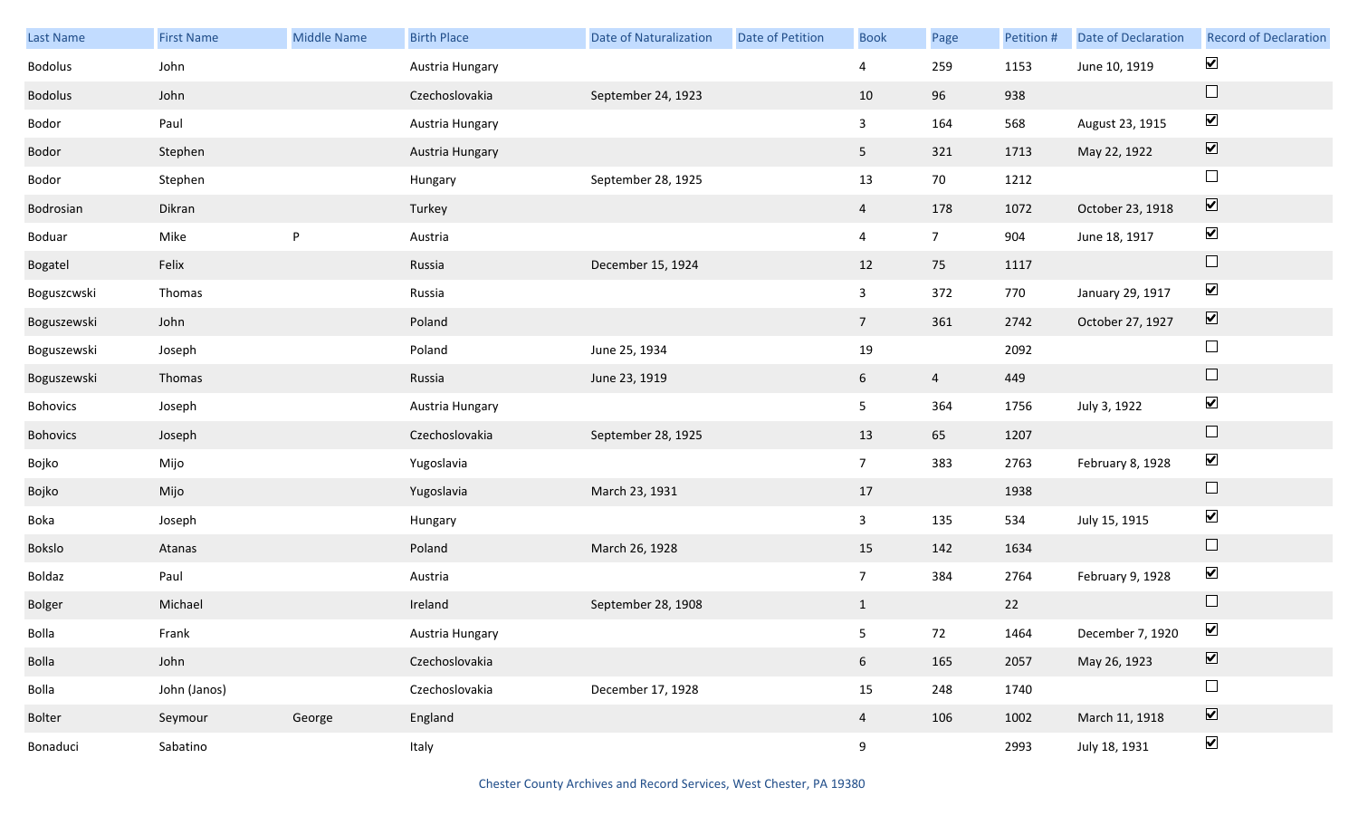| Last Name | First Name | Middle Name | Birth Place | Date of Naturalization | Date of Petition | Book | Page | Petition # | Date of Declaration | Record of Declaration |
|---|---|---|---|---|---|---|---|---|---|---|
| Bodolus | John | | Austria Hungary | | | 4 | 259 | 1153 | June 10, 1919 | ☑ |
| Bodolus | John | | Czechoslovakia | September 24, 1923 | | 10 | 96 | 938 | | ☐ |
| Bodor | Paul | | Austria Hungary | | | 3 | 164 | 568 | August 23, 1915 | ☑ |
| Bodor | Stephen | | Austria Hungary | | | 5 | 321 | 1713 | May 22, 1922 | ☑ |
| Bodor | Stephen | | Hungary | September 28, 1925 | | 13 | 70 | 1212 | | ☐ |
| Bodrosian | Dikran | | Turkey | | | 4 | 178 | 1072 | October 23, 1918 | ☑ |
| Boduar | Mike | P | Austria | | | 4 | 7 | 904 | June 18, 1917 | ☑ |
| Bogatel | Felix | | Russia | December 15, 1924 | | 12 | 75 | 1117 | | ☐ |
| Boguszcwski | Thomas | | Russia | | | 3 | 372 | 770 | January 29, 1917 | ☑ |
| Boguszewski | John | | Poland | | | 7 | 361 | 2742 | October 27, 1927 | ☑ |
| Boguszewski | Joseph | | Poland | June 25, 1934 | | 19 | | 2092 | | ☐ |
| Boguszewski | Thomas | | Russia | June 23, 1919 | | 6 | 4 | 449 | | ☐ |
| Bohovics | Joseph | | Austria Hungary | | | 5 | 364 | 1756 | July 3, 1922 | ☑ |
| Bohovics | Joseph | | Czechoslovakia | September 28, 1925 | | 13 | 65 | 1207 | | ☐ |
| Bojko | Mijo | | Yugoslavia | | | 7 | 383 | 2763 | February 8, 1928 | ☑ |
| Bojko | Mijo | | Yugoslavia | March 23, 1931 | | 17 | | 1938 | | ☐ |
| Boka | Joseph | | Hungary | | | 3 | 135 | 534 | July 15, 1915 | ☑ |
| Bokslo | Atanas | | Poland | March 26, 1928 | | 15 | 142 | 1634 | | ☐ |
| Boldaz | Paul | | Austria | | | 7 | 384 | 2764 | February 9, 1928 | ☑ |
| Bolger | Michael | | Ireland | September 28, 1908 | | 1 | | 22 | | ☐ |
| Bolla | Frank | | Austria Hungary | | | 5 | 72 | 1464 | December 7, 1920 | ☑ |
| Bolla | John | | Czechoslovakia | | | 6 | 165 | 2057 | May 26, 1923 | ☑ |
| Bolla | John (Janos) | | Czechoslovakia | December 17, 1928 | | 15 | 248 | 1740 | | ☐ |
| Bolter | Seymour | George | England | | | 4 | 106 | 1002 | March 11, 1918 | ☑ |
| Bonaduci | Sabatino | | Italy | | | 9 | | 2993 | July 18, 1931 | ☑ |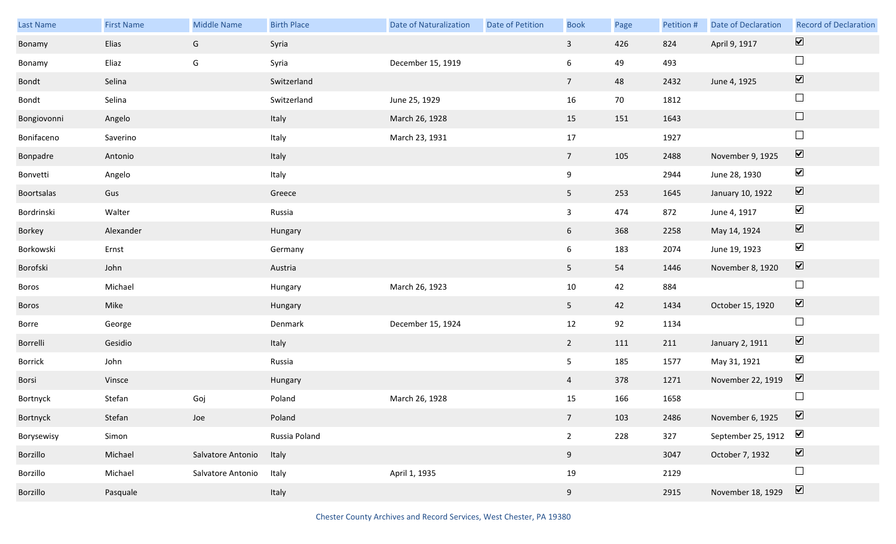| Last Name | First Name | Middle Name | Birth Place | Date of Naturalization | Date of Petition | Book | Page | Petition # | Date of Declaration | Record of Declaration |
|---|---|---|---|---|---|---|---|---|---|---|
| Bonamy | Elias | G | Syria | | | 3 | 426 | 824 | April 9, 1917 | ☑ |
| Bonamy | Eliaz | G | Syria | December 15, 1919 | | 6 | 49 | 493 | | ☐ |
| Bondt | Selina | | Switzerland | | | 7 | 48 | 2432 | June 4, 1925 | ☑ |
| Bondt | Selina | | Switzerland | June 25, 1929 | | 16 | 70 | 1812 | | ☐ |
| Bongiovonni | Angelo | | Italy | March 26, 1928 | | 15 | 151 | 1643 | | ☐ |
| Bonifaceno | Saverino | | Italy | March 23, 1931 | | 17 | | 1927 | | ☐ |
| Bonpadre | Antonio | | Italy | | | 7 | 105 | 2488 | November 9, 1925 | ☑ |
| Bonvetti | Angelo | | Italy | | | 9 | | 2944 | June 28, 1930 | ☑ |
| Boortsalas | Gus | | Greece | | | 5 | 253 | 1645 | January 10, 1922 | ☑ |
| Bordrinski | Walter | | Russia | | | 3 | 474 | 872 | June 4, 1917 | ☑ |
| Borkey | Alexander | | Hungary | | | 6 | 368 | 2258 | May 14, 1924 | ☑ |
| Borkowski | Ernst | | Germany | | | 6 | 183 | 2074 | June 19, 1923 | ☑ |
| Borofski | John | | Austria | | | 5 | 54 | 1446 | November 8, 1920 | ☑ |
| Boros | Michael | | Hungary | March 26, 1923 | | 10 | 42 | 884 | | ☐ |
| Boros | Mike | | Hungary | | | 5 | 42 | 1434 | October 15, 1920 | ☑ |
| Borre | George | | Denmark | December 15, 1924 | | 12 | 92 | 1134 | | ☐ |
| Borrelli | Gesidio | | Italy | | | 2 | 111 | 211 | January 2, 1911 | ☑ |
| Borrick | John | | Russia | | | 5 | 185 | 1577 | May 31, 1921 | ☑ |
| Borsi | Vinsce | | Hungary | | | 4 | 378 | 1271 | November 22, 1919 | ☑ |
| Bortnyck | Stefan | Goj | Poland | March 26, 1928 | | 15 | 166 | 1658 | | ☐ |
| Bortnyck | Stefan | Joe | Poland | | | 7 | 103 | 2486 | November 6, 1925 | ☑ |
| Borysewisy | Simon | | Russia Poland | | | 2 | 228 | 327 | September 25, 1912 | ☑ |
| Borzillo | Michael | Salvatore Antonio | Italy | | | 9 | | 3047 | October 7, 1932 | ☑ |
| Borzillo | Michael | Salvatore Antonio | Italy | April 1, 1935 | | 19 | | 2129 | | ☐ |
| Borzillo | Pasquale | | Italy | | | 9 | | 2915 | November 18, 1929 | ☑ |

Chester County Archives and Record Services, West Chester, PA 19380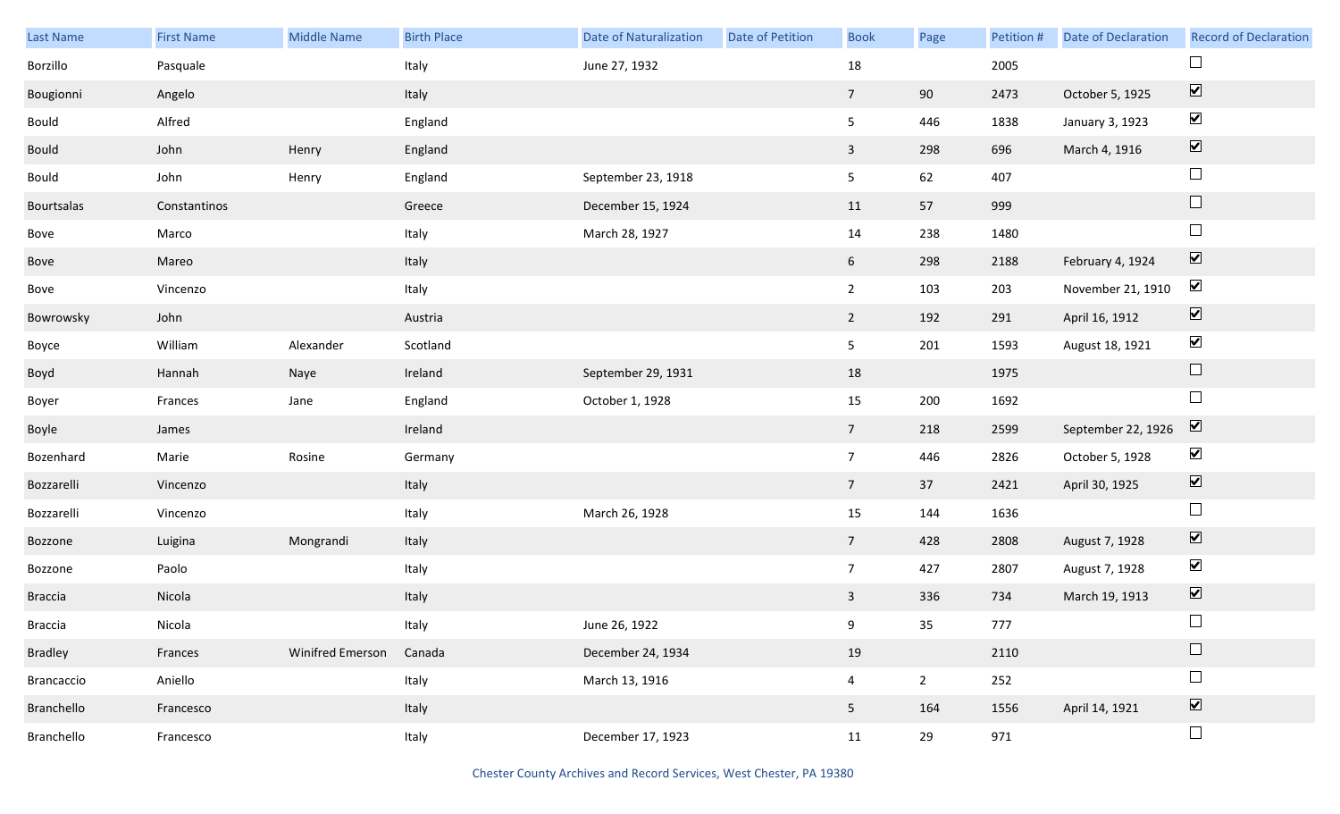| Last Name | First Name | Middle Name | Birth Place | Date of Naturalization | Date of Petition | Book | Page | Petition # | Date of Declaration | Record of Declaration |
|---|---|---|---|---|---|---|---|---|---|---|
| Borzillo | Pasquale | | Italy | June 27, 1932 | | 18 | | 2005 | | ☐ |
| Bougionni | Angelo | | Italy | | | 7 | 90 | 2473 | October 5, 1925 | ☑ |
| Bould | Alfred | | England | | | 5 | 446 | 1838 | January 3, 1923 | ☑ |
| Bould | John | Henry | England | | | 3 | 298 | 696 | March 4, 1916 | ☑ |
| Bould | John | Henry | England | September 23, 1918 | | 5 | 62 | 407 | | ☐ |
| Bourtsalas | Constantinos | | Greece | December 15, 1924 | | 11 | 57 | 999 | | ☐ |
| Bove | Marco | | Italy | March 28, 1927 | | 14 | 238 | 1480 | | ☐ |
| Bove | Mareo | | Italy | | | 6 | 298 | 2188 | February 4, 1924 | ☑ |
| Bove | Vincenzo | | Italy | | | 2 | 103 | 203 | November 21, 1910 | ☑ |
| Bowrowsky | John | | Austria | | | 2 | 192 | 291 | April 16, 1912 | ☑ |
| Boyce | William | Alexander | Scotland | | | 5 | 201 | 1593 | August 18, 1921 | ☑ |
| Boyd | Hannah | Naye | Ireland | September 29, 1931 | | 18 | | 1975 | | ☐ |
| Boyer | Frances | Jane | England | October 1, 1928 | | 15 | 200 | 1692 | | ☐ |
| Boyle | James | | Ireland | | | 7 | 218 | 2599 | September 22, 1926 | ☑ |
| Bozenhard | Marie | Rosine | Germany | | | 7 | 446 | 2826 | October 5, 1928 | ☑ |
| Bozzarelli | Vincenzo | | Italy | | | 7 | 37 | 2421 | April 30, 1925 | ☑ |
| Bozzarelli | Vincenzo | | Italy | March 26, 1928 | | 15 | 144 | 1636 | | ☐ |
| Bozzone | Luigina | Mongrandi | Italy | | | 7 | 428 | 2808 | August 7, 1928 | ☑ |
| Bozzone | Paolo | | Italy | | | 7 | 427 | 2807 | August 7, 1928 | ☑ |
| Braccia | Nicola | | Italy | | | 3 | 336 | 734 | March 19, 1913 | ☑ |
| Braccia | Nicola | | Italy | June 26, 1922 | | 9 | 35 | 777 | | ☐ |
| Bradley | Frances | Winifred Emerson | Canada | December 24, 1934 | | 19 | | 2110 | | ☐ |
| Brancaccio | Aniello | | Italy | March 13, 1916 | | 4 | 2 | 252 | | ☐ |
| Branchello | Francesco | | Italy | | | 5 | 164 | 1556 | April 14, 1921 | ☑ |
| Branchello | Francesco | | Italy | December 17, 1923 | | 11 | 29 | 971 | | ☐ |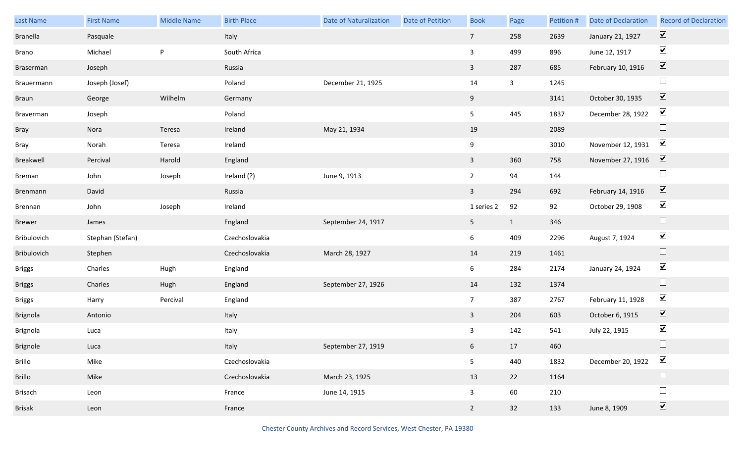| Last Name | First Name | Middle Name | Birth Place | Date of Naturalization | Date of Petition | Book | Page | Petition # | Date of Declaration | Record of Declaration |
|---|---|---|---|---|---|---|---|---|---|---|
| Branella | Pasquale | | Italy | | | 7 | 258 | 2639 | January 21, 1927 | ☑ |
| Brano | Michael | P | South Africa | | | 3 | 499 | 896 | June 12, 1917 | ☑ |
| Braserman | Joseph | | Russia | | | 3 | 287 | 685 | February 10, 1916 | ☑ |
| Brauermann | Joseph (Josef) | | Poland | December 21, 1925 | | 14 | 3 | 1245 | | ☐ |
| Braun | George | Wilhelm | Germany | | | 9 | | 3141 | October 30, 1935 | ☑ |
| Braverman | Joseph | | Poland | | | 5 | 445 | 1837 | December 28, 1922 | ☑ |
| Bray | Nora | Teresa | Ireland | May 21, 1934 | | 19 | | 2089 | | ☐ |
| Bray | Norah | Teresa | Ireland | | | 9 | | 3010 | November 12, 1931 | ☑ |
| Breakwell | Percival | Harold | England | | | 3 | 360 | 758 | November 27, 1916 | ☑ |
| Breman | John | Joseph | Ireland (?) | June 9, 1913 | | 2 | 94 | 144 | | ☐ |
| Brenmann | David | | Russia | | | 3 | 294 | 692 | February 14, 1916 | ☑ |
| Brennan | John | Joseph | Ireland | | | 1 series 2 | 92 | 92 | October 29, 1908 | ☑ |
| Brewer | James | | England | September 24, 1917 | | 5 | 1 | 346 | | ☐ |
| Bribulovich | Stephan (Stefan) | | Czechoslovakia | | | 6 | 409 | 2296 | August 7, 1924 | ☑ |
| Bribulovich | Stephen | | Czechoslovakia | March 28, 1927 | | 14 | 219 | 1461 | | ☐ |
| Briggs | Charles | Hugh | England | | | 6 | 284 | 2174 | January 24, 1924 | ☑ |
| Briggs | Charles | Hugh | England | September 27, 1926 | | 14 | 132 | 1374 | | ☐ |
| Briggs | Harry | Percival | England | | | 7 | 387 | 2767 | February 11, 1928 | ☑ |
| Brignola | Antonio | | Italy | | | 3 | 204 | 603 | October 6, 1915 | ☑ |
| Brignola | Luca | | Italy | | | 3 | 142 | 541 | July 22, 1915 | ☑ |
| Brignole | Luca | | Italy | September 27, 1919 | | 6 | 17 | 460 | | ☐ |
| Brillo | Mike | | Czechoslovakia | | | 5 | 440 | 1832 | December 20, 1922 | ☑ |
| Brillo | Mike | | Czechoslovakia | March 23, 1925 | | 13 | 22 | 1164 | | ☐ |
| Brisach | Leon | | France | June 14, 1915 | | 3 | 60 | 210 | | ☐ |
| Brisak | Leon | | France | | | 2 | 32 | 133 | June 8, 1909 | ☑ |

Chester County Archives and Record Services, West Chester, PA 19380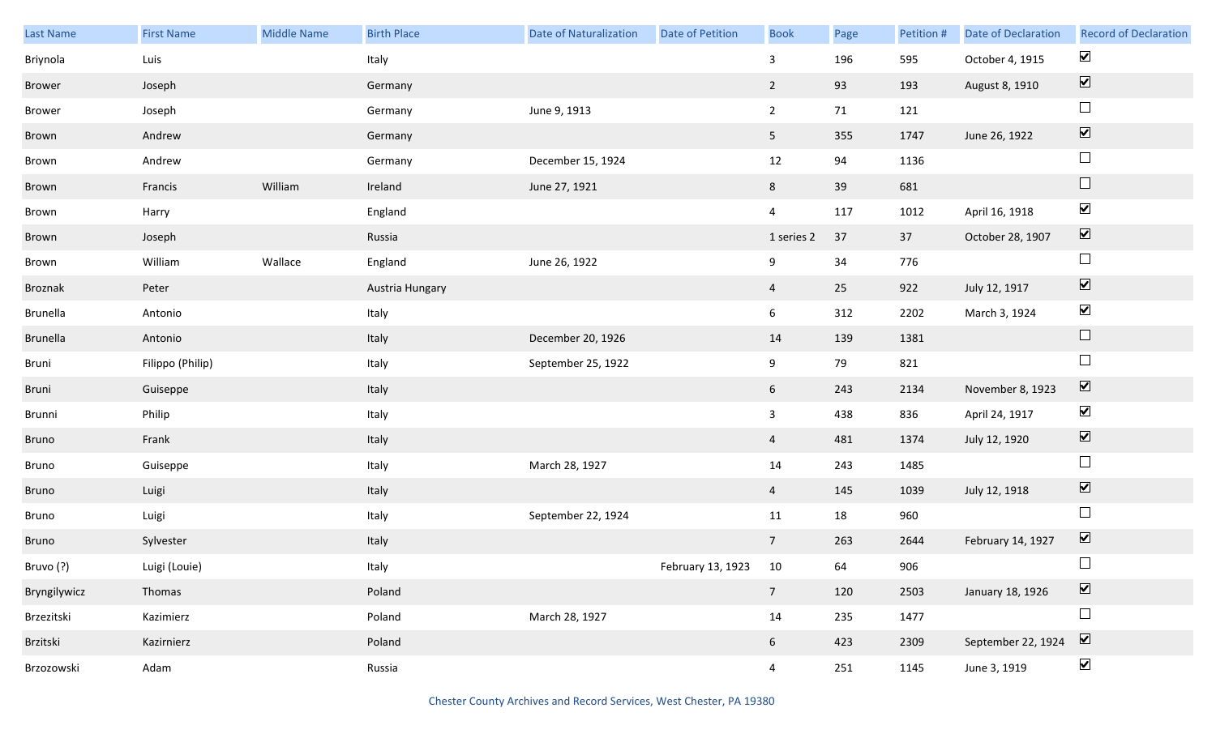| Last Name | First Name | Middle Name | Birth Place | Date of Naturalization | Date of Petition | Book | Page | Petition # | Date of Declaration | Record of Declaration |
|---|---|---|---|---|---|---|---|---|---|---|
| Briynola | Luis | | Italy | | | 3 | 196 | 595 | October 4, 1915 | ☑ |
| Brower | Joseph | | Germany | | | 2 | 93 | 193 | August 8, 1910 | ☑ |
| Brower | Joseph | | Germany | June 9, 1913 | | 2 | 71 | 121 | | ☐ |
| Brown | Andrew | | Germany | | | 5 | 355 | 1747 | June 26, 1922 | ☑ |
| Brown | Andrew | | Germany | December 15, 1924 | | 12 | 94 | 1136 | | ☐ |
| Brown | Francis | William | Ireland | June 27, 1921 | | 8 | 39 | 681 | | ☐ |
| Brown | Harry | | England | | | 4 | 117 | 1012 | April 16, 1918 | ☑ |
| Brown | Joseph | | Russia | | | 1 series 2 | 37 | 37 | October 28, 1907 | ☑ |
| Brown | William | Wallace | England | June 26, 1922 | | 9 | 34 | 776 | | ☐ |
| Broznak | Peter | | Austria Hungary | | | 4 | 25 | 922 | July 12, 1917 | ☑ |
| Brunella | Antonio | | Italy | | | 6 | 312 | 2202 | March 3, 1924 | ☑ |
| Brunella | Antonio | | Italy | December 20, 1926 | | 14 | 139 | 1381 | | ☐ |
| Bruni | Filippo (Philip) | | Italy | September 25, 1922 | | 9 | 79 | 821 | | ☐ |
| Bruni | Guiseppe | | Italy | | | 6 | 243 | 2134 | November 8, 1923 | ☑ |
| Brunni | Philip | | Italy | | | 3 | 438 | 836 | April 24, 1917 | ☑ |
| Bruno | Frank | | Italy | | | 4 | 481 | 1374 | July 12, 1920 | ☑ |
| Bruno | Guiseppe | | Italy | March 28, 1927 | | 14 | 243 | 1485 | | ☐ |
| Bruno | Luigi | | Italy | | | 4 | 145 | 1039 | July 12, 1918 | ☑ |
| Bruno | Luigi | | Italy | September 22, 1924 | | 11 | 18 | 960 | | ☐ |
| Bruno | Sylvester | | Italy | | | 7 | 263 | 2644 | February 14, 1927 | ☑ |
| Bruvo (?) | Luigi (Louie) | | Italy | | February 13, 1923 | 10 | 64 | 906 | | ☐ |
| Bryngilywicz | Thomas | | Poland | | | 7 | 120 | 2503 | January 18, 1926 | ☑ |
| Brzezitski | Kazimierz | | Poland | March 28, 1927 | | 14 | 235 | 1477 | | ☐ |
| Brzitski | Kazirnierz | | Poland | | | 6 | 423 | 2309 | September 22, 1924 | ☑ |
| Brzozowski | Adam | | Russia | | | 4 | 251 | 1145 | June 3, 1919 | ☑ |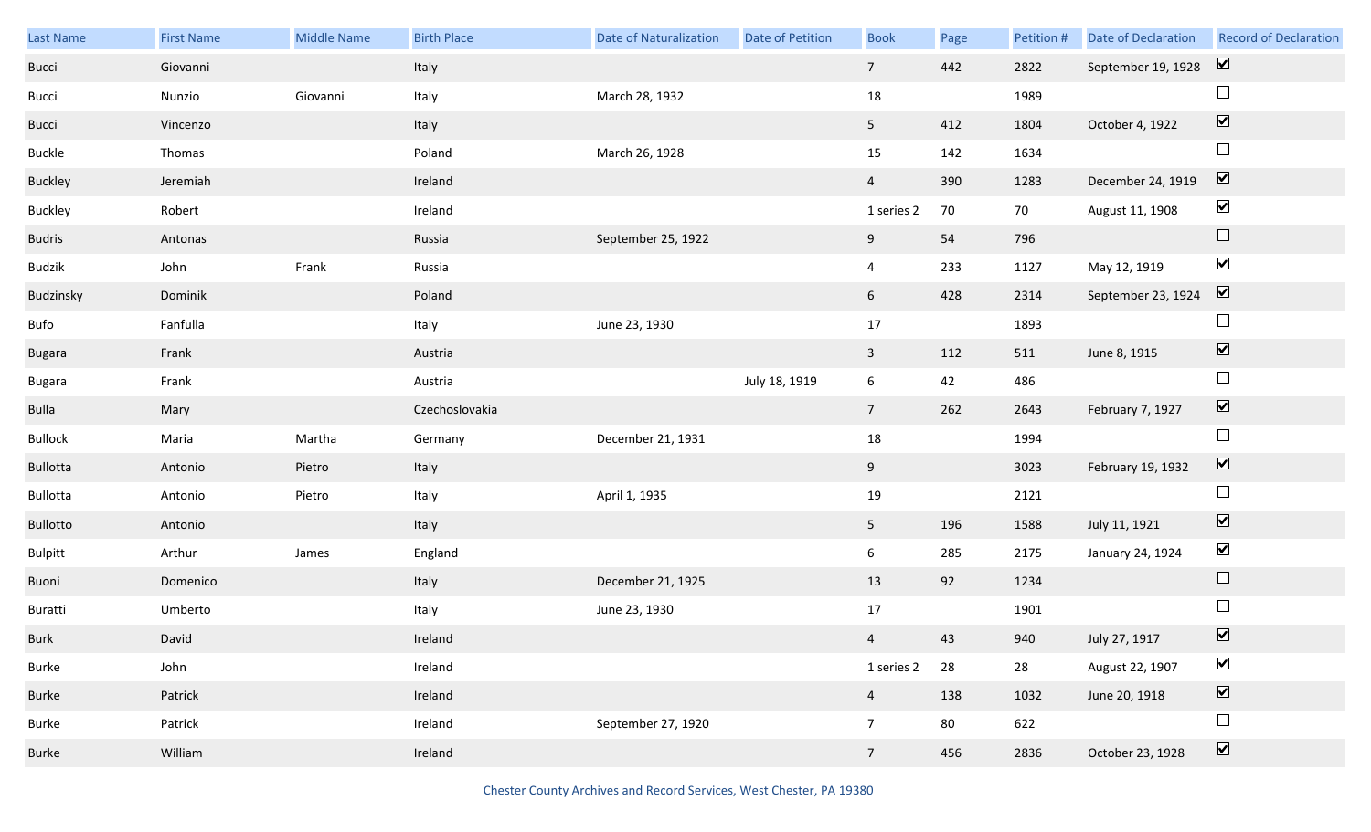| Last Name | First Name | Middle Name | Birth Place | Date of Naturalization | Date of Petition | Book | Page | Petition # | Date of Declaration | Record of Declaration |
|---|---|---|---|---|---|---|---|---|---|---|
| Bucci | Giovanni | | Italy | | | 7 | 442 | 2822 | September 19, 1928 | ☑ |
| Bucci | Nunzio | Giovanni | Italy | March 28, 1932 | | 18 | | 1989 | | ☐ |
| Bucci | Vincenzo | | Italy | | | 5 | 412 | 1804 | October 4, 1922 | ☑ |
| Buckle | Thomas | | Poland | March 26, 1928 | | 15 | 142 | 1634 | | ☐ |
| Buckley | Jeremiah | | Ireland | | | 4 | 390 | 1283 | December 24, 1919 | ☑ |
| Buckley | Robert | | Ireland | | | 1 series 2 | 70 | 70 | August 11, 1908 | ☑ |
| Budris | Antonas | | Russia | September 25, 1922 | | 9 | 54 | 796 | | ☐ |
| Budzik | John | Frank | Russia | | | 4 | 233 | 1127 | May 12, 1919 | ☑ |
| Budzinsky | Dominik | | Poland | | | 6 | 428 | 2314 | September 23, 1924 | ☑ |
| Bufo | Fanfulla | | Italy | June 23, 1930 | | 17 | | 1893 | | ☐ |
| Bugara | Frank | | Austria | | | 3 | 112 | 511 | June 8, 1915 | ☑ |
| Bugara | Frank | | Austria | | July 18, 1919 | 6 | 42 | 486 | | ☐ |
| Bulla | Mary | | Czechoslovakia | | | 7 | 262 | 2643 | February 7, 1927 | ☑ |
| Bullock | Maria | Martha | Germany | December 21, 1931 | | 18 | | 1994 | | ☐ |
| Bullotta | Antonio | Pietro | Italy | | | 9 | | 3023 | February 19, 1932 | ☑ |
| Bullotta | Antonio | Pietro | Italy | April 1, 1935 | | 19 | | 2121 | | ☐ |
| Bullotto | Antonio | | Italy | | | 5 | 196 | 1588 | July 11, 1921 | ☑ |
| Bulpitt | Arthur | James | England | | | 6 | 285 | 2175 | January 24, 1924 | ☑ |
| Buoni | Domenico | | Italy | December 21, 1925 | | 13 | 92 | 1234 | | ☐ |
| Buratti | Umberto | | Italy | June 23, 1930 | | 17 | | 1901 | | ☐ |
| Burk | David | | Ireland | | | 4 | 43 | 940 | July 27, 1917 | ☑ |
| Burke | John | | Ireland | | | 1 series 2 | 28 | 28 | August 22, 1907 | ☑ |
| Burke | Patrick | | Ireland | | | 4 | 138 | 1032 | June 20, 1918 | ☑ |
| Burke | Patrick | | Ireland | September 27, 1920 | | 7 | 80 | 622 | | ☐ |
| Burke | William | | Ireland | | | 7 | 456 | 2836 | October 23, 1928 | ☑ |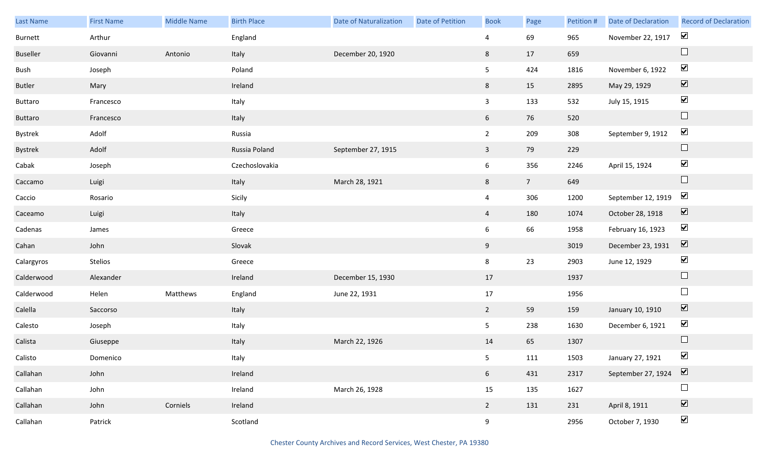| Last Name | First Name | Middle Name | Birth Place | Date of Naturalization | Date of Petition | Book | Page | Petition # | Date of Declaration | Record of Declaration |
|---|---|---|---|---|---|---|---|---|---|---|
| Burnett | Arthur | | England | | | 4 | 69 | 965 | November 22, 1917 | ☑ |
| Buseller | Giovanni | Antonio | Italy | December 20, 1920 | | 8 | 17 | 659 | | ☐ |
| Bush | Joseph | | Poland | | | 5 | 424 | 1816 | November 6, 1922 | ☑ |
| Butler | Mary | | Ireland | | | 8 | 15 | 2895 | May 29, 1929 | ☑ |
| Buttaro | Francesco | | Italy | | | 3 | 133 | 532 | July 15, 1915 | ☑ |
| Buttaro | Francesco | | Italy | | | 6 | 76 | 520 | | ☐ |
| Bystrek | Adolf | | Russia | | | 2 | 209 | 308 | September 9, 1912 | ☑ |
| Bystrek | Adolf | | Russia Poland | September 27, 1915 | | 3 | 79 | 229 | | ☐ |
| Cabak | Joseph | | Czechoslovakia | | | 6 | 356 | 2246 | April 15, 1924 | ☑ |
| Caccamo | Luigi | | Italy | March 28, 1921 | | 8 | 7 | 649 | | ☐ |
| Caccio | Rosario | | Sicily | | | 4 | 306 | 1200 | September 12, 1919 | ☑ |
| Caceamo | Luigi | | Italy | | | 4 | 180 | 1074 | October 28, 1918 | ☑ |
| Cadenas | James | | Greece | | | 6 | 66 | 1958 | February 16, 1923 | ☑ |
| Cahan | John | | Slovak | | | 9 | | 3019 | December 23, 1931 | ☑ |
| Calargyros | Stelios | | Greece | | | 8 | 23 | 2903 | June 12, 1929 | ☑ |
| Calderwood | Alexander | | Ireland | December 15, 1930 | | 17 | | 1937 | | ☐ |
| Calderwood | Helen | Matthews | England | June 22, 1931 | | 17 | | 1956 | | ☐ |
| Calella | Saccorso | | Italy | | | 2 | 59 | 159 | January 10, 1910 | ☑ |
| Calesto | Joseph | | Italy | | | 5 | 238 | 1630 | December 6, 1921 | ☑ |
| Calista | Giuseppe | | Italy | March 22, 1926 | | 14 | 65 | 1307 | | ☐ |
| Calisto | Domenico | | Italy | | | 5 | 111 | 1503 | January 27, 1921 | ☑ |
| Callahan | John | | Ireland | | | 6 | 431 | 2317 | September 27, 1924 | ☑ |
| Callahan | John | | Ireland | March 26, 1928 | | 15 | 135 | 1627 | | ☐ |
| Callahan | John | Corniels | Ireland | | | 2 | 131 | 231 | April 8, 1911 | ☑ |
| Callahan | Patrick | | Scotland | | | 9 | | 2956 | October 7, 1930 | ☑ |

Chester County Archives and Record Services, West Chester, PA 19380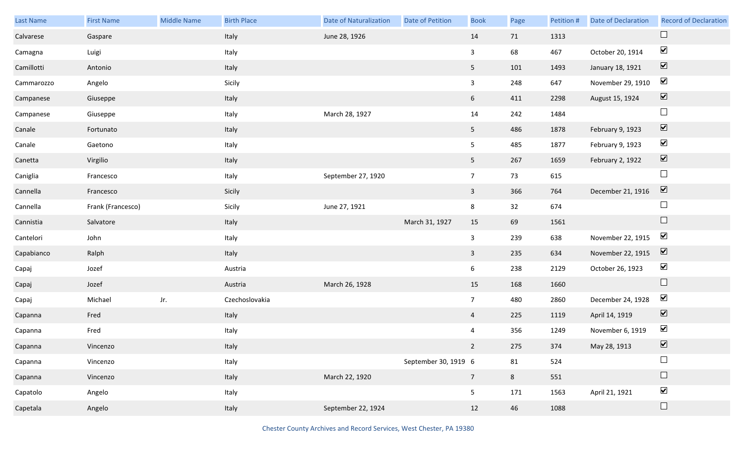| Last Name | First Name | Middle Name | Birth Place | Date of Naturalization | Date of Petition | Book | Page | Petition # | Date of Declaration | Record of Declaration |
|---|---|---|---|---|---|---|---|---|---|---|
| Calvarese | Gaspare | | Italy | June 28, 1926 | | 14 | 71 | 1313 | | ☐ |
| Camagna | Luigi | | Italy | | | 3 | 68 | 467 | October 20, 1914 | ☑ |
| Camillotti | Antonio | | Italy | | | 5 | 101 | 1493 | January 18, 1921 | ☑ |
| Cammarozzo | Angelo | | Sicily | | | 3 | 248 | 647 | November 29, 1910 | ☑ |
| Campanese | Giuseppe | | Italy | | | 6 | 411 | 2298 | August 15, 1924 | ☑ |
| Campanese | Giuseppe | | Italy | March 28, 1927 | | 14 | 242 | 1484 | | ☐ |
| Canale | Fortunato | | Italy | | | 5 | 486 | 1878 | February 9, 1923 | ☑ |
| Canale | Gaetono | | Italy | | | 5 | 485 | 1877 | February 9, 1923 | ☑ |
| Canetta | Virgilio | | Italy | | | 5 | 267 | 1659 | February 2, 1922 | ☑ |
| Caniglia | Francesco | | Italy | September 27, 1920 | | 7 | 73 | 615 | | ☐ |
| Cannella | Francesco | | Sicily | | | 3 | 366 | 764 | December 21, 1916 | ☑ |
| Cannella | Frank (Francesco) | | Sicily | June 27, 1921 | | 8 | 32 | 674 | | ☐ |
| Cannistia | Salvatore | | Italy | | March 31, 1927 | 15 | 69 | 1561 | | ☐ |
| Cantelori | John | | Italy | | | 3 | 239 | 638 | November 22, 1915 | ☑ |
| Capabianco | Ralph | | Italy | | | 3 | 235 | 634 | November 22, 1915 | ☑ |
| Capaj | Jozef | | Austria | | | 6 | 238 | 2129 | October 26, 1923 | ☑ |
| Capaj | Jozef | | Austria | March 26, 1928 | | 15 | 168 | 1660 | | ☐ |
| Capaj | Michael | Jr. | Czechoslovakia | | | 7 | 480 | 2860 | December 24, 1928 | ☑ |
| Capanna | Fred | | Italy | | | 4 | 225 | 1119 | April 14, 1919 | ☑ |
| Capanna | Fred | | Italy | | | 4 | 356 | 1249 | November 6, 1919 | ☑ |
| Capanna | Vincenzo | | Italy | | | 2 | 275 | 374 | May 28, 1913 | ☑ |
| Capanna | Vincenzo | | Italy | | September 30, 1919 | 6 | 81 | 524 | | ☐ |
| Capanna | Vincenzo | | Italy | March 22, 1920 | | 7 | 8 | 551 | | ☐ |
| Capatolo | Angelo | | Italy | | | 5 | 171 | 1563 | April 21, 1921 | ☑ |
| Capetala | Angelo | | Italy | September 22, 1924 | | 12 | 46 | 1088 | | ☐ |

Chester County Archives and Record Services, West Chester, PA 19380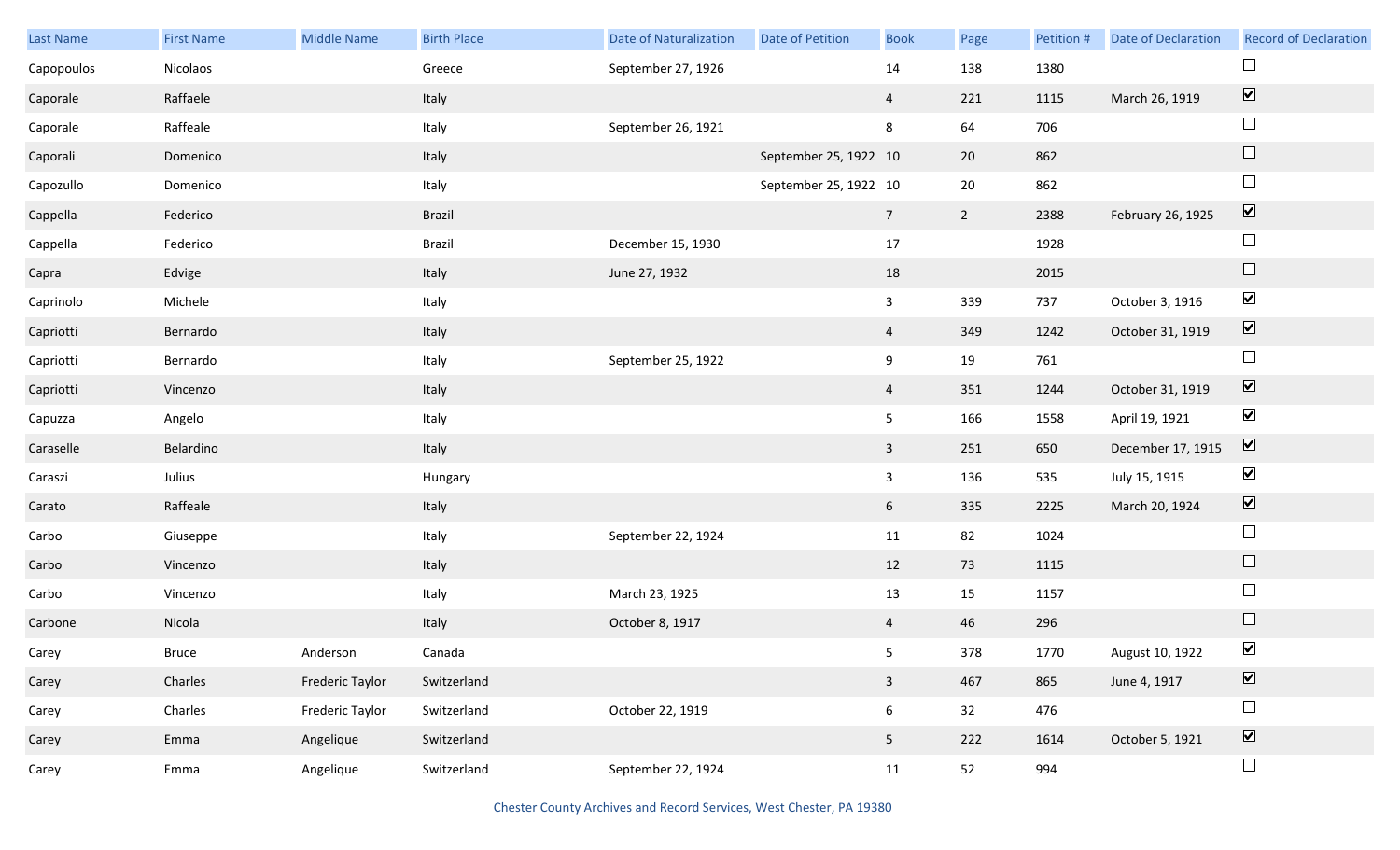| Last Name | First Name | Middle Name | Birth Place | Date of Naturalization | Date of Petition | Book | Page | Petition # | Date of Declaration | Record of Declaration |
|---|---|---|---|---|---|---|---|---|---|---|
| Capopoulos | Nicolaos | | Greece | September 27, 1926 | | 14 | 138 | 1380 | | ☐ |
| Caporale | Raffaele | | Italy | | | 4 | 221 | 1115 | March 26, 1919 | ☑ |
| Caporale | Raffeale | | Italy | September 26, 1921 | | 8 | 64 | 706 | | ☐ |
| Caporali | Domenico | | Italy | | September 25, 1922 | 10 | 20 | 862 | | ☐ |
| Capozullo | Domenico | | Italy | | September 25, 1922 | 10 | 20 | 862 | | ☐ |
| Cappella | Federico | | Brazil | | | 7 | 2 | 2388 | February 26, 1925 | ☑ |
| Cappella | Federico | | Brazil | December 15, 1930 | | 17 | | 1928 | | ☐ |
| Capra | Edvige | | Italy | June 27, 1932 | | 18 | | 2015 | | ☐ |
| Caprinolo | Michele | | Italy | | | 3 | 339 | 737 | October 3, 1916 | ☑ |
| Capriotti | Bernardo | | Italy | | | 4 | 349 | 1242 | October 31, 1919 | ☑ |
| Capriotti | Bernardo | | Italy | September 25, 1922 | | 9 | 19 | 761 | | ☐ |
| Capriotti | Vincenzo | | Italy | | | 4 | 351 | 1244 | October 31, 1919 | ☑ |
| Capuzza | Angelo | | Italy | | | 5 | 166 | 1558 | April 19, 1921 | ☑ |
| Caraselle | Belardino | | Italy | | | 3 | 251 | 650 | December 17, 1915 | ☑ |
| Caraszi | Julius | | Hungary | | | 3 | 136 | 535 | July 15, 1915 | ☑ |
| Carato | Raffeale | | Italy | | | 6 | 335 | 2225 | March 20, 1924 | ☑ |
| Carbo | Giuseppe | | Italy | September 22, 1924 | | 11 | 82 | 1024 | | ☐ |
| Carbo | Vincenzo | | Italy | | | 12 | 73 | 1115 | | ☐ |
| Carbo | Vincenzo | | Italy | March 23, 1925 | | 13 | 15 | 1157 | | ☐ |
| Carbone | Nicola | | Italy | October 8, 1917 | | 4 | 46 | 296 | | ☐ |
| Carey | Bruce | Anderson | Canada | | | 5 | 378 | 1770 | August 10, 1922 | ☑ |
| Carey | Charles | Frederic Taylor | Switzerland | | | 3 | 467 | 865 | June 4, 1917 | ☑ |
| Carey | Charles | Frederic Taylor | Switzerland | October 22, 1919 | | 6 | 32 | 476 | | ☐ |
| Carey | Emma | Angelique | Switzerland | | | 5 | 222 | 1614 | October 5, 1921 | ☑ |
| Carey | Emma | Angelique | Switzerland | September 22, 1924 | | 11 | 52 | 994 | | ☐ |

Chester County Archives and Record Services, West Chester, PA 19380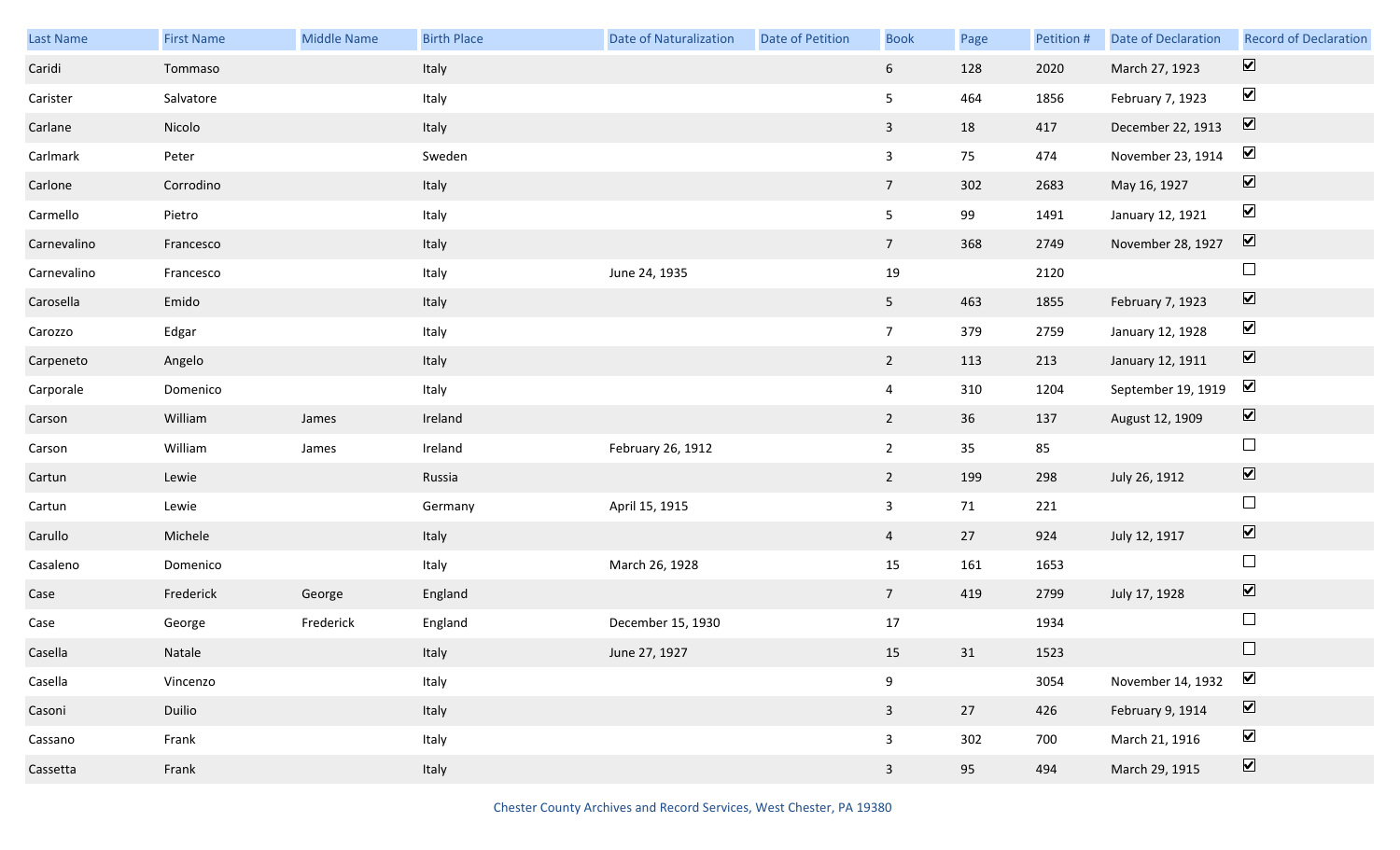| Last Name | First Name | Middle Name | Birth Place | Date of Naturalization | Date of Petition | Book | Page | Petition # | Date of Declaration | Record of Declaration |
|---|---|---|---|---|---|---|---|---|---|---|
| Caridi | Tommaso | | Italy | | | 6 | 128 | 2020 | March 27, 1923 | ☑ |
| Carister | Salvatore | | Italy | | | 5 | 464 | 1856 | February 7, 1923 | ☑ |
| Carlane | Nicolo | | Italy | | | 3 | 18 | 417 | December 22, 1913 | ☑ |
| Carlmark | Peter | | Sweden | | | 3 | 75 | 474 | November 23, 1914 | ☑ |
| Carlone | Corrodino | | Italy | | | 7 | 302 | 2683 | May 16, 1927 | ☑ |
| Carmello | Pietro | | Italy | | | 5 | 99 | 1491 | January 12, 1921 | ☑ |
| Carnevalino | Francesco | | Italy | | | 7 | 368 | 2749 | November 28, 1927 | ☑ |
| Carnevalino | Francesco | | Italy | June 24, 1935 | | 19 | | 2120 | | ☐ |
| Carosella | Emido | | Italy | | | 5 | 463 | 1855 | February 7, 1923 | ☑ |
| Carozzo | Edgar | | Italy | | | 7 | 379 | 2759 | January 12, 1928 | ☑ |
| Carpeneto | Angelo | | Italy | | | 2 | 113 | 213 | January 12, 1911 | ☑ |
| Carporale | Domenico | | Italy | | | 4 | 310 | 1204 | September 19, 1919 | ☑ |
| Carson | William | James | Ireland | | | 2 | 36 | 137 | August 12, 1909 | ☑ |
| Carson | William | James | Ireland | February 26, 1912 | | 2 | 35 | 85 | | ☐ |
| Cartun | Lewie | | Russia | | | 2 | 199 | 298 | July 26, 1912 | ☑ |
| Cartun | Lewie | | Germany | April 15, 1915 | | 3 | 71 | 221 | | ☐ |
| Carullo | Michele | | Italy | | | 4 | 27 | 924 | July 12, 1917 | ☑ |
| Casaleno | Domenico | | Italy | March 26, 1928 | | 15 | 161 | 1653 | | ☐ |
| Case | Frederick | George | England | | | 7 | 419 | 2799 | July 17, 1928 | ☑ |
| Case | George | Frederick | England | December 15, 1930 | | 17 | | 1934 | | ☐ |
| Casella | Natale | | Italy | June 27, 1927 | | 15 | 31 | 1523 | | ☐ |
| Casella | Vincenzo | | Italy | | | 9 | | 3054 | November 14, 1932 | ☑ |
| Casoni | Duilio | | Italy | | | 3 | 27 | 426 | February 9, 1914 | ☑ |
| Cassano | Frank | | Italy | | | 3 | 302 | 700 | March 21, 1916 | ☑ |
| Cassetta | Frank | | Italy | | | 3 | 95 | 494 | March 29, 1915 | ☑ |

Chester County Archives and Record Services, West Chester, PA 19380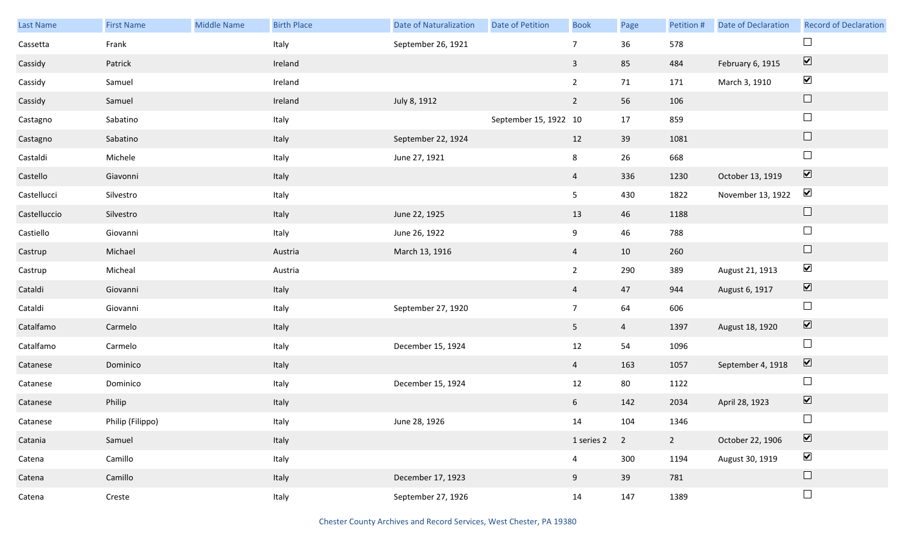| Last Name | First Name | Middle Name | Birth Place | Date of Naturalization | Date of Petition | Book | Page | Petition # | Date of Declaration | Record of Declaration |
|---|---|---|---|---|---|---|---|---|---|---|
| Cassetta | Frank | | Italy | September 26, 1921 | | 7 | 36 | 578 | | ☐ |
| Cassidy | Patrick | | Ireland | | | 3 | 85 | 484 | February 6, 1915 | ☑ |
| Cassidy | Samuel | | Ireland | | | 2 | 71 | 171 | March 3, 1910 | ☑ |
| Cassidy | Samuel | | Ireland | July 8, 1912 | | 2 | 56 | 106 | | ☐ |
| Castagno | Sabatino | | Italy | | September 15, 1922 | 10 | 17 | 859 | | ☐ |
| Castagno | Sabatino | | Italy | September 22, 1924 | | 12 | 39 | 1081 | | ☐ |
| Castaldi | Michele | | Italy | June 27, 1921 | | 8 | 26 | 668 | | ☐ |
| Castello | Giavonni | | Italy | | | 4 | 336 | 1230 | October 13, 1919 | ☑ |
| Castellucci | Silvestro | | Italy | | | 5 | 430 | 1822 | November 13, 1922 | ☑ |
| Castelluccio | Silvestro | | Italy | June 22, 1925 | | 13 | 46 | 1188 | | ☐ |
| Castiello | Giovanni | | Italy | June 26, 1922 | | 9 | 46 | 788 | | ☐ |
| Castrup | Michael | | Austria | March 13, 1916 | | 4 | 10 | 260 | | ☐ |
| Castrup | Micheal | | Austria | | | 2 | 290 | 389 | August 21, 1913 | ☑ |
| Cataldi | Giovanni | | Italy | | | 4 | 47 | 944 | August 6, 1917 | ☑ |
| Cataldi | Giovanni | | Italy | September 27, 1920 | | 7 | 64 | 606 | | ☐ |
| Catalfamo | Carmelo | | Italy | | | 5 | 4 | 1397 | August 18, 1920 | ☑ |
| Catalfamo | Carmelo | | Italy | December 15, 1924 | | 12 | 54 | 1096 | | ☐ |
| Catanese | Dominico | | Italy | | | 4 | 163 | 1057 | September 4, 1918 | ☑ |
| Catanese | Dominico | | Italy | December 15, 1924 | | 12 | 80 | 1122 | | ☐ |
| Catanese | Philip | | Italy | | | 6 | 142 | 2034 | April 28, 1923 | ☑ |
| Catanese | Philip (Filippo) | | Italy | June 28, 1926 | | 14 | 104 | 1346 | | ☐ |
| Catania | Samuel | | Italy | | | 1 series 2 | 2 | 2 | October 22, 1906 | ☑ |
| Catena | Camillo | | Italy | | | 4 | 300 | 1194 | August 30, 1919 | ☑ |
| Catena | Camillo | | Italy | December 17, 1923 | | 9 | 39 | 781 | | ☐ |
| Catena | Creste | | Italy | September 27, 1926 | | 14 | 147 | 1389 | | ☐ |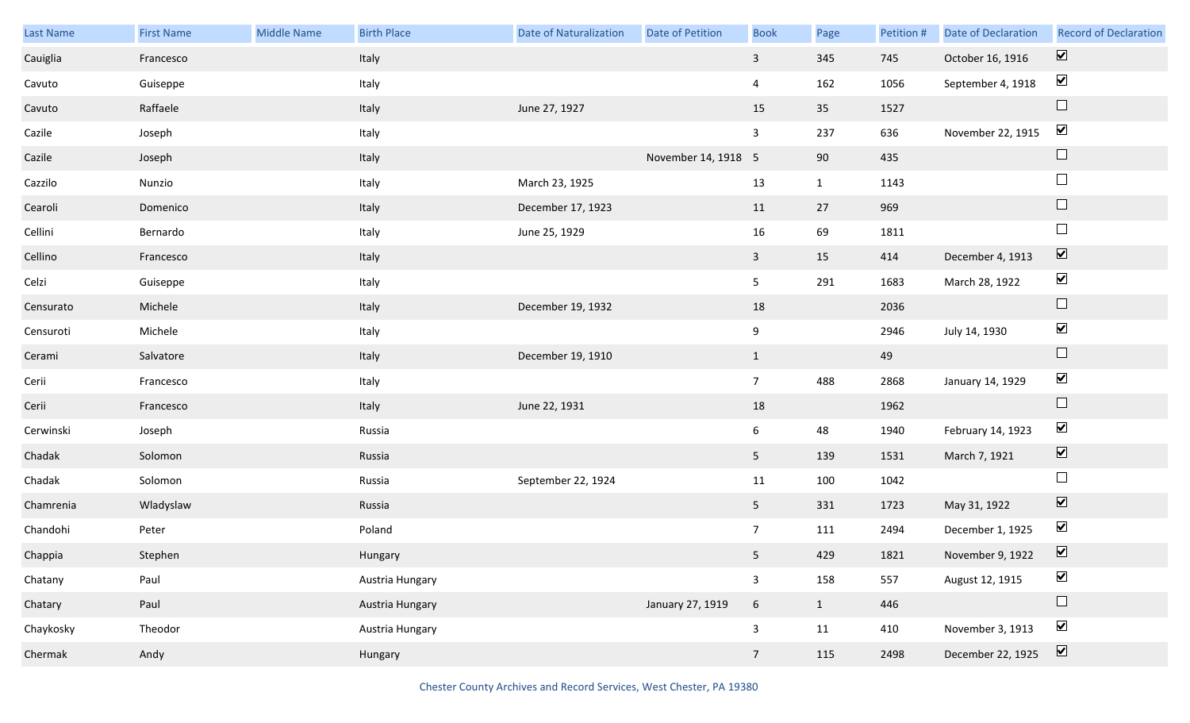| Last Name | First Name | Middle Name | Birth Place | Date of Naturalization | Date of Petition | Book | Page | Petition # | Date of Declaration | Record of Declaration |
|---|---|---|---|---|---|---|---|---|---|---|
| Cauiglia | Francesco | | Italy | | | 3 | 345 | 745 | October 16, 1916 | ☑ |
| Cavuto | Guiseppe | | Italy | | | 4 | 162 | 1056 | September 4, 1918 | ☑ |
| Cavuto | Raffaele | | Italy | June 27, 1927 | | 15 | 35 | 1527 | | ☐ |
| Cazile | Joseph | | Italy | | | 3 | 237 | 636 | November 22, 1915 | ☑ |
| Cazile | Joseph | | Italy | | November 14, 1918 | 5 | 90 | 435 | | ☐ |
| Cazzilo | Nunzio | | Italy | March 23, 1925 | | 13 | 1 | 1143 | | ☐ |
| Cearoli | Domenico | | Italy | December 17, 1923 | | 11 | 27 | 969 | | ☐ |
| Cellini | Bernardo | | Italy | June 25, 1929 | | 16 | 69 | 1811 | | ☐ |
| Cellino | Francesco | | Italy | | | 3 | 15 | 414 | December 4, 1913 | ☑ |
| Celzi | Guiseppe | | Italy | | | 5 | 291 | 1683 | March 28, 1922 | ☑ |
| Censurato | Michele | | Italy | December 19, 1932 | | 18 | | 2036 | | ☐ |
| Censuroti | Michele | | Italy | | | 9 | | 2946 | July 14, 1930 | ☑ |
| Cerami | Salvatore | | Italy | December 19, 1910 | | 1 | | 49 | | ☐ |
| Cerii | Francesco | | Italy | | | 7 | 488 | 2868 | January 14, 1929 | ☑ |
| Cerii | Francesco | | Italy | June 22, 1931 | | 18 | | 1962 | | ☐ |
| Cerwinski | Joseph | | Russia | | | 6 | 48 | 1940 | February 14, 1923 | ☑ |
| Chadak | Solomon | | Russia | | | 5 | 139 | 1531 | March 7, 1921 | ☑ |
| Chadak | Solomon | | Russia | September 22, 1924 | | 11 | 100 | 1042 | | ☐ |
| Chamrenia | Wladyslaw | | Russia | | | 5 | 331 | 1723 | May 31, 1922 | ☑ |
| Chandohi | Peter | | Poland | | | 7 | 111 | 2494 | December 1, 1925 | ☑ |
| Chappia | Stephen | | Hungary | | | 5 | 429 | 1821 | November 9, 1922 | ☑ |
| Chatany | Paul | | Austria Hungary | | | 3 | 158 | 557 | August 12, 1915 | ☑ |
| Chatary | Paul | | Austria Hungary | | January 27, 1919 | 6 | 1 | 446 | | ☐ |
| Chaykosky | Theodor | | Austria Hungary | | | 3 | 11 | 410 | November 3, 1913 | ☑ |
| Chermak | Andy | | Hungary | | | 7 | 115 | 2498 | December 22, 1925 | ☑ |

Chester County Archives and Record Services, West Chester, PA 19380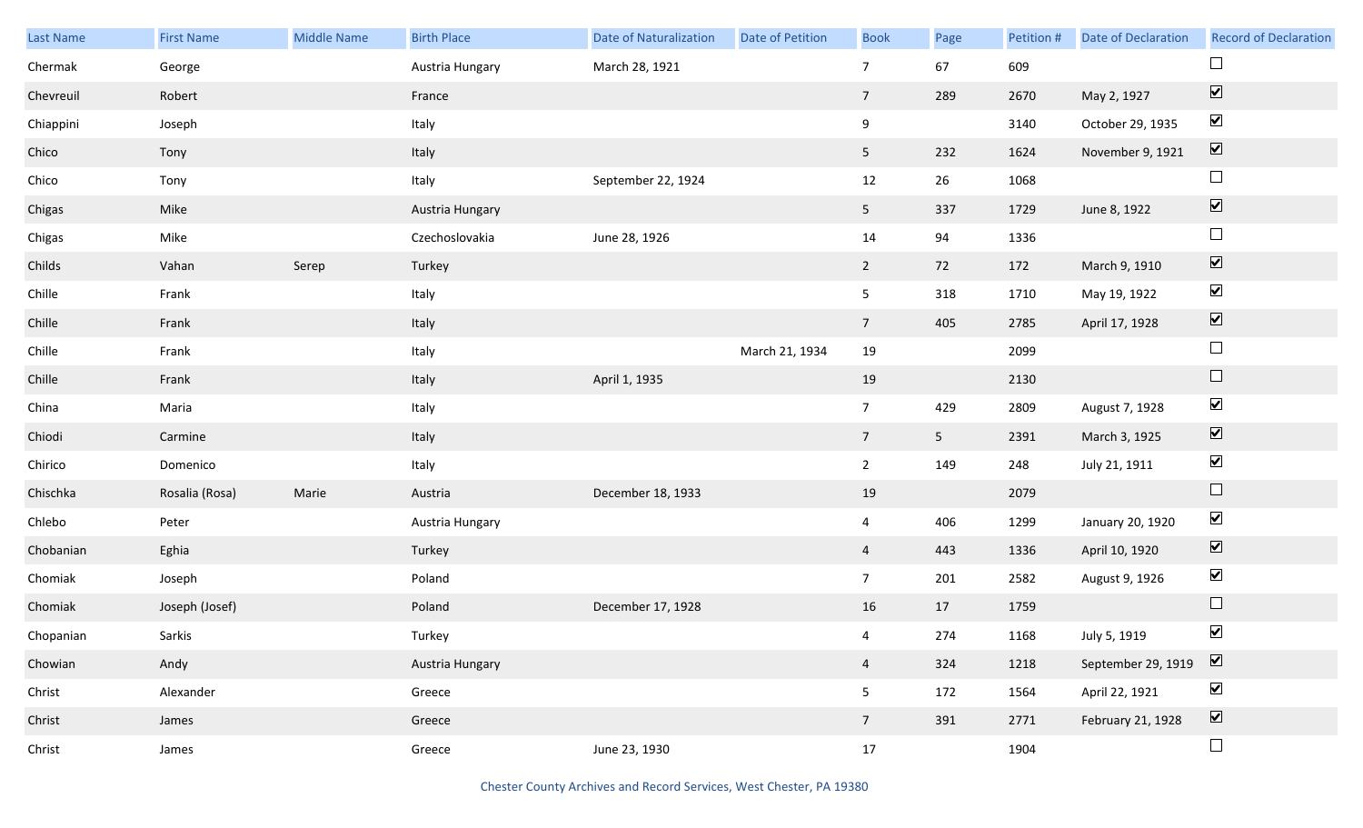| Last Name | First Name | Middle Name | Birth Place | Date of Naturalization | Date of Petition | Book | Page | Petition # | Date of Declaration | Record of Declaration |
|---|---|---|---|---|---|---|---|---|---|---|
| Chermak | George | | Austria Hungary | March 28, 1921 | | 7 | 67 | 609 | | ☐ |
| Chevreuil | Robert | | France | | | 7 | 289 | 2670 | May 2, 1927 | ☑ |
| Chiappini | Joseph | | Italy | | | 9 | | 3140 | October 29, 1935 | ☑ |
| Chico | Tony | | Italy | | | 5 | 232 | 1624 | November 9, 1921 | ☑ |
| Chico | Tony | | Italy | September 22, 1924 | | 12 | 26 | 1068 | | ☐ |
| Chigas | Mike | | Austria Hungary | | | 5 | 337 | 1729 | June 8, 1922 | ☑ |
| Chigas | Mike | | Czechoslovakia | June 28, 1926 | | 14 | 94 | 1336 | | ☐ |
| Childs | Vahan | Serep | Turkey | | | 2 | 72 | 172 | March 9, 1910 | ☑ |
| Chille | Frank | | Italy | | | 5 | 318 | 1710 | May 19, 1922 | ☑ |
| Chille | Frank | | Italy | | | 7 | 405 | 2785 | April 17, 1928 | ☑ |
| Chille | Frank | | Italy | | March 21, 1934 | 19 | | 2099 | | ☐ |
| Chille | Frank | | Italy | April 1, 1935 | | 19 | | 2130 | | ☐ |
| China | Maria | | Italy | | | 7 | 429 | 2809 | August 7, 1928 | ☑ |
| Chiodi | Carmine | | Italy | | | 7 | 5 | 2391 | March 3, 1925 | ☑ |
| Chirico | Domenico | | Italy | | | 2 | 149 | 248 | July 21, 1911 | ☑ |
| Chischka | Rosalia (Rosa) | Marie | Austria | December 18, 1933 | | 19 | | 2079 | | ☐ |
| Chlebo | Peter | | Austria Hungary | | | 4 | 406 | 1299 | January 20, 1920 | ☑ |
| Chobanian | Eghia | | Turkey | | | 4 | 443 | 1336 | April 10, 1920 | ☑ |
| Chomiak | Joseph | | Poland | | | 7 | 201 | 2582 | August 9, 1926 | ☑ |
| Chomiak | Joseph (Josef) | | Poland | December 17, 1928 | | 16 | 17 | 1759 | | ☐ |
| Chopanian | Sarkis | | Turkey | | | 4 | 274 | 1168 | July 5, 1919 | ☑ |
| Chowian | Andy | | Austria Hungary | | | 4 | 324 | 1218 | September 29, 1919 | ☑ |
| Christ | Alexander | | Greece | | | 5 | 172 | 1564 | April 22, 1921 | ☑ |
| Christ | James | | Greece | | | 7 | 391 | 2771 | February 21, 1928 | ☑ |
| Christ | James | | Greece | June 23, 1930 | | 17 | | 1904 | | ☐ |

Chester County Archives and Record Services, West Chester, PA 19380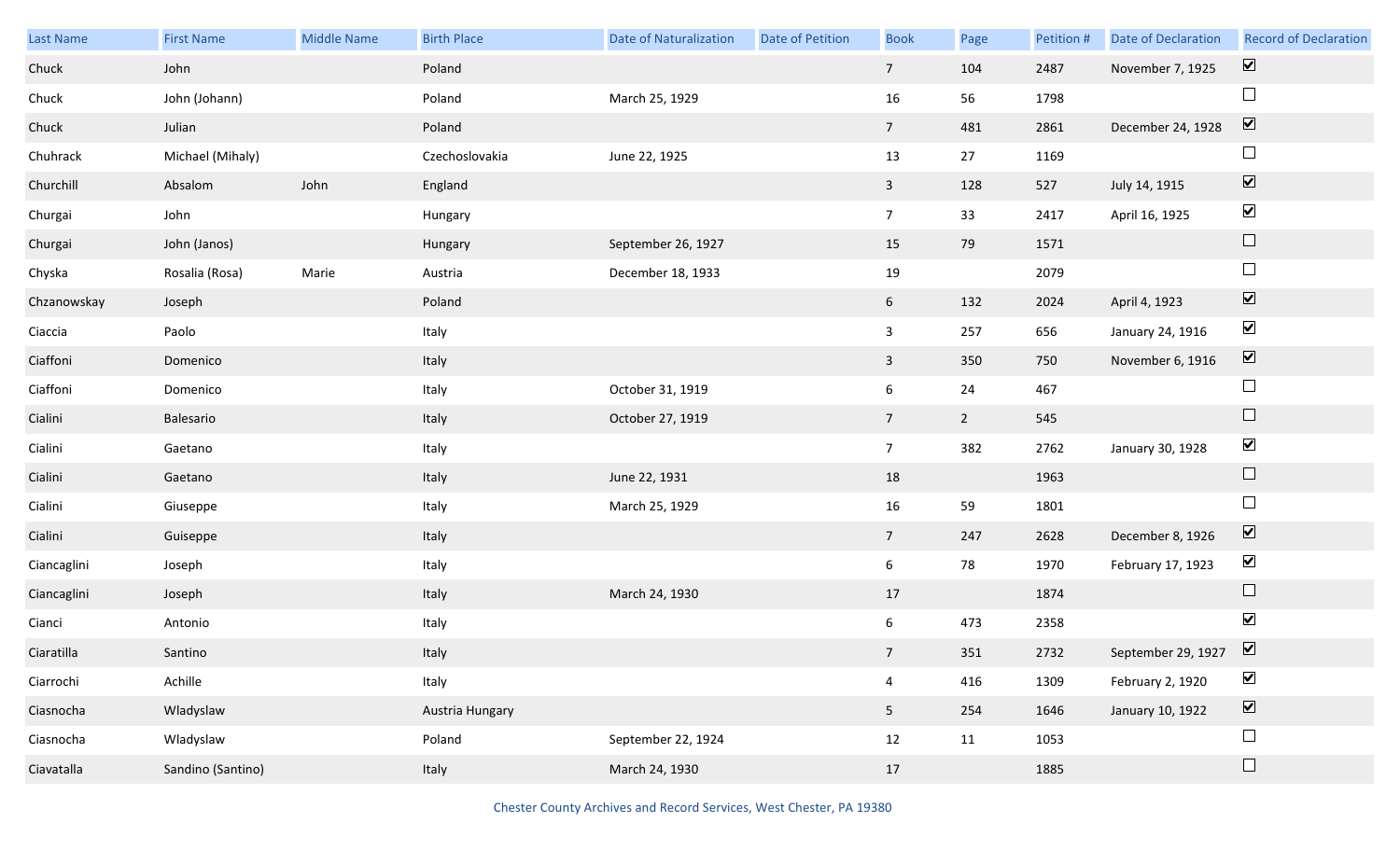| Last Name | First Name | Middle Name | Birth Place | Date of Naturalization | Date of Petition | Book | Page | Petition # | Date of Declaration | Record of Declaration |
|---|---|---|---|---|---|---|---|---|---|---|
| Chuck | John | | Poland | | | 7 | 104 | 2487 | November 7, 1925 | ☑ |
| Chuck | John (Johann) | | Poland | March 25, 1929 | | 16 | 56 | 1798 | | ☐ |
| Chuck | Julian | | Poland | | | 7 | 481 | 2861 | December 24, 1928 | ☑ |
| Chuhrack | Michael (Mihaly) | | Czechoslovakia | June 22, 1925 | | 13 | 27 | 1169 | | ☐ |
| Churchill | Absalom | John | England | | | 3 | 128 | 527 | July 14, 1915 | ☑ |
| Churgai | John | | Hungary | | | 7 | 33 | 2417 | April 16, 1925 | ☑ |
| Churgai | John (Janos) | | Hungary | September 26, 1927 | | 15 | 79 | 1571 | | ☐ |
| Chyska | Rosalia (Rosa) | Marie | Austria | December 18, 1933 | | 19 | | 2079 | | ☐ |
| Chzanowskay | Joseph | | Poland | | | 6 | 132 | 2024 | April 4, 1923 | ☑ |
| Ciaccia | Paolo | | Italy | | | 3 | 257 | 656 | January 24, 1916 | ☑ |
| Ciaffoni | Domenico | | Italy | | | 3 | 350 | 750 | November 6, 1916 | ☑ |
| Ciaffoni | Domenico | | Italy | October 31, 1919 | | 6 | 24 | 467 | | ☐ |
| Cialini | Balesario | | Italy | October 27, 1919 | | 7 | 2 | 545 | | ☐ |
| Cialini | Gaetano | | Italy | | | 7 | 382 | 2762 | January 30, 1928 | ☑ |
| Cialini | Gaetano | | Italy | June 22, 1931 | | 18 | | 1963 | | ☐ |
| Cialini | Giuseppe | | Italy | March 25, 1929 | | 16 | 59 | 1801 | | ☐ |
| Cialini | Guiseppe | | Italy | | | 7 | 247 | 2628 | December 8, 1926 | ☑ |
| Ciancaglini | Joseph | | Italy | | | 6 | 78 | 1970 | February 17, 1923 | ☑ |
| Ciancaglini | Joseph | | Italy | March 24, 1930 | | 17 | | 1874 | | ☐ |
| Cianci | Antonio | | Italy | | | 6 | 473 | 2358 | | ☑ |
| Ciaratilla | Santino | | Italy | | | 7 | 351 | 2732 | September 29, 1927 | ☑ |
| Ciarrochi | Achille | | Italy | | | 4 | 416 | 1309 | February 2, 1920 | ☑ |
| Ciasnocha | Wladyslaw | | Austria Hungary | | | 5 | 254 | 1646 | January 10, 1922 | ☑ |
| Ciasnocha | Wladyslaw | | Poland | September 22, 1924 | | 12 | 11 | 1053 | | ☐ |
| Ciavatalla | Sandino (Santino) | | Italy | March 24, 1930 | | 17 | | 1885 | | ☐ |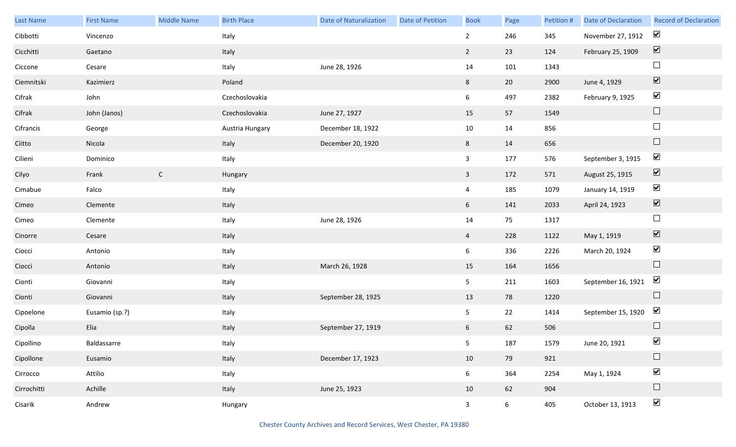| Last Name | First Name | Middle Name | Birth Place | Date of Naturalization | Date of Petition | Book | Page | Petition # | Date of Declaration | Record of Declaration |
|---|---|---|---|---|---|---|---|---|---|---|
| Cibbotti | Vincenzo | | Italy | | | 2 | 246 | 345 | November 27, 1912 | ☑ |
| Cicchitti | Gaetano | | Italy | | | 2 | 23 | 124 | February 25, 1909 | ☑ |
| Ciccone | Cesare | | Italy | June 28, 1926 | | 14 | 101 | 1343 | | ☐ |
| Ciemnitski | Kazimierz | | Poland | | | 8 | 20 | 2900 | June 4, 1929 | ☑ |
| Cifrak | John | | Czechoslovakia | | | 6 | 497 | 2382 | February 9, 1925 | ☑ |
| Cifrak | John (Janos) | | Czechoslovakia | June 27, 1927 | | 15 | 57 | 1549 | | ☐ |
| Cifrancis | George | | Austria Hungary | December 18, 1922 | | 10 | 14 | 856 | | ☐ |
| Ciitto | Nicola | | Italy | December 20, 1920 | | 8 | 14 | 656 | | ☐ |
| Cilieni | Dominico | | Italy | | | 3 | 177 | 576 | September 3, 1915 | ☑ |
| Cilyo | Frank | C | Hungary | | | 3 | 172 | 571 | August 25, 1915 | ☑ |
| Cimabue | Falco | | Italy | | | 4 | 185 | 1079 | January 14, 1919 | ☑ |
| Cimeo | Clemente | | Italy | | | 6 | 141 | 2033 | April 24, 1923 | ☑ |
| Cimeo | Clemente | | Italy | June 28, 1926 | | 14 | 75 | 1317 | | ☐ |
| Cinorre | Cesare | | Italy | | | 4 | 228 | 1122 | May 1, 1919 | ☑ |
| Ciocci | Antonio | | Italy | | | 6 | 336 | 2226 | March 20, 1924 | ☑ |
| Ciocci | Antonio | | Italy | March 26, 1928 | | 15 | 164 | 1656 | | ☐ |
| Cionti | Giovanni | | Italy | | | 5 | 211 | 1603 | September 16, 1921 | ☑ |
| Cionti | Giovanni | | Italy | September 28, 1925 | | 13 | 78 | 1220 | | ☐ |
| Cipoelone | Eusamio (sp.?) | | Italy | | | 5 | 22 | 1414 | September 15, 1920 | ☑ |
| Cipolla | Elia | | Italy | September 27, 1919 | | 6 | 62 | 506 | | ☐ |
| Cipollino | Baldassarre | | Italy | | | 5 | 187 | 1579 | June 20, 1921 | ☑ |
| Cipollone | Eusamio | | Italy | December 17, 1923 | | 10 | 79 | 921 | | ☐ |
| Cirrocco | Attilio | | Italy | | | 6 | 364 | 2254 | May 1, 1924 | ☑ |
| Cirrochitti | Achille | | Italy | June 25, 1923 | | 10 | 62 | 904 | | ☐ |
| Cisarik | Andrew | | Hungary | | | 3 | 6 | 405 | October 13, 1913 | ☑ |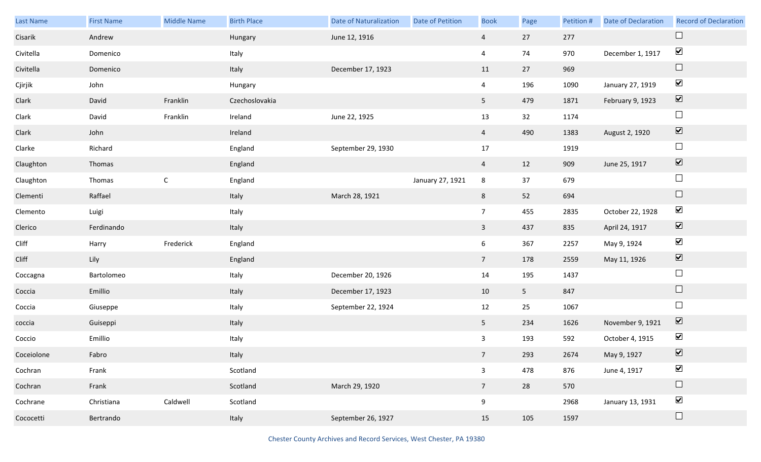| Last Name | First Name | Middle Name | Birth Place | Date of Naturalization | Date of Petition | Book | Page | Petition # | Date of Declaration | Record of Declaration |
|---|---|---|---|---|---|---|---|---|---|---|
| Cisarik | Andrew | | Hungary | June 12, 1916 | | 4 | 27 | 277 | | ☐ |
| Civitella | Domenico | | Italy | | | 4 | 74 | 970 | December 1, 1917 | ☑ |
| Civitella | Domenico | | Italy | December 17, 1923 | | 11 | 27 | 969 | | ☐ |
| Cjirjik | John | | Hungary | | | 4 | 196 | 1090 | January 27, 1919 | ☑ |
| Clark | David | Franklin | Czechoslovakia | | | 5 | 479 | 1871 | February 9, 1923 | ☑ |
| Clark | David | Franklin | Ireland | June 22, 1925 | | 13 | 32 | 1174 | | ☐ |
| Clark | John | | Ireland | | | 4 | 490 | 1383 | August 2, 1920 | ☑ |
| Clarke | Richard | | England | September 29, 1930 | | 17 | | 1919 | | ☐ |
| Claughton | Thomas | | England | | | 4 | 12 | 909 | June 25, 1917 | ☑ |
| Claughton | Thomas | C | England | | January 27, 1921 | 8 | 37 | 679 | | ☐ |
| Clementi | Raffael | | Italy | March 28, 1921 | | 8 | 52 | 694 | | ☐ |
| Clemento | Luigi | | Italy | | | 7 | 455 | 2835 | October 22, 1928 | ☑ |
| Clerico | Ferdinando | | Italy | | | 3 | 437 | 835 | April 24, 1917 | ☑ |
| Cliff | Harry | Frederick | England | | | 6 | 367 | 2257 | May 9, 1924 | ☑ |
| Cliff | Lily | | England | | | 7 | 178 | 2559 | May 11, 1926 | ☑ |
| Coccagna | Bartolomeo | | Italy | December 20, 1926 | | 14 | 195 | 1437 | | ☐ |
| Coccia | Emillio | | Italy | December 17, 1923 | | 10 | 5 | 847 | | ☐ |
| Coccia | Giuseppe | | Italy | September 22, 1924 | | 12 | 25 | 1067 | | ☐ |
| coccia | Guiseppi | | Italy | | | 5 | 234 | 1626 | November 9, 1921 | ☑ |
| Coccio | Emillio | | Italy | | | 3 | 193 | 592 | October 4, 1915 | ☑ |
| Coceiolone | Fabro | | Italy | | | 7 | 293 | 2674 | May 9, 1927 | ☑ |
| Cochran | Frank | | Scotland | | | 3 | 478 | 876 | June 4, 1917 | ☑ |
| Cochran | Frank | | Scotland | March 29, 1920 | | 7 | 28 | 570 | | ☐ |
| Cochrane | Christiana | Caldwell | Scotland | | | 9 | | 2968 | January 13, 1931 | ☑ |
| Cococetti | Bertrando | | Italy | September 26, 1927 | | 15 | 105 | 1597 | | ☐ |

Chester County Archives and Record Services, West Chester, PA 19380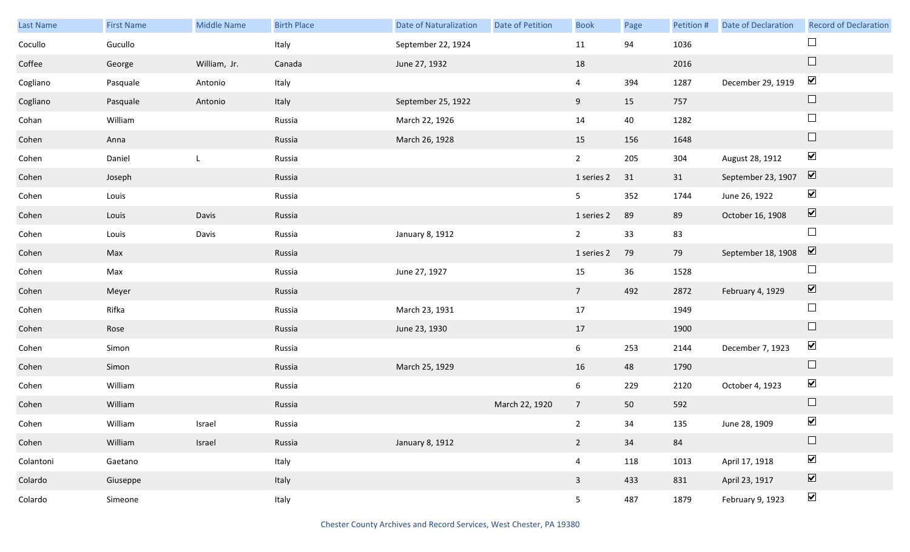| Last Name | First Name | Middle Name | Birth Place | Date of Naturalization | Date of Petition | Book | Page | Petition # | Date of Declaration | Record of Declaration |
|---|---|---|---|---|---|---|---|---|---|---|
| Cocullo | Gucullo | | Italy | September 22, 1924 | | 11 | 94 | 1036 | | ☐ |
| Coffee | George | William, Jr. | Canada | June 27, 1932 | | 18 | | 2016 | | ☐ |
| Cogliano | Pasquale | Antonio | Italy | | | 4 | 394 | 1287 | December 29, 1919 | ☑ |
| Cogliano | Pasquale | Antonio | Italy | September 25, 1922 | | 9 | 15 | 757 | | ☐ |
| Cohan | William | | Russia | March 22, 1926 | | 14 | 40 | 1282 | | ☐ |
| Cohen | Anna | | Russia | March 26, 1928 | | 15 | 156 | 1648 | | ☐ |
| Cohen | Daniel | L | Russia | | | 2 | 205 | 304 | August 28, 1912 | ☑ |
| Cohen | Joseph | | Russia | | | 1 series 2 | 31 | 31 | September 23, 1907 | ☑ |
| Cohen | Louis | | Russia | | | 5 | 352 | 1744 | June 26, 1922 | ☑ |
| Cohen | Louis | Davis | Russia | | | 1 series 2 | 89 | 89 | October 16, 1908 | ☑ |
| Cohen | Louis | Davis | Russia | January 8, 1912 | | 2 | 33 | 83 | | ☐ |
| Cohen | Max | | Russia | | | 1 series 2 | 79 | 79 | September 18, 1908 | ☑ |
| Cohen | Max | | Russia | June 27, 1927 | | 15 | 36 | 1528 | | ☐ |
| Cohen | Meyer | | Russia | | | 7 | 492 | 2872 | February 4, 1929 | ☑ |
| Cohen | Rifka | | Russia | March 23, 1931 | | 17 | | 1949 | | ☐ |
| Cohen | Rose | | Russia | June 23, 1930 | | 17 | | 1900 | | ☐ |
| Cohen | Simon | | Russia | | | 6 | 253 | 2144 | December 7, 1923 | ☑ |
| Cohen | Simon | | Russia | March 25, 1929 | | 16 | 48 | 1790 | | ☐ |
| Cohen | William | | Russia | | | 6 | 229 | 2120 | October 4, 1923 | ☑ |
| Cohen | William | | Russia | | March 22, 1920 | 7 | 50 | 592 | | ☐ |
| Cohen | William | Israel | Russia | | | 2 | 34 | 135 | June 28, 1909 | ☑ |
| Cohen | William | Israel | Russia | January 8, 1912 | | 2 | 34 | 84 | | ☐ |
| Colantoni | Gaetano | | Italy | | | 4 | 118 | 1013 | April 17, 1918 | ☑ |
| Colardo | Giuseppe | | Italy | | | 3 | 433 | 831 | April 23, 1917 | ☑ |
| Colardo | Simeone | | Italy | | | 5 | 487 | 1879 | February 9, 1923 | ☑ |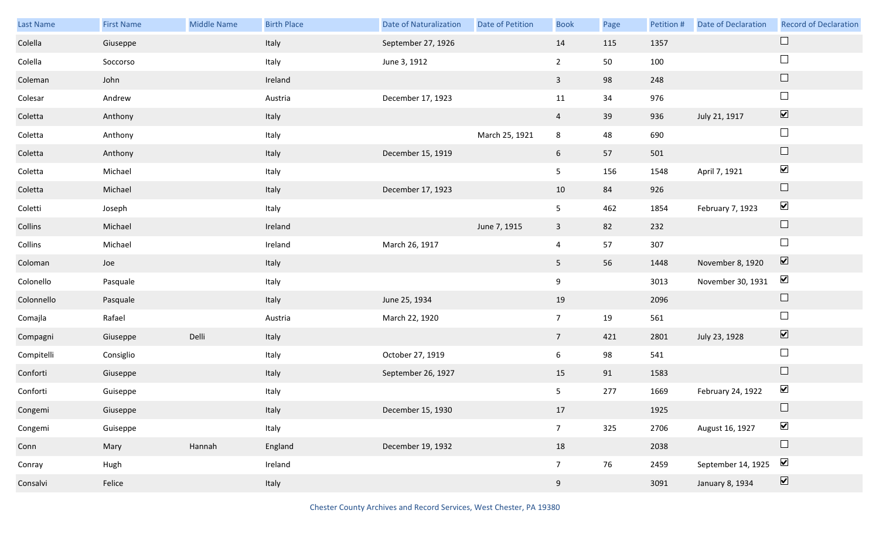| Last Name | First Name | Middle Name | Birth Place | Date of Naturalization | Date of Petition | Book | Page | Petition # | Date of Declaration | Record of Declaration |
|---|---|---|---|---|---|---|---|---|---|---|
| Colella | Giuseppe | | Italy | September 27, 1926 | | 14 | 115 | 1357 | | ☐ |
| Colella | Soccorso | | Italy | June 3, 1912 | | 2 | 50 | 100 | | ☐ |
| Coleman | John | | Ireland | | | 3 | 98 | 248 | | ☐ |
| Colesar | Andrew | | Austria | December 17, 1923 | | 11 | 34 | 976 | | ☐ |
| Coletta | Anthony | | Italy | | | 4 | 39 | 936 | July 21, 1917 | ☑ |
| Coletta | Anthony | | Italy | | March 25, 1921 | 8 | 48 | 690 | | ☐ |
| Coletta | Anthony | | Italy | December 15, 1919 | | 6 | 57 | 501 | | ☐ |
| Coletta | Michael | | Italy | | | 5 | 156 | 1548 | April 7, 1921 | ☑ |
| Coletta | Michael | | Italy | December 17, 1923 | | 10 | 84 | 926 | | ☐ |
| Coletti | Joseph | | Italy | | | 5 | 462 | 1854 | February 7, 1923 | ☑ |
| Collins | Michael | | Ireland | | June 7, 1915 | 3 | 82 | 232 | | ☐ |
| Collins | Michael | | Ireland | March 26, 1917 | | 4 | 57 | 307 | | ☐ |
| Coloman | Joe | | Italy | | | 5 | 56 | 1448 | November 8, 1920 | ☑ |
| Colonello | Pasquale | | Italy | | | 9 | | 3013 | November 30, 1931 | ☑ |
| Colonnello | Pasquale | | Italy | June 25, 1934 | | 19 | | 2096 | | ☐ |
| Comajla | Rafael | | Austria | March 22, 1920 | | 7 | 19 | 561 | | ☐ |
| Compagni | Giuseppe | Delli | Italy | | | 7 | 421 | 2801 | July 23, 1928 | ☑ |
| Compitelli | Consiglio | | Italy | October 27, 1919 | | 6 | 98 | 541 | | ☐ |
| Conforti | Giuseppe | | Italy | September 26, 1927 | | 15 | 91 | 1583 | | ☐ |
| Conforti | Guiseppe | | Italy | | | 5 | 277 | 1669 | February 24, 1922 | ☑ |
| Congemi | Giuseppe | | Italy | December 15, 1930 | | 17 | | 1925 | | ☐ |
| Congemi | Guiseppe | | Italy | | | 7 | 325 | 2706 | August 16, 1927 | ☑ |
| Conn | Mary | Hannah | England | December 19, 1932 | | 18 | | 2038 | | ☐ |
| Conray | Hugh | | Ireland | | | 7 | 76 | 2459 | September 14, 1925 | ☑ |
| Consalvi | Felice | | Italy | | | 9 | | 3091 | January 8, 1934 | ☑ |

Chester County Archives and Record Services, West Chester, PA 19380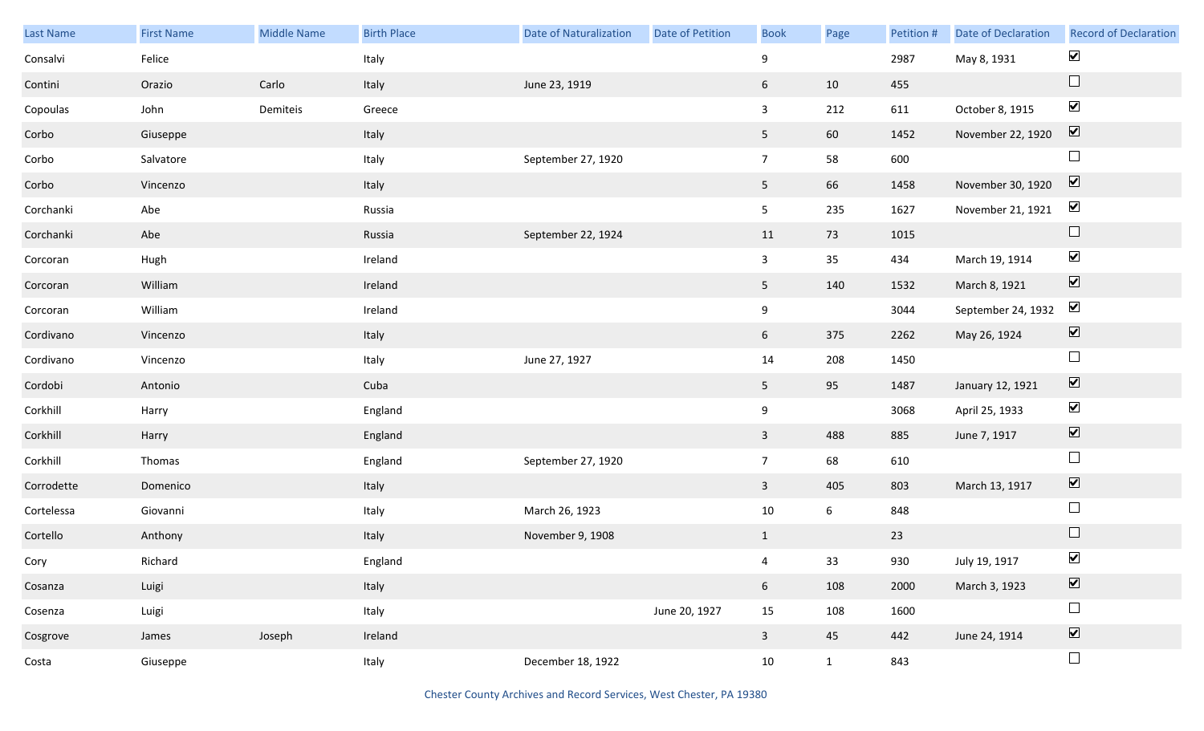| Last Name | First Name | Middle Name | Birth Place | Date of Naturalization | Date of Petition | Book | Page | Petition # | Date of Declaration | Record of Declaration |
|---|---|---|---|---|---|---|---|---|---|---|
| Consalvi | Felice | | Italy | | | 9 | | 2987 | May 8, 1931 | ☑ |
| Contini | Orazio | Carlo | Italy | June 23, 1919 | | 6 | 10 | 455 | | ☐ |
| Copoulas | John | Demiteis | Greece | | | 3 | 212 | 611 | October 8, 1915 | ☑ |
| Corbo | Giuseppe | | Italy | | | 5 | 60 | 1452 | November 22, 1920 | ☑ |
| Corbo | Salvatore | | Italy | September 27, 1920 | | 7 | 58 | 600 | | ☐ |
| Corbo | Vincenzo | | Italy | | | 5 | 66 | 1458 | November 30, 1920 | ☑ |
| Corchanki | Abe | | Russia | | | 5 | 235 | 1627 | November 21, 1921 | ☑ |
| Corchanki | Abe | | Russia | September 22, 1924 | | 11 | 73 | 1015 | | ☐ |
| Corcoran | Hugh | | Ireland | | | 3 | 35 | 434 | March 19, 1914 | ☑ |
| Corcoran | William | | Ireland | | | 5 | 140 | 1532 | March 8, 1921 | ☑ |
| Corcoran | William | | Ireland | | | 9 | | 3044 | September 24, 1932 | ☑ |
| Cordivano | Vincenzo | | Italy | | | 6 | 375 | 2262 | May 26, 1924 | ☑ |
| Cordivano | Vincenzo | | Italy | June 27, 1927 | | 14 | 208 | 1450 | | ☐ |
| Cordobi | Antonio | | Cuba | | | 5 | 95 | 1487 | January 12, 1921 | ☑ |
| Corkhill | Harry | | England | | | 9 | | 3068 | April 25, 1933 | ☑ |
| Corkhill | Harry | | England | | | 3 | 488 | 885 | June 7, 1917 | ☑ |
| Corkhill | Thomas | | England | September 27, 1920 | | 7 | 68 | 610 | | ☐ |
| Corrodette | Domenico | | Italy | | | 3 | 405 | 803 | March 13, 1917 | ☑ |
| Cortelessa | Giovanni | | Italy | March 26, 1923 | | 10 | 6 | 848 | | ☐ |
| Cortello | Anthony | | Italy | November 9, 1908 | | 1 | | 23 | | ☐ |
| Cory | Richard | | England | | | 4 | 33 | 930 | July 19, 1917 | ☑ |
| Cosanza | Luigi | | Italy | | | 6 | 108 | 2000 | March 3, 1923 | ☑ |
| Cosenza | Luigi | | Italy | | June 20, 1927 | 15 | 108 | 1600 | | ☐ |
| Cosgrove | James | Joseph | Ireland | | | 3 | 45 | 442 | June 24, 1914 | ☑ |
| Costa | Giuseppe | | Italy | December 18, 1922 | | 10 | 1 | 843 | | ☐ |

Chester County Archives and Record Services, West Chester, PA 19380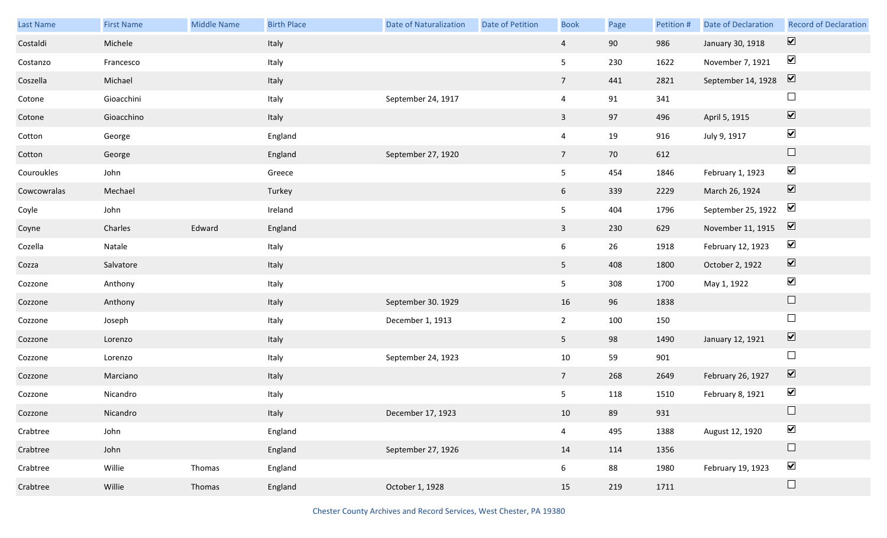| Last Name | First Name | Middle Name | Birth Place | Date of Naturalization | Date of Petition | Book | Page | Petition # | Date of Declaration | Record of Declaration |
|---|---|---|---|---|---|---|---|---|---|---|
| Costaldi | Michele | | Italy | | | 4 | 90 | 986 | January 30, 1918 | ☑ |
| Costanzo | Francesco | | Italy | | | 5 | 230 | 1622 | November 7, 1921 | ☑ |
| Coszella | Michael | | Italy | | | 7 | 441 | 2821 | September 14, 1928 | ☑ |
| Cotone | Gioacchini | | Italy | September 24, 1917 | | 4 | 91 | 341 | | ☐ |
| Cotone | Gioacchino | | Italy | | | 3 | 97 | 496 | April 5, 1915 | ☑ |
| Cotton | George | | England | | | 4 | 19 | 916 | July 9, 1917 | ☑ |
| Cotton | George | | England | September 27, 1920 | | 7 | 70 | 612 | | ☐ |
| Couroukles | John | | Greece | | | 5 | 454 | 1846 | February 1, 1923 | ☑ |
| Cowcowralas | Mechael | | Turkey | | | 6 | 339 | 2229 | March 26, 1924 | ☑ |
| Coyle | John | | Ireland | | | 5 | 404 | 1796 | September 25, 1922 | ☑ |
| Coyne | Charles | Edward | England | | | 3 | 230 | 629 | November 11, 1915 | ☑ |
| Cozella | Natale | | Italy | | | 6 | 26 | 1918 | February 12, 1923 | ☑ |
| Cozza | Salvatore | | Italy | | | 5 | 408 | 1800 | October 2, 1922 | ☑ |
| Cozzone | Anthony | | Italy | | | 5 | 308 | 1700 | May 1, 1922 | ☑ |
| Cozzone | Anthony | | Italy | September 30. 1929 | | 16 | 96 | 1838 | | ☐ |
| Cozzone | Joseph | | Italy | December 1, 1913 | | 2 | 100 | 150 | | ☐ |
| Cozzone | Lorenzo | | Italy | | | 5 | 98 | 1490 | January 12, 1921 | ☑ |
| Cozzone | Lorenzo | | Italy | September 24, 1923 | | 10 | 59 | 901 | | ☐ |
| Cozzone | Marciano | | Italy | | | 7 | 268 | 2649 | February 26, 1927 | ☑ |
| Cozzone | Nicandro | | Italy | | | 5 | 118 | 1510 | February 8, 1921 | ☑ |
| Cozzone | Nicandro | | Italy | December 17, 1923 | | 10 | 89 | 931 | | ☐ |
| Crabtree | John | | England | | | 4 | 495 | 1388 | August 12, 1920 | ☑ |
| Crabtree | John | | England | September 27, 1926 | | 14 | 114 | 1356 | | ☐ |
| Crabtree | Willie | Thomas | England | | | 6 | 88 | 1980 | February 19, 1923 | ☑ |
| Crabtree | Willie | Thomas | England | October 1, 1928 | | 15 | 219 | 1711 | | ☐ |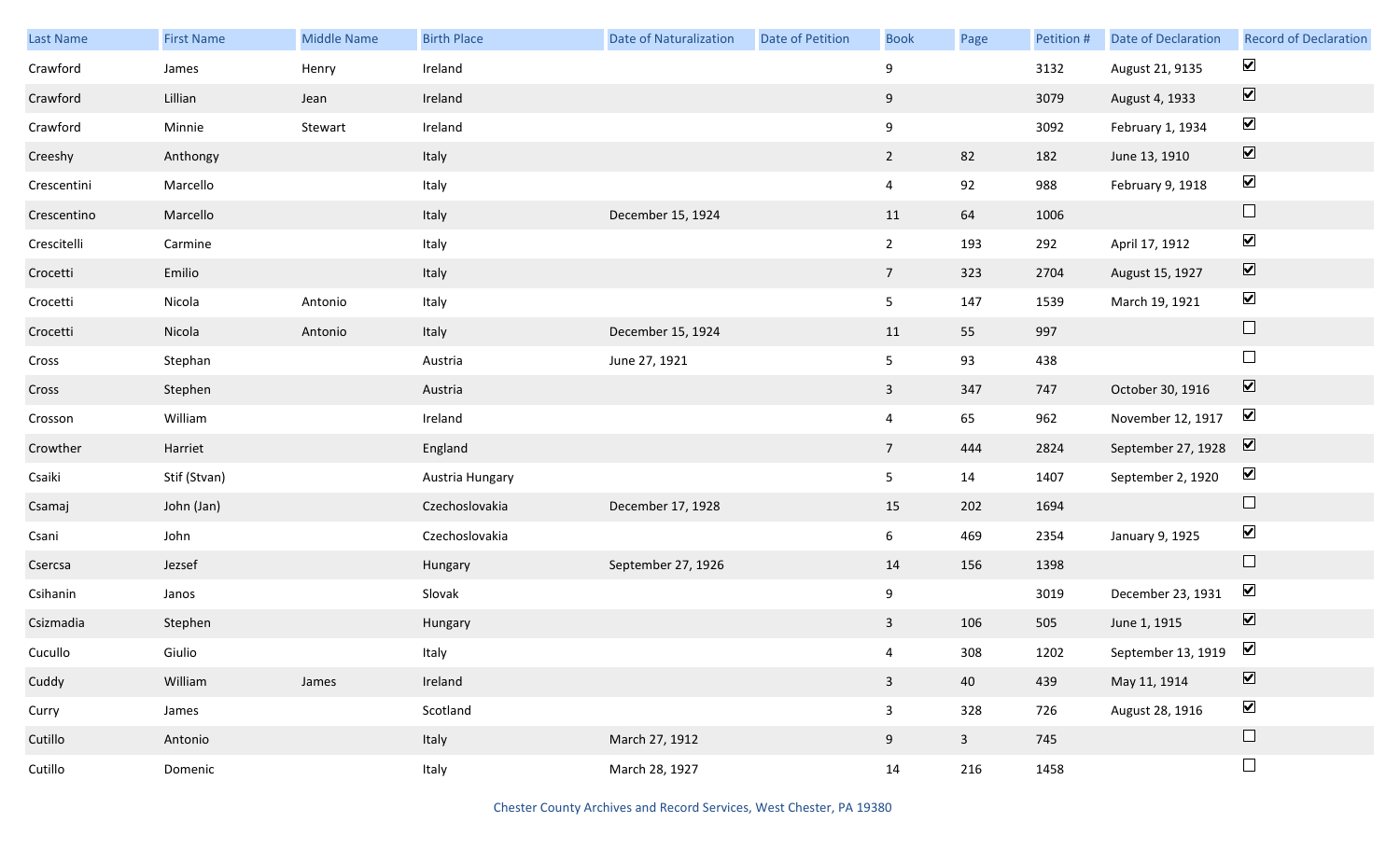| Last Name | First Name | Middle Name | Birth Place | Date of Naturalization | Date of Petition | Book | Page | Petition # | Date of Declaration | Record of Declaration |
|---|---|---|---|---|---|---|---|---|---|---|
| Crawford | James | Henry | Ireland | | | 9 | | 3132 | August 21, 9135 | ☑ |
| Crawford | Lillian | Jean | Ireland | | | 9 | | 3079 | August 4, 1933 | ☑ |
| Crawford | Minnie | Stewart | Ireland | | | 9 | | 3092 | February 1, 1934 | ☑ |
| Creeshy | Anthongy | | Italy | | | 2 | 82 | 182 | June 13, 1910 | ☑ |
| Crescentini | Marcello | | Italy | | | 4 | 92 | 988 | February 9, 1918 | ☑ |
| Crescentino | Marcello | | Italy | December 15, 1924 | | 11 | 64 | 1006 | | ☐ |
| Crescitelli | Carmine | | Italy | | | 2 | 193 | 292 | April 17, 1912 | ☑ |
| Crocetti | Emilio | | Italy | | | 7 | 323 | 2704 | August 15, 1927 | ☑ |
| Crocetti | Nicola | Antonio | Italy | | | 5 | 147 | 1539 | March 19, 1921 | ☑ |
| Crocetti | Nicola | Antonio | Italy | December 15, 1924 | | 11 | 55 | 997 | | ☐ |
| Cross | Stephan | | Austria | June 27, 1921 | | 5 | 93 | 438 | | ☐ |
| Cross | Stephen | | Austria | | | 3 | 347 | 747 | October 30, 1916 | ☑ |
| Crosson | William | | Ireland | | | 4 | 65 | 962 | November 12, 1917 | ☑ |
| Crowther | Harriet | | England | | | 7 | 444 | 2824 | September 27, 1928 | ☑ |
| Csaiki | Stif (Stvan) | | Austria Hungary | | | 5 | 14 | 1407 | September 2, 1920 | ☑ |
| Csamaj | John (Jan) | | Czechoslovakia | December 17, 1928 | | 15 | 202 | 1694 | | ☐ |
| Csani | John | | Czechoslovakia | | | 6 | 469 | 2354 | January 9, 1925 | ☑ |
| Csercsa | Jezsef | | Hungary | September 27, 1926 | | 14 | 156 | 1398 | | ☐ |
| Csihanin | Janos | | Slovak | | | 9 | | 3019 | December 23, 1931 | ☑ |
| Csizmadia | Stephen | | Hungary | | | 3 | 106 | 505 | June 1, 1915 | ☑ |
| Cucullo | Giulio | | Italy | | | 4 | 308 | 1202 | September 13, 1919 | ☑ |
| Cuddy | William | James | Ireland | | | 3 | 40 | 439 | May 11, 1914 | ☑ |
| Curry | James | | Scotland | | | 3 | 328 | 726 | August 28, 1916 | ☑ |
| Cutillo | Antonio | | Italy | March 27, 1912 | | 9 | 3 | 745 | | ☐ |
| Cutillo | Domenic | | Italy | March 28, 1927 | | 14 | 216 | 1458 | | ☐ |

Chester County Archives and Record Services, West Chester, PA 19380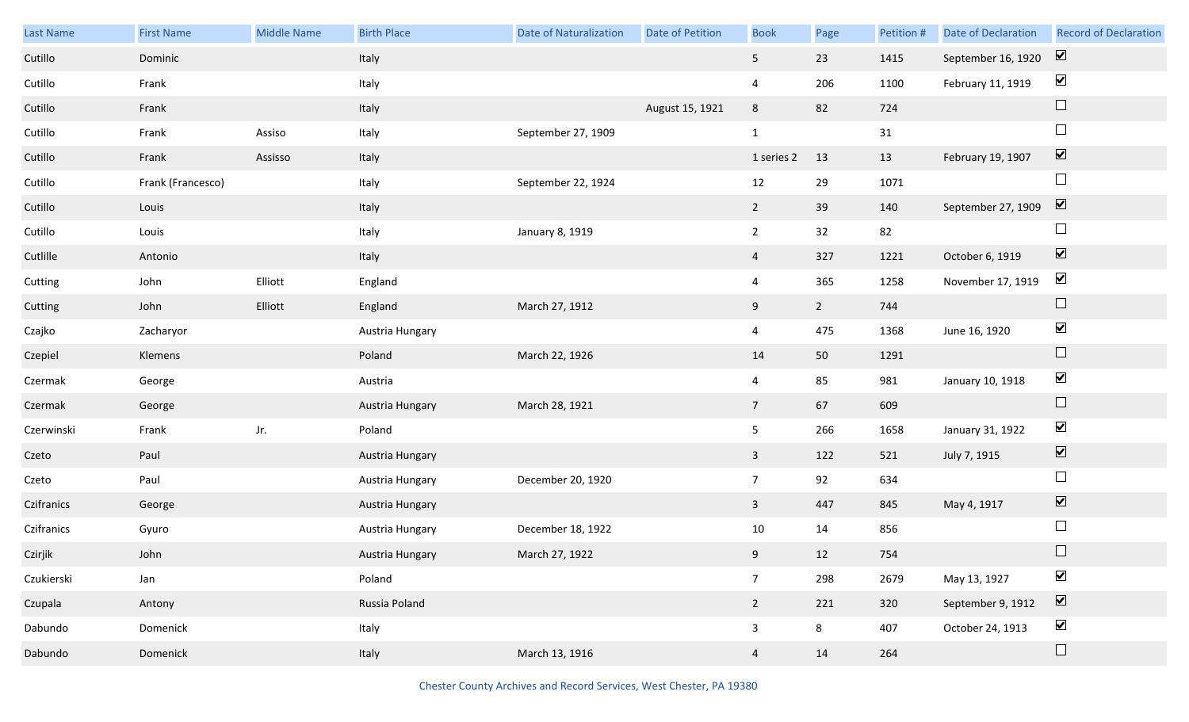| Last Name | First Name | Middle Name | Birth Place | Date of Naturalization | Date of Petition | Book | Page | Petition # | Date of Declaration | Record of Declaration |
|---|---|---|---|---|---|---|---|---|---|---|
| Cutillo | Dominic | | Italy | | | 5 | 23 | 1415 | September 16, 1920 | ☑ |
| Cutillo | Frank | | Italy | | | 4 | 206 | 1100 | February 11, 1919 | ☑ |
| Cutillo | Frank | | Italy | | August 15, 1921 | 8 | 82 | 724 | | ☐ |
| Cutillo | Frank | Assiso | Italy | September 27, 1909 | | 1 | | 31 | | ☐ |
| Cutillo | Frank | Assisso | Italy | | | 1 series 2 | 13 | 13 | February 19, 1907 | ☑ |
| Cutillo | Frank (Francesco) | | Italy | September 22, 1924 | | 12 | 29 | 1071 | | ☐ |
| Cutillo | Louis | | Italy | | | 2 | 39 | 140 | September 27, 1909 | ☑ |
| Cutillo | Louis | | Italy | January 8, 1919 | | 2 | 32 | 82 | | ☐ |
| Cutlille | Antonio | | Italy | | | 4 | 327 | 1221 | October 6, 1919 | ☑ |
| Cutting | John | Elliott | England | | | 4 | 365 | 1258 | November 17, 1919 | ☑ |
| Cutting | John | Elliott | England | March 27, 1912 | | 9 | 2 | 744 | | ☐ |
| Czajko | Zacharyor | | Austria Hungary | | | 4 | 475 | 1368 | June 16, 1920 | ☑ |
| Czepiel | Klemens | | Poland | March 22, 1926 | | 14 | 50 | 1291 | | ☐ |
| Czermak | George | | Austria | | | 4 | 85 | 981 | January 10, 1918 | ☑ |
| Czermak | George | | Austria Hungary | March 28, 1921 | | 7 | 67 | 609 | | ☐ |
| Czerwinski | Frank | Jr. | Poland | | | 5 | 266 | 1658 | January 31, 1922 | ☑ |
| Czeto | Paul | | Austria Hungary | | | 3 | 122 | 521 | July 7, 1915 | ☑ |
| Czeto | Paul | | Austria Hungary | December 20, 1920 | | 7 | 92 | 634 | | ☐ |
| Czifranics | George | | Austria Hungary | | | 3 | 447 | 845 | May 4, 1917 | ☑ |
| Czifranics | Gyuro | | Austria Hungary | December 18, 1922 | | 10 | 14 | 856 | | ☐ |
| Czirjik | John | | Austria Hungary | March 27, 1922 | | 9 | 12 | 754 | | ☐ |
| Czukierski | Jan | | Poland | | | 7 | 298 | 2679 | May 13, 1927 | ☑ |
| Czupala | Antony | | Russia Poland | | | 2 | 221 | 320 | September 9, 1912 | ☑ |
| Dabundo | Domenick | | Italy | | | 3 | 8 | 407 | October 24, 1913 | ☑ |
| Dabundo | Domenick | | Italy | March 13, 1916 | | 4 | 14 | 264 | | ☐ |

Chester County Archives and Record Services, West Chester, PA 19380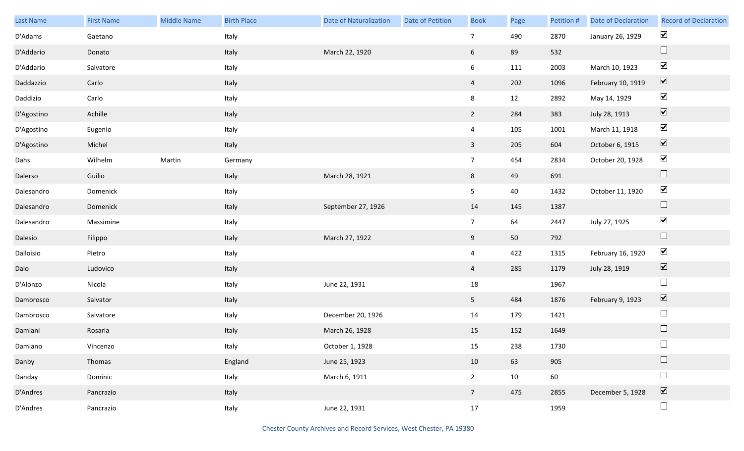| Last Name | First Name | Middle Name | Birth Place | Date of Naturalization | Date of Petition | Book | Page | Petition # | Date of Declaration | Record of Declaration |
|---|---|---|---|---|---|---|---|---|---|---|
| D'Adams | Gaetano | | Italy | | | 7 | 490 | 2870 | January 26, 1929 | ☑ |
| D'Addario | Donato | | Italy | March 22, 1920 | | 6 | 89 | 532 | | ☐ |
| D'Addario | Salvatore | | Italy | | | 6 | 111 | 2003 | March 10, 1923 | ☑ |
| Daddazzio | Carlo | | Italy | | | 4 | 202 | 1096 | February 10, 1919 | ☑ |
| Daddizio | Carlo | | Italy | | | 8 | 12 | 2892 | May 14, 1929 | ☑ |
| D'Agostino | Achille | | Italy | | | 2 | 284 | 383 | July 28, 1913 | ☑ |
| D'Agostino | Eugenio | | Italy | | | 4 | 105 | 1001 | March 11, 1918 | ☑ |
| D'Agostino | Michel | | Italy | | | 3 | 205 | 604 | October 6, 1915 | ☑ |
| Dahs | Wilhelm | Martin | Germany | | | 7 | 454 | 2834 | October 20, 1928 | ☑ |
| Dalerso | Guilio | | Italy | March 28, 1921 | | 8 | 49 | 691 | | ☐ |
| Dalesandro | Domenick | | Italy | | | 5 | 40 | 1432 | October 11, 1920 | ☑ |
| Dalesandro | Domenick | | Italy | September 27, 1926 | | 14 | 145 | 1387 | | ☐ |
| Dalesandro | Massimine | | Italy | | | 7 | 64 | 2447 | July 27, 1925 | ☑ |
| Dalesio | Filippo | | Italy | March 27, 1922 | | 9 | 50 | 792 | | ☐ |
| Dalloisio | Pietro | | Italy | | | 4 | 422 | 1315 | February 16, 1920 | ☑ |
| Dalo | Ludovico | | Italy | | | 4 | 285 | 1179 | July 28, 1919 | ☑ |
| D'Alonzo | Nicola | | Italy | June 22, 1931 | | 18 | | 1967 | | ☐ |
| Dambrosco | Salvator | | Italy | | | 5 | 484 | 1876 | February 9, 1923 | ☑ |
| Dambrosco | Salvatore | | Italy | December 20, 1926 | | 14 | 179 | 1421 | | ☐ |
| Damiani | Rosaria | | Italy | March 26, 1928 | | 15 | 152 | 1649 | | ☐ |
| Damiano | Vincenzo | | Italy | October 1, 1928 | | 15 | 238 | 1730 | | ☐ |
| Danby | Thomas | | England | June 25, 1923 | | 10 | 63 | 905 | | ☐ |
| Danday | Dominic | | Italy | March 6, 1911 | | 2 | 10 | 60 | | ☐ |
| D'Andres | Pancrazio | | Italy | | | 7 | 475 | 2855 | December 5, 1928 | ☑ |
| D'Andres | Pancrazio | | Italy | June 22, 1931 | | 17 | | 1959 | | ☐ |

Chester County Archives and Record Services, West Chester, PA 19380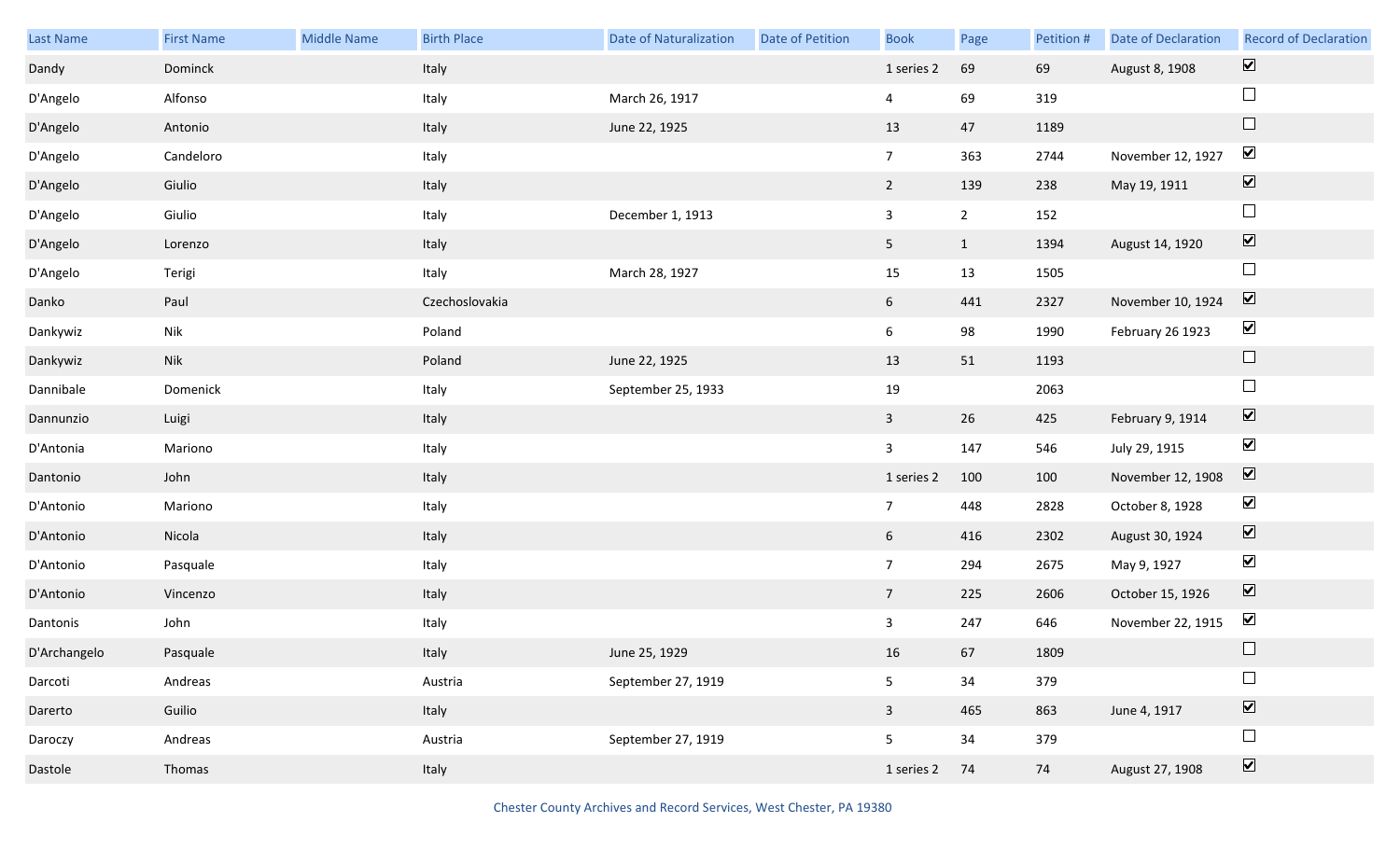| Last Name | First Name | Middle Name | Birth Place | Date of Naturalization | Date of Petition | Book | Page | Petition # | Date of Declaration | Record of Declaration |
|---|---|---|---|---|---|---|---|---|---|---|
| Dandy | Dominck | | Italy | | | 1 series 2 | 69 | 69 | August 8, 1908 | ☑ |
| D'Angelo | Alfonso | | Italy | March 26, 1917 | | 4 | 69 | 319 | | ☐ |
| D'Angelo | Antonio | | Italy | June 22, 1925 | | 13 | 47 | 1189 | | ☐ |
| D'Angelo | Candeloro | | Italy | | | 7 | 363 | 2744 | November 12, 1927 | ☑ |
| D'Angelo | Giulio | | Italy | | | 2 | 139 | 238 | May 19, 1911 | ☑ |
| D'Angelo | Giulio | | Italy | December 1, 1913 | | 3 | 2 | 152 | | ☐ |
| D'Angelo | Lorenzo | | Italy | | | 5 | 1 | 1394 | August 14, 1920 | ☑ |
| D'Angelo | Terigi | | Italy | March 28, 1927 | | 15 | 13 | 1505 | | ☐ |
| Danko | Paul | | Czechoslovakia | | | 6 | 441 | 2327 | November 10, 1924 | ☑ |
| Dankywiz | Nik | | Poland | | | 6 | 98 | 1990 | February 26 1923 | ☑ |
| Dankywiz | Nik | | Poland | June 22, 1925 | | 13 | 51 | 1193 | | ☐ |
| Dannibale | Domenick | | Italy | September 25, 1933 | | 19 | | 2063 | | ☐ |
| Dannunzio | Luigi | | Italy | | | 3 | 26 | 425 | February 9, 1914 | ☑ |
| D'Antonia | Mariono | | Italy | | | 3 | 147 | 546 | July 29, 1915 | ☑ |
| Dantonio | John | | Italy | | | 1 series 2 | 100 | 100 | November 12, 1908 | ☑ |
| D'Antonio | Mariono | | Italy | | | 7 | 448 | 2828 | October 8, 1928 | ☑ |
| D'Antonio | Nicola | | Italy | | | 6 | 416 | 2302 | August 30, 1924 | ☑ |
| D'Antonio | Pasquale | | Italy | | | 7 | 294 | 2675 | May 9, 1927 | ☑ |
| D'Antonio | Vincenzo | | Italy | | | 7 | 225 | 2606 | October 15, 1926 | ☑ |
| Dantonis | John | | Italy | | | 3 | 247 | 646 | November 22, 1915 | ☑ |
| D'Archangelo | Pasquale | | Italy | June 25, 1929 | | 16 | 67 | 1809 | | ☐ |
| Darcoti | Andreas | | Austria | September 27, 1919 | | 5 | 34 | 379 | | ☐ |
| Darerto | Guilio | | Italy | | | 3 | 465 | 863 | June 4, 1917 | ☑ |
| Daroczy | Andreas | | Austria | September 27, 1919 | | 5 | 34 | 379 | | ☐ |
| Dastole | Thomas | | Italy | | | 1 series 2 | 74 | 74 | August 27, 1908 | ☑ |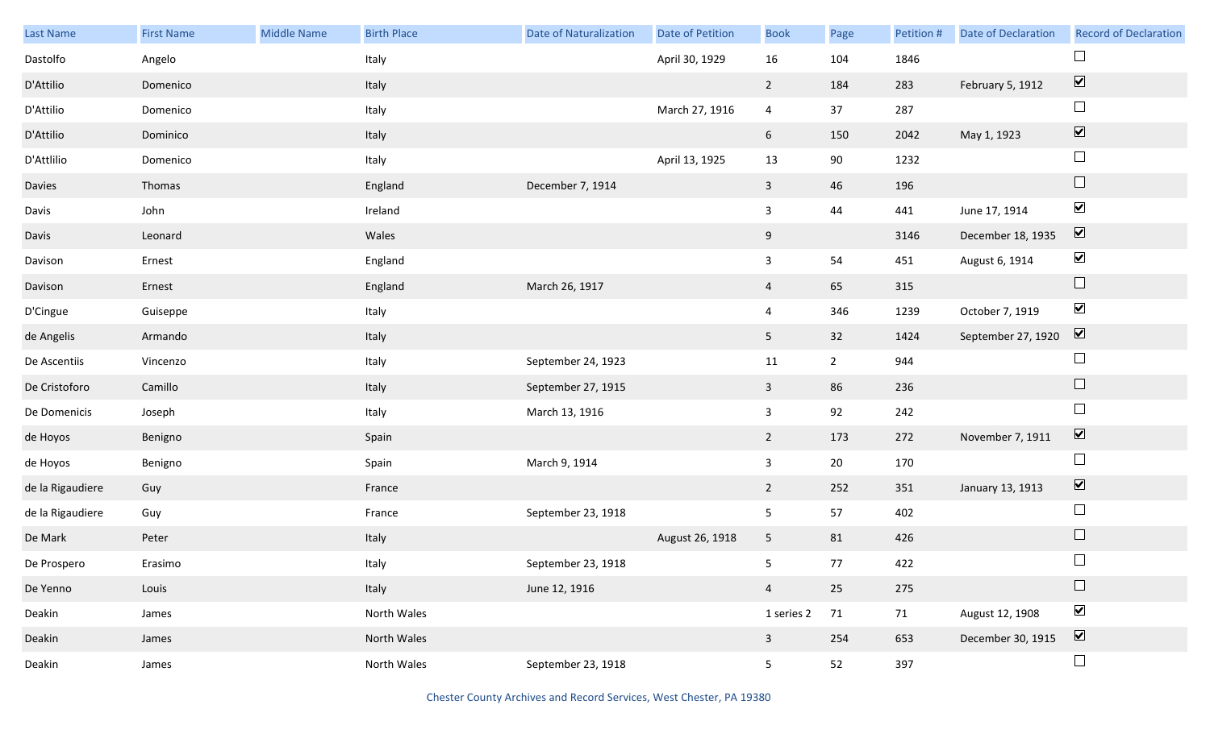| Last Name | First Name | Middle Name | Birth Place | Date of Naturalization | Date of Petition | Book | Page | Petition # | Date of Declaration | Record of Declaration |
|---|---|---|---|---|---|---|---|---|---|---|
| Dastolfo | Angelo | | Italy | | April 30, 1929 | 16 | 104 | 1846 | | ☐ |
| D'Attilio | Domenico | | Italy | | | 2 | 184 | 283 | February 5, 1912 | ☑ |
| D'Attilio | Domenico | | Italy | | March 27, 1916 | 4 | 37 | 287 | | ☐ |
| D'Attilio | Dominico | | Italy | | | 6 | 150 | 2042 | May 1, 1923 | ☑ |
| D'Attlilio | Domenico | | Italy | | April 13, 1925 | 13 | 90 | 1232 | | ☐ |
| Davies | Thomas | | England | December 7, 1914 | | 3 | 46 | 196 | | ☐ |
| Davis | John | | Ireland | | | 3 | 44 | 441 | June 17, 1914 | ☑ |
| Davis | Leonard | | Wales | | | 9 | | 3146 | December 18, 1935 | ☑ |
| Davison | Ernest | | England | | | 3 | 54 | 451 | August 6, 1914 | ☑ |
| Davison | Ernest | | England | March 26, 1917 | | 4 | 65 | 315 | | ☐ |
| D'Cingue | Guiseppe | | Italy | | | 4 | 346 | 1239 | October 7, 1919 | ☑ |
| de Angelis | Armando | | Italy | | | 5 | 32 | 1424 | September 27, 1920 | ☑ |
| De Ascentiis | Vincenzo | | Italy | September 24, 1923 | | 11 | 2 | 944 | | ☐ |
| De Cristoforo | Camillo | | Italy | September 27, 1915 | | 3 | 86 | 236 | | ☐ |
| De Domenicis | Joseph | | Italy | March 13, 1916 | | 3 | 92 | 242 | | ☐ |
| de Hoyos | Benigno | | Spain | | | 2 | 173 | 272 | November 7, 1911 | ☑ |
| de Hoyos | Benigno | | Spain | March 9, 1914 | | 3 | 20 | 170 | | ☐ |
| de la Rigaudiere | Guy | | France | | | 2 | 252 | 351 | January 13, 1913 | ☑ |
| de la Rigaudiere | Guy | | France | September 23, 1918 | | 5 | 57 | 402 | | ☐ |
| De Mark | Peter | | Italy | | August 26, 1918 | 5 | 81 | 426 | | ☐ |
| De Prospero | Erasimo | | Italy | September 23, 1918 | | 5 | 77 | 422 | | ☐ |
| De Yenno | Louis | | Italy | June 12, 1916 | | 4 | 25 | 275 | | ☐ |
| Deakin | James | | North Wales | | | 1 series 2 | 71 | 71 | August 12, 1908 | ☑ |
| Deakin | James | | North Wales | | | 3 | 254 | 653 | December 30, 1915 | ☑ |
| Deakin | James | | North Wales | September 23, 1918 | | 5 | 52 | 397 | | ☐ |

Chester County Archives and Record Services, West Chester, PA 19380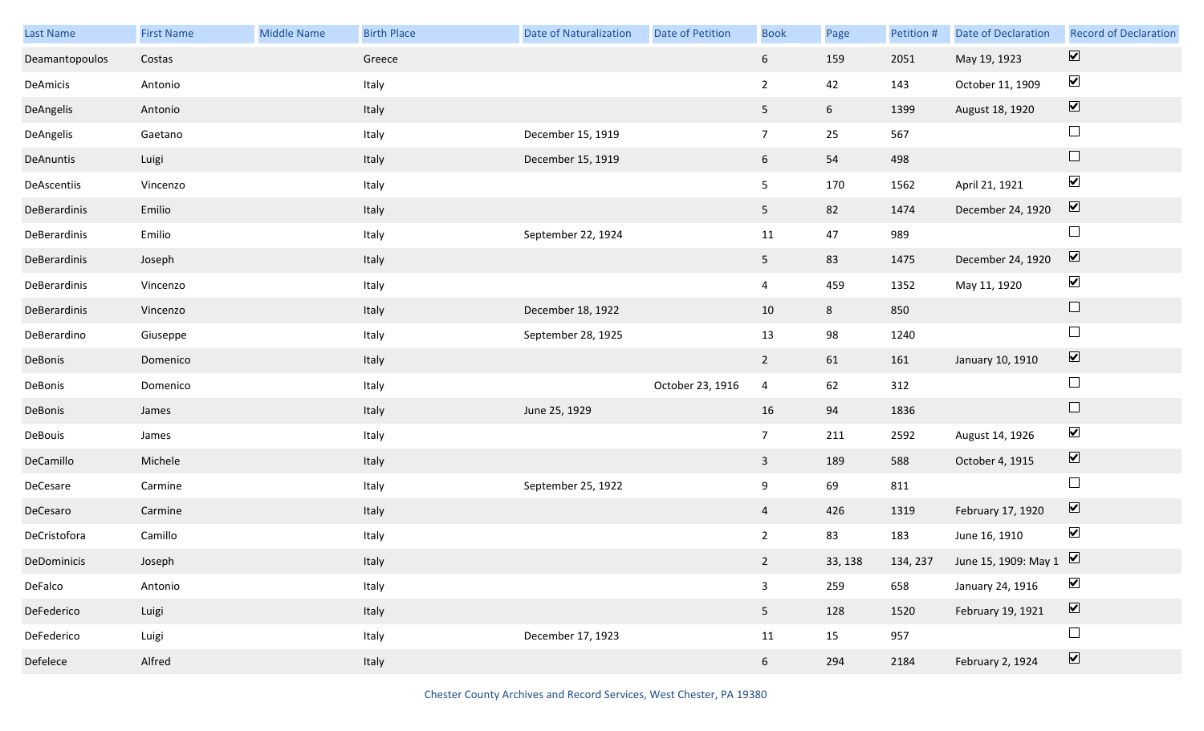| Last Name | First Name | Middle Name | Birth Place | Date of Naturalization | Date of Petition | Book | Page | Petition # | Date of Declaration | Record of Declaration |
|---|---|---|---|---|---|---|---|---|---|---|
| Deamantopoulos | Costas | | Greece | | | 6 | 159 | 2051 | May 19, 1923 | ☑ |
| DeAmicis | Antonio | | Italy | | | 2 | 42 | 143 | October 11, 1909 | ☑ |
| DeAngelis | Antonio | | Italy | | | 5 | 6 | 1399 | August 18, 1920 | ☑ |
| DeAngelis | Gaetano | | Italy | December 15, 1919 | | 7 | 25 | 567 | | ☐ |
| DeAnuntis | Luigi | | Italy | December 15, 1919 | | 6 | 54 | 498 | | ☐ |
| DeAscentiis | Vincenzo | | Italy | | | 5 | 170 | 1562 | April 21, 1921 | ☑ |
| DeBerardinis | Emilio | | Italy | | | 5 | 82 | 1474 | December 24, 1920 | ☑ |
| DeBerardinis | Emilio | | Italy | September 22, 1924 | | 11 | 47 | 989 | | ☐ |
| DeBerardinis | Joseph | | Italy | | | 5 | 83 | 1475 | December 24, 1920 | ☑ |
| DeBerardinis | Vincenzo | | Italy | | | 4 | 459 | 1352 | May 11, 1920 | ☑ |
| DeBerardinis | Vincenzo | | Italy | December 18, 1922 | | 10 | 8 | 850 | | ☐ |
| DeBerardino | Giuseppe | | Italy | September 28, 1925 | | 13 | 98 | 1240 | | ☐ |
| DeBonis | Domenico | | Italy | | | 2 | 61 | 161 | January 10, 1910 | ☑ |
| DeBonis | Domenico | | Italy | | October 23, 1916 | 4 | 62 | 312 | | ☐ |
| DeBonis | James | | Italy | June 25, 1929 | | 16 | 94 | 1836 | | ☐ |
| DeBouis | James | | Italy | | | 7 | 211 | 2592 | August 14, 1926 | ☑ |
| DeCamillo | Michele | | Italy | | | 3 | 189 | 588 | October 4, 1915 | ☑ |
| DeCesare | Carmine | | Italy | September 25, 1922 | | 9 | 69 | 811 | | ☐ |
| DeCesaro | Carmine | | Italy | | | 4 | 426 | 1319 | February 17, 1920 | ☑ |
| DeCristofora | Camillo | | Italy | | | 2 | 83 | 183 | June 16, 1910 | ☑ |
| DeDominicis | Joseph | | Italy | | | 2 | 33, 138 | 134, 237 | June 15, 1909: May 1 | ☑ |
| DeFalco | Antonio | | Italy | | | 3 | 259 | 658 | January 24, 1916 | ☑ |
| DeFederico | Luigi | | Italy | | | 5 | 128 | 1520 | February 19, 1921 | ☑ |
| DeFederico | Luigi | | Italy | December 17, 1923 | | 11 | 15 | 957 | | ☐ |
| Defelece | Alfred | | Italy | | | 6 | 294 | 2184 | February 2, 1924 | ☑ |

Chester County Archives and Record Services, West Chester, PA 19380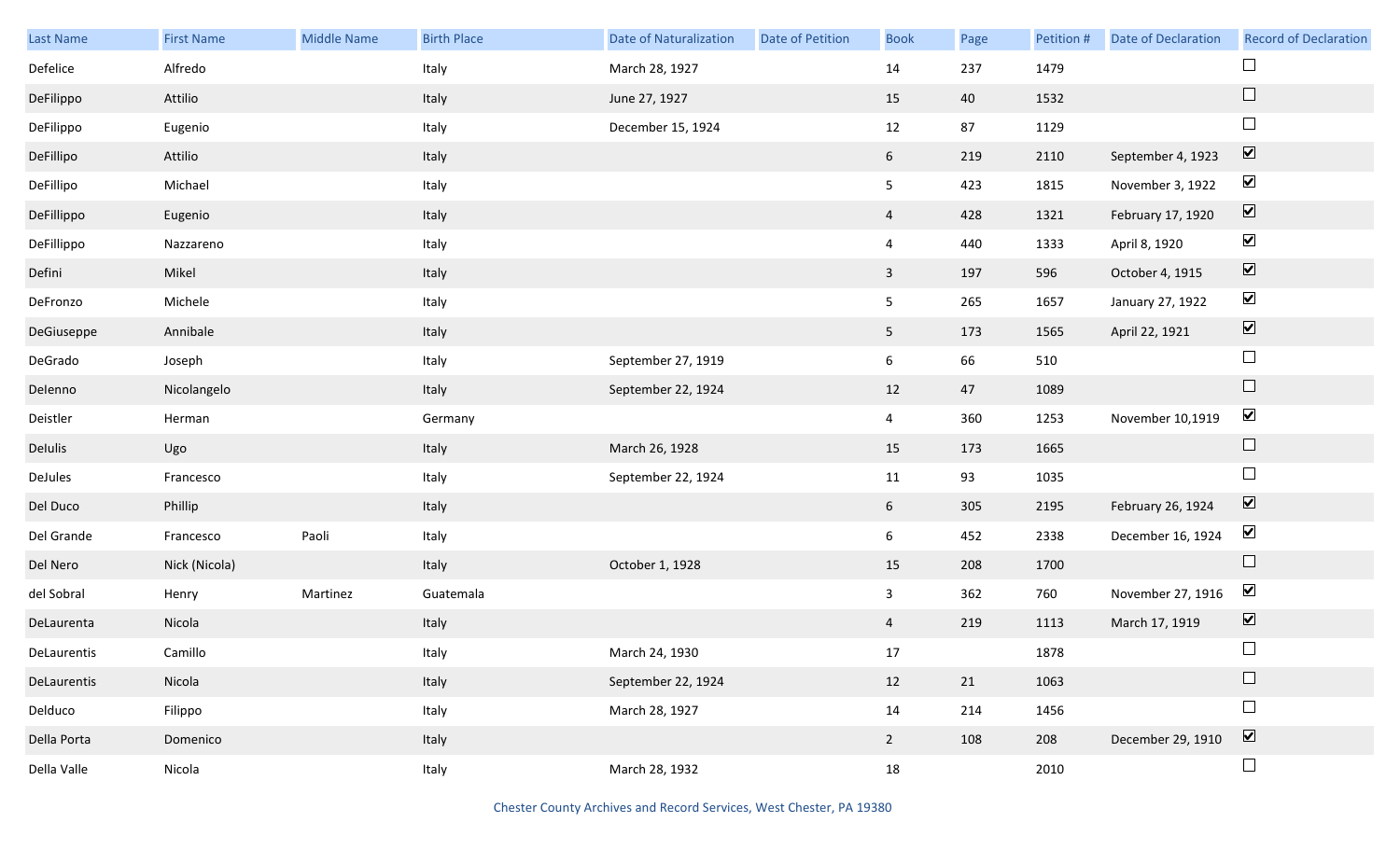| Last Name | First Name | Middle Name | Birth Place | Date of Naturalization | Date of Petition | Book | Page | Petition # | Date of Declaration | Record of Declaration |
|---|---|---|---|---|---|---|---|---|---|---|
| Defelice | Alfredo | | Italy | March 28, 1927 | | 14 | 237 | 1479 | | ☐ |
| DeFilippo | Attilio | | Italy | June 27, 1927 | | 15 | 40 | 1532 | | ☐ |
| DeFilippo | Eugenio | | Italy | December 15, 1924 | | 12 | 87 | 1129 | | ☐ |
| DeFillipo | Attilio | | Italy | | | 6 | 219 | 2110 | September 4, 1923 | ☑ |
| DeFillipo | Michael | | Italy | | | 5 | 423 | 1815 | November 3, 1922 | ☑ |
| DeFillippo | Eugenio | | Italy | | | 4 | 428 | 1321 | February 17, 1920 | ☑ |
| DeFillippo | Nazzareno | | Italy | | | 4 | 440 | 1333 | April 8, 1920 | ☑ |
| Defini | Mikel | | Italy | | | 3 | 197 | 596 | October 4, 1915 | ☑ |
| DeFronzo | Michele | | Italy | | | 5 | 265 | 1657 | January 27, 1922 | ☑ |
| DeGiuseppe | Annibale | | Italy | | | 5 | 173 | 1565 | April 22, 1921 | ☑ |
| DeGrado | Joseph | | Italy | September 27, 1919 | | 6 | 66 | 510 | | ☐ |
| DeIenno | Nicolangelo | | Italy | September 22, 1924 | | 12 | 47 | 1089 | | ☐ |
| Deistler | Herman | | Germany | | | 4 | 360 | 1253 | November 10,1919 | ☑ |
| DeIulis | Ugo | | Italy | March 26, 1928 | | 15 | 173 | 1665 | | ☐ |
| DeJules | Francesco | | Italy | September 22, 1924 | | 11 | 93 | 1035 | | ☐ |
| Del Duco | Phillip | | Italy | | | 6 | 305 | 2195 | February 26, 1924 | ☑ |
| Del Grande | Francesco | Paoli | Italy | | | 6 | 452 | 2338 | December 16, 1924 | ☑ |
| Del Nero | Nick (Nicola) | | Italy | October 1, 1928 | | 15 | 208 | 1700 | | ☐ |
| del Sobral | Henry | Martinez | Guatemala | | | 3 | 362 | 760 | November 27, 1916 | ☑ |
| DeLaurenta | Nicola | | Italy | | | 4 | 219 | 1113 | March 17, 1919 | ☑ |
| DeLaurentis | Camillo | | Italy | March 24, 1930 | | 17 | | 1878 | | ☐ |
| DeLaurentis | Nicola | | Italy | September 22, 1924 | | 12 | 21 | 1063 | | ☐ |
| Delduco | Filippo | | Italy | March 28, 1927 | | 14 | 214 | 1456 | | ☐ |
| Della Porta | Domenico | | Italy | | | 2 | 108 | 208 | December 29, 1910 | ☑ |
| Della Valle | Nicola | | Italy | March 28, 1932 | | 18 | | 2010 | | ☐ |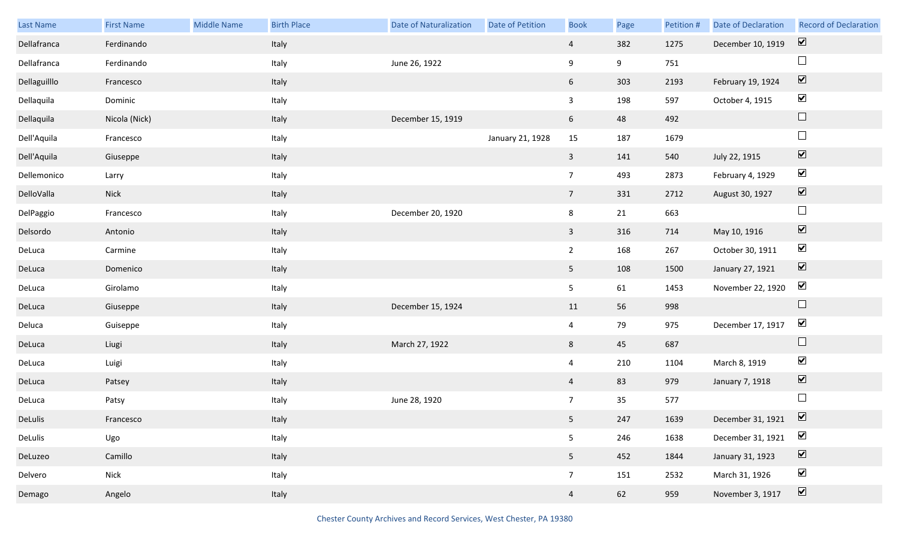| Last Name | First Name | Middle Name | Birth Place | Date of Naturalization | Date of Petition | Book | Page | Petition # | Date of Declaration | Record of Declaration |
|---|---|---|---|---|---|---|---|---|---|---|
| Dellafranca | Ferdinando | | Italy | | | 4 | 382 | 1275 | December 10, 1919 | ☑ |
| Dellafranca | Ferdinando | | Italy | June 26, 1922 | | 9 | 9 | 751 | | ☐ |
| Dellaguilllo | Francesco | | Italy | | | 6 | 303 | 2193 | February 19, 1924 | ☑ |
| Dellaquila | Dominic | | Italy | | | 3 | 198 | 597 | October 4, 1915 | ☑ |
| Dellaquila | Nicola (Nick) | | Italy | December 15, 1919 | | 6 | 48 | 492 | | ☐ |
| Dell'Aquila | Francesco | | Italy | | January 21, 1928 | 15 | 187 | 1679 | | ☐ |
| Dell'Aquila | Giuseppe | | Italy | | | 3 | 141 | 540 | July 22, 1915 | ☑ |
| Dellemonico | Larry | | Italy | | | 7 | 493 | 2873 | February 4, 1929 | ☑ |
| DelloValla | Nick | | Italy | | | 7 | 331 | 2712 | August 30, 1927 | ☑ |
| DelPaggio | Francesco | | Italy | December 20, 1920 | | 8 | 21 | 663 | | ☐ |
| Delsordo | Antonio | | Italy | | | 3 | 316 | 714 | May 10, 1916 | ☑ |
| DeLuca | Carmine | | Italy | | | 2 | 168 | 267 | October 30, 1911 | ☑ |
| DeLuca | Domenico | | Italy | | | 5 | 108 | 1500 | January 27, 1921 | ☑ |
| DeLuca | Girolamo | | Italy | | | 5 | 61 | 1453 | November 22, 1920 | ☑ |
| DeLuca | Giuseppe | | Italy | December 15, 1924 | | 11 | 56 | 998 | | ☐ |
| Deluca | Guiseppe | | Italy | | | 4 | 79 | 975 | December 17, 1917 | ☑ |
| DeLuca | Liugi | | Italy | March 27, 1922 | | 8 | 45 | 687 | | ☐ |
| DeLuca | Luigi | | Italy | | | 4 | 210 | 1104 | March 8, 1919 | ☑ |
| DeLuca | Patsey | | Italy | | | 4 | 83 | 979 | January 7, 1918 | ☑ |
| DeLuca | Patsy | | Italy | June 28, 1920 | | 7 | 35 | 577 | | ☐ |
| DeLulis | Francesco | | Italy | | | 5 | 247 | 1639 | December 31, 1921 | ☑ |
| DeLulis | Ugo | | Italy | | | 5 | 246 | 1638 | December 31, 1921 | ☑ |
| DeLuzeo | Camillo | | Italy | | | 5 | 452 | 1844 | January 31, 1923 | ☑ |
| Delvero | Nick | | Italy | | | 7 | 151 | 2532 | March 31, 1926 | ☑ |
| Demago | Angelo | | Italy | | | 4 | 62 | 959 | November 3, 1917 | ☑ |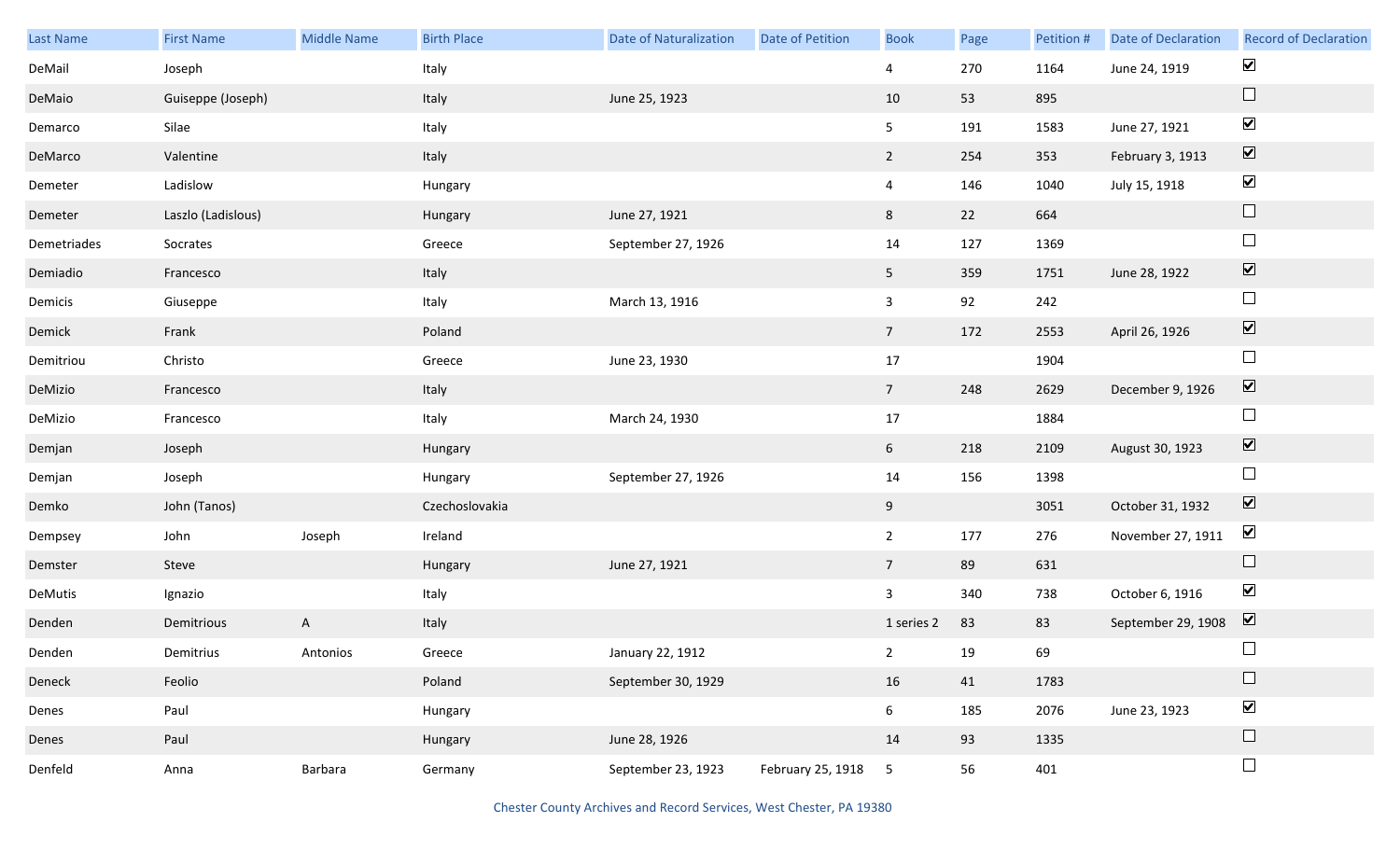| Last Name | First Name | Middle Name | Birth Place | Date of Naturalization | Date of Petition | Book | Page | Petition # | Date of Declaration | Record of Declaration |
|---|---|---|---|---|---|---|---|---|---|---|
| DeMail | Joseph | | Italy | | | 4 | 270 | 1164 | June 24, 1919 | ☑ |
| DeMaio | Guiseppe (Joseph) | | Italy | June 25, 1923 | | 10 | 53 | 895 | | ☐ |
| Demarco | Silae | | Italy | | | 5 | 191 | 1583 | June 27, 1921 | ☑ |
| DeMarco | Valentine | | Italy | | | 2 | 254 | 353 | February 3, 1913 | ☑ |
| Demeter | Ladislow | | Hungary | | | 4 | 146 | 1040 | July 15, 1918 | ☑ |
| Demeter | Laszlo (Ladislous) | | Hungary | June 27, 1921 | | 8 | 22 | 664 | | ☐ |
| Demetriades | Socrates | | Greece | September 27, 1926 | | 14 | 127 | 1369 | | ☐ |
| Demiadio | Francesco | | Italy | | | 5 | 359 | 1751 | June 28, 1922 | ☑ |
| Demicis | Giuseppe | | Italy | March 13, 1916 | | 3 | 92 | 242 | | ☐ |
| Demick | Frank | | Poland | | | 7 | 172 | 2553 | April 26, 1926 | ☑ |
| Demitriou | Christo | | Greece | June 23, 1930 | | 17 | | 1904 | | ☐ |
| DeMizio | Francesco | | Italy | | | 7 | 248 | 2629 | December 9, 1926 | ☑ |
| DeMizio | Francesco | | Italy | March 24, 1930 | | 17 | | 1884 | | ☐ |
| Demjan | Joseph | | Hungary | | | 6 | 218 | 2109 | August 30, 1923 | ☑ |
| Demjan | Joseph | | Hungary | September 27, 1926 | | 14 | 156 | 1398 | | ☐ |
| Demko | John (Tanos) | | Czechoslovakia | | | 9 | | 3051 | October 31, 1932 | ☑ |
| Dempsey | John | Joseph | Ireland | | | 2 | 177 | 276 | November 27, 1911 | ☑ |
| Demster | Steve | | Hungary | June 27, 1921 | | 7 | 89 | 631 | | ☐ |
| DeMutis | Ignazio | | Italy | | | 3 | 340 | 738 | October 6, 1916 | ☑ |
| Denden | Demitrious | A | Italy | | | 1 series 2 | 83 | 83 | September 29, 1908 | ☑ |
| Denden | Demitrius | Antonios | Greece | January 22, 1912 | | 2 | 19 | 69 | | ☐ |
| Deneck | Feolio | | Poland | September 30, 1929 | | 16 | 41 | 1783 | | ☐ |
| Denes | Paul | | Hungary | | | 6 | 185 | 2076 | June 23, 1923 | ☑ |
| Denes | Paul | | Hungary | June 28, 1926 | | 14 | 93 | 1335 | | ☐ |
| Denfeld | Anna | Barbara | Germany | September 23, 1923 | February 25, 1918 | 5 | 56 | 401 | | ☐ |

Chester County Archives and Record Services, West Chester, PA 19380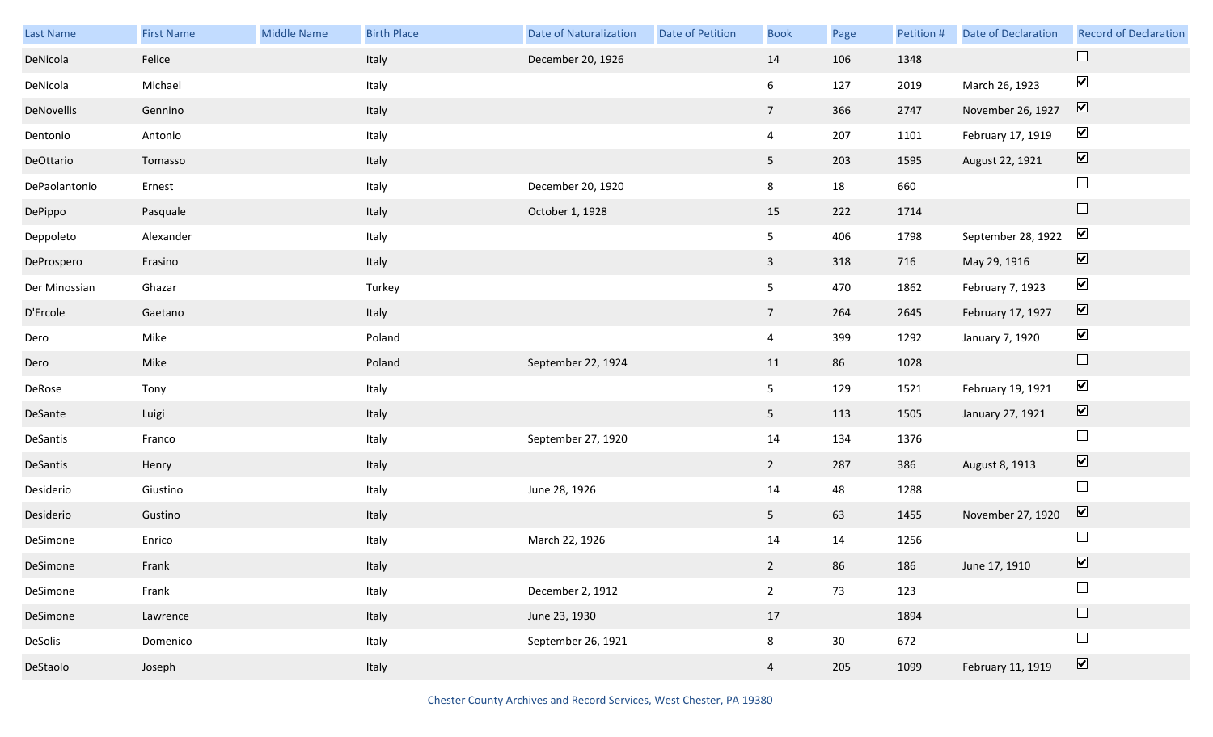| Last Name | First Name | Middle Name | Birth Place | Date of Naturalization | Date of Petition | Book | Page | Petition # | Date of Declaration | Record of Declaration |
|---|---|---|---|---|---|---|---|---|---|---|
| DeNicola | Felice | | Italy | December 20, 1926 | | 14 | 106 | 1348 | | ☐ |
| DeNicola | Michael | | Italy | | | 6 | 127 | 2019 | March 26, 1923 | ☑ |
| DeNovellis | Gennino | | Italy | | | 7 | 366 | 2747 | November 26, 1927 | ☑ |
| Dentonio | Antonio | | Italy | | | 4 | 207 | 1101 | February 17, 1919 | ☑ |
| DeOttario | Tomasso | | Italy | | | 5 | 203 | 1595 | August 22, 1921 | ☑ |
| DePaolantonio | Ernest | | Italy | December 20, 1920 | | 8 | 18 | 660 | | ☐ |
| DePippo | Pasquale | | Italy | October 1, 1928 | | 15 | 222 | 1714 | | ☐ |
| Deppoleto | Alexander | | Italy | | | 5 | 406 | 1798 | September 28, 1922 | ☑ |
| DeProspero | Erasino | | Italy | | | 3 | 318 | 716 | May 29, 1916 | ☑ |
| Der Minossian | Ghazar | | Turkey | | | 5 | 470 | 1862 | February 7, 1923 | ☑ |
| D'Ercole | Gaetano | | Italy | | | 7 | 264 | 2645 | February 17, 1927 | ☑ |
| Dero | Mike | | Poland | | | 4 | 399 | 1292 | January 7, 1920 | ☑ |
| Dero | Mike | | Poland | September 22, 1924 | | 11 | 86 | 1028 | | ☐ |
| DeRose | Tony | | Italy | | | 5 | 129 | 1521 | February 19, 1921 | ☑ |
| DeSante | Luigi | | Italy | | | 5 | 113 | 1505 | January 27, 1921 | ☑ |
| DeSantis | Franco | | Italy | September 27, 1920 | | 14 | 134 | 1376 | | ☐ |
| DeSantis | Henry | | Italy | | | 2 | 287 | 386 | August 8, 1913 | ☑ |
| Desiderio | Giustino | | Italy | June 28, 1926 | | 14 | 48 | 1288 | | ☐ |
| Desiderio | Gustino | | Italy | | | 5 | 63 | 1455 | November 27, 1920 | ☑ |
| DeSimone | Enrico | | Italy | March 22, 1926 | | 14 | 14 | 1256 | | ☐ |
| DeSimone | Frank | | Italy | | | 2 | 86 | 186 | June 17, 1910 | ☑ |
| DeSimone | Frank | | Italy | December 2, 1912 | | 2 | 73 | 123 | | ☐ |
| DeSimone | Lawrence | | Italy | June 23, 1930 | | 17 | | 1894 | | ☐ |
| DeSolis | Domenico | | Italy | September 26, 1921 | | 8 | 30 | 672 | | ☐ |
| DeStaolo | Joseph | | Italy | | | 4 | 205 | 1099 | February 11, 1919 | ☑ |

Chester County Archives and Record Services, West Chester, PA 19380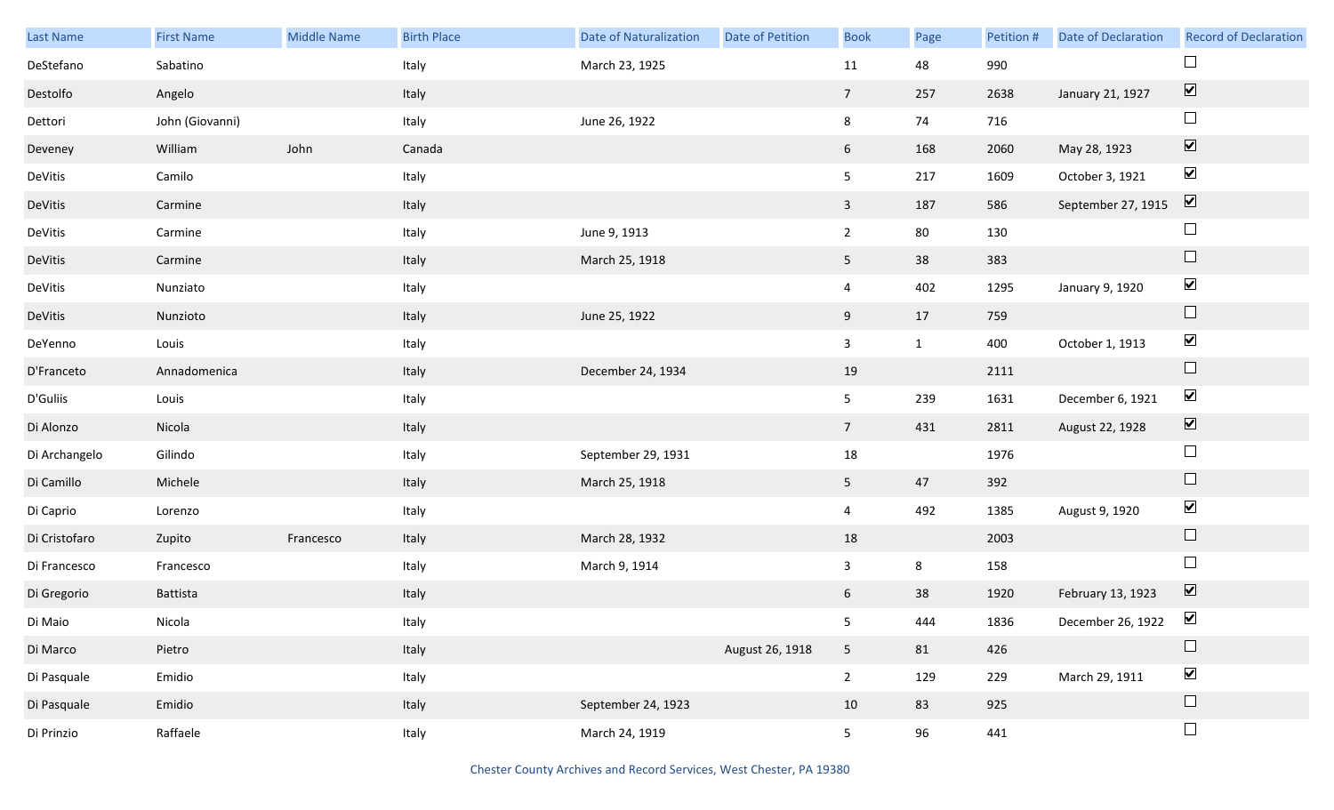| Last Name | First Name | Middle Name | Birth Place | Date of Naturalization | Date of Petition | Book | Page | Petition # | Date of Declaration | Record of Declaration |
|---|---|---|---|---|---|---|---|---|---|---|
| DeStefano | Sabatino | | Italy | March 23, 1925 | | 11 | 48 | 990 | | ☐ |
| Destolfo | Angelo | | Italy | | | 7 | 257 | 2638 | January 21, 1927 | ☑ |
| Dettori | John (Giovanni) | | Italy | June 26, 1922 | | 8 | 74 | 716 | | ☐ |
| Deveney | William | John | Canada | | | 6 | 168 | 2060 | May 28, 1923 | ☑ |
| DeVitis | Camilo | | Italy | | | 5 | 217 | 1609 | October 3, 1921 | ☑ |
| DeVitis | Carmine | | Italy | | | 3 | 187 | 586 | September 27, 1915 | ☑ |
| DeVitis | Carmine | | Italy | June 9, 1913 | | 2 | 80 | 130 | | ☐ |
| DeVitis | Carmine | | Italy | March 25, 1918 | | 5 | 38 | 383 | | ☐ |
| DeVitis | Nunziato | | Italy | | | 4 | 402 | 1295 | January 9, 1920 | ☑ |
| DeVitis | Nunzioto | | Italy | June 25, 1922 | | 9 | 17 | 759 | | ☐ |
| DeYenno | Louis | | Italy | | | 3 | 1 | 400 | October 1, 1913 | ☑ |
| D'Franceto | Annadomenica | | Italy | December 24, 1934 | | 19 | | 2111 | | ☐ |
| D'Guliis | Louis | | Italy | | | 5 | 239 | 1631 | December 6, 1921 | ☑ |
| Di Alonzo | Nicola | | Italy | | | 7 | 431 | 2811 | August 22, 1928 | ☑ |
| Di Archangelo | Gilindo | | Italy | September 29, 1931 | | 18 | | 1976 | | ☐ |
| Di Camillo | Michele | | Italy | March 25, 1918 | | 5 | 47 | 392 | | ☐ |
| Di Caprio | Lorenzo | | Italy | | | 4 | 492 | 1385 | August 9, 1920 | ☑ |
| Di Cristofaro | Zupito | Francesco | Italy | March 28, 1932 | | 18 | | 2003 | | ☐ |
| Di Francesco | Francesco | | Italy | March 9, 1914 | | 3 | 8 | 158 | | ☐ |
| Di Gregorio | Battista | | Italy | | | 6 | 38 | 1920 | February 13, 1923 | ☑ |
| Di Maio | Nicola | | Italy | | | 5 | 444 | 1836 | December 26, 1922 | ☑ |
| Di Marco | Pietro | | Italy | | August 26, 1918 | 5 | 81 | 426 | | ☐ |
| Di Pasquale | Emidio | | Italy | | | 2 | 129 | 229 | March 29, 1911 | ☑ |
| Di Pasquale | Emidio | | Italy | September 24, 1923 | | 10 | 83 | 925 | | ☐ |
| Di Prinzio | Raffaele | | Italy | March 24, 1919 | | 5 | 96 | 441 | | ☐ |

Chester County Archives and Record Services, West Chester, PA 19380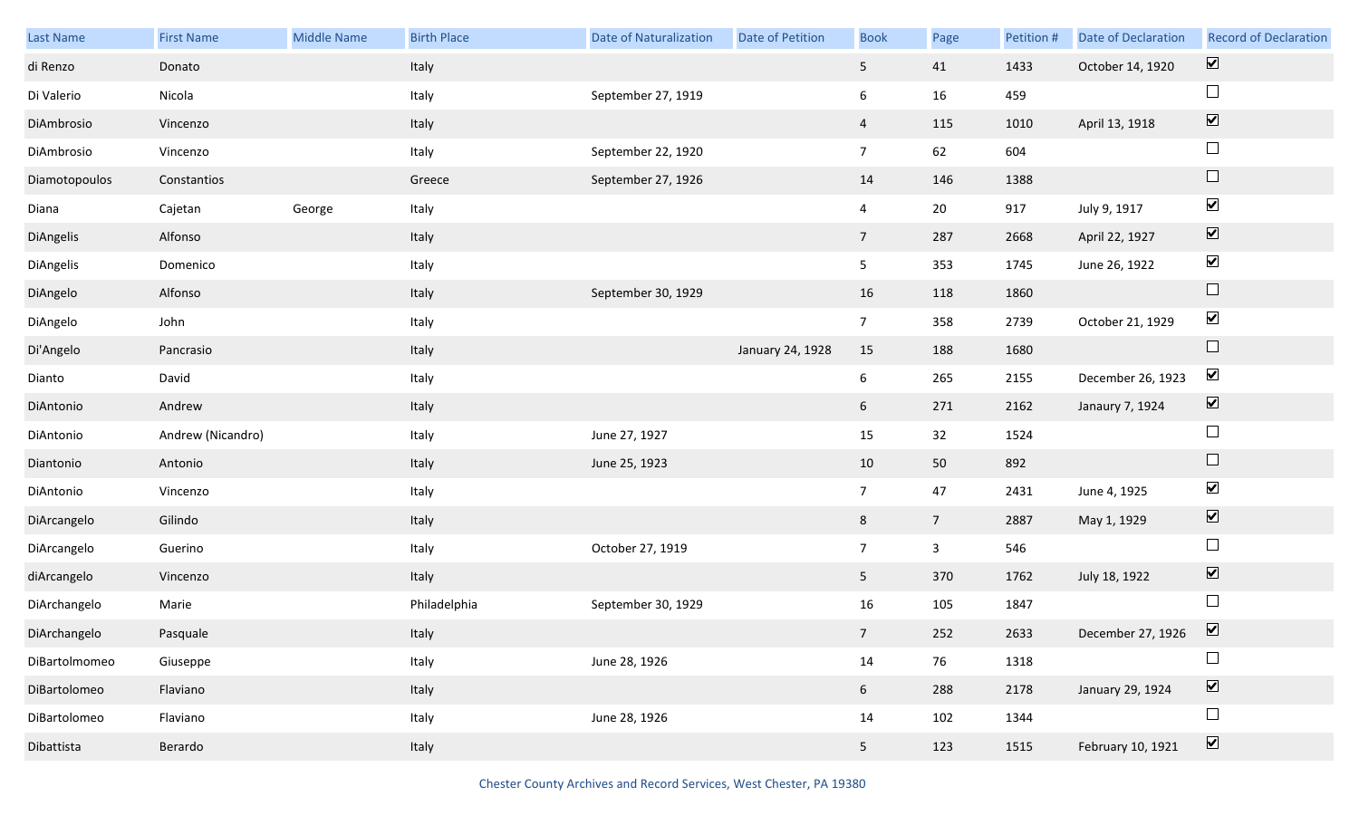| Last Name | First Name | Middle Name | Birth Place | Date of Naturalization | Date of Petition | Book | Page | Petition # | Date of Declaration | Record of Declaration |
|---|---|---|---|---|---|---|---|---|---|---|
| di Renzo | Donato | | Italy | | | 5 | 41 | 1433 | October 14, 1920 | ☑ |
| Di Valerio | Nicola | | Italy | September 27, 1919 | | 6 | 16 | 459 | | ☐ |
| DiAmbrosio | Vincenzo | | Italy | | | 4 | 115 | 1010 | April 13, 1918 | ☑ |
| DiAmbrosio | Vincenzo | | Italy | September 22, 1920 | | 7 | 62 | 604 | | ☐ |
| Diamotopoulos | Constantios | | Greece | September 27, 1926 | | 14 | 146 | 1388 | | ☐ |
| Diana | Cajetan | George | Italy | | | 4 | 20 | 917 | July 9, 1917 | ☑ |
| DiAngelis | Alfonso | | Italy | | | 7 | 287 | 2668 | April 22, 1927 | ☑ |
| DiAngelis | Domenico | | Italy | | | 5 | 353 | 1745 | June 26, 1922 | ☑ |
| DiAngelo | Alfonso | | Italy | September 30, 1929 | | 16 | 118 | 1860 | | ☐ |
| DiAngelo | John | | Italy | | | 7 | 358 | 2739 | October 21, 1929 | ☑ |
| Di'Angelo | Pancrasio | | Italy | | January 24, 1928 | 15 | 188 | 1680 | | ☐ |
| Dianto | David | | Italy | | | 6 | 265 | 2155 | December 26, 1923 | ☑ |
| DiAntonio | Andrew | | Italy | | | 6 | 271 | 2162 | Janaury 7, 1924 | ☑ |
| DiAntonio | Andrew (Nicandro) | | Italy | June 27, 1927 | | 15 | 32 | 1524 | | ☐ |
| Diantonio | Antonio | | Italy | June 25, 1923 | | 10 | 50 | 892 | | ☐ |
| DiAntonio | Vincenzo | | Italy | | | 7 | 47 | 2431 | June 4, 1925 | ☑ |
| DiArcangelo | Gilindo | | Italy | | | 8 | 7 | 2887 | May 1, 1929 | ☑ |
| DiArcangelo | Guerino | | Italy | October 27, 1919 | | 7 | 3 | 546 | | ☐ |
| diArcangelo | Vincenzo | | Italy | | | 5 | 370 | 1762 | July 18, 1922 | ☑ |
| DiArchangelo | Marie | | Philadelphia | September 30, 1929 | | 16 | 105 | 1847 | | ☐ |
| DiArchangelo | Pasquale | | Italy | | | 7 | 252 | 2633 | December 27, 1926 | ☑ |
| DiBartolmomeo | Giuseppe | | Italy | June 28, 1926 | | 14 | 76 | 1318 | | ☐ |
| DiBartolomeo | Flaviano | | Italy | | | 6 | 288 | 2178 | January 29, 1924 | ☑ |
| DiBartolomeo | Flaviano | | Italy | June 28, 1926 | | 14 | 102 | 1344 | | ☐ |
| Dibattista | Berardo | | Italy | | | 5 | 123 | 1515 | February 10, 1921 | ☑ |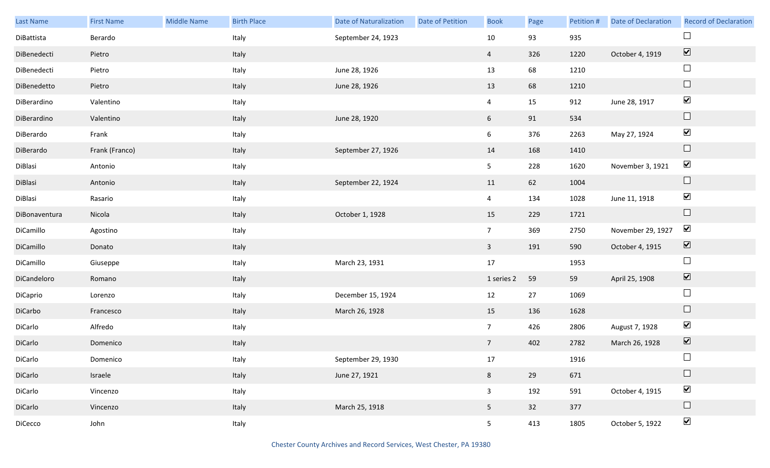| Last Name | First Name | Middle Name | Birth Place | Date of Naturalization | Date of Petition | Book | Page | Petition # | Date of Declaration | Record of Declaration |
|---|---|---|---|---|---|---|---|---|---|---|
| DiBattista | Berardo | | Italy | September 24, 1923 | | 10 | 93 | 935 | | ☐ |
| DiBenedecti | Pietro | | Italy | | | 4 | 326 | 1220 | October 4, 1919 | ☑ |
| DiBenedecti | Pietro | | Italy | June 28, 1926 | | 13 | 68 | 1210 | | ☐ |
| DiBenedetto | Pietro | | Italy | June 28, 1926 | | 13 | 68 | 1210 | | ☐ |
| DiBerardino | Valentino | | Italy | | | 4 | 15 | 912 | June 28, 1917 | ☑ |
| DiBerardino | Valentino | | Italy | June 28, 1920 | | 6 | 91 | 534 | | ☐ |
| DiBerardo | Frank | | Italy | | | 6 | 376 | 2263 | May 27, 1924 | ☑ |
| DiBerardo | Frank (Franco) | | Italy | September 27, 1926 | | 14 | 168 | 1410 | | ☐ |
| DiBlasi | Antonio | | Italy | | | 5 | 228 | 1620 | November 3, 1921 | ☑ |
| DiBlasi | Antonio | | Italy | September 22, 1924 | | 11 | 62 | 1004 | | ☐ |
| DiBlasi | Rasario | | Italy | | | 4 | 134 | 1028 | June 11, 1918 | ☑ |
| DiBonaventura | Nicola | | Italy | October 1, 1928 | | 15 | 229 | 1721 | | ☐ |
| DiCamillo | Agostino | | Italy | | | 7 | 369 | 2750 | November 29, 1927 | ☑ |
| DiCamillo | Donato | | Italy | | | 3 | 191 | 590 | October 4, 1915 | ☑ |
| DiCamillo | Giuseppe | | Italy | March 23, 1931 | | 17 | | 1953 | | ☐ |
| DiCandeloro | Romano | | Italy | | | 1 series 2 | 59 | 59 | April 25, 1908 | ☑ |
| DiCaprio | Lorenzo | | Italy | December 15, 1924 | | 12 | 27 | 1069 | | ☐ |
| DiCarbo | Francesco | | Italy | March 26, 1928 | | 15 | 136 | 1628 | | ☐ |
| DiCarlo | Alfredo | | Italy | | | 7 | 426 | 2806 | August 7, 1928 | ☑ |
| DiCarlo | Domenico | | Italy | | | 7 | 402 | 2782 | March 26, 1928 | ☑ |
| DiCarlo | Domenico | | Italy | September 29, 1930 | | 17 | | 1916 | | ☐ |
| DiCarlo | Israele | | Italy | June 27, 1921 | | 8 | 29 | 671 | | ☐ |
| DiCarlo | Vincenzo | | Italy | | | 3 | 192 | 591 | October 4, 1915 | ☑ |
| DiCarlo | Vincenzo | | Italy | March 25, 1918 | | 5 | 32 | 377 | | ☐ |
| DiCecco | John | | Italy | | | 5 | 413 | 1805 | October 5, 1922 | ☑ |

Chester County Archives and Record Services, West Chester, PA 19380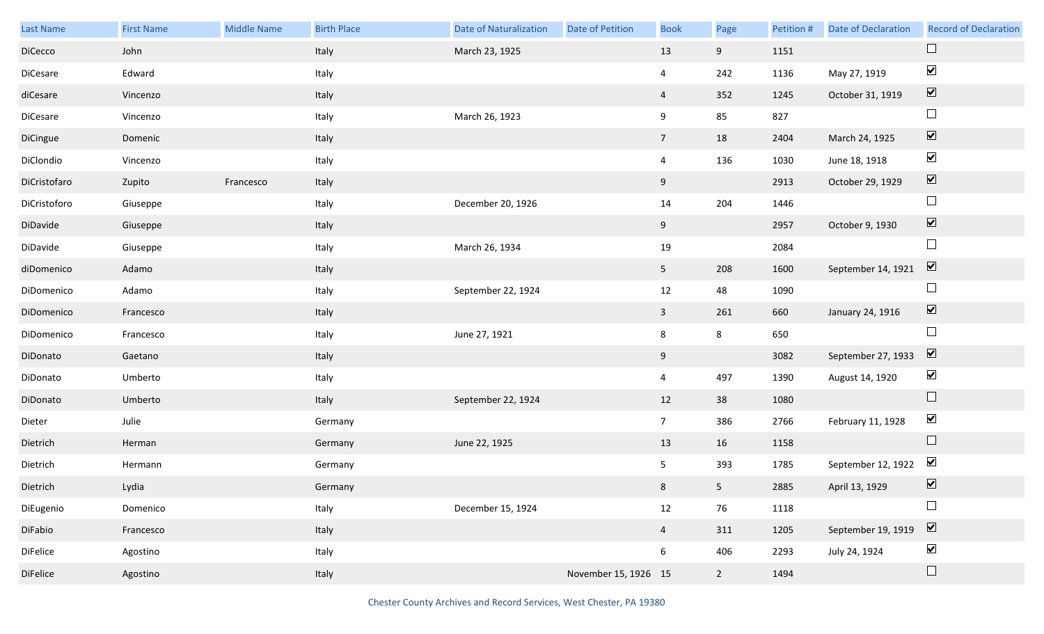| Last Name | First Name | Middle Name | Birth Place | Date of Naturalization | Date of Petition | Book | Page | Petition # | Date of Declaration | Record of Declaration |
|---|---|---|---|---|---|---|---|---|---|---|
| DiCecco | John | | Italy | March 23, 1925 | | 13 | 9 | 1151 | | ☐ |
| DiCesare | Edward | | Italy | | | 4 | 242 | 1136 | May 27, 1919 | ☑ |
| diCesare | Vincenzo | | Italy | | | 4 | 352 | 1245 | October 31, 1919 | ☑ |
| DiCesare | Vincenzo | | Italy | March 26, 1923 | | 9 | 85 | 827 | | ☐ |
| DiCingue | Domenic | | Italy | | | 7 | 18 | 2404 | March 24, 1925 | ☑ |
| DiClondio | Vincenzo | | Italy | | | 4 | 136 | 1030 | June 18, 1918 | ☑ |
| DiCristofaro | Zupito | Francesco | Italy | | | 9 | | 2913 | October 29, 1929 | ☑ |
| DiCristoforo | Giuseppe | | Italy | December 20, 1926 | | 14 | 204 | 1446 | | ☐ |
| DiDavide | Giuseppe | | Italy | | | 9 | | 2957 | October 9, 1930 | ☑ |
| DiDavide | Giuseppe | | Italy | March 26, 1934 | | 19 | | 2084 | | ☐ |
| diDomenico | Adamo | | Italy | | | 5 | 208 | 1600 | September 14, 1921 | ☑ |
| DiDomenico | Adamo | | Italy | September 22, 1924 | | 12 | 48 | 1090 | | ☐ |
| DiDomenico | Francesco | | Italy | | | 3 | 261 | 660 | January 24, 1916 | ☑ |
| DiDomenico | Francesco | | Italy | June 27, 1921 | | 8 | 8 | 650 | | ☐ |
| DiDonato | Gaetano | | Italy | | | 9 | | 3082 | September 27, 1933 | ☑ |
| DiDonato | Umberto | | Italy | | | 4 | 497 | 1390 | August 14, 1920 | ☑ |
| DiDonato | Umberto | | Italy | September 22, 1924 | | 12 | 38 | 1080 | | ☐ |
| Dieter | Julie | | Germany | | | 7 | 386 | 2766 | February 11, 1928 | ☑ |
| Dietrich | Herman | | Germany | June 22, 1925 | | 13 | 16 | 1158 | | ☐ |
| Dietrich | Hermann | | Germany | | | 5 | 393 | 1785 | September 12, 1922 | ☑ |
| Dietrich | Lydia | | Germany | | | 8 | 5 | 2885 | April 13, 1929 | ☑ |
| DiEugenio | Domenico | | Italy | December 15, 1924 | | 12 | 76 | 1118 | | ☐ |
| DiFabio | Francesco | | Italy | | | 4 | 311 | 1205 | September 19, 1919 | ☑ |
| DiFelice | Agostino | | Italy | | | 6 | 406 | 2293 | July 24, 1924 | ☑ |
| DiFelice | Agostino | | Italy | | November 15, 1926 | 15 | 2 | 1494 | | ☐ |

Chester County Archives and Record Services, West Chester, PA 19380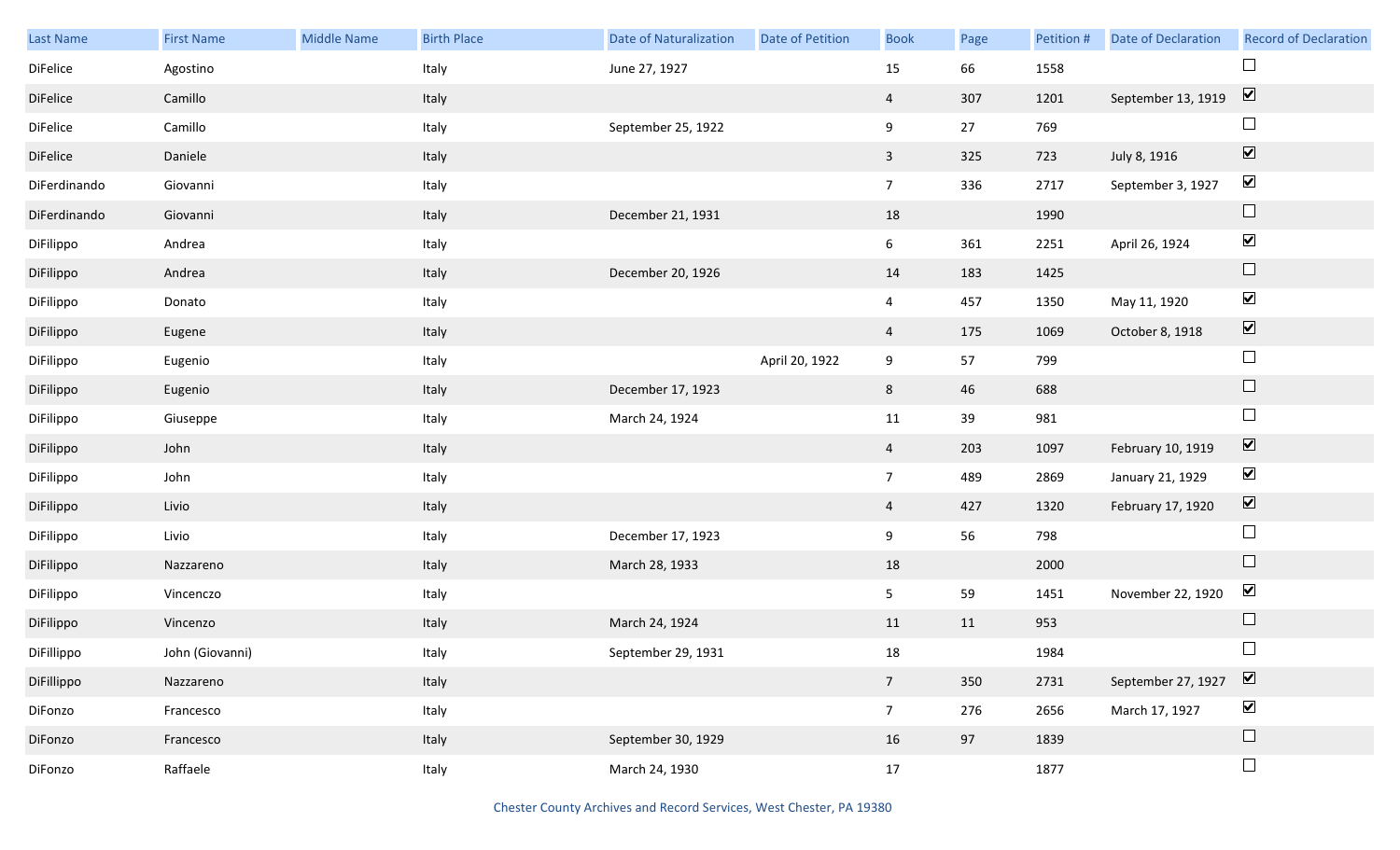| Last Name | First Name | Middle Name | Birth Place | Date of Naturalization | Date of Petition | Book | Page | Petition # | Date of Declaration | Record of Declaration |
|---|---|---|---|---|---|---|---|---|---|---|
| DiFelice | Agostino | | Italy | June 27, 1927 | | 15 | 66 | 1558 | | ☐ |
| DiFelice | Camillo | | Italy | | | 4 | 307 | 1201 | September 13, 1919 | ☑ |
| DiFelice | Camillo | | Italy | September 25, 1922 | | 9 | 27 | 769 | | ☐ |
| DiFelice | Daniele | | Italy | | | 3 | 325 | 723 | July 8, 1916 | ☑ |
| DiFerdinando | Giovanni | | Italy | | | 7 | 336 | 2717 | September 3, 1927 | ☑ |
| DiFerdinando | Giovanni | | Italy | December 21, 1931 | | 18 | | 1990 | | ☐ |
| DiFilippo | Andrea | | Italy | | | 6 | 361 | 2251 | April 26, 1924 | ☑ |
| DiFilippo | Andrea | | Italy | December 20, 1926 | | 14 | 183 | 1425 | | ☐ |
| DiFilippo | Donato | | Italy | | | 4 | 457 | 1350 | May 11, 1920 | ☑ |
| DiFilippo | Eugene | | Italy | | | 4 | 175 | 1069 | October 8, 1918 | ☑ |
| DiFilippo | Eugenio | | Italy | | April 20, 1922 | 9 | 57 | 799 | | ☐ |
| DiFilippo | Eugenio | | Italy | December 17, 1923 | | 8 | 46 | 688 | | ☐ |
| DiFilippo | Giuseppe | | Italy | March 24, 1924 | | 11 | 39 | 981 | | ☐ |
| DiFilippo | John | | Italy | | | 4 | 203 | 1097 | February 10, 1919 | ☑ |
| DiFilippo | John | | Italy | | | 7 | 489 | 2869 | January 21, 1929 | ☑ |
| DiFilippo | Livio | | Italy | | | 4 | 427 | 1320 | February 17, 1920 | ☑ |
| DiFilippo | Livio | | Italy | December 17, 1923 | | 9 | 56 | 798 | | ☐ |
| DiFilippo | Nazzareno | | Italy | March 28, 1933 | | 18 | | 2000 | | ☐ |
| DiFilippo | Vincenczo | | Italy | | | 5 | 59 | 1451 | November 22, 1920 | ☑ |
| DiFilippo | Vincenzo | | Italy | March 24, 1924 | | 11 | 11 | 953 | | ☐ |
| DiFillippo | John (Giovanni) | | Italy | September 29, 1931 | | 18 | | 1984 | | ☐ |
| DiFillippo | Nazzareno | | Italy | | | 7 | 350 | 2731 | September 27, 1927 | ☑ |
| DiFonzo | Francesco | | Italy | | | 7 | 276 | 2656 | March 17, 1927 | ☑ |
| DiFonzo | Francesco | | Italy | September 30, 1929 | | 16 | 97 | 1839 | | ☐ |
| DiFonzo | Raffaele | | Italy | March 24, 1930 | | 17 | | 1877 | | ☐ |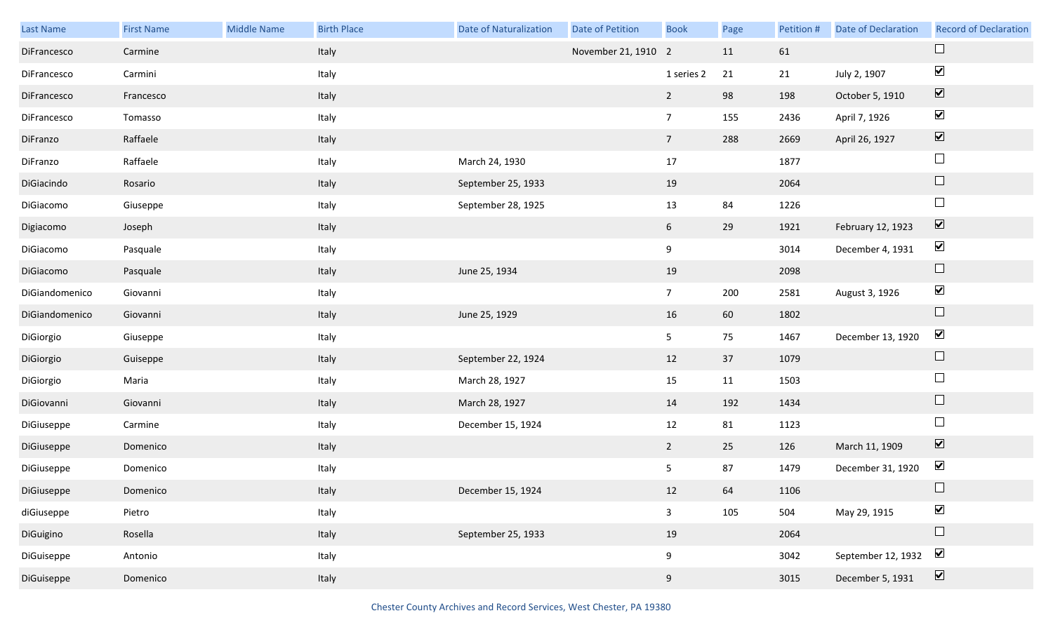| Last Name | First Name | Middle Name | Birth Place | Date of Naturalization | Date of Petition | Book | Page | Petition # | Date of Declaration | Record of Declaration |
| --- | --- | --- | --- | --- | --- | --- | --- | --- | --- | --- |
| DiFrancesco | Carmine | | Italy | | November 21, 1910 | 2 | 11 | 61 | | ☐ |
| DiFrancesco | Carmini | | Italy | | | 1 series 2 | 21 | 21 | July 2, 1907 | ☑ |
| DiFrancesco | Francesco | | Italy | | | 2 | 98 | 198 | October 5, 1910 | ☑ |
| DiFrancesco | Tomasso | | Italy | | | 7 | 155 | 2436 | April 7, 1926 | ☑ |
| DiFranzo | Raffaele | | Italy | | | 7 | 288 | 2669 | April 26, 1927 | ☑ |
| DiFranzo | Raffaele | | Italy | March 24, 1930 | | 17 | | 1877 | | ☐ |
| DiGiacindo | Rosario | | Italy | September 25, 1933 | | 19 | | 2064 | | ☐ |
| DiGiacomo | Giuseppe | | Italy | September 28, 1925 | | 13 | 84 | 1226 | | ☐ |
| Digiacomo | Joseph | | Italy | | | 6 | 29 | 1921 | February 12, 1923 | ☑ |
| DiGiacomo | Pasquale | | Italy | | | 9 | | 3014 | December 4, 1931 | ☑ |
| DiGiacomo | Pasquale | | Italy | June 25, 1934 | | 19 | | 2098 | | ☐ |
| DiGiandomenico | Giovanni | | Italy | | | 7 | 200 | 2581 | August 3, 1926 | ☑ |
| DiGiandomenico | Giovanni | | Italy | June 25, 1929 | | 16 | 60 | 1802 | | ☐ |
| DiGiorgio | Giuseppe | | Italy | | | 5 | 75 | 1467 | December 13, 1920 | ☑ |
| DiGiorgio | Guiseppe | | Italy | September 22, 1924 | | 12 | 37 | 1079 | | ☐ |
| DiGiorgio | Maria | | Italy | March 28, 1927 | | 15 | 11 | 1503 | | ☐ |
| DiGiovanni | Giovanni | | Italy | March 28, 1927 | | 14 | 192 | 1434 | | ☐ |
| DiGiuseppe | Carmine | | Italy | December 15, 1924 | | 12 | 81 | 1123 | | ☐ |
| DiGiuseppe | Domenico | | Italy | | | 2 | 25 | 126 | March 11, 1909 | ☑ |
| DiGiuseppe | Domenico | | Italy | | | 5 | 87 | 1479 | December 31, 1920 | ☑ |
| DiGiuseppe | Domenico | | Italy | December 15, 1924 | | 12 | 64 | 1106 | | ☐ |
| diGiuseppe | Pietro | | Italy | | | 3 | 105 | 504 | May 29, 1915 | ☑ |
| DiGuigino | Rosella | | Italy | September 25, 1933 | | 19 | | 2064 | | ☐ |
| DiGuiseppe | Antonio | | Italy | | | 9 | | 3042 | September 12, 1932 | ☑ |
| DiGuiseppe | Domenico | | Italy | | | 9 | | 3015 | December 5, 1931 | ☑ |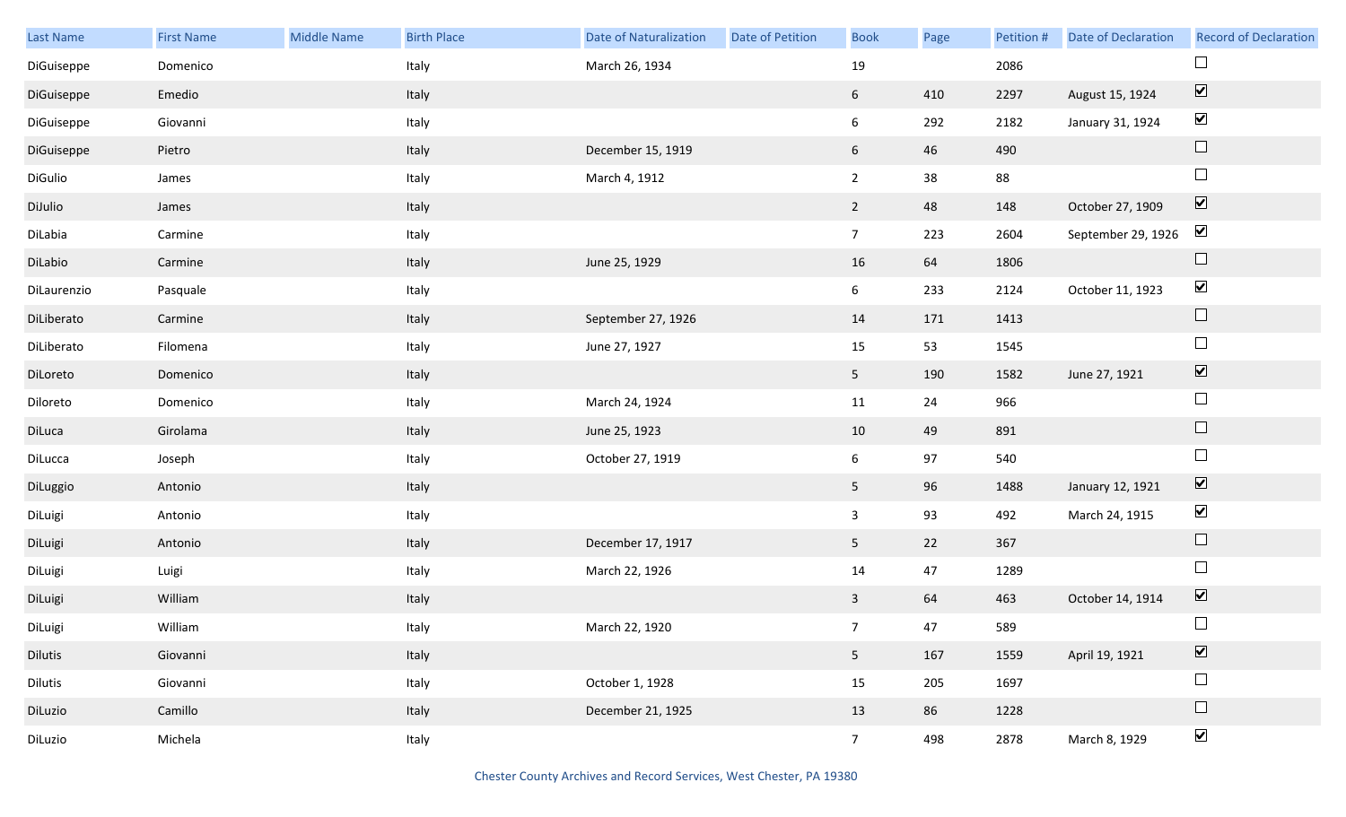| Last Name | First Name | Middle Name | Birth Place | Date of Naturalization | Date of Petition | Book | Page | Petition # | Date of Declaration | Record of Declaration |
|---|---|---|---|---|---|---|---|---|---|---|
| DiGuiseppe | Domenico | | Italy | March 26, 1934 | | 19 | | 2086 | | ☐ |
| DiGuiseppe | Emedio | | Italy | | | 6 | 410 | 2297 | August 15, 1924 | ☑ |
| DiGuiseppe | Giovanni | | Italy | | | 6 | 292 | 2182 | January 31, 1924 | ☑ |
| DiGuiseppe | Pietro | | Italy | December 15, 1919 | | 6 | 46 | 490 | | ☐ |
| DiGulio | James | | Italy | March 4, 1912 | | 2 | 38 | 88 | | ☐ |
| DiJulio | James | | Italy | | | 2 | 48 | 148 | October 27, 1909 | ☑ |
| DiLabia | Carmine | | Italy | | | 7 | 223 | 2604 | September 29, 1926 | ☑ |
| DiLabio | Carmine | | Italy | June 25, 1929 | | 16 | 64 | 1806 | | ☐ |
| DiLaurenzio | Pasquale | | Italy | | | 6 | 233 | 2124 | October 11, 1923 | ☑ |
| DiLiberato | Carmine | | Italy | September 27, 1926 | | 14 | 171 | 1413 | | ☐ |
| DiLiberato | Filomena | | Italy | June 27, 1927 | | 15 | 53 | 1545 | | ☐ |
| DiLoreto | Domenico | | Italy | | | 5 | 190 | 1582 | June 27, 1921 | ☑ |
| Diloreto | Domenico | | Italy | March 24, 1924 | | 11 | 24 | 966 | | ☐ |
| DiLuca | Girolama | | Italy | June 25, 1923 | | 10 | 49 | 891 | | ☐ |
| DiLucca | Joseph | | Italy | October 27, 1919 | | 6 | 97 | 540 | | ☐ |
| DiLuggio | Antonio | | Italy | | | 5 | 96 | 1488 | January 12, 1921 | ☑ |
| DiLuigi | Antonio | | Italy | | | 3 | 93 | 492 | March 24, 1915 | ☑ |
| DiLuigi | Antonio | | Italy | December 17, 1917 | | 5 | 22 | 367 | | ☐ |
| DiLuigi | Luigi | | Italy | March 22, 1926 | | 14 | 47 | 1289 | | ☐ |
| DiLuigi | William | | Italy | | | 3 | 64 | 463 | October 14, 1914 | ☑ |
| DiLuigi | William | | Italy | March 22, 1920 | | 7 | 47 | 589 | | ☐ |
| Dilutis | Giovanni | | Italy | | | 5 | 167 | 1559 | April 19, 1921 | ☑ |
| Dilutis | Giovanni | | Italy | October 1, 1928 | | 15 | 205 | 1697 | | ☐ |
| DiLuzio | Camillo | | Italy | December 21, 1925 | | 13 | 86 | 1228 | | ☐ |
| DiLuzio | Michela | | Italy | | | 7 | 498 | 2878 | March 8, 1929 | ☑ |

Chester County Archives and Record Services, West Chester, PA 19380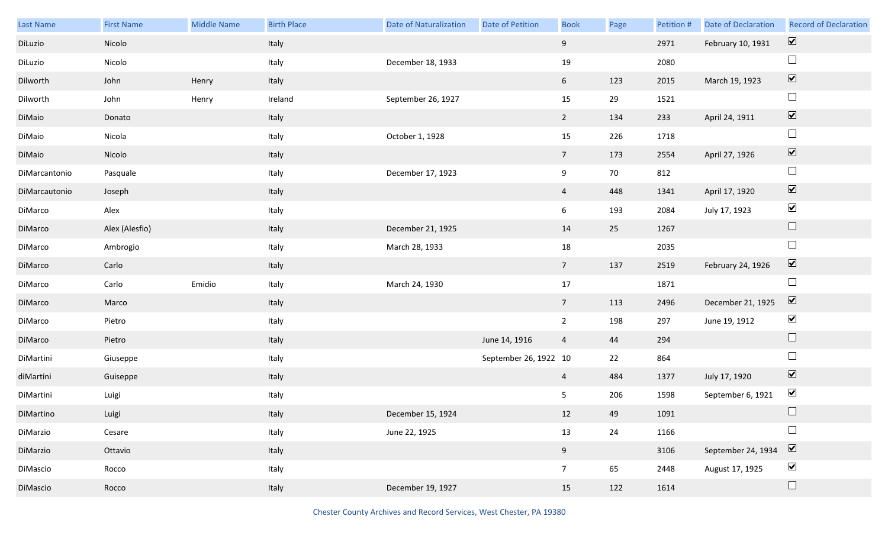| Last Name | First Name | Middle Name | Birth Place | Date of Naturalization | Date of Petition | Book | Page | Petition # | Date of Declaration | Record of Declaration |
|---|---|---|---|---|---|---|---|---|---|---|
| DiLuzio | Nicolo | | Italy | | | 9 | | 2971 | February 10, 1931 | ☑ |
| DiLuzio | Nicolo | | Italy | December 18, 1933 | | 19 | | 2080 | | ☐ |
| Dilworth | John | Henry | Italy | | | 6 | 123 | 2015 | March 19, 1923 | ☑ |
| Dilworth | John | Henry | Ireland | September 26, 1927 | | 15 | 29 | 1521 | | ☐ |
| DiMaio | Donato | | Italy | | | 2 | 134 | 233 | April 24, 1911 | ☑ |
| DiMaio | Nicola | | Italy | October 1, 1928 | | 15 | 226 | 1718 | | ☐ |
| DiMaio | Nicolo | | Italy | | | 7 | 173 | 2554 | April 27, 1926 | ☑ |
| DiMarcantonio | Pasquale | | Italy | December 17, 1923 | | 9 | 70 | 812 | | ☐ |
| DiMarcautonio | Joseph | | Italy | | | 4 | 448 | 1341 | April 17, 1920 | ☑ |
| DiMarco | Alex | | Italy | | | 6 | 193 | 2084 | July 17, 1923 | ☑ |
| DiMarco | Alex (Alesfio) | | Italy | December 21, 1925 | | 14 | 25 | 1267 | | ☐ |
| DiMarco | Ambrogio | | Italy | March 28, 1933 | | 18 | | 2035 | | ☐ |
| DiMarco | Carlo | | Italy | | | 7 | 137 | 2519 | February 24, 1926 | ☑ |
| DiMarco | Carlo | Emidio | Italy | March 24, 1930 | | 17 | | 1871 | | ☐ |
| DiMarco | Marco | | Italy | | | 7 | 113 | 2496 | December 21, 1925 | ☑ |
| DiMarco | Pietro | | Italy | | | 2 | 198 | 297 | June 19, 1912 | ☑ |
| DiMarco | Pietro | | Italy | | June 14, 1916 | 4 | 44 | 294 | | ☐ |
| DiMartini | Giuseppe | | Italy | | September 26, 1922 | 10 | 22 | 864 | | ☐ |
| diMartini | Guiseppe | | Italy | | | 4 | 484 | 1377 | July 17, 1920 | ☑ |
| DiMartini | Luigi | | Italy | | | 5 | 206 | 1598 | September 6, 1921 | ☑ |
| DiMartino | Luigi | | Italy | December 15, 1924 | | 12 | 49 | 1091 | | ☐ |
| DiMarzio | Cesare | | Italy | June 22, 1925 | | 13 | 24 | 1166 | | ☐ |
| DiMarzio | Ottavio | | Italy | | | 9 | | 3106 | September 24, 1934 | ☑ |
| DiMascio | Rocco | | Italy | | | 7 | 65 | 2448 | August 17, 1925 | ☑ |
| DiMascio | Rocco | | Italy | December 19, 1927 | | 15 | 122 | 1614 | | ☐ |

Chester County Archives and Record Services, West Chester, PA 19380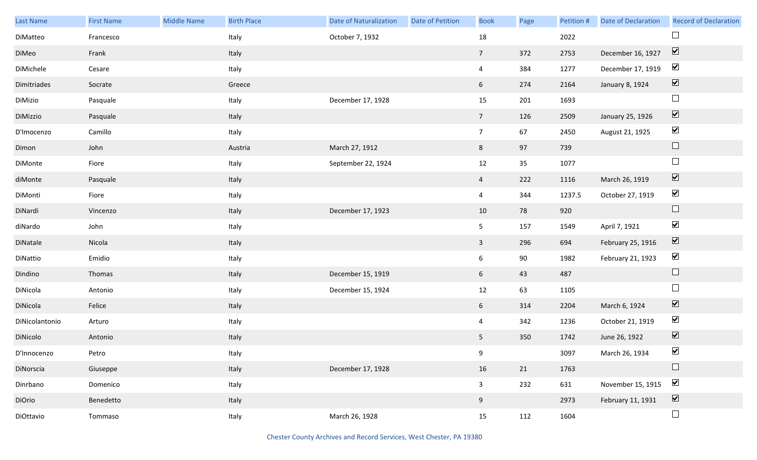| Last Name | First Name | Middle Name | Birth Place | Date of Naturalization | Date of Petition | Book | Page | Petition # | Date of Declaration | Record of Declaration |
|---|---|---|---|---|---|---|---|---|---|---|
| DiMatteo | Francesco | | Italy | October 7, 1932 | | 18 | | 2022 | | ☐ |
| DiMeo | Frank | | Italy | | | 7 | 372 | 2753 | December 16, 1927 | ☑ |
| DiMichele | Cesare | | Italy | | | 4 | 384 | 1277 | December 17, 1919 | ☑ |
| Dimitriades | Socrate | | Greece | | | 6 | 274 | 2164 | January 8, 1924 | ☑ |
| DiMizio | Pasquale | | Italy | December 17, 1928 | | 15 | 201 | 1693 | | ☐ |
| DiMizzio | Pasquale | | Italy | | | 7 | 126 | 2509 | January 25, 1926 | ☑ |
| D'Imocenzo | Camillo | | Italy | | | 7 | 67 | 2450 | August 21, 1925 | ☑ |
| Dimon | John | | Austria | March 27, 1912 | | 8 | 97 | 739 | | ☐ |
| DiMonte | Fiore | | Italy | September 22, 1924 | | 12 | 35 | 1077 | | ☐ |
| diMonte | Pasquale | | Italy | | | 4 | 222 | 1116 | March 26, 1919 | ☑ |
| DiMonti | Fiore | | Italy | | | 4 | 344 | 1237.5 | October 27, 1919 | ☑ |
| DiNardi | Vincenzo | | Italy | December 17, 1923 | | 10 | 78 | 920 | | ☐ |
| diNardo | John | | Italy | | | 5 | 157 | 1549 | April 7, 1921 | ☑ |
| DiNatale | Nicola | | Italy | | | 3 | 296 | 694 | February 25, 1916 | ☑ |
| DiNattio | Emidio | | Italy | | | 6 | 90 | 1982 | February 21, 1923 | ☑ |
| Dindino | Thomas | | Italy | December 15, 1919 | | 6 | 43 | 487 | | ☐ |
| DiNicola | Antonio | | Italy | December 15, 1924 | | 12 | 63 | 1105 | | ☐ |
| DiNicola | Felice | | Italy | | | 6 | 314 | 2204 | March 6, 1924 | ☑ |
| DiNicolantonio | Arturo | | Italy | | | 4 | 342 | 1236 | October 21, 1919 | ☑ |
| DiNicolo | Antonio | | Italy | | | 5 | 350 | 1742 | June 26, 1922 | ☑ |
| D'Innocenzo | Petro | | Italy | | | 9 | | 3097 | March 26, 1934 | ☑ |
| DiNorscia | Giuseppe | | Italy | December 17, 1928 | | 16 | 21 | 1763 | | ☐ |
| Dinrbano | Domenico | | Italy | | | 3 | 232 | 631 | November 15, 1915 | ☑ |
| DiOrio | Benedetto | | Italy | | | 9 | | 2973 | February 11, 1931 | ☑ |
| DiOttavio | Tommaso | | Italy | March 26, 1928 | | 15 | 112 | 1604 | | ☐ |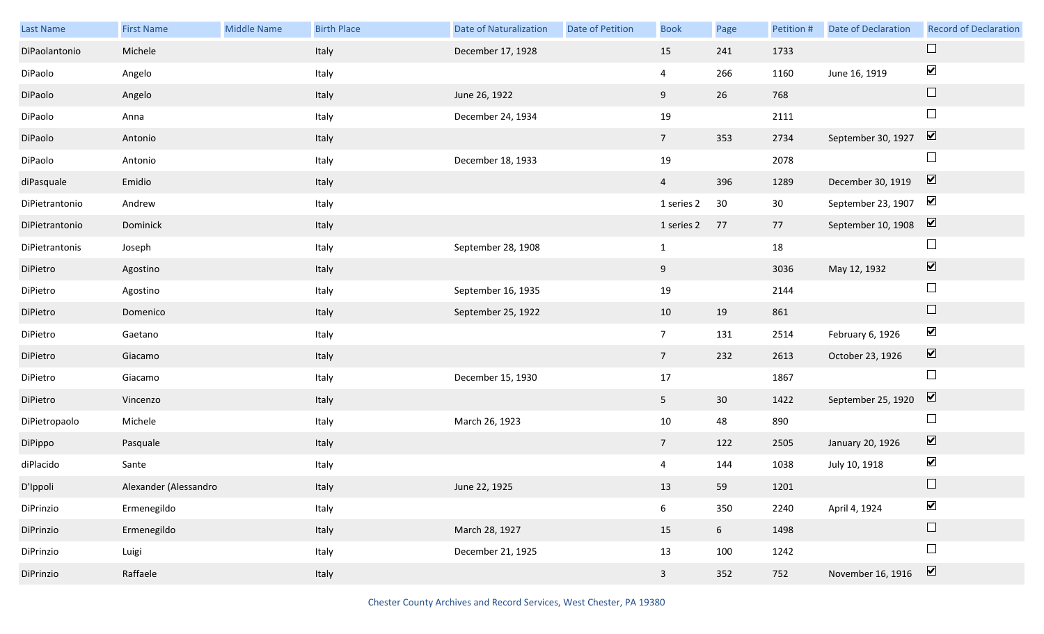| Last Name | First Name | Middle Name | Birth Place | Date of Naturalization | Date of Petition | Book | Page | Petition # | Date of Declaration | Record of Declaration |
|---|---|---|---|---|---|---|---|---|---|---|
| DiPaolantonio | Michele | | Italy | December 17, 1928 | | 15 | 241 | 1733 | | ☐ |
| DiPaolo | Angelo | | Italy | | | 4 | 266 | 1160 | June 16, 1919 | ☑ |
| DiPaolo | Angelo | | Italy | June 26, 1922 | | 9 | 26 | 768 | | ☐ |
| DiPaolo | Anna | | Italy | December 24, 1934 | | 19 | | 2111 | | ☐ |
| DiPaolo | Antonio | | Italy | | | 7 | 353 | 2734 | September 30, 1927 | ☑ |
| DiPaolo | Antonio | | Italy | December 18, 1933 | | 19 | | 2078 | | ☐ |
| diPasquale | Emidio | | Italy | | | 4 | 396 | 1289 | December 30, 1919 | ☑ |
| DiPietrantonio | Andrew | | Italy | | | 1 series 2 | 30 | 30 | September 23, 1907 | ☑ |
| DiPietrantonio | Dominick | | Italy | | | 1 series 2 | 77 | 77 | September 10, 1908 | ☑ |
| DiPietrantonis | Joseph | | Italy | September 28, 1908 | | 1 | | 18 | | ☐ |
| DiPietro | Agostino | | Italy | | | 9 | | 3036 | May 12, 1932 | ☑ |
| DiPietro | Agostino | | Italy | September 16, 1935 | | 19 | | 2144 | | ☐ |
| DiPietro | Domenico | | Italy | September 25, 1922 | | 10 | 19 | 861 | | ☐ |
| DiPietro | Gaetano | | Italy | | | 7 | 131 | 2514 | February 6, 1926 | ☑ |
| DiPietro | Giacamo | | Italy | | | 7 | 232 | 2613 | October 23, 1926 | ☑ |
| DiPietro | Giacamo | | Italy | December 15, 1930 | | 17 | | 1867 | | ☐ |
| DiPietro | Vincenzo | | Italy | | | 5 | 30 | 1422 | September 25, 1920 | ☑ |
| DiPietropaolo | Michele | | Italy | March 26, 1923 | | 10 | 48 | 890 | | ☐ |
| DiPippo | Pasquale | | Italy | | | 7 | 122 | 2505 | January 20, 1926 | ☑ |
| diPlacido | Sante | | Italy | | | 4 | 144 | 1038 | July 10, 1918 | ☑ |
| D'Ippoli | Alexander (Alessandro | | Italy | June 22, 1925 | | 13 | 59 | 1201 | | ☐ |
| DiPrinzio | Ermenegildo | | Italy | | | 6 | 350 | 2240 | April 4, 1924 | ☑ |
| DiPrinzio | Ermenegildo | | Italy | March 28, 1927 | | 15 | 6 | 1498 | | ☐ |
| DiPrinzio | Luigi | | Italy | December 21, 1925 | | 13 | 100 | 1242 | | ☐ |
| DiPrinzio | Raffaele | | Italy | | | 3 | 352 | 752 | November 16, 1916 | ☑ |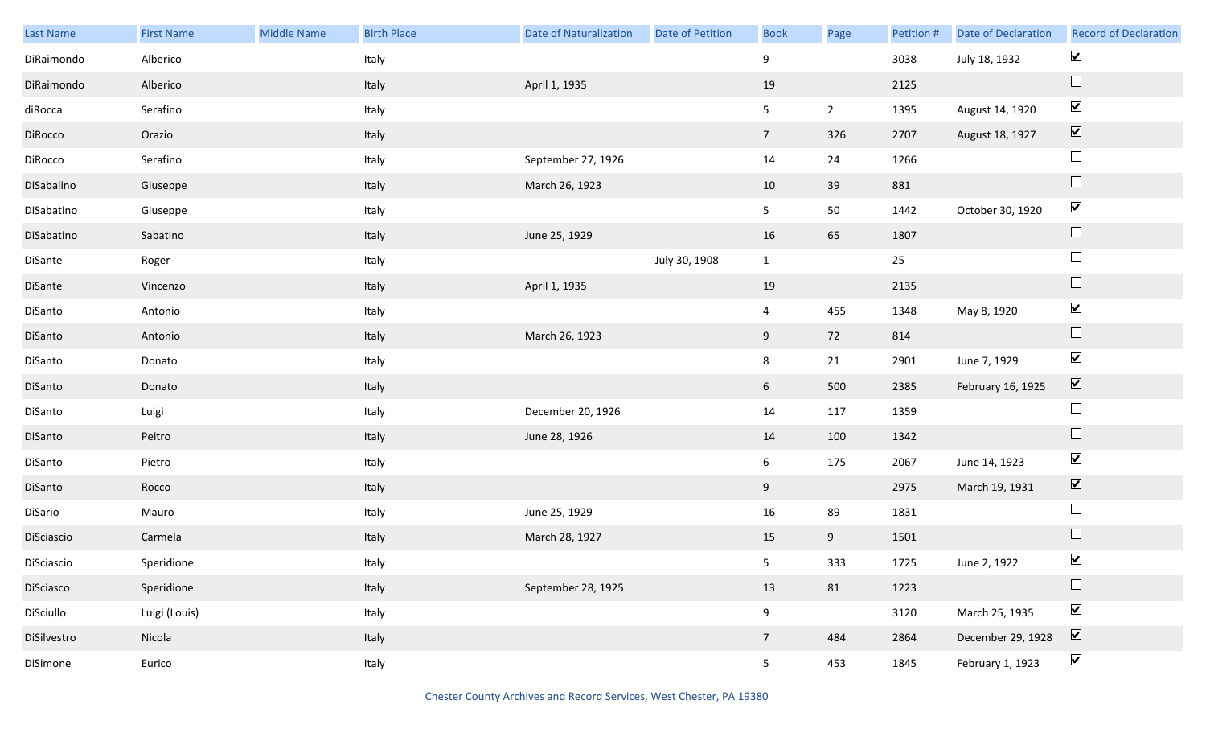| Last Name | First Name | Middle Name | Birth Place | Date of Naturalization | Date of Petition | Book | Page | Petition # | Date of Declaration | Record of Declaration |
|---|---|---|---|---|---|---|---|---|---|---|
| DiRaimondo | Alberico | | Italy | | | 9 | | 3038 | July 18, 1932 | ☑ |
| DiRaimondo | Alberico | | Italy | April 1, 1935 | | 19 | | 2125 | | ☐ |
| diRocca | Serafino | | Italy | | | 5 | 2 | 1395 | August 14, 1920 | ☑ |
| DiRocco | Orazio | | Italy | | | 7 | 326 | 2707 | August 18, 1927 | ☑ |
| DiRocco | Serafino | | Italy | September 27, 1926 | | 14 | 24 | 1266 | | ☐ |
| DiSabalino | Giuseppe | | Italy | March 26, 1923 | | 10 | 39 | 881 | | ☐ |
| DiSabatino | Giuseppe | | Italy | | | 5 | 50 | 1442 | October 30, 1920 | ☑ |
| DiSabatino | Sabatino | | Italy | June 25, 1929 | | 16 | 65 | 1807 | | ☐ |
| DiSante | Roger | | Italy | | July 30, 1908 | 1 | | 25 | | ☐ |
| DiSante | Vincenzo | | Italy | April 1, 1935 | | 19 | | 2135 | | ☐ |
| DiSanto | Antonio | | Italy | | | 4 | 455 | 1348 | May 8, 1920 | ☑ |
| DiSanto | Antonio | | Italy | March 26, 1923 | | 9 | 72 | 814 | | ☐ |
| DiSanto | Donato | | Italy | | | 8 | 21 | 2901 | June 7, 1929 | ☑ |
| DiSanto | Donato | | Italy | | | 6 | 500 | 2385 | February 16, 1925 | ☑ |
| DiSanto | Luigi | | Italy | December 20, 1926 | | 14 | 117 | 1359 | | ☐ |
| DiSanto | Peitro | | Italy | June 28, 1926 | | 14 | 100 | 1342 | | ☐ |
| DiSanto | Pietro | | Italy | | | 6 | 175 | 2067 | June 14, 1923 | ☑ |
| DiSanto | Rocco | | Italy | | | 9 | | 2975 | March 19, 1931 | ☑ |
| DiSario | Mauro | | Italy | June 25, 1929 | | 16 | 89 | 1831 | | ☐ |
| DiSciascio | Carmela | | Italy | March 28, 1927 | | 15 | 9 | 1501 | | ☐ |
| DiSciascio | Speridione | | Italy | | | 5 | 333 | 1725 | June 2, 1922 | ☑ |
| DiSciasco | Speridione | | Italy | September 28, 1925 | | 13 | 81 | 1223 | | ☐ |
| DiSciullo | Luigi (Louis) | | Italy | | | 9 | | 3120 | March 25, 1935 | ☑ |
| DiSilvestro | Nicola | | Italy | | | 7 | 484 | 2864 | December 29, 1928 | ☑ |
| DiSimone | Eurico | | Italy | | | 5 | 453 | 1845 | February 1, 1923 | ☑ |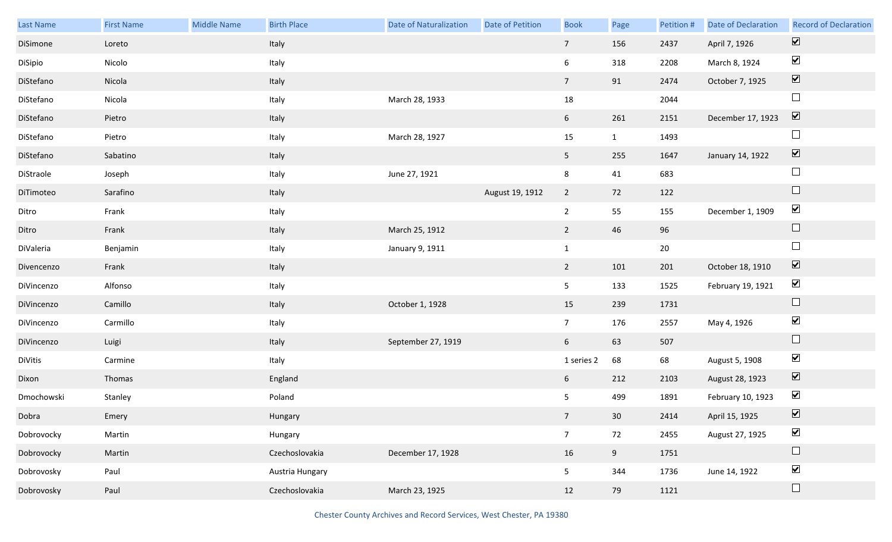| Last Name | First Name | Middle Name | Birth Place | Date of Naturalization | Date of Petition | Book | Page | Petition # | Date of Declaration | Record of Declaration |
|---|---|---|---|---|---|---|---|---|---|---|
| DiSimone | Loreto | | Italy | | | 7 | 156 | 2437 | April 7, 1926 | ☑ |
| DiSipio | Nicolo | | Italy | | | 6 | 318 | 2208 | March 8, 1924 | ☑ |
| DiStefano | Nicola | | Italy | | | 7 | 91 | 2474 | October 7, 1925 | ☑ |
| DiStefano | Nicola | | Italy | March 28, 1933 | | 18 | | 2044 | | ☐ |
| DiStefano | Pietro | | Italy | | | 6 | 261 | 2151 | December 17, 1923 | ☑ |
| DiStefano | Pietro | | Italy | March 28, 1927 | | 15 | 1 | 1493 | | ☐ |
| DiStefano | Sabatino | | Italy | | | 5 | 255 | 1647 | January 14, 1922 | ☑ |
| DiStraole | Joseph | | Italy | June 27, 1921 | | 8 | 41 | 683 | | ☐ |
| DiTimoteo | Sarafino | | Italy | | August 19, 1912 | 2 | 72 | 122 | | ☐ |
| Ditro | Frank | | Italy | | | 2 | 55 | 155 | December 1, 1909 | ☑ |
| Ditro | Frank | | Italy | March 25, 1912 | | 2 | 46 | 96 | | ☐ |
| DiValeria | Benjamin | | Italy | January 9, 1911 | | 1 | | 20 | | ☐ |
| Divencenzo | Frank | | Italy | | | 2 | 101 | 201 | October 18, 1910 | ☑ |
| DiVincenzo | Alfonso | | Italy | | | 5 | 133 | 1525 | February 19, 1921 | ☑ |
| DiVincenzo | Camillo | | Italy | October 1, 1928 | | 15 | 239 | 1731 | | ☐ |
| DiVincenzo | Carmillo | | Italy | | | 7 | 176 | 2557 | May 4, 1926 | ☑ |
| DiVincenzo | Luigi | | Italy | September 27, 1919 | | 6 | 63 | 507 | | ☐ |
| DiVitis | Carmine | | Italy | | | 1 series 2 | 68 | 68 | August 5, 1908 | ☑ |
| Dixon | Thomas | | England | | | 6 | 212 | 2103 | August 28, 1923 | ☑ |
| Dmochowski | Stanley | | Poland | | | 5 | 499 | 1891 | February 10, 1923 | ☑ |
| Dobra | Emery | | Hungary | | | 7 | 30 | 2414 | April 15, 1925 | ☑ |
| Dobrovocky | Martin | | Hungary | | | 7 | 72 | 2455 | August 27, 1925 | ☑ |
| Dobrovocky | Martin | | Czechoslovakia | December 17, 1928 | | 16 | 9 | 1751 | | ☐ |
| Dobrovosky | Paul | | Austria Hungary | | | 5 | 344 | 1736 | June 14, 1922 | ☑ |
| Dobrovosky | Paul | | Czechoslovakia | March 23, 1925 | | 12 | 79 | 1121 | | ☐ |

Chester County Archives and Record Services, West Chester, PA 19380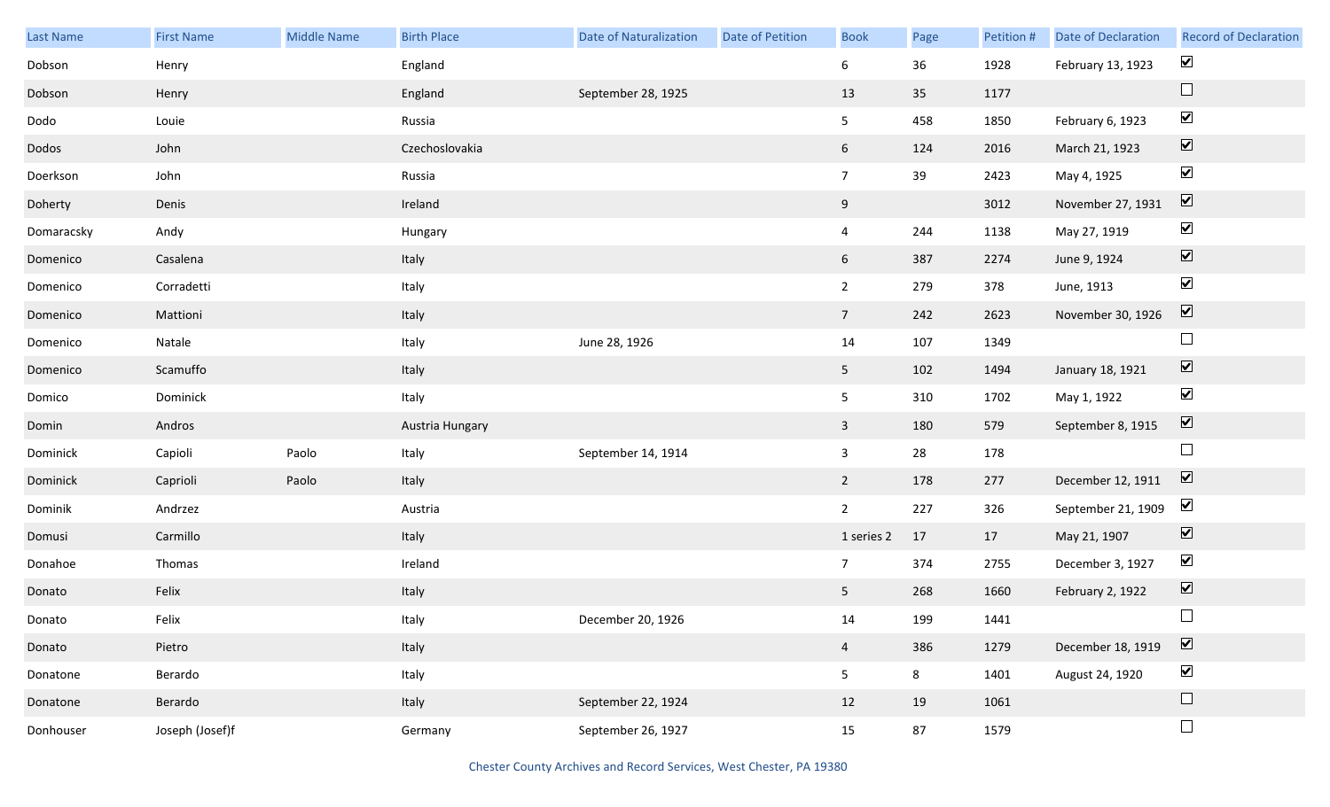| Last Name | First Name | Middle Name | Birth Place | Date of Naturalization | Date of Petition | Book | Page | Petition # | Date of Declaration | Record of Declaration |
|---|---|---|---|---|---|---|---|---|---|---|
| Dobson | Henry | | England | | | 6 | 36 | 1928 | February 13, 1923 | ☑ |
| Dobson | Henry | | England | September 28, 1925 | | 13 | 35 | 1177 | | ☐ |
| Dodo | Louie | | Russia | | | 5 | 458 | 1850 | February 6, 1923 | ☑ |
| Dodos | John | | Czechoslovakia | | | 6 | 124 | 2016 | March 21, 1923 | ☑ |
| Doerkson | John | | Russia | | | 7 | 39 | 2423 | May 4, 1925 | ☑ |
| Doherty | Denis | | Ireland | | | 9 | | 3012 | November 27, 1931 | ☑ |
| Domaracsky | Andy | | Hungary | | | 4 | 244 | 1138 | May 27, 1919 | ☑ |
| Domenico | Casalena | | Italy | | | 6 | 387 | 2274 | June 9, 1924 | ☑ |
| Domenico | Corradetti | | Italy | | | 2 | 279 | 378 | June, 1913 | ☑ |
| Domenico | Mattioni | | Italy | | | 7 | 242 | 2623 | November 30, 1926 | ☑ |
| Domenico | Natale | | Italy | June 28, 1926 | | 14 | 107 | 1349 | | ☐ |
| Domenico | Scamuffo | | Italy | | | 5 | 102 | 1494 | January 18, 1921 | ☑ |
| Domico | Dominick | | Italy | | | 5 | 310 | 1702 | May 1, 1922 | ☑ |
| Domin | Andros | | Austria Hungary | | | 3 | 180 | 579 | September 8, 1915 | ☑ |
| Dominick | Capioli | Paolo | Italy | September 14, 1914 | | 3 | 28 | 178 | | ☐ |
| Dominick | Caprioli | Paolo | Italy | | | 2 | 178 | 277 | December 12, 1911 | ☑ |
| Dominik | Andrzez | | Austria | | | 2 | 227 | 326 | September 21, 1909 | ☑ |
| Domusi | Carmillo | | Italy | | | 1 series 2 | 17 | 17 | May 21, 1907 | ☑ |
| Donahoe | Thomas | | Ireland | | | 7 | 374 | 2755 | December 3, 1927 | ☑ |
| Donato | Felix | | Italy | | | 5 | 268 | 1660 | February 2, 1922 | ☑ |
| Donato | Felix | | Italy | December 20, 1926 | | 14 | 199 | 1441 | | ☐ |
| Donato | Pietro | | Italy | | | 4 | 386 | 1279 | December 18, 1919 | ☑ |
| Donatone | Berardo | | Italy | | | 5 | 8 | 1401 | August 24, 1920 | ☑ |
| Donatone | Berardo | | Italy | September 22, 1924 | | 12 | 19 | 1061 | | ☐ |
| Donhouser | Joseph (Josef)f | | Germany | September 26, 1927 | | 15 | 87 | 1579 | | ☐ |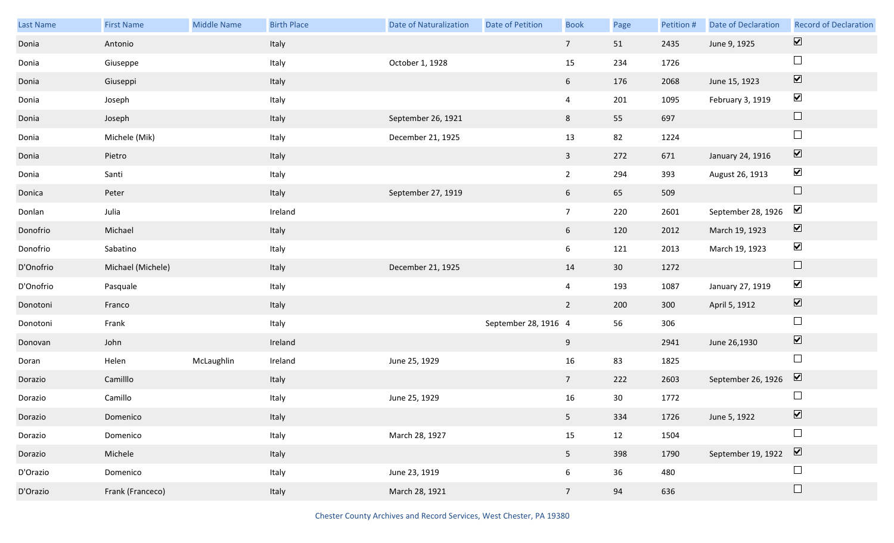| Last Name | First Name | Middle Name | Birth Place | Date of Naturalization | Date of Petition | Book | Page | Petition # | Date of Declaration | Record of Declaration |
|---|---|---|---|---|---|---|---|---|---|---|
| Donia | Antonio | | Italy | | | 7 | 51 | 2435 | June 9, 1925 | ☑ |
| Donia | Giuseppe | | Italy | October 1, 1928 | | 15 | 234 | 1726 | | ☐ |
| Donia | Giuseppi | | Italy | | | 6 | 176 | 2068 | June 15, 1923 | ☑ |
| Donia | Joseph | | Italy | | | 4 | 201 | 1095 | February 3, 1919 | ☑ |
| Donia | Joseph | | Italy | September 26, 1921 | | 8 | 55 | 697 | | ☐ |
| Donia | Michele (Mik) | | Italy | December 21, 1925 | | 13 | 82 | 1224 | | ☐ |
| Donia | Pietro | | Italy | | | 3 | 272 | 671 | January 24, 1916 | ☑ |
| Donia | Santi | | Italy | | | 2 | 294 | 393 | August 26, 1913 | ☑ |
| Donica | Peter | | Italy | September 27, 1919 | | 6 | 65 | 509 | | ☐ |
| Donlan | Julia | | Ireland | | | 7 | 220 | 2601 | September 28, 1926 | ☑ |
| Donofrio | Michael | | Italy | | | 6 | 120 | 2012 | March 19, 1923 | ☑ |
| Donofrio | Sabatino | | Italy | | | 6 | 121 | 2013 | March 19, 1923 | ☑ |
| D'Onofrio | Michael (Michele) | | Italy | December 21, 1925 | | 14 | 30 | 1272 | | ☐ |
| D'Onofrio | Pasquale | | Italy | | | 4 | 193 | 1087 | January 27, 1919 | ☑ |
| Donotoni | Franco | | Italy | | | 2 | 200 | 300 | April 5, 1912 | ☑ |
| Donotoni | Frank | | Italy | | September 28, 1916 | 4 | 56 | 306 | | ☐ |
| Donovan | John | | Ireland | | | 9 | | 2941 | June 26,1930 | ☑ |
| Doran | Helen | McLaughlin | Ireland | June 25, 1929 | | 16 | 83 | 1825 | | ☐ |
| Dorazio | Camilllo | | Italy | | | 7 | 222 | 2603 | September 26, 1926 | ☑ |
| Dorazio | Camillo | | Italy | June 25, 1929 | | 16 | 30 | 1772 | | ☐ |
| Dorazio | Domenico | | Italy | | | 5 | 334 | 1726 | June 5, 1922 | ☑ |
| Dorazio | Domenico | | Italy | March 28, 1927 | | 15 | 12 | 1504 | | ☐ |
| Dorazio | Michele | | Italy | | | 5 | 398 | 1790 | September 19, 1922 | ☑ |
| D'Orazio | Domenico | | Italy | June 23, 1919 | | 6 | 36 | 480 | | ☐ |
| D'Orazio | Frank (Franceco) | | Italy | March 28, 1921 | | 7 | 94 | 636 | | ☐ |

Chester County Archives and Record Services, West Chester, PA 19380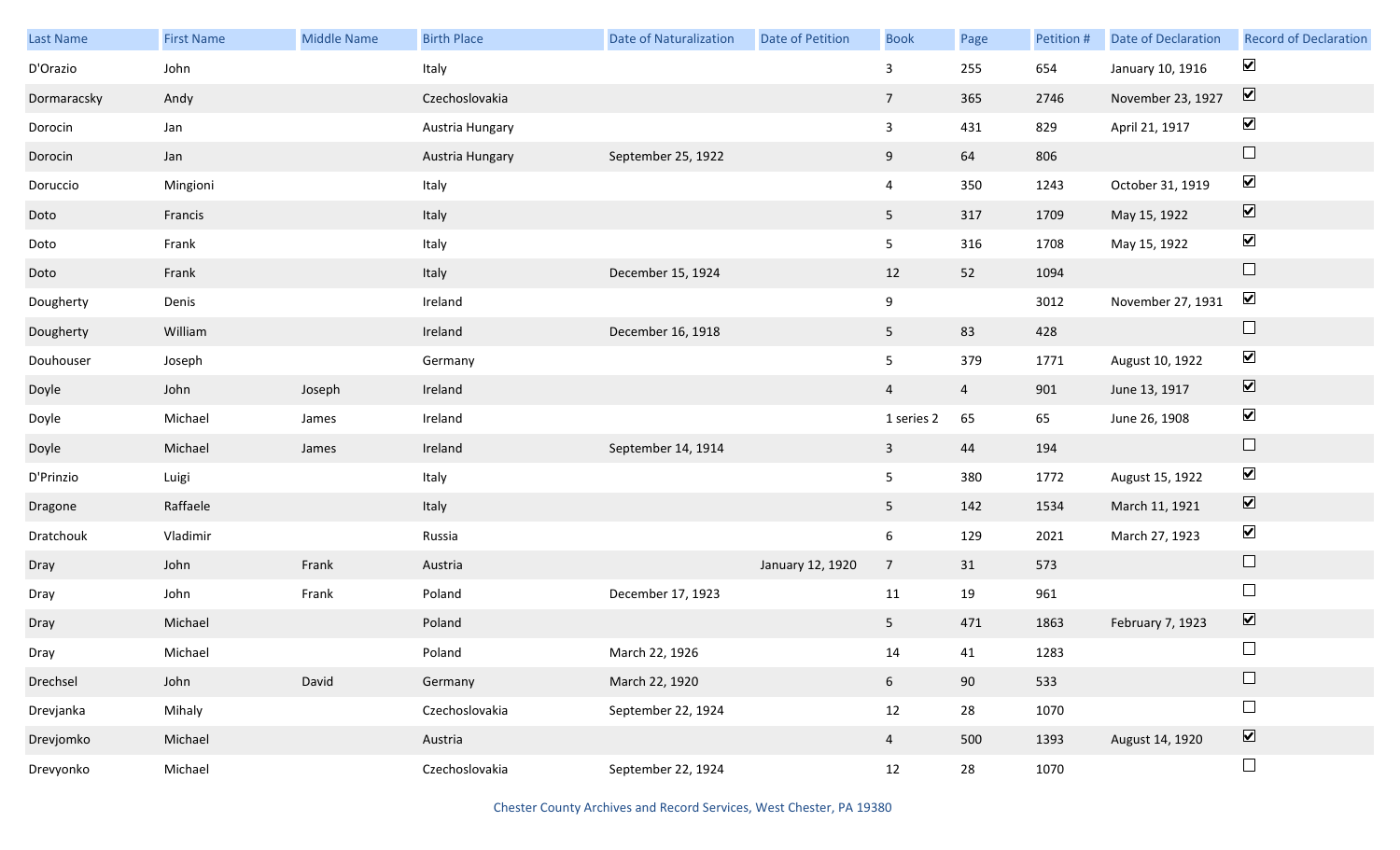| Last Name | First Name | Middle Name | Birth Place | Date of Naturalization | Date of Petition | Book | Page | Petition # | Date of Declaration | Record of Declaration |
|---|---|---|---|---|---|---|---|---|---|---|
| D'Orazio | John | | Italy | | | 3 | 255 | 654 | January 10, 1916 | ☑ |
| Dormaracsky | Andy | | Czechoslovakia | | | 7 | 365 | 2746 | November 23, 1927 | ☑ |
| Dorocin | Jan | | Austria Hungary | | | 3 | 431 | 829 | April 21, 1917 | ☑ |
| Dorocin | Jan | | Austria Hungary | September 25, 1922 | | 9 | 64 | 806 | | ☐ |
| Doruccio | Mingioni | | Italy | | | 4 | 350 | 1243 | October 31, 1919 | ☑ |
| Doto | Francis | | Italy | | | 5 | 317 | 1709 | May 15, 1922 | ☑ |
| Doto | Frank | | Italy | | | 5 | 316 | 1708 | May 15, 1922 | ☑ |
| Doto | Frank | | Italy | December 15, 1924 | | 12 | 52 | 1094 | | ☐ |
| Dougherty | Denis | | Ireland | | | 9 | | 3012 | November 27, 1931 | ☑ |
| Dougherty | William | | Ireland | December 16, 1918 | | 5 | 83 | 428 | | ☐ |
| Douhouser | Joseph | | Germany | | | 5 | 379 | 1771 | August 10, 1922 | ☑ |
| Doyle | John | Joseph | Ireland | | | 4 | 4 | 901 | June 13, 1917 | ☑ |
| Doyle | Michael | James | Ireland | | | 1 series 2 | 65 | 65 | June 26, 1908 | ☑ |
| Doyle | Michael | James | Ireland | September 14, 1914 | | 3 | 44 | 194 | | ☐ |
| D'Prinzio | Luigi | | Italy | | | 5 | 380 | 1772 | August 15, 1922 | ☑ |
| Dragone | Raffaele | | Italy | | | 5 | 142 | 1534 | March 11, 1921 | ☑ |
| Dratchouk | Vladimir | | Russia | | | 6 | 129 | 2021 | March 27, 1923 | ☑ |
| Dray | John | Frank | Austria | | January 12, 1920 | 7 | 31 | 573 | | ☐ |
| Dray | John | Frank | Poland | December 17, 1923 | | 11 | 19 | 961 | | ☐ |
| Dray | Michael | | Poland | | | 5 | 471 | 1863 | February 7, 1923 | ☑ |
| Dray | Michael | | Poland | March 22, 1926 | | 14 | 41 | 1283 | | ☐ |
| Drechsel | John | David | Germany | March 22, 1920 | | 6 | 90 | 533 | | ☐ |
| Drevjanka | Mihaly | | Czechoslovakia | September 22, 1924 | | 12 | 28 | 1070 | | ☐ |
| Drevjomko | Michael | | Austria | | | 4 | 500 | 1393 | August 14, 1920 | ☑ |
| Drevyonko | Michael | | Czechoslovakia | September 22, 1924 | | 12 | 28 | 1070 | | ☐ |

Chester County Archives and Record Services, West Chester, PA 19380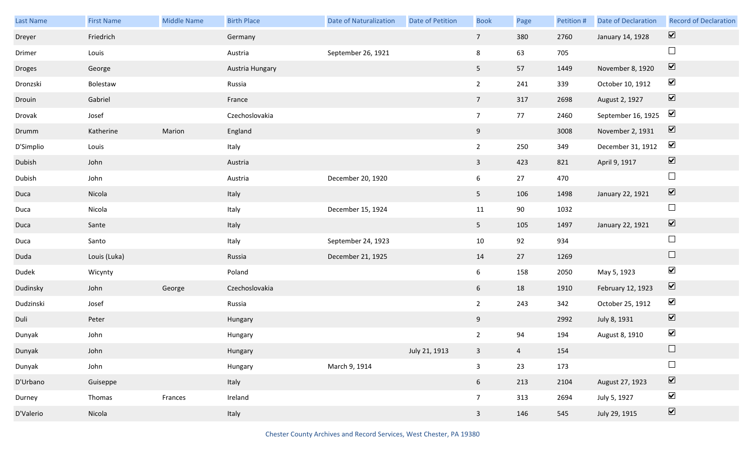| Last Name | First Name | Middle Name | Birth Place | Date of Naturalization | Date of Petition | Book | Page | Petition # | Date of Declaration | Record of Declaration |
|---|---|---|---|---|---|---|---|---|---|---|
| Dreyer | Friedrich | | Germany | | | 7 | 380 | 2760 | January 14, 1928 | ☑ |
| Drimer | Louis | | Austria | September 26, 1921 | | 8 | 63 | 705 | | ☐ |
| Droges | George | | Austria Hungary | | | 5 | 57 | 1449 | November 8, 1920 | ☑ |
| Dronzski | Bolestaw | | Russia | | | 2 | 241 | 339 | October 10, 1912 | ☑ |
| Drouin | Gabriel | | France | | | 7 | 317 | 2698 | August 2, 1927 | ☑ |
| Drovak | Josef | | Czechoslovakia | | | 7 | 77 | 2460 | September 16, 1925 | ☑ |
| Drumm | Katherine | Marion | England | | | 9 | | 3008 | November 2, 1931 | ☑ |
| D'Simplio | Louis | | Italy | | | 2 | 250 | 349 | December 31, 1912 | ☑ |
| Dubish | John | | Austria | | | 3 | 423 | 821 | April 9, 1917 | ☑ |
| Dubish | John | | Austria | December 20, 1920 | | 6 | 27 | 470 | | ☐ |
| Duca | Nicola | | Italy | | | 5 | 106 | 1498 | January 22, 1921 | ☑ |
| Duca | Nicola | | Italy | December 15, 1924 | | 11 | 90 | 1032 | | ☐ |
| Duca | Sante | | Italy | | | 5 | 105 | 1497 | January 22, 1921 | ☑ |
| Duca | Santo | | Italy | September 24, 1923 | | 10 | 92 | 934 | | ☐ |
| Duda | Louis (Luka) | | Russia | December 21, 1925 | | 14 | 27 | 1269 | | ☐ |
| Dudek | Wicynty | | Poland | | | 6 | 158 | 2050 | May 5, 1923 | ☑ |
| Dudinsky | John | George | Czechoslovakia | | | 6 | 18 | 1910 | February 12, 1923 | ☑ |
| Dudzinski | Josef | | Russia | | | 2 | 243 | 342 | October 25, 1912 | ☑ |
| Duli | Peter | | Hungary | | | 9 | | 2992 | July 8, 1931 | ☑ |
| Dunyak | John | | Hungary | | | 2 | 94 | 194 | August 8, 1910 | ☑ |
| Dunyak | John | | Hungary | | July 21, 1913 | 3 | 4 | 154 | | ☐ |
| Dunyak | John | | Hungary | March 9, 1914 | | 3 | 23 | 173 | | ☐ |
| D'Urbano | Guiseppe | | Italy | | | 6 | 213 | 2104 | August 27, 1923 | ☑ |
| Durney | Thomas | Frances | Ireland | | | 7 | 313 | 2694 | July 5, 1927 | ☑ |
| D'Valerio | Nicola | | Italy | | | 3 | 146 | 545 | July 29, 1915 | ☑ |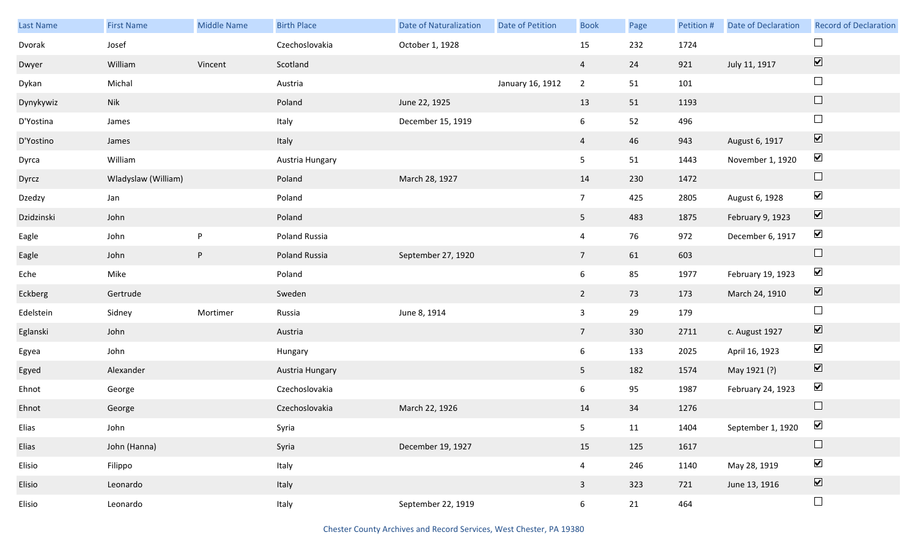| Last Name | First Name | Middle Name | Birth Place | Date of Naturalization | Date of Petition | Book | Page | Petition # | Date of Declaration | Record of Declaration |
|---|---|---|---|---|---|---|---|---|---|---|
| Dvorak | Josef | | Czechoslovakia | October 1, 1928 | | 15 | 232 | 1724 | | ☐ |
| Dwyer | William | Vincent | Scotland | | | 4 | 24 | 921 | July 11, 1917 | ☑ |
| Dykan | Michal | | Austria | | January 16, 1912 | 2 | 51 | 101 | | ☐ |
| Dynykywiz | Nik | | Poland | June 22, 1925 | | 13 | 51 | 1193 | | ☐ |
| D'Yostina | James | | Italy | December 15, 1919 | | 6 | 52 | 496 | | ☐ |
| D'Yostino | James | | Italy | | | 4 | 46 | 943 | August 6, 1917 | ☑ |
| Dyrca | William | | Austria Hungary | | | 5 | 51 | 1443 | November 1, 1920 | ☑ |
| Dyrcz | Wladyslaw (William) | | Poland | March 28, 1927 | | 14 | 230 | 1472 | | ☐ |
| Dzedzy | Jan | | Poland | | | 7 | 425 | 2805 | August 6, 1928 | ☑ |
| Dzidzinski | John | | Poland | | | 5 | 483 | 1875 | February 9, 1923 | ☑ |
| Eagle | John | P | Poland Russia | | | 4 | 76 | 972 | December 6, 1917 | ☑ |
| Eagle | John | P | Poland Russia | September 27, 1920 | | 7 | 61 | 603 | | ☐ |
| Eche | Mike | | Poland | | | 6 | 85 | 1977 | February 19, 1923 | ☑ |
| Eckberg | Gertrude | | Sweden | | | 2 | 73 | 173 | March 24, 1910 | ☑ |
| Edelstein | Sidney | Mortimer | Russia | June 8, 1914 | | 3 | 29 | 179 | | ☐ |
| Eglanski | John | | Austria | | | 7 | 330 | 2711 | c. August 1927 | ☑ |
| Egyea | John | | Hungary | | | 6 | 133 | 2025 | April 16, 1923 | ☑ |
| Egyed | Alexander | | Austria Hungary | | | 5 | 182 | 1574 | May 1921 (?) | ☑ |
| Ehnot | George | | Czechoslovakia | | | 6 | 95 | 1987 | February 24, 1923 | ☑ |
| Ehnot | George | | Czechoslovakia | March 22, 1926 | | 14 | 34 | 1276 | | ☐ |
| Elias | John | | Syria | | | 5 | 11 | 1404 | September 1, 1920 | ☑ |
| Elias | John (Hanna) | | Syria | December 19, 1927 | | 15 | 125 | 1617 | | ☐ |
| Elisio | Filippo | | Italy | | | 4 | 246 | 1140 | May 28, 1919 | ☑ |
| Elisio | Leonardo | | Italy | | | 3 | 323 | 721 | June 13, 1916 | ☑ |
| Elisio | Leonardo | | Italy | September 22, 1919 | | 6 | 21 | 464 | | ☐ |

Chester County Archives and Record Services, West Chester, PA 19380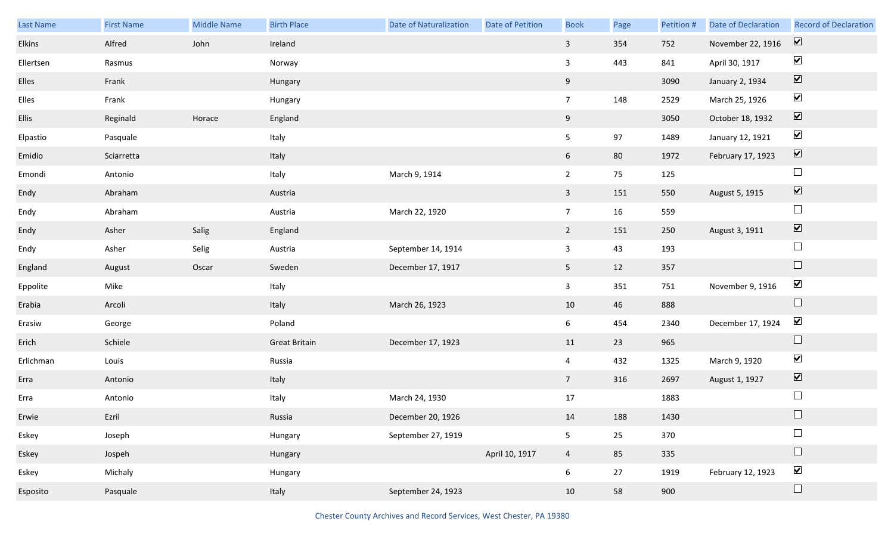| Last Name | First Name | Middle Name | Birth Place | Date of Naturalization | Date of Petition | Book | Page | Petition # | Date of Declaration | Record of Declaration |
|---|---|---|---|---|---|---|---|---|---|---|
| Elkins | Alfred | John | Ireland | | | 3 | 354 | 752 | November 22, 1916 | ☑ |
| Ellertsen | Rasmus | | Norway | | | 3 | 443 | 841 | April 30, 1917 | ☑ |
| Elles | Frank | | Hungary | | | 9 | | 3090 | January 2, 1934 | ☑ |
| Elles | Frank | | Hungary | | | 7 | 148 | 2529 | March 25, 1926 | ☑ |
| Ellis | Reginald | Horace | England | | | 9 | | 3050 | October 18, 1932 | ☑ |
| Elpastio | Pasquale | | Italy | | | 5 | 97 | 1489 | January 12, 1921 | ☑ |
| Emidio | Sciarretta | | Italy | | | 6 | 80 | 1972 | February 17, 1923 | ☑ |
| Emondi | Antonio | | Italy | March 9, 1914 | | 2 | 75 | 125 | | ☐ |
| Endy | Abraham | | Austria | | | 3 | 151 | 550 | August 5, 1915 | ☑ |
| Endy | Abraham | | Austria | March 22, 1920 | | 7 | 16 | 559 | | ☐ |
| Endy | Asher | Salig | England | | | 2 | 151 | 250 | August 3, 1911 | ☑ |
| Endy | Asher | Selig | Austria | September 14, 1914 | | 3 | 43 | 193 | | ☐ |
| England | August | Oscar | Sweden | December 17, 1917 | | 5 | 12 | 357 | | ☐ |
| Eppolite | Mike | | Italy | | | 3 | 351 | 751 | November 9, 1916 | ☑ |
| Erabia | Arcoli | | Italy | March 26, 1923 | | 10 | 46 | 888 | | ☐ |
| Erasiw | George | | Poland | | | 6 | 454 | 2340 | December 17, 1924 | ☑ |
| Erich | Schiele | | Great Britain | December 17, 1923 | | 11 | 23 | 965 | | ☐ |
| Erlichman | Louis | | Russia | | | 4 | 432 | 1325 | March 9, 1920 | ☑ |
| Erra | Antonio | | Italy | | | 7 | 316 | 2697 | August 1, 1927 | ☑ |
| Erra | Antonio | | Italy | March 24, 1930 | | 17 | | 1883 | | ☐ |
| Erwie | Ezril | | Russia | December 20, 1926 | | 14 | 188 | 1430 | | ☐ |
| Eskey | Joseph | | Hungary | September 27, 1919 | | 5 | 25 | 370 | | ☐ |
| Eskey | Jospeh | | Hungary | | April 10, 1917 | 4 | 85 | 335 | | ☐ |
| Eskey | Michaly | | Hungary | | | 6 | 27 | 1919 | February 12, 1923 | ☑ |
| Esposito | Pasquale | | Italy | September 24, 1923 | | 10 | 58 | 900 | | ☐ |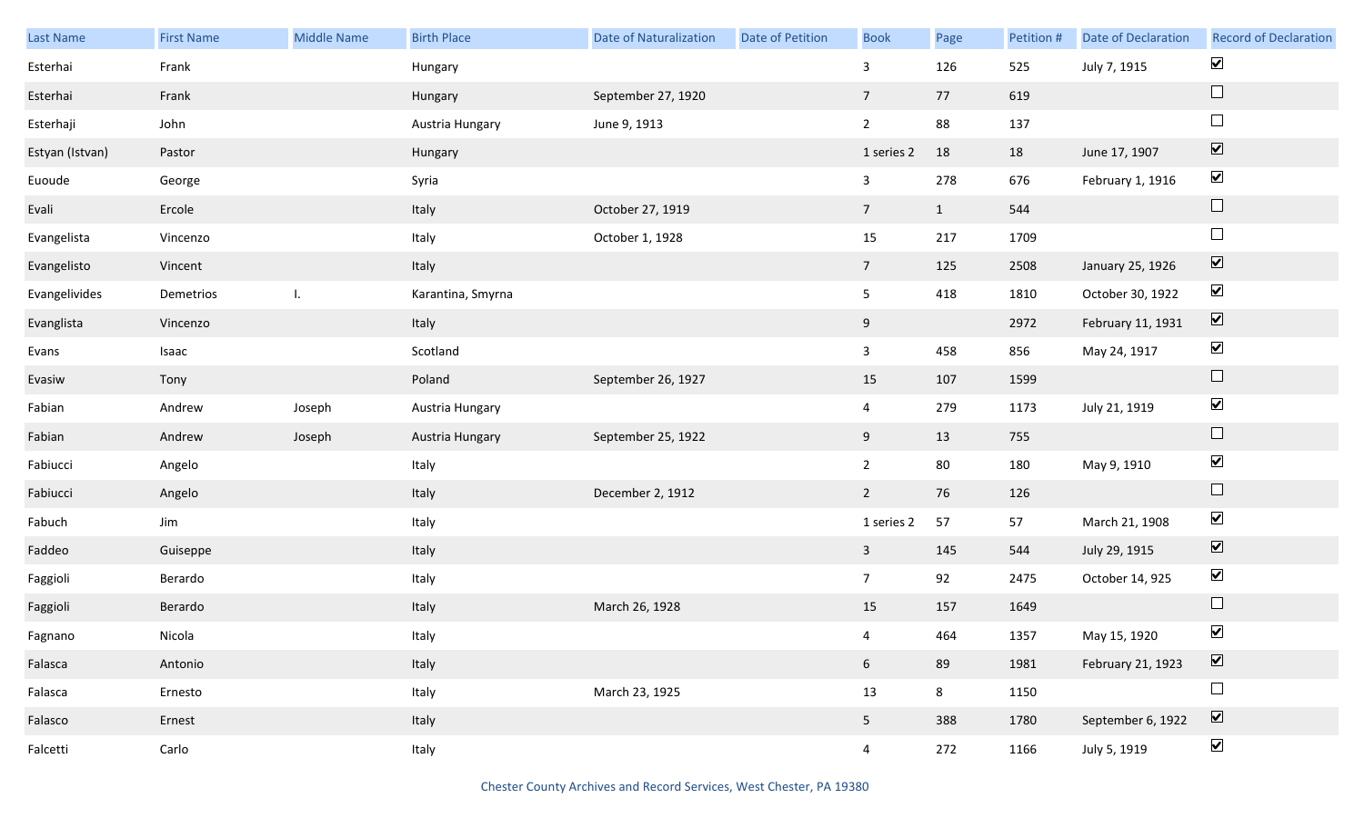| Last Name | First Name | Middle Name | Birth Place | Date of Naturalization | Date of Petition | Book | Page | Petition # | Date of Declaration | Record of Declaration |
|---|---|---|---|---|---|---|---|---|---|---|
| Esterhai | Frank | | Hungary | | | 3 | 126 | 525 | July 7, 1915 | ☑ |
| Esterhai | Frank | | Hungary | September 27, 1920 | | 7 | 77 | 619 | | ☐ |
| Esterhaji | John | | Austria Hungary | June 9, 1913 | | 2 | 88 | 137 | | ☐ |
| Estyan (Istvan) | Pastor | | Hungary | | | 1 series 2 | 18 | 18 | June 17, 1907 | ☑ |
| Euoude | George | | Syria | | | 3 | 278 | 676 | February 1, 1916 | ☑ |
| Evali | Ercole | | Italy | October 27, 1919 | | 7 | 1 | 544 | | ☐ |
| Evangelista | Vincenzo | | Italy | October 1, 1928 | | 15 | 217 | 1709 | | ☐ |
| Evangelisto | Vincent | | Italy | | | 7 | 125 | 2508 | January 25, 1926 | ☑ |
| Evangelivides | Demetrios | I. | Karantina, Smyrna | | | 5 | 418 | 1810 | October 30, 1922 | ☑ |
| Evanglista | Vincenzo | | Italy | | | 9 | | 2972 | February 11, 1931 | ☑ |
| Evans | Isaac | | Scotland | | | 3 | 458 | 856 | May 24, 1917 | ☑ |
| Evasiw | Tony | | Poland | September 26, 1927 | | 15 | 107 | 1599 | | ☐ |
| Fabian | Andrew | Joseph | Austria Hungary | | | 4 | 279 | 1173 | July 21, 1919 | ☑ |
| Fabian | Andrew | Joseph | Austria Hungary | September 25, 1922 | | 9 | 13 | 755 | | ☐ |
| Fabiucci | Angelo | | Italy | | | 2 | 80 | 180 | May 9, 1910 | ☑ |
| Fabiucci | Angelo | | Italy | December 2, 1912 | | 2 | 76 | 126 | | ☐ |
| Fabuch | Jim | | Italy | | | 1 series 2 | 57 | 57 | March 21, 1908 | ☑ |
| Faddeo | Guiseppe | | Italy | | | 3 | 145 | 544 | July 29, 1915 | ☑ |
| Faggioli | Berardo | | Italy | | | 7 | 92 | 2475 | October 14, 925 | ☑ |
| Faggioli | Berardo | | Italy | March 26, 1928 | | 15 | 157 | 1649 | | ☐ |
| Fagnano | Nicola | | Italy | | | 4 | 464 | 1357 | May 15, 1920 | ☑ |
| Falasca | Antonio | | Italy | | | 6 | 89 | 1981 | February 21, 1923 | ☑ |
| Falasca | Ernesto | | Italy | March 23, 1925 | | 13 | 8 | 1150 | | ☐ |
| Falasco | Ernest | | Italy | | | 5 | 388 | 1780 | September 6, 1922 | ☑ |
| Falcetti | Carlo | | Italy | | | 4 | 272 | 1166 | July 5, 1919 | ☑ |

Chester County Archives and Record Services, West Chester, PA 19380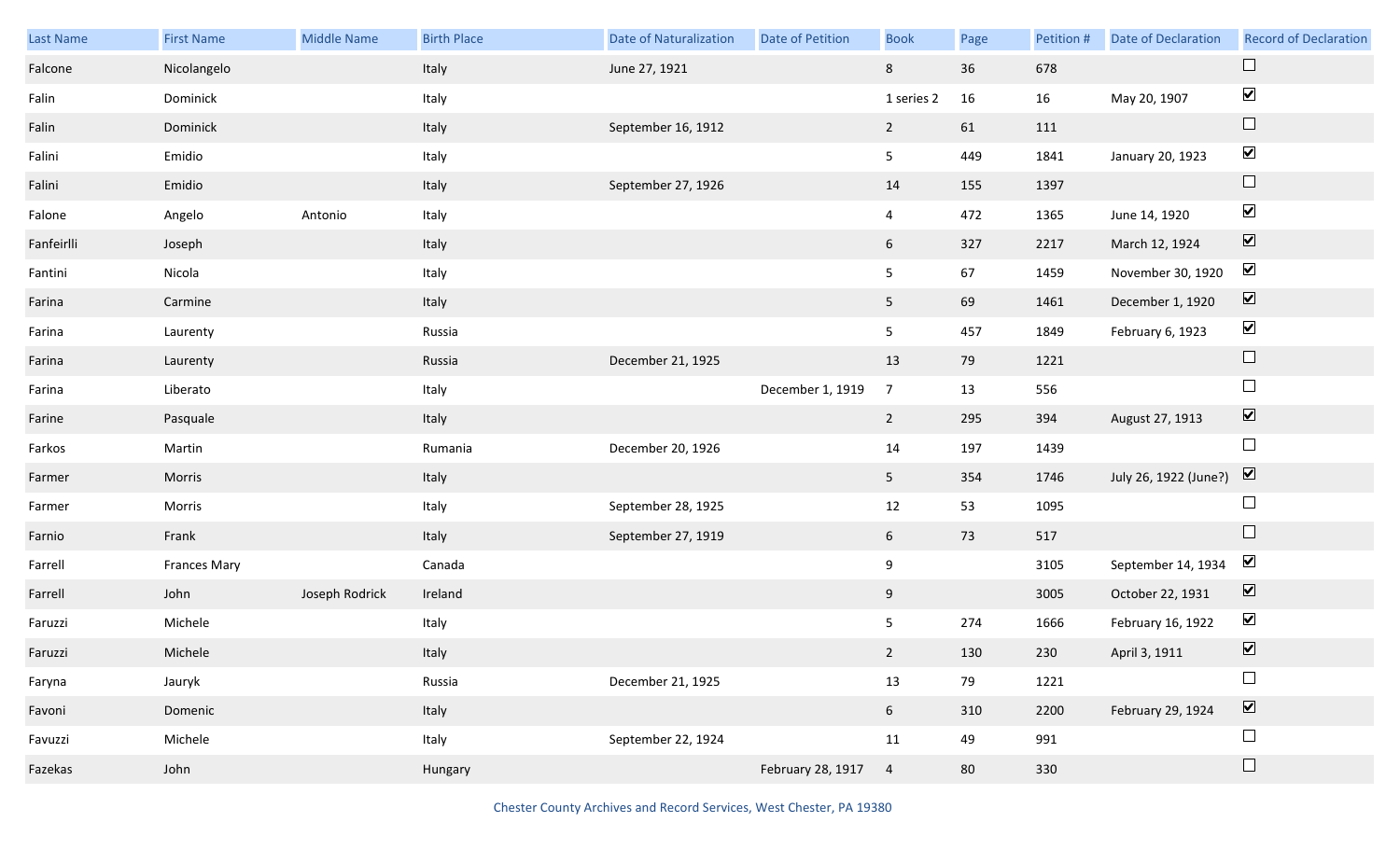| Last Name | First Name | Middle Name | Birth Place | Date of Naturalization | Date of Petition | Book | Page | Petition # | Date of Declaration | Record of Declaration |
|---|---|---|---|---|---|---|---|---|---|---|
| Falcone | Nicolangelo | | Italy | June 27, 1921 | | 8 | 36 | 678 | | ☐ |
| Falin | Dominick | | Italy | | | 1 series 2 | 16 | 16 | May 20, 1907 | ☑ |
| Falin | Dominick | | Italy | September 16, 1912 | | 2 | 61 | 111 | | ☐ |
| Falini | Emidio | | Italy | | | 5 | 449 | 1841 | January 20, 1923 | ☑ |
| Falini | Emidio | | Italy | September 27, 1926 | | 14 | 155 | 1397 | | ☐ |
| Falone | Angelo | Antonio | Italy | | | 4 | 472 | 1365 | June 14, 1920 | ☑ |
| Fanfeirlli | Joseph | | Italy | | | 6 | 327 | 2217 | March 12, 1924 | ☑ |
| Fantini | Nicola | | Italy | | | 5 | 67 | 1459 | November 30, 1920 | ☑ |
| Farina | Carmine | | Italy | | | 5 | 69 | 1461 | December 1, 1920 | ☑ |
| Farina | Laurenty | | Russia | | | 5 | 457 | 1849 | February 6, 1923 | ☑ |
| Farina | Laurenty | | Russia | December 21, 1925 | | 13 | 79 | 1221 | | ☐ |
| Farina | Liberato | | Italy | | December 1, 1919 | 7 | 13 | 556 | | ☐ |
| Farine | Pasquale | | Italy | | | 2 | 295 | 394 | August 27, 1913 | ☑ |
| Farkos | Martin | | Rumania | December 20, 1926 | | 14 | 197 | 1439 | | ☐ |
| Farmer | Morris | | Italy | | | 5 | 354 | 1746 | July 26, 1922 (June?) | ☑ |
| Farmer | Morris | | Italy | September 28, 1925 | | 12 | 53 | 1095 | | ☐ |
| Farnio | Frank | | Italy | September 27, 1919 | | 6 | 73 | 517 | | ☐ |
| Farrell | Frances Mary | | Canada | | | 9 | | 3105 | September 14, 1934 | ☑ |
| Farrell | John | Joseph Rodrick | Ireland | | | 9 | | 3005 | October 22, 1931 | ☑ |
| Faruzzi | Michele | | Italy | | | 5 | 274 | 1666 | February 16, 1922 | ☑ |
| Faruzzi | Michele | | Italy | | | 2 | 130 | 230 | April 3, 1911 | ☑ |
| Faryna | Jauryk | | Russia | December 21, 1925 | | 13 | 79 | 1221 | | ☐ |
| Favoni | Domenic | | Italy | | | 6 | 310 | 2200 | February 29, 1924 | ☑ |
| Favuzzi | Michele | | Italy | September 22, 1924 | | 11 | 49 | 991 | | ☐ |
| Fazekas | John | | Hungary | | February 28, 1917 | 4 | 80 | 330 | | ☐ |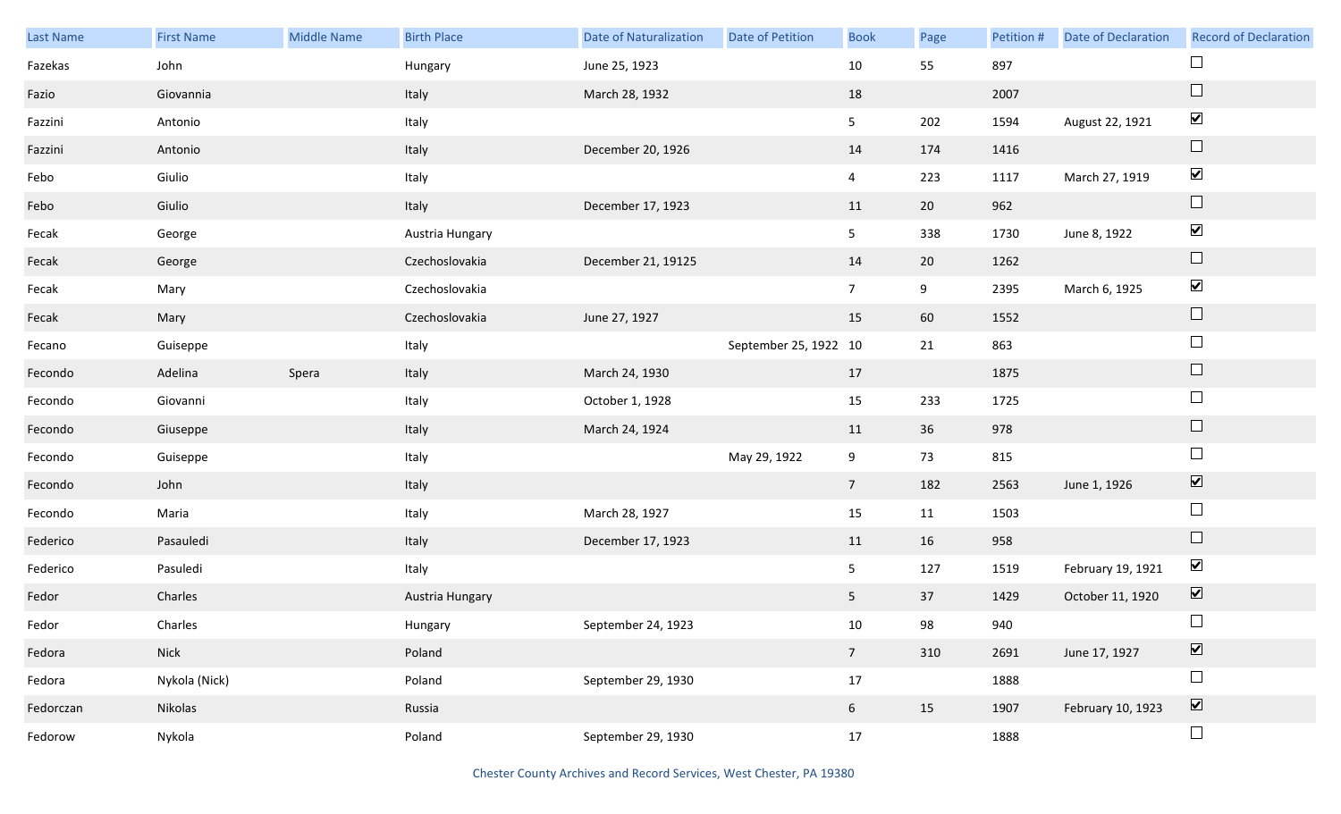| Last Name | First Name | Middle Name | Birth Place | Date of Naturalization | Date of Petition | Book | Page | Petition # | Date of Declaration | Record of Declaration |
|---|---|---|---|---|---|---|---|---|---|---|
| Fazekas | John | | Hungary | June 25, 1923 | | 10 | 55 | 897 | | ☐ |
| Fazio | Giovannia | | Italy | March 28, 1932 | | 18 | | 2007 | | ☐ |
| Fazzini | Antonio | | Italy | | | 5 | 202 | 1594 | August 22, 1921 | ☑ |
| Fazzini | Antonio | | Italy | December 20, 1926 | | 14 | 174 | 1416 | | ☐ |
| Febo | Giulio | | Italy | | | 4 | 223 | 1117 | March 27, 1919 | ☑ |
| Febo | Giulio | | Italy | December 17, 1923 | | 11 | 20 | 962 | | ☐ |
| Fecak | George | | Austria Hungary | | | 5 | 338 | 1730 | June 8, 1922 | ☑ |
| Fecak | George | | Czechoslovakia | December 21, 19125 | | 14 | 20 | 1262 | | ☐ |
| Fecak | Mary | | Czechoslovakia | | | 7 | 9 | 2395 | March 6, 1925 | ☑ |
| Fecak | Mary | | Czechoslovakia | June 27, 1927 | | 15 | 60 | 1552 | | ☐ |
| Fecano | Guiseppe | | Italy | | September 25, 1922 | 10 | 21 | 863 | | ☐ |
| Fecondo | Adelina | Spera | Italy | March 24, 1930 | | 17 | | 1875 | | ☐ |
| Fecondo | Giovanni | | Italy | October 1, 1928 | | 15 | 233 | 1725 | | ☐ |
| Fecondo | Giuseppe | | Italy | March 24, 1924 | | 11 | 36 | 978 | | ☐ |
| Fecondo | Guiseppe | | Italy | | May 29, 1922 | 9 | 73 | 815 | | ☐ |
| Fecondo | John | | Italy | | | 7 | 182 | 2563 | June 1, 1926 | ☑ |
| Fecondo | Maria | | Italy | March 28, 1927 | | 15 | 11 | 1503 | | ☐ |
| Federico | Pasauledi | | Italy | December 17, 1923 | | 11 | 16 | 958 | | ☐ |
| Federico | Pasuledi | | Italy | | | 5 | 127 | 1519 | February 19, 1921 | ☑ |
| Fedor | Charles | | Austria Hungary | | | 5 | 37 | 1429 | October 11, 1920 | ☑ |
| Fedor | Charles | | Hungary | September 24, 1923 | | 10 | 98 | 940 | | ☐ |
| Fedora | Nick | | Poland | | | 7 | 310 | 2691 | June 17, 1927 | ☑ |
| Fedora | Nykola (Nick) | | Poland | September 29, 1930 | | 17 | | 1888 | | ☐ |
| Fedorczan | Nikolas | | Russia | | | 6 | 15 | 1907 | February 10, 1923 | ☑ |
| Fedorow | Nykola | | Poland | September 29, 1930 | | 17 | | 1888 | | ☐ |

Chester County Archives and Record Services, West Chester, PA 19380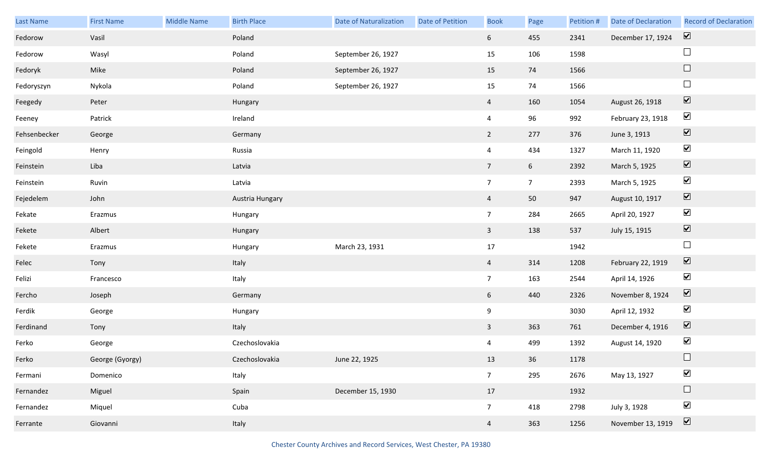| Last Name | First Name | Middle Name | Birth Place | Date of Naturalization | Date of Petition | Book | Page | Petition # | Date of Declaration | Record of Declaration |
|---|---|---|---|---|---|---|---|---|---|---|
| Fedorow | Vasil | | Poland | | | 6 | 455 | 2341 | December 17, 1924 | ☑ |
| Fedorow | Wasyl | | Poland | September 26, 1927 | | 15 | 106 | 1598 | | ☐ |
| Fedoryk | Mike | | Poland | September 26, 1927 | | 15 | 74 | 1566 | | ☐ |
| Fedoryszyn | Nykola | | Poland | September 26, 1927 | | 15 | 74 | 1566 | | ☐ |
| Feegedy | Peter | | Hungary | | | 4 | 160 | 1054 | August 26, 1918 | ☑ |
| Feeney | Patrick | | Ireland | | | 4 | 96 | 992 | February 23, 1918 | ☑ |
| Fehsenbecker | George | | Germany | | | 2 | 277 | 376 | June 3, 1913 | ☑ |
| Feingold | Henry | | Russia | | | 4 | 434 | 1327 | March 11, 1920 | ☑ |
| Feinstein | Liba | | Latvia | | | 7 | 6 | 2392 | March 5, 1925 | ☑ |
| Feinstein | Ruvin | | Latvia | | | 7 | 7 | 2393 | March 5, 1925 | ☑ |
| Fejedelem | John | | Austria Hungary | | | 4 | 50 | 947 | August 10, 1917 | ☑ |
| Fekate | Erazmus | | Hungary | | | 7 | 284 | 2665 | April 20, 1927 | ☑ |
| Fekete | Albert | | Hungary | | | 3 | 138 | 537 | July 15, 1915 | ☑ |
| Fekete | Erazmus | | Hungary | March 23, 1931 | | 17 | | 1942 | | ☐ |
| Felec | Tony | | Italy | | | 4 | 314 | 1208 | February 22, 1919 | ☑ |
| Felizi | Francesco | | Italy | | | 7 | 163 | 2544 | April 14, 1926 | ☑ |
| Fercho | Joseph | | Germany | | | 6 | 440 | 2326 | November 8, 1924 | ☑ |
| Ferdik | George | | Hungary | | | 9 | | 3030 | April 12, 1932 | ☑ |
| Ferdinand | Tony | | Italy | | | 3 | 363 | 761 | December 4, 1916 | ☑ |
| Ferko | George | | Czechoslovakia | | | 4 | 499 | 1392 | August 14, 1920 | ☑ |
| Ferko | George (Gyorgy) | | Czechoslovakia | June 22, 1925 | | 13 | 36 | 1178 | | ☐ |
| Fermani | Domenico | | Italy | | | 7 | 295 | 2676 | May 13, 1927 | ☑ |
| Fernandez | Miguel | | Spain | December 15, 1930 | | 17 | | 1932 | | ☐ |
| Fernandez | Miquel | | Cuba | | | 7 | 418 | 2798 | July 3, 1928 | ☑ |
| Ferrante | Giovanni | | Italy | | | 4 | 363 | 1256 | November 13, 1919 | ☑ |

Chester County Archives and Record Services, West Chester, PA 19380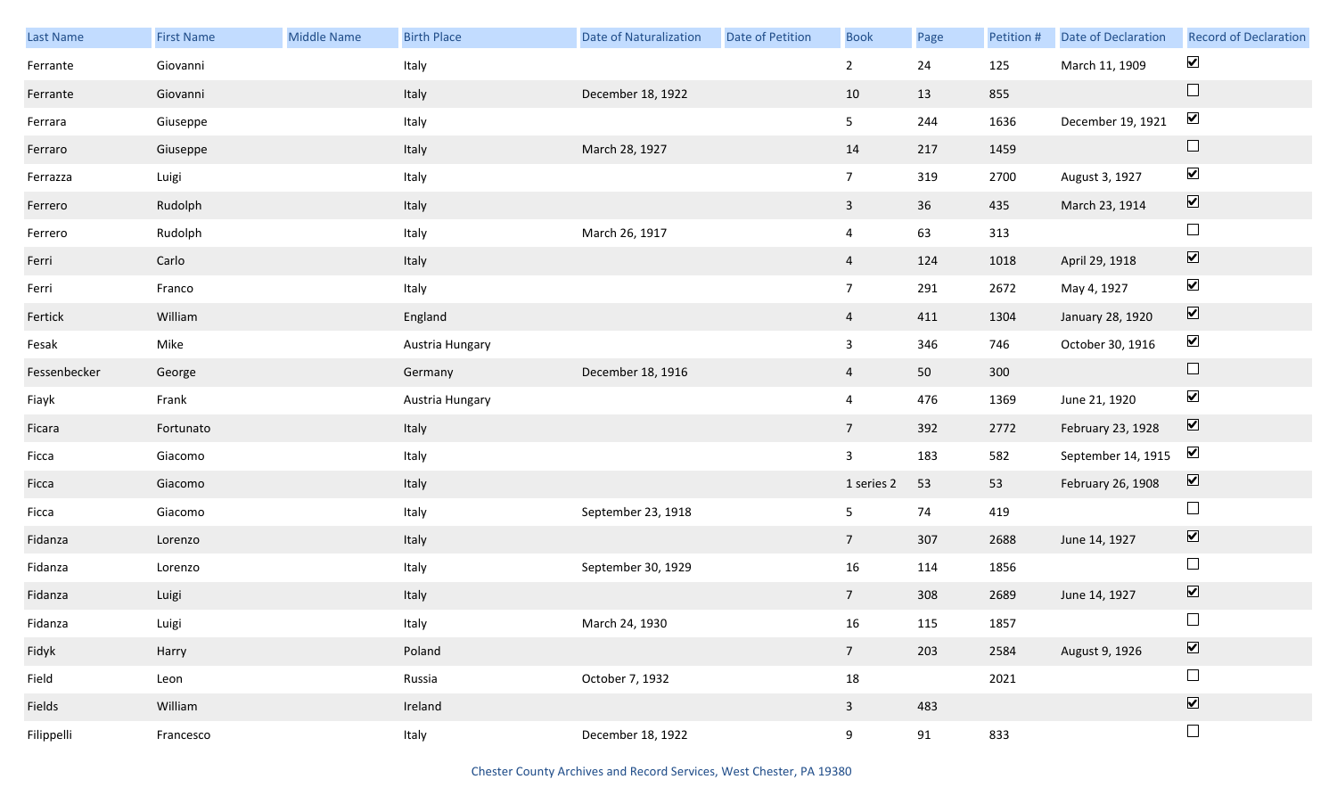| Last Name | First Name | Middle Name | Birth Place | Date of Naturalization | Date of Petition | Book | Page | Petition # | Date of Declaration | Record of Declaration |
|---|---|---|---|---|---|---|---|---|---|---|
| Ferrante | Giovanni | | Italy | | | 2 | 24 | 125 | March 11, 1909 | ☑ |
| Ferrante | Giovanni | | Italy | December 18, 1922 | | 10 | 13 | 855 | | ☐ |
| Ferrara | Giuseppe | | Italy | | | 5 | 244 | 1636 | December 19, 1921 | ☑ |
| Ferraro | Giuseppe | | Italy | March 28, 1927 | | 14 | 217 | 1459 | | ☐ |
| Ferrazza | Luigi | | Italy | | | 7 | 319 | 2700 | August 3, 1927 | ☑ |
| Ferrero | Rudolph | | Italy | | | 3 | 36 | 435 | March 23, 1914 | ☑ |
| Ferrero | Rudolph | | Italy | March 26, 1917 | | 4 | 63 | 313 | | ☐ |
| Ferri | Carlo | | Italy | | | 4 | 124 | 1018 | April 29, 1918 | ☑ |
| Ferri | Franco | | Italy | | | 7 | 291 | 2672 | May 4, 1927 | ☑ |
| Fertick | William | | England | | | 4 | 411 | 1304 | January 28, 1920 | ☑ |
| Fesak | Mike | | Austria Hungary | | | 3 | 346 | 746 | October 30, 1916 | ☑ |
| Fessenbecker | George | | Germany | December 18, 1916 | | 4 | 50 | 300 | | ☐ |
| Fiayk | Frank | | Austria Hungary | | | 4 | 476 | 1369 | June 21, 1920 | ☑ |
| Ficara | Fortunato | | Italy | | | 7 | 392 | 2772 | February 23, 1928 | ☑ |
| Ficca | Giacomo | | Italy | | | 3 | 183 | 582 | September 14, 1915 | ☑ |
| Ficca | Giacomo | | Italy | | | 1 series 2 | 53 | 53 | February 26, 1908 | ☑ |
| Ficca | Giacomo | | Italy | September 23, 1918 | | 5 | 74 | 419 | | ☐ |
| Fidanza | Lorenzo | | Italy | | | 7 | 307 | 2688 | June 14, 1927 | ☑ |
| Fidanza | Lorenzo | | Italy | September 30, 1929 | | 16 | 114 | 1856 | | ☐ |
| Fidanza | Luigi | | Italy | | | 7 | 308 | 2689 | June 14, 1927 | ☑ |
| Fidanza | Luigi | | Italy | March 24, 1930 | | 16 | 115 | 1857 | | ☐ |
| Fidyk | Harry | | Poland | | | 7 | 203 | 2584 | August 9, 1926 | ☑ |
| Field | Leon | | Russia | October 7, 1932 | | 18 | | 2021 | | ☐ |
| Fields | William | | Ireland | | | 3 | 483 | | | ☑ |
| Filippelli | Francesco | | Italy | December 18, 1922 | | 9 | 91 | 833 | | ☐ |

Chester County Archives and Record Services, West Chester, PA 19380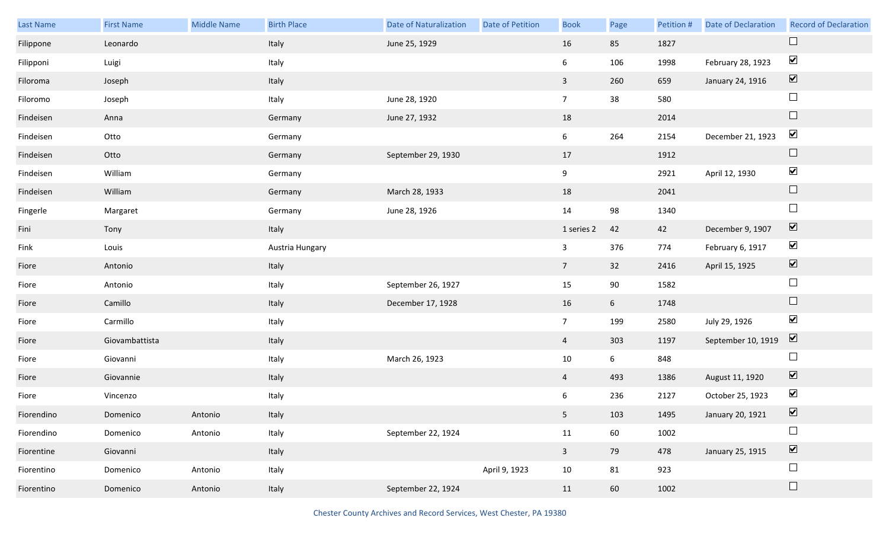| Last Name | First Name | Middle Name | Birth Place | Date of Naturalization | Date of Petition | Book | Page | Petition # | Date of Declaration | Record of Declaration |
|---|---|---|---|---|---|---|---|---|---|---|
| Filippone | Leonardo | | Italy | June 25, 1929 | | 16 | 85 | 1827 | | ☐ |
| Filipponi | Luigi | | Italy | | | 6 | 106 | 1998 | February 28, 1923 | ☑ |
| Filoroma | Joseph | | Italy | | | 3 | 260 | 659 | January 24, 1916 | ☑ |
| Filoromo | Joseph | | Italy | June 28, 1920 | | 7 | 38 | 580 | | ☐ |
| Findeisen | Anna | | Germany | June 27, 1932 | | 18 | | 2014 | | ☐ |
| Findeisen | Otto | | Germany | | | 6 | 264 | 2154 | December 21, 1923 | ☑ |
| Findeisen | Otto | | Germany | September 29, 1930 | | 17 | | 1912 | | ☐ |
| Findeisen | William | | Germany | | | 9 | | 2921 | April 12, 1930 | ☑ |
| Findeisen | William | | Germany | March 28, 1933 | | 18 | | 2041 | | ☐ |
| Fingerle | Margaret | | Germany | June 28, 1926 | | 14 | 98 | 1340 | | ☐ |
| Fini | Tony | | Italy | | | 1 series 2 | 42 | 42 | December 9, 1907 | ☑ |
| Fink | Louis | | Austria Hungary | | | 3 | 376 | 774 | February 6, 1917 | ☑ |
| Fiore | Antonio | | Italy | | | 7 | 32 | 2416 | April 15, 1925 | ☑ |
| Fiore | Antonio | | Italy | September 26, 1927 | | 15 | 90 | 1582 | | ☐ |
| Fiore | Camillo | | Italy | December 17, 1928 | | 16 | 6 | 1748 | | ☐ |
| Fiore | Carmillo | | Italy | | | 7 | 199 | 2580 | July 29, 1926 | ☑ |
| Fiore | Giovambattista | | Italy | | | 4 | 303 | 1197 | September 10, 1919 | ☑ |
| Fiore | Giovanni | | Italy | March 26, 1923 | | 10 | 6 | 848 | | ☐ |
| Fiore | Giovannie | | Italy | | | 4 | 493 | 1386 | August 11, 1920 | ☑ |
| Fiore | Vincenzo | | Italy | | | 6 | 236 | 2127 | October 25, 1923 | ☑ |
| Fiorendino | Domenico | Antonio | Italy | | | 5 | 103 | 1495 | January 20, 1921 | ☑ |
| Fiorendino | Domenico | Antonio | Italy | September 22, 1924 | | 11 | 60 | 1002 | | ☐ |
| Fiorentine | Giovanni | | Italy | | | 3 | 79 | 478 | January 25, 1915 | ☑ |
| Fiorentino | Domenico | Antonio | Italy | | April 9, 1923 | 10 | 81 | 923 | | ☐ |
| Fiorentino | Domenico | Antonio | Italy | September 22, 1924 | | 11 | 60 | 1002 | | ☐ |

Chester County Archives and Record Services, West Chester, PA 19380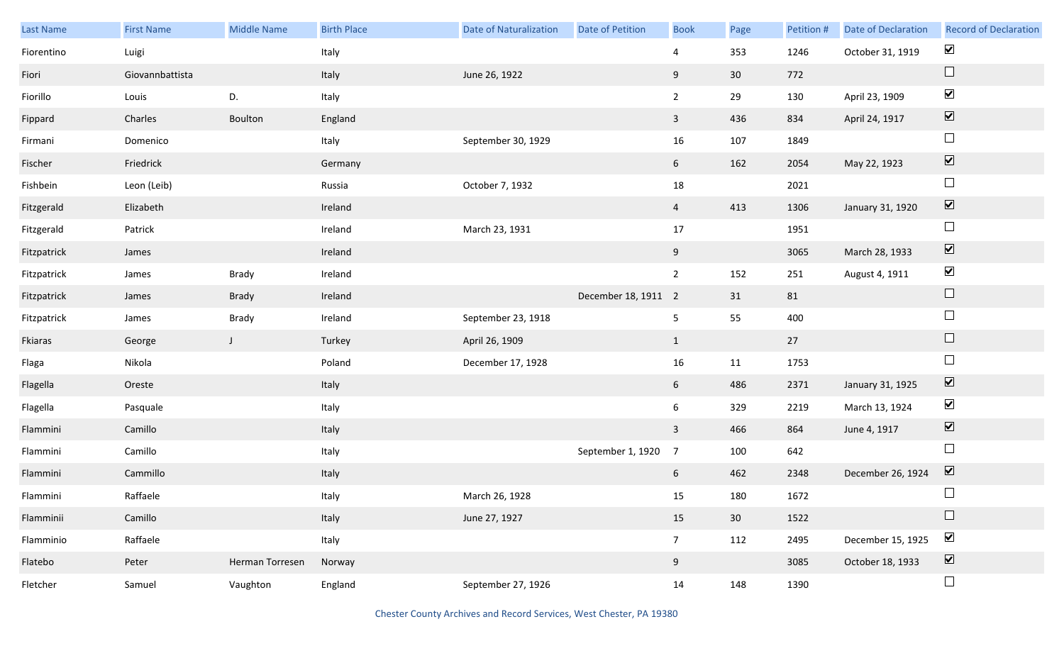| Last Name | First Name | Middle Name | Birth Place | Date of Naturalization | Date of Petition | Book | Page | Petition # | Date of Declaration | Record of Declaration |
|---|---|---|---|---|---|---|---|---|---|---|
| Fiorentino | Luigi | | Italy | | | 4 | 353 | 1246 | October 31, 1919 | ☑ |
| Fiori | Giovannbattista | | Italy | June 26, 1922 | | 9 | 30 | 772 | | ☐ |
| Fiorillo | Louis | D. | Italy | | | 2 | 29 | 130 | April 23, 1909 | ☑ |
| Fippard | Charles | Boulton | England | | | 3 | 436 | 834 | April 24, 1917 | ☑ |
| Firmani | Domenico | | Italy | September 30, 1929 | | 16 | 107 | 1849 | | ☐ |
| Fischer | Friedrick | | Germany | | | 6 | 162 | 2054 | May 22, 1923 | ☑ |
| Fishbein | Leon (Leib) | | Russia | October 7, 1932 | | 18 | | 2021 | | ☐ |
| Fitzgerald | Elizabeth | | Ireland | | | 4 | 413 | 1306 | January 31, 1920 | ☑ |
| Fitzgerald | Patrick | | Ireland | March 23, 1931 | | 17 | | 1951 | | ☐ |
| Fitzpatrick | James | | Ireland | | | 9 | | 3065 | March 28, 1933 | ☑ |
| Fitzpatrick | James | Brady | Ireland | | | 2 | 152 | 251 | August 4, 1911 | ☑ |
| Fitzpatrick | James | Brady | Ireland | | December 18, 1911 | 2 | 31 | 81 | | ☐ |
| Fitzpatrick | James | Brady | Ireland | September 23, 1918 | | 5 | 55 | 400 | | ☐ |
| Fkiaras | George | J | Turkey | April 26, 1909 | | 1 | | 27 | | ☐ |
| Flaga | Nikola | | Poland | December 17, 1928 | | 16 | 11 | 1753 | | ☐ |
| Flagella | Oreste | | Italy | | | 6 | 486 | 2371 | January 31, 1925 | ☑ |
| Flagella | Pasquale | | Italy | | | 6 | 329 | 2219 | March 13, 1924 | ☑ |
| Flammini | Camillo | | Italy | | | 3 | 466 | 864 | June 4, 1917 | ☑ |
| Flammini | Camillo | | Italy | | September 1, 1920 | 7 | 100 | 642 | | ☐ |
| Flammini | Cammillo | | Italy | | | 6 | 462 | 2348 | December 26, 1924 | ☑ |
| Flammini | Raffaele | | Italy | March 26, 1928 | | 15 | 180 | 1672 | | ☐ |
| Flamminii | Camillo | | Italy | June 27, 1927 | | 15 | 30 | 1522 | | ☐ |
| Flamminio | Raffaele | | Italy | | | 7 | 112 | 2495 | December 15, 1925 | ☑ |
| Flatebo | Peter | Herman Torresen | Norway | | | 9 | | 3085 | October 18, 1933 | ☑ |
| Fletcher | Samuel | Vaughton | England | September 27, 1926 | | 14 | 148 | 1390 | | ☐ |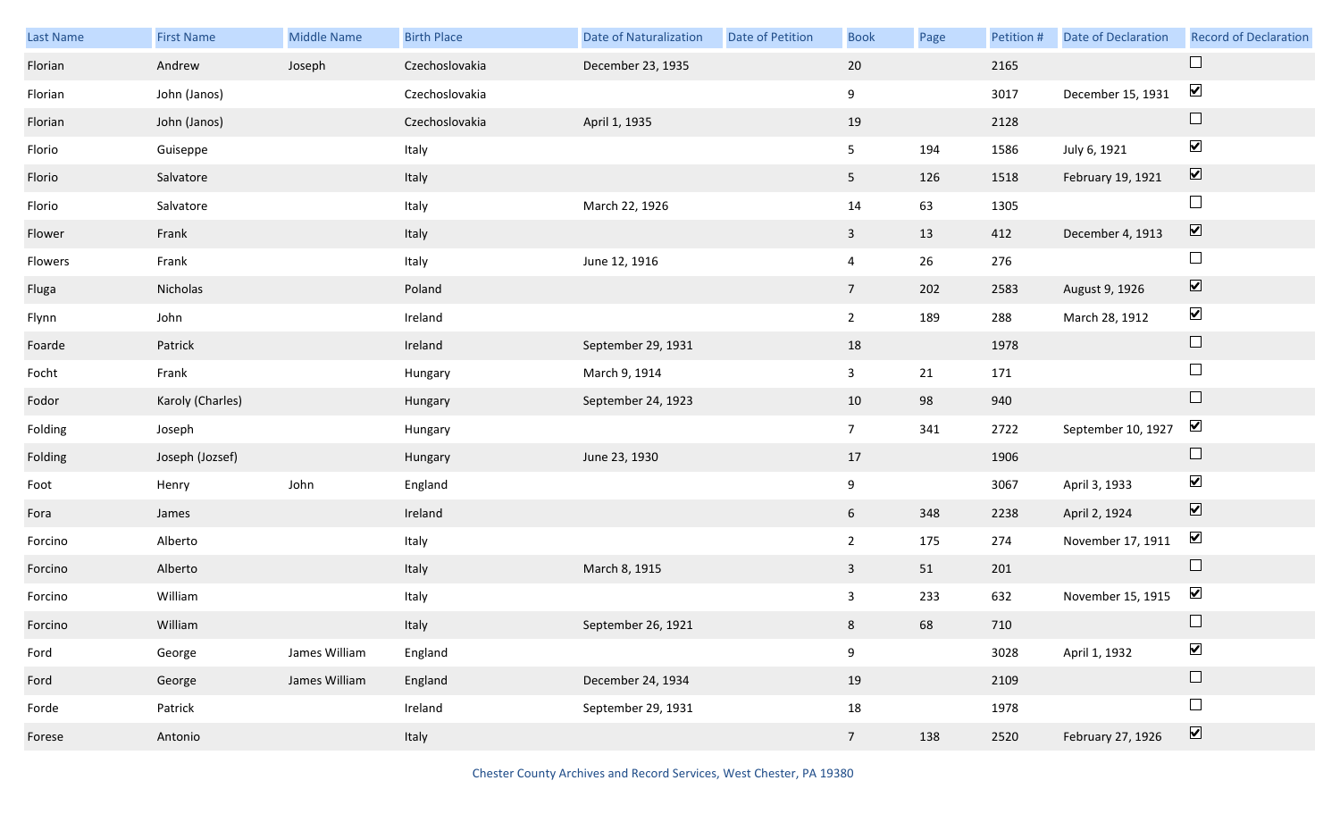| Last Name | First Name | Middle Name | Birth Place | Date of Naturalization | Date of Petition | Book | Page | Petition # | Date of Declaration | Record of Declaration |
|---|---|---|---|---|---|---|---|---|---|---|
| Florian | Andrew | Joseph | Czechoslovakia | December 23, 1935 | | 20 | | 2165 | | ☐ |
| Florian | John (Janos) | | Czechoslovakia | | | 9 | | 3017 | December 15, 1931 | ☑ |
| Florian | John (Janos) | | Czechoslovakia | April 1, 1935 | | 19 | | 2128 | | ☐ |
| Florio | Guiseppe | | Italy | | | 5 | 194 | 1586 | July 6, 1921 | ☑ |
| Florio | Salvatore | | Italy | | | 5 | 126 | 1518 | February 19, 1921 | ☑ |
| Florio | Salvatore | | Italy | March 22, 1926 | | 14 | 63 | 1305 | | ☐ |
| Flower | Frank | | Italy | | | 3 | 13 | 412 | December 4, 1913 | ☑ |
| Flowers | Frank | | Italy | June 12, 1916 | | 4 | 26 | 276 | | ☐ |
| Fluga | Nicholas | | Poland | | | 7 | 202 | 2583 | August 9, 1926 | ☑ |
| Flynn | John | | Ireland | | | 2 | 189 | 288 | March 28, 1912 | ☑ |
| Foarde | Patrick | | Ireland | September 29, 1931 | | 18 | | 1978 | | ☐ |
| Focht | Frank | | Hungary | March 9, 1914 | | 3 | 21 | 171 | | ☐ |
| Fodor | Karoly (Charles) | | Hungary | September 24, 1923 | | 10 | 98 | 940 | | ☐ |
| Folding | Joseph | | Hungary | | | 7 | 341 | 2722 | September 10, 1927 | ☑ |
| Folding | Joseph (Jozsef) | | Hungary | June 23, 1930 | | 17 | | 1906 | | ☐ |
| Foot | Henry | John | England | | | 9 | | 3067 | April 3, 1933 | ☑ |
| Fora | James | | Ireland | | | 6 | 348 | 2238 | April 2, 1924 | ☑ |
| Forcino | Alberto | | Italy | | | 2 | 175 | 274 | November 17, 1911 | ☑ |
| Forcino | Alberto | | Italy | March 8, 1915 | | 3 | 51 | 201 | | ☐ |
| Forcino | William | | Italy | | | 3 | 233 | 632 | November 15, 1915 | ☑ |
| Forcino | William | | Italy | September 26, 1921 | | 8 | 68 | 710 | | ☐ |
| Ford | George | James William | England | | | 9 | | 3028 | April 1, 1932 | ☑ |
| Ford | George | James William | England | December 24, 1934 | | 19 | | 2109 | | ☐ |
| Forde | Patrick | | Ireland | September 29, 1931 | | 18 | | 1978 | | ☐ |
| Forese | Antonio | | Italy | | | 7 | 138 | 2520 | February 27, 1926 | ☑ |

Chester County Archives and Record Services, West Chester, PA 19380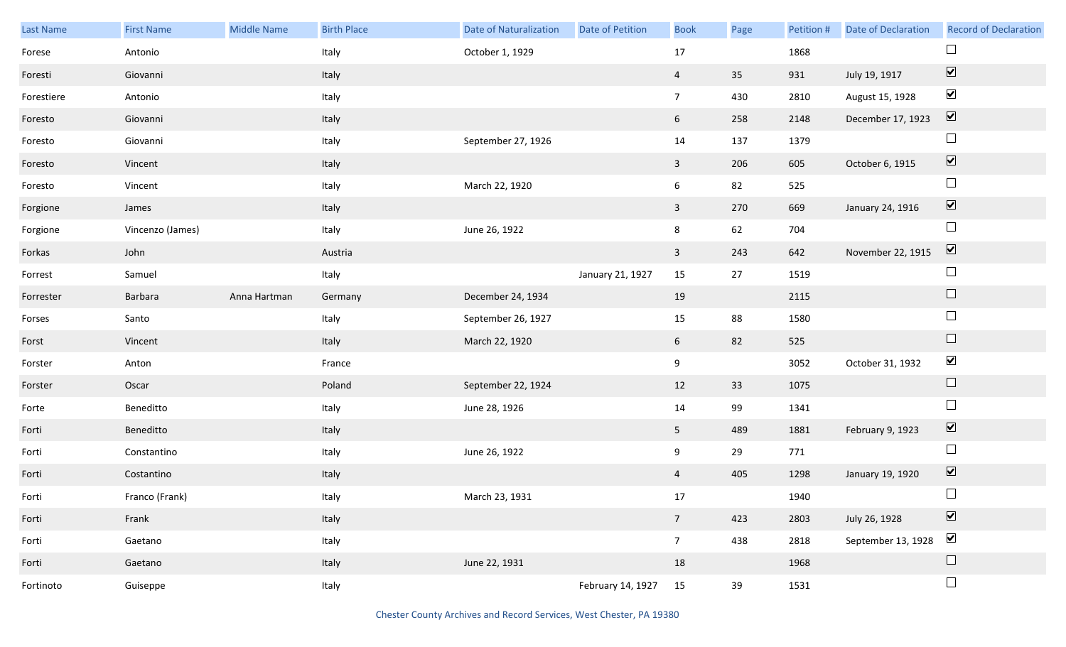| Last Name | First Name | Middle Name | Birth Place | Date of Naturalization | Date of Petition | Book | Page | Petition # | Date of Declaration | Record of Declaration |
|---|---|---|---|---|---|---|---|---|---|---|
| Forese | Antonio | | Italy | October 1, 1929 | | 17 | | 1868 | | ☐ |
| Foresti | Giovanni | | Italy | | | 4 | 35 | 931 | July 19, 1917 | ☑ |
| Forestiere | Antonio | | Italy | | | 7 | 430 | 2810 | August 15, 1928 | ☑ |
| Foresto | Giovanni | | Italy | | | 6 | 258 | 2148 | December 17, 1923 | ☑ |
| Foresto | Giovanni | | Italy | September 27, 1926 | | 14 | 137 | 1379 | | ☐ |
| Foresto | Vincent | | Italy | | | 3 | 206 | 605 | October 6, 1915 | ☑ |
| Foresto | Vincent | | Italy | March 22, 1920 | | 6 | 82 | 525 | | ☐ |
| Forgione | James | | Italy | | | 3 | 270 | 669 | January 24, 1916 | ☑ |
| Forgione | Vincenzo (James) | | Italy | June 26, 1922 | | 8 | 62 | 704 | | ☐ |
| Forkas | John | | Austria | | | 3 | 243 | 642 | November 22, 1915 | ☑ |
| Forrest | Samuel | | Italy | | January 21, 1927 | 15 | 27 | 1519 | | ☐ |
| Forrester | Barbara | Anna Hartman | Germany | December 24, 1934 | | 19 | | 2115 | | ☐ |
| Forses | Santo | | Italy | September 26, 1927 | | 15 | 88 | 1580 | | ☐ |
| Forst | Vincent | | Italy | March 22, 1920 | | 6 | 82 | 525 | | ☐ |
| Forster | Anton | | France | | | 9 | | 3052 | October 31, 1932 | ☑ |
| Forster | Oscar | | Poland | September 22, 1924 | | 12 | 33 | 1075 | | ☐ |
| Forte | Beneditto | | Italy | June 28, 1926 | | 14 | 99 | 1341 | | ☐ |
| Forti | Beneditto | | Italy | | | 5 | 489 | 1881 | February 9, 1923 | ☑ |
| Forti | Constantino | | Italy | June 26, 1922 | | 9 | 29 | 771 | | ☐ |
| Forti | Costantino | | Italy | | | 4 | 405 | 1298 | January 19, 1920 | ☑ |
| Forti | Franco (Frank) | | Italy | March 23, 1931 | | 17 | | 1940 | | ☐ |
| Forti | Frank | | Italy | | | 7 | 423 | 2803 | July 26, 1928 | ☑ |
| Forti | Gaetano | | Italy | | | 7 | 438 | 2818 | September 13, 1928 | ☑ |
| Forti | Gaetano | | Italy | June 22, 1931 | | 18 | | 1968 | | ☐ |
| Fortinoto | Guiseppe | | Italy | | February 14, 1927 | 15 | 39 | 1531 | | ☐ |

Chester County Archives and Record Services, West Chester, PA 19380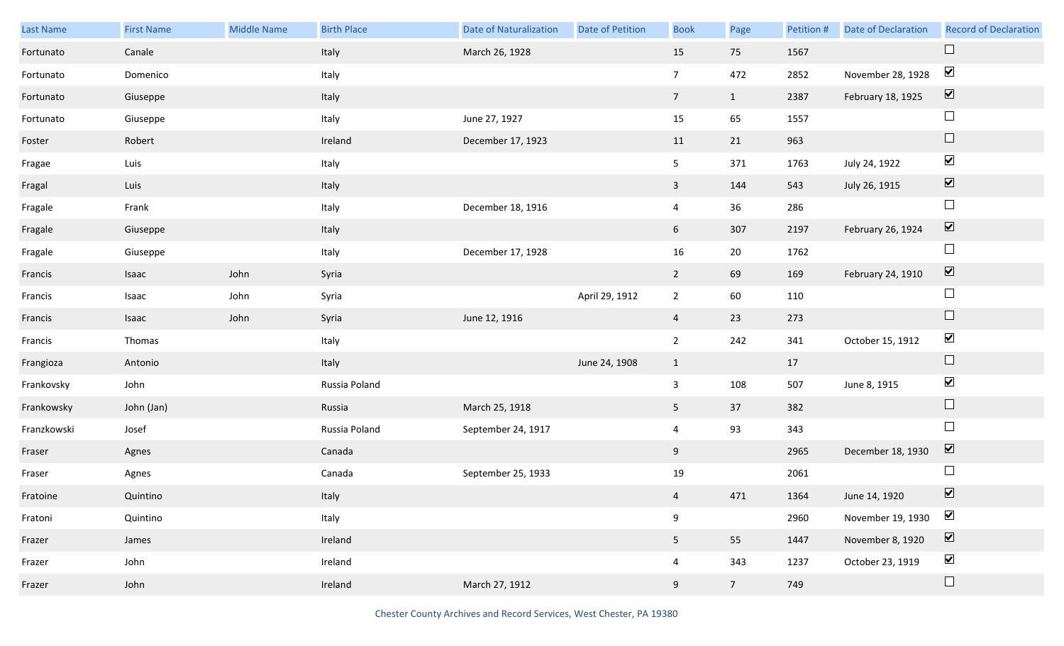| Last Name | First Name | Middle Name | Birth Place | Date of Naturalization | Date of Petition | Book | Page | Petition # | Date of Declaration | Record of Declaration |
|---|---|---|---|---|---|---|---|---|---|---|
| Fortunato | Canale | | Italy | March 26, 1928 | | 15 | 75 | 1567 | | ☐ |
| Fortunato | Domenico | | Italy | | | 7 | 472 | 2852 | November 28, 1928 | ☑ |
| Fortunato | Giuseppe | | Italy | | | 7 | 1 | 2387 | February 18, 1925 | ☑ |
| Fortunato | Giuseppe | | Italy | June 27, 1927 | | 15 | 65 | 1557 | | ☐ |
| Foster | Robert | | Ireland | December 17, 1923 | | 11 | 21 | 963 | | ☐ |
| Fragae | Luis | | Italy | | | 5 | 371 | 1763 | July 24, 1922 | ☑ |
| Fragal | Luis | | Italy | | | 3 | 144 | 543 | July 26, 1915 | ☑ |
| Fragale | Frank | | Italy | December 18, 1916 | | 4 | 36 | 286 | | ☐ |
| Fragale | Giuseppe | | Italy | | | 6 | 307 | 2197 | February 26, 1924 | ☑ |
| Fragale | Giuseppe | | Italy | December 17, 1928 | | 16 | 20 | 1762 | | ☐ |
| Francis | Isaac | John | Syria | | | 2 | 69 | 169 | February 24, 1910 | ☑ |
| Francis | Isaac | John | Syria | | April 29, 1912 | 2 | 60 | 110 | | ☐ |
| Francis | Isaac | John | Syria | June 12, 1916 | | 4 | 23 | 273 | | ☐ |
| Francis | Thomas | | Italy | | | 2 | 242 | 341 | October 15, 1912 | ☑ |
| Frangioza | Antonio | | Italy | | June 24, 1908 | 1 | | 17 | | ☐ |
| Frankovsky | John | | Russia Poland | | | 3 | 108 | 507 | June 8, 1915 | ☑ |
| Frankowsky | John (Jan) | | Russia | March 25, 1918 | | 5 | 37 | 382 | | ☐ |
| Franzkowski | Josef | | Russia Poland | September 24, 1917 | | 4 | 93 | 343 | | ☐ |
| Fraser | Agnes | | Canada | | | 9 | | 2965 | December 18, 1930 | ☑ |
| Fraser | Agnes | | Canada | September 25, 1933 | | 19 | | 2061 | | ☐ |
| Fratoine | Quintino | | Italy | | | 4 | 471 | 1364 | June 14, 1920 | ☑ |
| Fratoni | Quintino | | Italy | | | 9 | | 2960 | November 19, 1930 | ☑ |
| Frazer | James | | Ireland | | | 5 | 55 | 1447 | November 8, 1920 | ☑ |
| Frazer | John | | Ireland | | | 4 | 343 | 1237 | October 23, 1919 | ☑ |
| Frazer | John | | Ireland | March 27, 1912 | | 9 | 7 | 749 | | ☐ |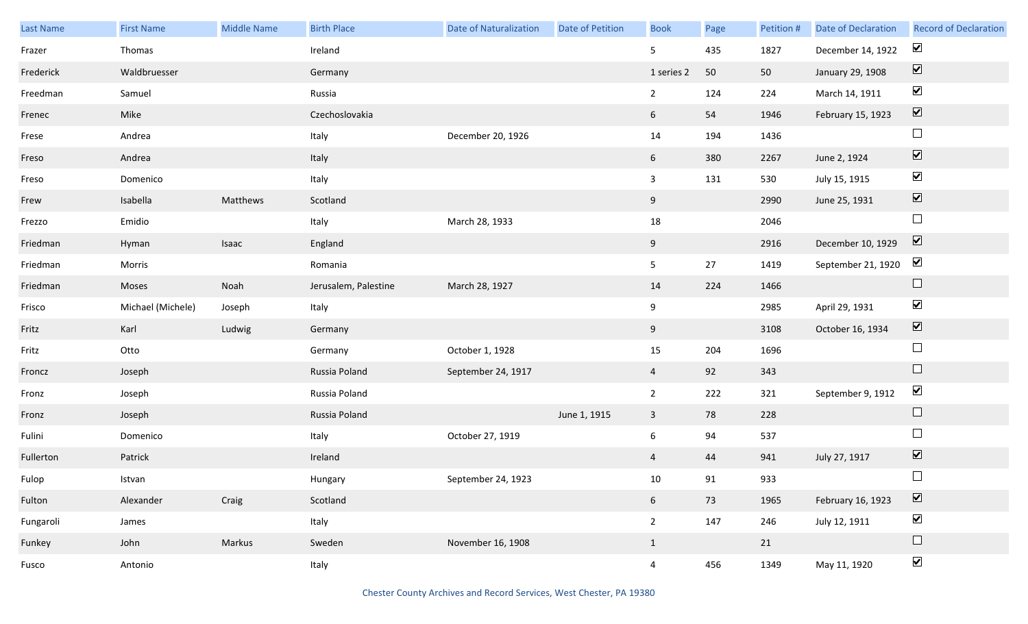| Last Name | First Name | Middle Name | Birth Place | Date of Naturalization | Date of Petition | Book | Page | Petition # | Date of Declaration | Record of Declaration |
|---|---|---|---|---|---|---|---|---|---|---|
| Frazer | Thomas | | Ireland | | | 5 | 435 | 1827 | December 14, 1922 | ☑ |
| Frederick | Waldbruesser | | Germany | | | 1 series 2 | 50 | 50 | January 29, 1908 | ☑ |
| Freedman | Samuel | | Russia | | | 2 | 124 | 224 | March 14, 1911 | ☑ |
| Frenec | Mike | | Czechoslovakia | | | 6 | 54 | 1946 | February 15, 1923 | ☑ |
| Frese | Andrea | | Italy | December 20, 1926 | | 14 | 194 | 1436 | | ☐ |
| Freso | Andrea | | Italy | | | 6 | 380 | 2267 | June 2, 1924 | ☑ |
| Freso | Domenico | | Italy | | | 3 | 131 | 530 | July 15, 1915 | ☑ |
| Frew | Isabella | Matthews | Scotland | | | 9 | | 2990 | June 25, 1931 | ☑ |
| Frezzo | Emidio | | Italy | March 28, 1933 | | 18 | | 2046 | | ☐ |
| Friedman | Hyman | Isaac | England | | | 9 | | 2916 | December 10, 1929 | ☑ |
| Friedman | Morris | | Romania | | | 5 | 27 | 1419 | September 21, 1920 | ☑ |
| Friedman | Moses | Noah | Jerusalem, Palestine | March 28, 1927 | | 14 | 224 | 1466 | | ☐ |
| Frisco | Michael (Michele) | Joseph | Italy | | | 9 | | 2985 | April 29, 1931 | ☑ |
| Fritz | Karl | Ludwig | Germany | | | 9 | | 3108 | October 16, 1934 | ☑ |
| Fritz | Otto | | Germany | October 1, 1928 | | 15 | 204 | 1696 | | ☐ |
| Froncz | Joseph | | Russia Poland | September 24, 1917 | | 4 | 92 | 343 | | ☐ |
| Fronz | Joseph | | Russia Poland | | | 2 | 222 | 321 | September 9, 1912 | ☑ |
| Fronz | Joseph | | Russia Poland | | June 1, 1915 | 3 | 78 | 228 | | ☐ |
| Fulini | Domenico | | Italy | October 27, 1919 | | 6 | 94 | 537 | | ☐ |
| Fullerton | Patrick | | Ireland | | | 4 | 44 | 941 | July 27, 1917 | ☑ |
| Fulop | Istvan | | Hungary | September 24, 1923 | | 10 | 91 | 933 | | ☐ |
| Fulton | Alexander | Craig | Scotland | | | 6 | 73 | 1965 | February 16, 1923 | ☑ |
| Fungaroli | James | | Italy | | | 2 | 147 | 246 | July 12, 1911 | ☑ |
| Funkey | John | Markus | Sweden | November 16, 1908 | | 1 | | 21 | | ☐ |
| Fusco | Antonio | | Italy | | | 4 | 456 | 1349 | May 11, 1920 | ☑ |

Chester County Archives and Record Services, West Chester, PA 19380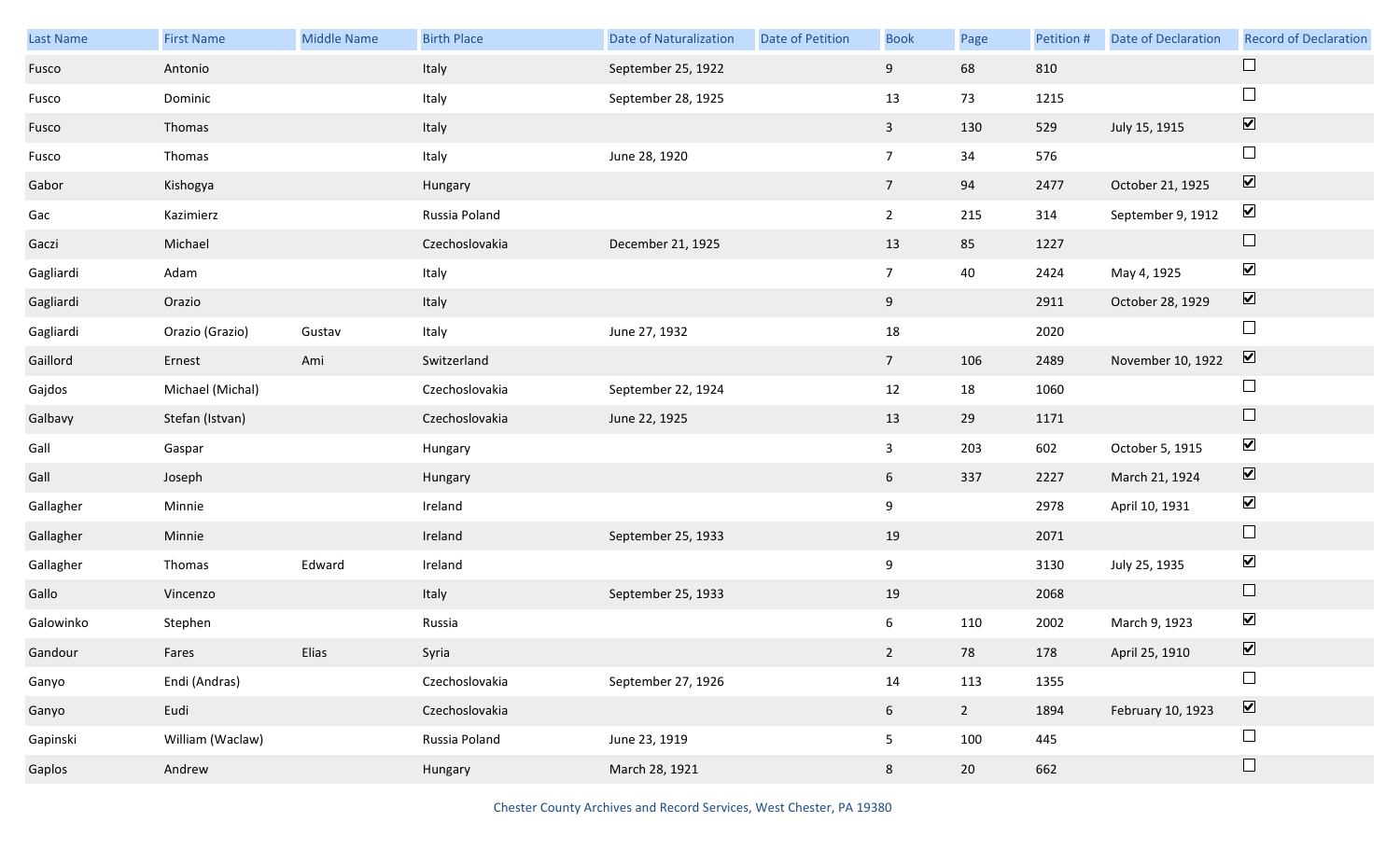| Last Name | First Name | Middle Name | Birth Place | Date of Naturalization | Date of Petition | Book | Page | Petition # | Date of Declaration | Record of Declaration |
|---|---|---|---|---|---|---|---|---|---|---|
| Fusco | Antonio | | Italy | September 25, 1922 | | 9 | 68 | 810 | | ☐ |
| Fusco | Dominic | | Italy | September 28, 1925 | | 13 | 73 | 1215 | | ☐ |
| Fusco | Thomas | | Italy | | | 3 | 130 | 529 | July 15, 1915 | ☑ |
| Fusco | Thomas | | Italy | June 28, 1920 | | 7 | 34 | 576 | | ☐ |
| Gabor | Kishogya | | Hungary | | | 7 | 94 | 2477 | October 21, 1925 | ☑ |
| Gac | Kazimierz | | Russia Poland | | | 2 | 215 | 314 | September 9, 1912 | ☑ |
| Gaczi | Michael | | Czechoslovakia | December 21, 1925 | | 13 | 85 | 1227 | | ☐ |
| Gagliardi | Adam | | Italy | | | 7 | 40 | 2424 | May 4, 1925 | ☑ |
| Gagliardi | Orazio | | Italy | | | 9 | | 2911 | October 28, 1929 | ☑ |
| Gagliardi | Orazio (Grazio) | Gustav | Italy | June 27, 1932 | | 18 | | 2020 | | ☐ |
| Gaillord | Ernest | Ami | Switzerland | | | 7 | 106 | 2489 | November 10, 1922 | ☑ |
| Gajdos | Michael (Michal) | | Czechoslovakia | September 22, 1924 | | 12 | 18 | 1060 | | ☐ |
| Galbavy | Stefan (Istvan) | | Czechoslovakia | June 22, 1925 | | 13 | 29 | 1171 | | ☐ |
| Gall | Gaspar | | Hungary | | | 3 | 203 | 602 | October 5, 1915 | ☑ |
| Gall | Joseph | | Hungary | | | 6 | 337 | 2227 | March 21, 1924 | ☑ |
| Gallagher | Minnie | | Ireland | | | 9 | | 2978 | April 10, 1931 | ☑ |
| Gallagher | Minnie | | Ireland | September 25, 1933 | | 19 | | 2071 | | ☐ |
| Gallagher | Thomas | Edward | Ireland | | | 9 | | 3130 | July 25, 1935 | ☑ |
| Gallo | Vincenzo | | Italy | September 25, 1933 | | 19 | | 2068 | | ☐ |
| Galowinko | Stephen | | Russia | | | 6 | 110 | 2002 | March 9, 1923 | ☑ |
| Gandour | Fares | Elias | Syria | | | 2 | 78 | 178 | April 25, 1910 | ☑ |
| Ganyo | Endi (Andras) | | Czechoslovakia | September 27, 1926 | | 14 | 113 | 1355 | | ☐ |
| Ganyo | Eudi | | Czechoslovakia | | | 6 | 2 | 1894 | February 10, 1923 | ☑ |
| Gapinski | William (Waclaw) | | Russia Poland | June 23, 1919 | | 5 | 100 | 445 | | ☐ |
| Gaplos | Andrew | | Hungary | March 28, 1921 | | 8 | 20 | 662 | | ☐ |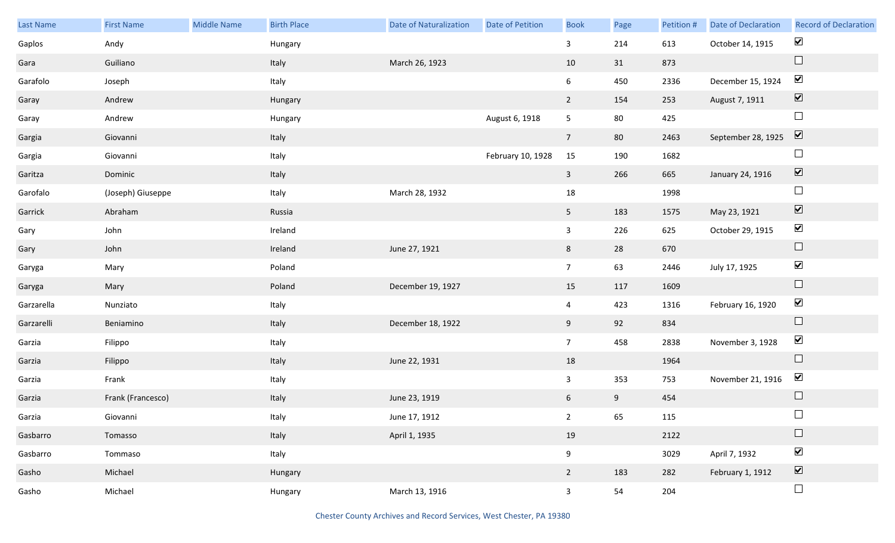| Last Name | First Name | Middle Name | Birth Place | Date of Naturalization | Date of Petition | Book | Page | Petition # | Date of Declaration | Record of Declaration |
|---|---|---|---|---|---|---|---|---|---|---|
| Gaplos | Andy | | Hungary | | | 3 | 214 | 613 | October 14, 1915 | ☑ |
| Gara | Guiliano | | Italy | March 26, 1923 | | 10 | 31 | 873 | | ☐ |
| Garafolo | Joseph | | Italy | | | 6 | 450 | 2336 | December 15, 1924 | ☑ |
| Garay | Andrew | | Hungary | | | 2 | 154 | 253 | August 7, 1911 | ☑ |
| Garay | Andrew | | Hungary | | August 6, 1918 | 5 | 80 | 425 | | ☐ |
| Gargia | Giovanni | | Italy | | | 7 | 80 | 2463 | September 28, 1925 | ☑ |
| Gargia | Giovanni | | Italy | | February 10, 1928 | 15 | 190 | 1682 | | ☐ |
| Garitza | Dominic | | Italy | | | 3 | 266 | 665 | January 24, 1916 | ☑ |
| Garofalo | (Joseph) Giuseppe | | Italy | March 28, 1932 | | 18 | | 1998 | | ☐ |
| Garrick | Abraham | | Russia | | | 5 | 183 | 1575 | May 23, 1921 | ☑ |
| Gary | John | | Ireland | | | 3 | 226 | 625 | October 29, 1915 | ☑ |
| Gary | John | | Ireland | June 27, 1921 | | 8 | 28 | 670 | | ☐ |
| Garyga | Mary | | Poland | | | 7 | 63 | 2446 | July 17, 1925 | ☑ |
| Garyga | Mary | | Poland | December 19, 1927 | | 15 | 117 | 1609 | | ☐ |
| Garzarella | Nunziato | | Italy | | | 4 | 423 | 1316 | February 16, 1920 | ☑ |
| Garzarelli | Beniamino | | Italy | December 18, 1922 | | 9 | 92 | 834 | | ☐ |
| Garzia | Filippo | | Italy | | | 7 | 458 | 2838 | November 3, 1928 | ☑ |
| Garzia | Filippo | | Italy | June 22, 1931 | | 18 | | 1964 | | ☐ |
| Garzia | Frank | | Italy | | | 3 | 353 | 753 | November 21, 1916 | ☑ |
| Garzia | Frank (Francesco) | | Italy | June 23, 1919 | | 6 | 9 | 454 | | ☐ |
| Garzia | Giovanni | | Italy | June 17, 1912 | | 2 | 65 | 115 | | ☐ |
| Gasbarro | Tomasso | | Italy | April 1, 1935 | | 19 | | 2122 | | ☐ |
| Gasbarro | Tommaso | | Italy | | | 9 | | 3029 | April 7, 1932 | ☑ |
| Gasho | Michael | | Hungary | | | 2 | 183 | 282 | February 1, 1912 | ☑ |
| Gasho | Michael | | Hungary | March 13, 1916 | | 3 | 54 | 204 | | ☐ |

Chester County Archives and Record Services, West Chester, PA 19380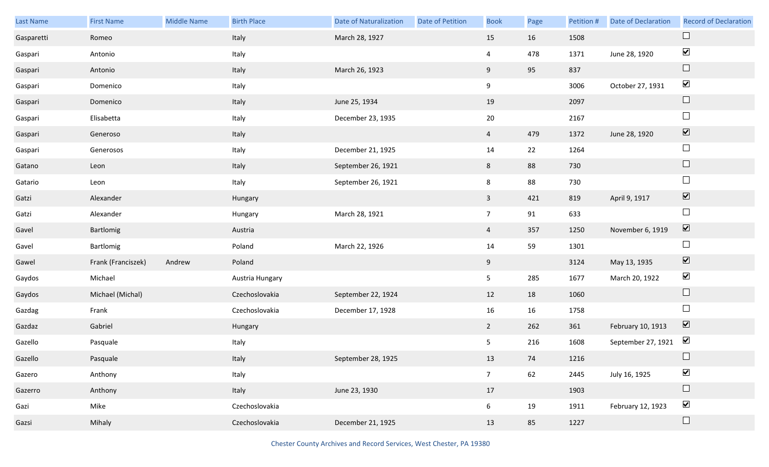| Last Name | First Name | Middle Name | Birth Place | Date of Naturalization | Date of Petition | Book | Page | Petition # | Date of Declaration | Record of Declaration |
|---|---|---|---|---|---|---|---|---|---|---|
| Gasparetti | Romeo | | Italy | March 28, 1927 | | 15 | 16 | 1508 | | ☐ |
| Gaspari | Antonio | | Italy | | | 4 | 478 | 1371 | June 28, 1920 | ☑ |
| Gaspari | Antonio | | Italy | March 26, 1923 | | 9 | 95 | 837 | | ☐ |
| Gaspari | Domenico | | Italy | | | 9 | | 3006 | October 27, 1931 | ☑ |
| Gaspari | Domenico | | Italy | June 25, 1934 | | 19 | | 2097 | | ☐ |
| Gaspari | Elisabetta | | Italy | December 23, 1935 | | 20 | | 2167 | | ☐ |
| Gaspari | Generoso | | Italy | | | 4 | 479 | 1372 | June 28, 1920 | ☑ |
| Gaspari | Generosos | | Italy | December 21, 1925 | | 14 | 22 | 1264 | | ☐ |
| Gatano | Leon | | Italy | September 26, 1921 | | 8 | 88 | 730 | | ☐ |
| Gatario | Leon | | Italy | September 26, 1921 | | 8 | 88 | 730 | | ☐ |
| Gatzi | Alexander | | Hungary | | | 3 | 421 | 819 | April 9, 1917 | ☑ |
| Gatzi | Alexander | | Hungary | March 28, 1921 | | 7 | 91 | 633 | | ☐ |
| Gavel | Bartlomig | | Austria | | | 4 | 357 | 1250 | November 6, 1919 | ☑ |
| Gavel | Bartlomig | | Poland | March 22, 1926 | | 14 | 59 | 1301 | | ☐ |
| Gawel | Frank (Franciszek) | Andrew | Poland | | | 9 | | 3124 | May 13, 1935 | ☑ |
| Gaydos | Michael | | Austria Hungary | | | 5 | 285 | 1677 | March 20, 1922 | ☑ |
| Gaydos | Michael (Michal) | | Czechoslovakia | September 22, 1924 | | 12 | 18 | 1060 | | ☐ |
| Gazdag | Frank | | Czechoslovakia | December 17, 1928 | | 16 | 16 | 1758 | | ☐ |
| Gazdaz | Gabriel | | Hungary | | | 2 | 262 | 361 | February 10, 1913 | ☑ |
| Gazello | Pasquale | | Italy | | | 5 | 216 | 1608 | September 27, 1921 | ☑ |
| Gazello | Pasquale | | Italy | September 28, 1925 | | 13 | 74 | 1216 | | ☐ |
| Gazero | Anthony | | Italy | | | 7 | 62 | 2445 | July 16, 1925 | ☑ |
| Gazerro | Anthony | | Italy | June 23, 1930 | | 17 | | 1903 | | ☐ |
| Gazi | Mike | | Czechoslovakia | | | 6 | 19 | 1911 | February 12, 1923 | ☑ |
| Gazsi | Mihaly | | Czechoslovakia | December 21, 1925 | | 13 | 85 | 1227 | | ☐ |

Chester County Archives and Record Services, West Chester, PA 19380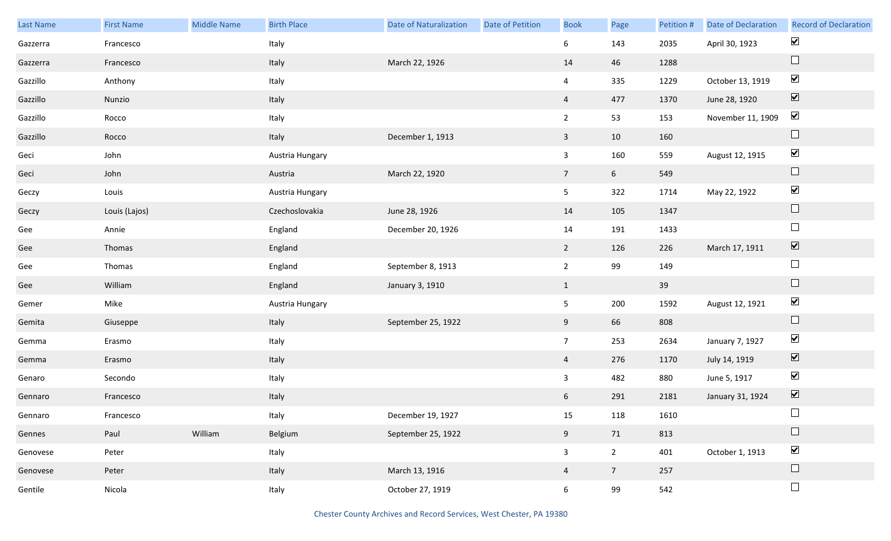| Last Name | First Name | Middle Name | Birth Place | Date of Naturalization | Date of Petition | Book | Page | Petition # | Date of Declaration | Record of Declaration |
|---|---|---|---|---|---|---|---|---|---|---|
| Gazzerra | Francesco | | Italy | | | 6 | 143 | 2035 | April 30, 1923 | ☑ |
| Gazzerra | Francesco | | Italy | March 22, 1926 | | 14 | 46 | 1288 | | ☐ |
| Gazzillo | Anthony | | Italy | | | 4 | 335 | 1229 | October 13, 1919 | ☑ |
| Gazzillo | Nunzio | | Italy | | | 4 | 477 | 1370 | June 28, 1920 | ☑ |
| Gazzillo | Rocco | | Italy | | | 2 | 53 | 153 | November 11, 1909 | ☑ |
| Gazzillo | Rocco | | Italy | December 1, 1913 | | 3 | 10 | 160 | | ☐ |
| Geci | John | | Austria Hungary | | | 3 | 160 | 559 | August 12, 1915 | ☑ |
| Geci | John | | Austria | March 22, 1920 | | 7 | 6 | 549 | | ☐ |
| Geczy | Louis | | Austria Hungary | | | 5 | 322 | 1714 | May 22, 1922 | ☑ |
| Geczy | Louis (Lajos) | | Czechoslovakia | June 28, 1926 | | 14 | 105 | 1347 | | ☐ |
| Gee | Annie | | England | December 20, 1926 | | 14 | 191 | 1433 | | ☐ |
| Gee | Thomas | | England | | | 2 | 126 | 226 | March 17, 1911 | ☑ |
| Gee | Thomas | | England | September 8, 1913 | | 2 | 99 | 149 | | ☐ |
| Gee | William | | England | January 3, 1910 | | 1 | | 39 | | ☐ |
| Gemer | Mike | | Austria Hungary | | | 5 | 200 | 1592 | August 12, 1921 | ☑ |
| Gemita | Giuseppe | | Italy | September 25, 1922 | | 9 | 66 | 808 | | ☐ |
| Gemma | Erasmo | | Italy | | | 7 | 253 | 2634 | January 7, 1927 | ☑ |
| Gemma | Erasmo | | Italy | | | 4 | 276 | 1170 | July 14, 1919 | ☑ |
| Genaro | Secondo | | Italy | | | 3 | 482 | 880 | June 5, 1917 | ☑ |
| Gennaro | Francesco | | Italy | | | 6 | 291 | 2181 | January 31, 1924 | ☑ |
| Gennaro | Francesco | | Italy | December 19, 1927 | | 15 | 118 | 1610 | | ☐ |
| Gennes | Paul | William | Belgium | September 25, 1922 | | 9 | 71 | 813 | | ☐ |
| Genovese | Peter | | Italy | | | 3 | 2 | 401 | October 1, 1913 | ☑ |
| Genovese | Peter | | Italy | March 13, 1916 | | 4 | 7 | 257 | | ☐ |
| Gentile | Nicola | | Italy | October 27, 1919 | | 6 | 99 | 542 | | ☐ |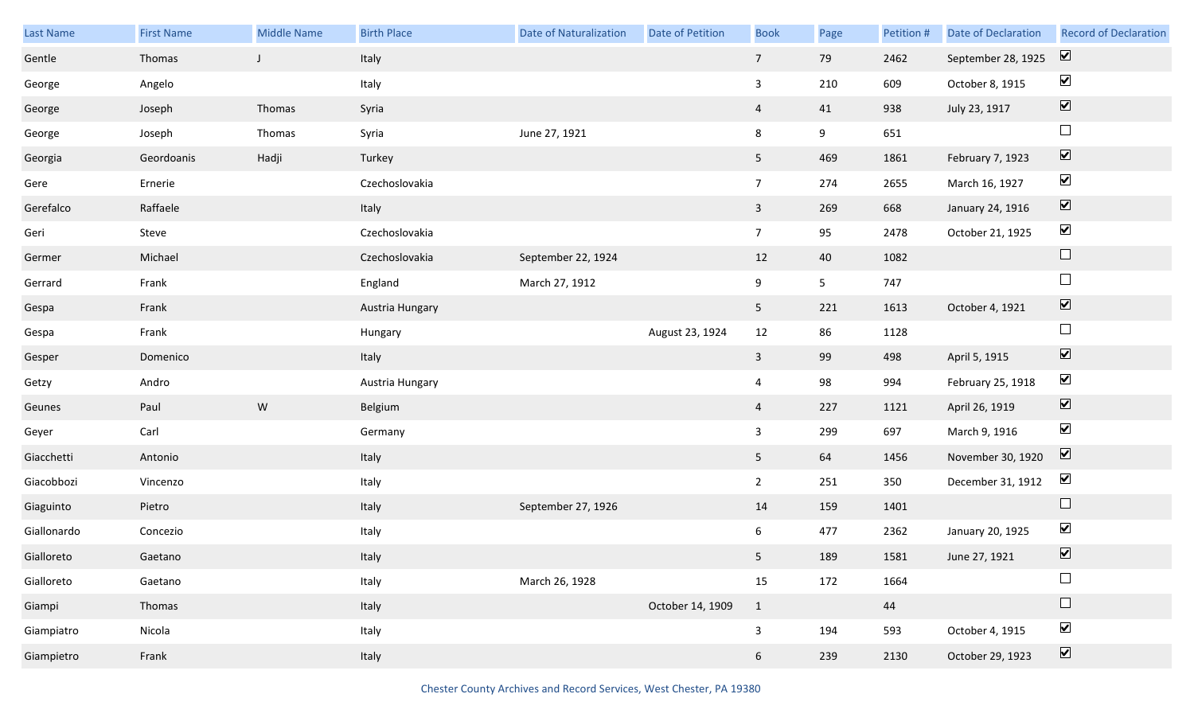| Last Name | First Name | Middle Name | Birth Place | Date of Naturalization | Date of Petition | Book | Page | Petition # | Date of Declaration | Record of Declaration |
|---|---|---|---|---|---|---|---|---|---|---|
| Gentle | Thomas | J | Italy | | | 7 | 79 | 2462 | September 28, 1925 | ☑ |
| George | Angelo | | Italy | | | 3 | 210 | 609 | October 8, 1915 | ☑ |
| George | Joseph | Thomas | Syria | | | 4 | 41 | 938 | July 23, 1917 | ☑ |
| George | Joseph | Thomas | Syria | June 27, 1921 | | 8 | 9 | 651 | | ☐ |
| Georgia | Geordoanis | Hadji | Turkey | | | 5 | 469 | 1861 | February 7, 1923 | ☑ |
| Gere | Ernerie | | Czechoslovakia | | | 7 | 274 | 2655 | March 16, 1927 | ☑ |
| Gerefalco | Raffaele | | Italy | | | 3 | 269 | 668 | January 24, 1916 | ☑ |
| Geri | Steve | | Czechoslovakia | | | 7 | 95 | 2478 | October 21, 1925 | ☑ |
| Germer | Michael | | Czechoslovakia | September 22, 1924 | | 12 | 40 | 1082 | | ☐ |
| Gerrard | Frank | | England | March 27, 1912 | | 9 | 5 | 747 | | ☐ |
| Gespa | Frank | | Austria Hungary | | | 5 | 221 | 1613 | October 4, 1921 | ☑ |
| Gespa | Frank | | Hungary | | August 23, 1924 | 12 | 86 | 1128 | | ☐ |
| Gesper | Domenico | | Italy | | | 3 | 99 | 498 | April 5, 1915 | ☑ |
| Getzy | Andro | | Austria Hungary | | | 4 | 98 | 994 | February 25, 1918 | ☑ |
| Geunes | Paul | W | Belgium | | | 4 | 227 | 1121 | April 26, 1919 | ☑ |
| Geyer | Carl | | Germany | | | 3 | 299 | 697 | March 9, 1916 | ☑ |
| Giacchetti | Antonio | | Italy | | | 5 | 64 | 1456 | November 30, 1920 | ☑ |
| Giacobbozi | Vincenzo | | Italy | | | 2 | 251 | 350 | December 31, 1912 | ☑ |
| Giaguinto | Pietro | | Italy | September 27, 1926 | | 14 | 159 | 1401 | | ☐ |
| Giallonardo | Concezio | | Italy | | | 6 | 477 | 2362 | January 20, 1925 | ☑ |
| Gialloreto | Gaetano | | Italy | | | 5 | 189 | 1581 | June 27, 1921 | ☑ |
| Gialloreto | Gaetano | | Italy | March 26, 1928 | | 15 | 172 | 1664 | | ☐ |
| Giampi | Thomas | | Italy | | October 14, 1909 | 1 | | 44 | | ☐ |
| Giampiatro | Nicola | | Italy | | | 3 | 194 | 593 | October 4, 1915 | ☑ |
| Giampietro | Frank | | Italy | | | 6 | 239 | 2130 | October 29, 1923 | ☑ |

Chester County Archives and Record Services, West Chester, PA 19380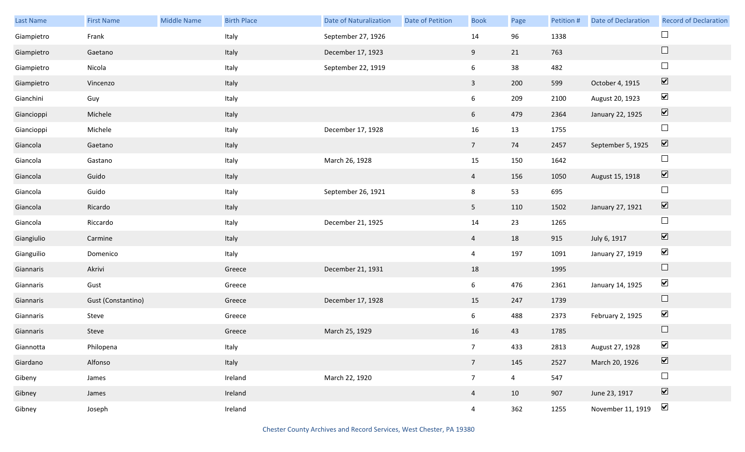| Last Name | First Name | Middle Name | Birth Place | Date of Naturalization | Date of Petition | Book | Page | Petition # | Date of Declaration | Record of Declaration |
|---|---|---|---|---|---|---|---|---|---|---|
| Giampietro | Frank | | Italy | September 27, 1926 | | 14 | 96 | 1338 | | ☐ |
| Giampietro | Gaetano | | Italy | December 17, 1923 | | 9 | 21 | 763 | | ☐ |
| Giampietro | Nicola | | Italy | September 22, 1919 | | 6 | 38 | 482 | | ☐ |
| Giampietro | Vincenzo | | Italy | | | 3 | 200 | 599 | October 4, 1915 | ☑ |
| Gianchini | Guy | | Italy | | | 6 | 209 | 2100 | August 20, 1923 | ☑ |
| Giancioppi | Michele | | Italy | | | 6 | 479 | 2364 | January 22, 1925 | ☑ |
| Giancioppi | Michele | | Italy | December 17, 1928 | | 16 | 13 | 1755 | | ☐ |
| Giancola | Gaetano | | Italy | | | 7 | 74 | 2457 | September 5, 1925 | ☑ |
| Giancola | Gastano | | Italy | March 26, 1928 | | 15 | 150 | 1642 | | ☐ |
| Giancola | Guido | | Italy | | | 4 | 156 | 1050 | August 15, 1918 | ☑ |
| Giancola | Guido | | Italy | September 26, 1921 | | 8 | 53 | 695 | | ☐ |
| Giancola | Ricardo | | Italy | | | 5 | 110 | 1502 | January 27, 1921 | ☑ |
| Giancola | Riccardo | | Italy | December 21, 1925 | | 14 | 23 | 1265 | | ☐ |
| Giangiulio | Carmine | | Italy | | | 4 | 18 | 915 | July 6, 1917 | ☑ |
| Gianguilio | Domenico | | Italy | | | 4 | 197 | 1091 | January 27, 1919 | ☑ |
| Giannaris | Akrivi | | Greece | December 21, 1931 | | 18 | | 1995 | | ☐ |
| Giannaris | Gust | | Greece | | | 6 | 476 | 2361 | January 14, 1925 | ☑ |
| Giannaris | Gust (Constantino) | | Greece | December 17, 1928 | | 15 | 247 | 1739 | | ☐ |
| Giannaris | Steve | | Greece | | | 6 | 488 | 2373 | February 2, 1925 | ☑ |
| Giannaris | Steve | | Greece | March 25, 1929 | | 16 | 43 | 1785 | | ☐ |
| Giannotta | Philopena | | Italy | | | 7 | 433 | 2813 | August 27, 1928 | ☑ |
| Giardano | Alfonso | | Italy | | | 7 | 145 | 2527 | March 20, 1926 | ☑ |
| Gibeny | James | | Ireland | March 22, 1920 | | 7 | 4 | 547 | | ☐ |
| Gibney | James | | Ireland | | | 4 | 10 | 907 | June 23, 1917 | ☑ |
| Gibney | Joseph | | Ireland | | | 4 | 362 | 1255 | November 11, 1919 | ☑ |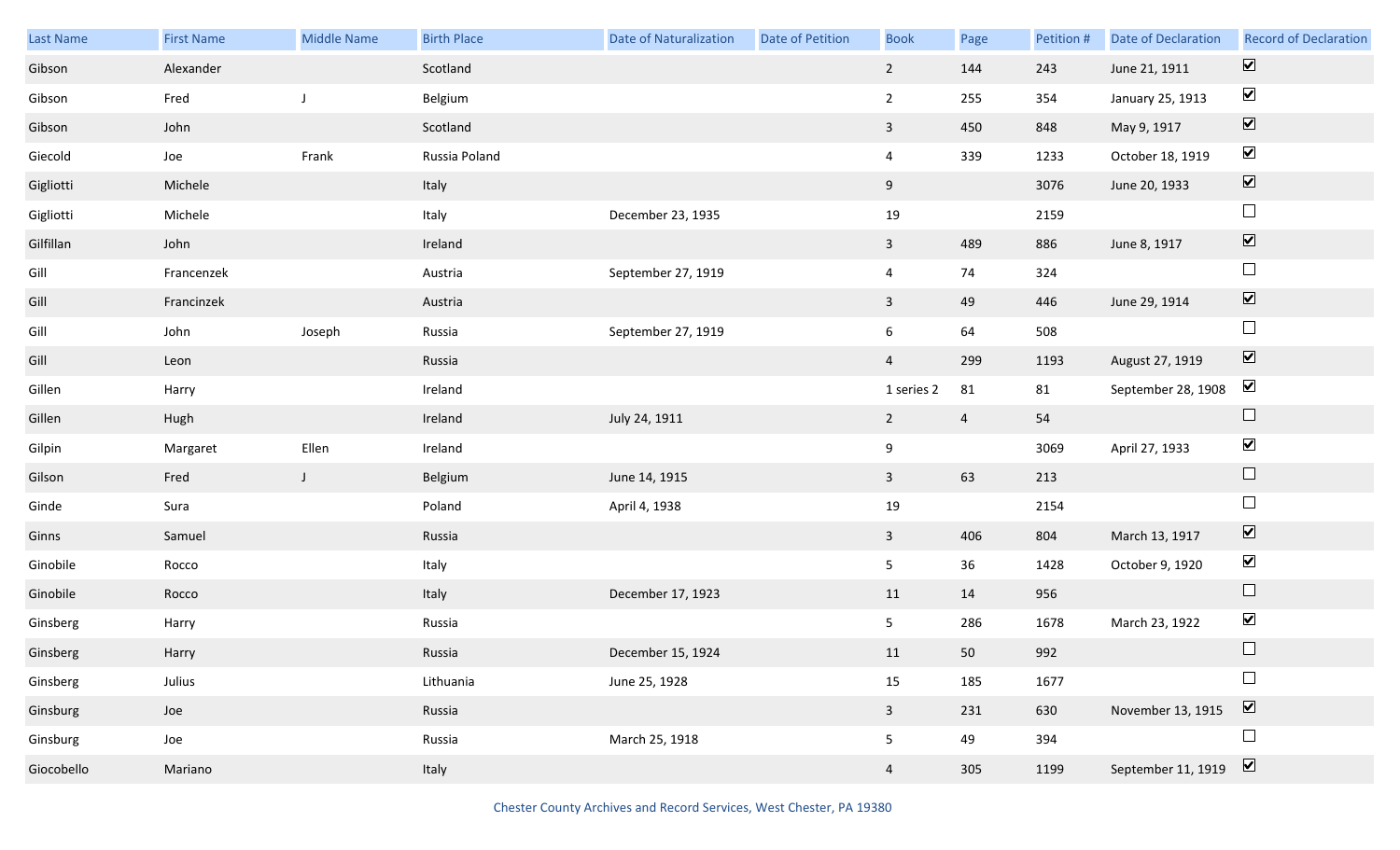| Last Name | First Name | Middle Name | Birth Place | Date of Naturalization | Date of Petition | Book | Page | Petition # | Date of Declaration | Record of Declaration |
|---|---|---|---|---|---|---|---|---|---|---|
| Gibson | Alexander | | Scotland | | | 2 | 144 | 243 | June 21, 1911 | ☑ |
| Gibson | Fred | J | Belgium | | | 2 | 255 | 354 | January 25, 1913 | ☑ |
| Gibson | John | | Scotland | | | 3 | 450 | 848 | May 9, 1917 | ☑ |
| Giecold | Joe | Frank | Russia Poland | | | 4 | 339 | 1233 | October 18, 1919 | ☑ |
| Gigliotti | Michele | | Italy | | | 9 | | 3076 | June 20, 1933 | ☑ |
| Gigliotti | Michele | | Italy | December 23, 1935 | | 19 | | 2159 | | ☐ |
| Gilfillan | John | | Ireland | | | 3 | 489 | 886 | June 8, 1917 | ☑ |
| Gill | Francenzek | | Austria | September 27, 1919 | | 4 | 74 | 324 | | ☐ |
| Gill | Francinzek | | Austria | | | 3 | 49 | 446 | June 29, 1914 | ☑ |
| Gill | John | Joseph | Russia | September 27, 1919 | | 6 | 64 | 508 | | ☐ |
| Gill | Leon | | Russia | | | 4 | 299 | 1193 | August 27, 1919 | ☑ |
| Gillen | Harry | | Ireland | | | 1 series 2 | 81 | 81 | September 28, 1908 | ☑ |
| Gillen | Hugh | | Ireland | July 24, 1911 | | 2 | 4 | 54 | | ☐ |
| Gilpin | Margaret | Ellen | Ireland | | | 9 | | 3069 | April 27, 1933 | ☑ |
| Gilson | Fred | J | Belgium | June 14, 1915 | | 3 | 63 | 213 | | ☐ |
| Ginde | Sura | | Poland | April 4, 1938 | | 19 | | 2154 | | ☐ |
| Ginns | Samuel | | Russia | | | 3 | 406 | 804 | March 13, 1917 | ☑ |
| Ginobile | Rocco | | Italy | | | 5 | 36 | 1428 | October 9, 1920 | ☑ |
| Ginobile | Rocco | | Italy | December 17, 1923 | | 11 | 14 | 956 | | ☐ |
| Ginsberg | Harry | | Russia | | | 5 | 286 | 1678 | March 23, 1922 | ☑ |
| Ginsberg | Harry | | Russia | December 15, 1924 | | 11 | 50 | 992 | | ☐ |
| Ginsberg | Julius | | Lithuania | June 25, 1928 | | 15 | 185 | 1677 | | ☐ |
| Ginsburg | Joe | | Russia | | | 3 | 231 | 630 | November 13, 1915 | ☑ |
| Ginsburg | Joe | | Russia | March 25, 1918 | | 5 | 49 | 394 | | ☐ |
| Giocobello | Mariano | | Italy | | | 4 | 305 | 1199 | September 11, 1919 | ☑ |

Chester County Archives and Record Services, West Chester, PA 19380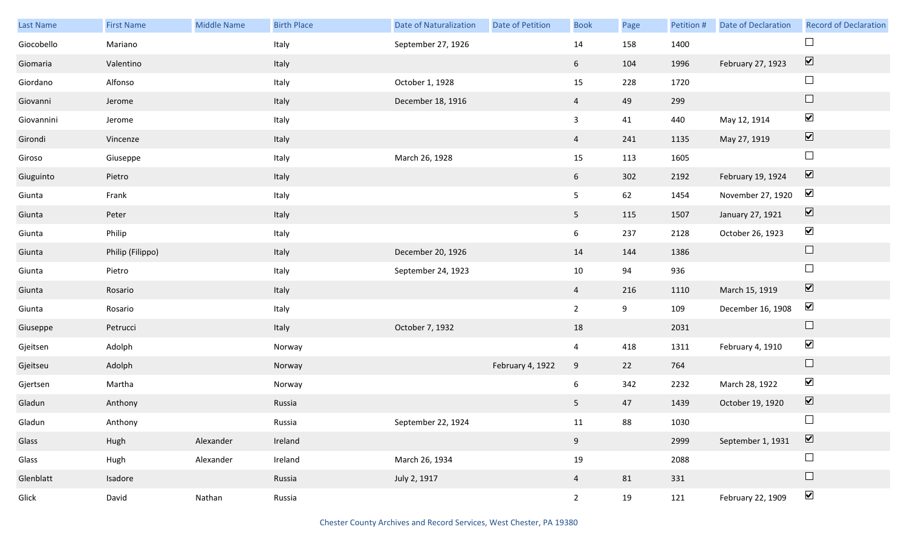| Last Name | First Name | Middle Name | Birth Place | Date of Naturalization | Date of Petition | Book | Page | Petition # | Date of Declaration | Record of Declaration |
|---|---|---|---|---|---|---|---|---|---|---|
| Giocobello | Mariano | | Italy | September 27, 1926 | | 14 | 158 | 1400 | | ☐ |
| Giomaria | Valentino | | Italy | | | 6 | 104 | 1996 | February 27, 1923 | ☑ |
| Giordano | Alfonso | | Italy | October 1, 1928 | | 15 | 228 | 1720 | | ☐ |
| Giovanni | Jerome | | Italy | December 18, 1916 | | 4 | 49 | 299 | | ☐ |
| Giovannini | Jerome | | Italy | | | 3 | 41 | 440 | May 12, 1914 | ☑ |
| Girondi | Vincenze | | Italy | | | 4 | 241 | 1135 | May 27, 1919 | ☑ |
| Giroso | Giuseppe | | Italy | March 26, 1928 | | 15 | 113 | 1605 | | ☐ |
| Giuguinto | Pietro | | Italy | | | 6 | 302 | 2192 | February 19, 1924 | ☑ |
| Giunta | Frank | | Italy | | | 5 | 62 | 1454 | November 27, 1920 | ☑ |
| Giunta | Peter | | Italy | | | 5 | 115 | 1507 | January 27, 1921 | ☑ |
| Giunta | Philip | | Italy | | | 6 | 237 | 2128 | October 26, 1923 | ☑ |
| Giunta | Philip (Filippo) | | Italy | December 20, 1926 | | 14 | 144 | 1386 | | ☐ |
| Giunta | Pietro | | Italy | September 24, 1923 | | 10 | 94 | 936 | | ☐ |
| Giunta | Rosario | | Italy | | | 4 | 216 | 1110 | March 15, 1919 | ☑ |
| Giunta | Rosario | | Italy | | | 2 | 9 | 109 | December 16, 1908 | ☑ |
| Giuseppe | Petrucci | | Italy | October 7, 1932 | | 18 | | 2031 | | ☐ |
| Gjeitsen | Adolph | | Norway | | | 4 | 418 | 1311 | February 4, 1910 | ☑ |
| Gjeitseu | Adolph | | Norway | | February 4, 1922 | 9 | 22 | 764 | | ☐ |
| Gjertsen | Martha | | Norway | | | 6 | 342 | 2232 | March 28, 1922 | ☑ |
| Gladun | Anthony | | Russia | | | 5 | 47 | 1439 | October 19, 1920 | ☑ |
| Gladun | Anthony | | Russia | September 22, 1924 | | 11 | 88 | 1030 | | ☐ |
| Glass | Hugh | Alexander | Ireland | | | 9 | | 2999 | September 1, 1931 | ☑ |
| Glass | Hugh | Alexander | Ireland | March 26, 1934 | | 19 | | 2088 | | ☐ |
| Glenblatt | Isadore | | Russia | July 2, 1917 | | 4 | 81 | 331 | | ☐ |
| Glick | David | Nathan | Russia | | | 2 | 19 | 121 | February 22, 1909 | ☑ |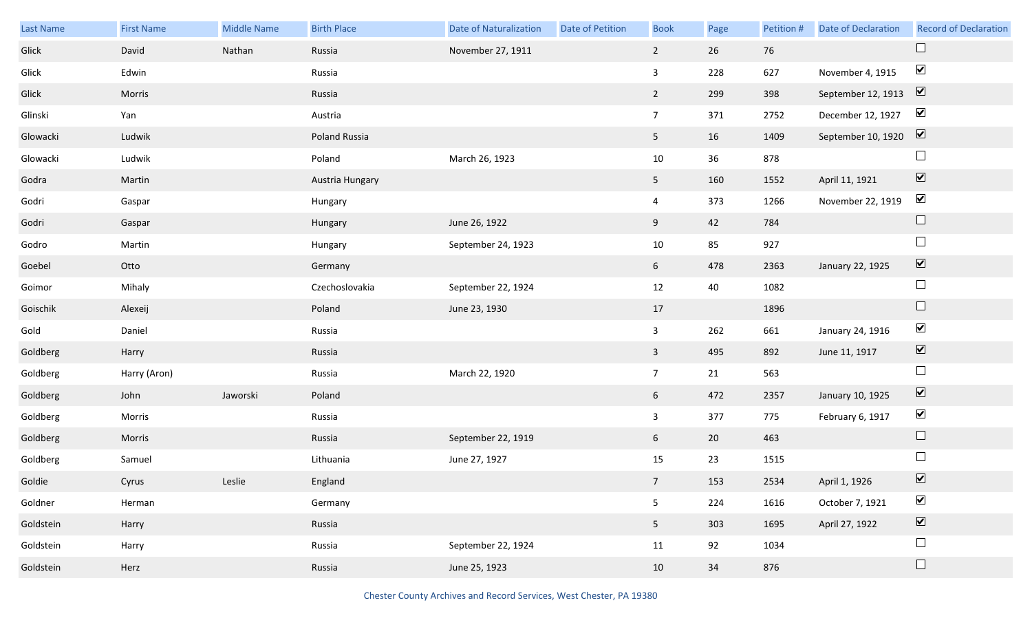| Last Name | First Name | Middle Name | Birth Place | Date of Naturalization | Date of Petition | Book | Page | Petition # | Date of Declaration | Record of Declaration |
|---|---|---|---|---|---|---|---|---|---|---|
| Glick | David | Nathan | Russia | November 27, 1911 | | 2 | 26 | 76 | | ☐ |
| Glick | Edwin | | Russia | | | 3 | 228 | 627 | November 4, 1915 | ☑ |
| Glick | Morris | | Russia | | | 2 | 299 | 398 | September 12, 1913 | ☑ |
| Glinski | Yan | | Austria | | | 7 | 371 | 2752 | December 12, 1927 | ☑ |
| Glowacki | Ludwik | | Poland Russia | | | 5 | 16 | 1409 | September 10, 1920 | ☑ |
| Glowacki | Ludwik | | Poland | March 26, 1923 | | 10 | 36 | 878 | | ☐ |
| Godra | Martin | | Austria Hungary | | | 5 | 160 | 1552 | April 11, 1921 | ☑ |
| Godri | Gaspar | | Hungary | | | 4 | 373 | 1266 | November 22, 1919 | ☑ |
| Godri | Gaspar | | Hungary | June 26, 1922 | | 9 | 42 | 784 | | ☐ |
| Godro | Martin | | Hungary | September 24, 1923 | | 10 | 85 | 927 | | ☐ |
| Goebel | Otto | | Germany | | | 6 | 478 | 2363 | January 22, 1925 | ☑ |
| Goimor | Mihaly | | Czechoslovakia | September 22, 1924 | | 12 | 40 | 1082 | | ☐ |
| Goischik | Alexeij | | Poland | June 23, 1930 | | 17 | | 1896 | | ☐ |
| Gold | Daniel | | Russia | | | 3 | 262 | 661 | January 24, 1916 | ☑ |
| Goldberg | Harry | | Russia | | | 3 | 495 | 892 | June 11, 1917 | ☑ |
| Goldberg | Harry (Aron) | | Russia | March 22, 1920 | | 7 | 21 | 563 | | ☐ |
| Goldberg | John | Jaworski | Poland | | | 6 | 472 | 2357 | January 10, 1925 | ☑ |
| Goldberg | Morris | | Russia | | | 3 | 377 | 775 | February 6, 1917 | ☑ |
| Goldberg | Morris | | Russia | September 22, 1919 | | 6 | 20 | 463 | | ☐ |
| Goldberg | Samuel | | Lithuania | June 27, 1927 | | 15 | 23 | 1515 | | ☐ |
| Goldie | Cyrus | Leslie | England | | | 7 | 153 | 2534 | April 1, 1926 | ☑ |
| Goldner | Herman | | Germany | | | 5 | 224 | 1616 | October 7, 1921 | ☑ |
| Goldstein | Harry | | Russia | | | 5 | 303 | 1695 | April 27, 1922 | ☑ |
| Goldstein | Harry | | Russia | September 22, 1924 | | 11 | 92 | 1034 | | ☐ |
| Goldstein | Herz | | Russia | June 25, 1923 | | 10 | 34 | 876 | | ☐ |

Chester County Archives and Record Services, West Chester, PA 19380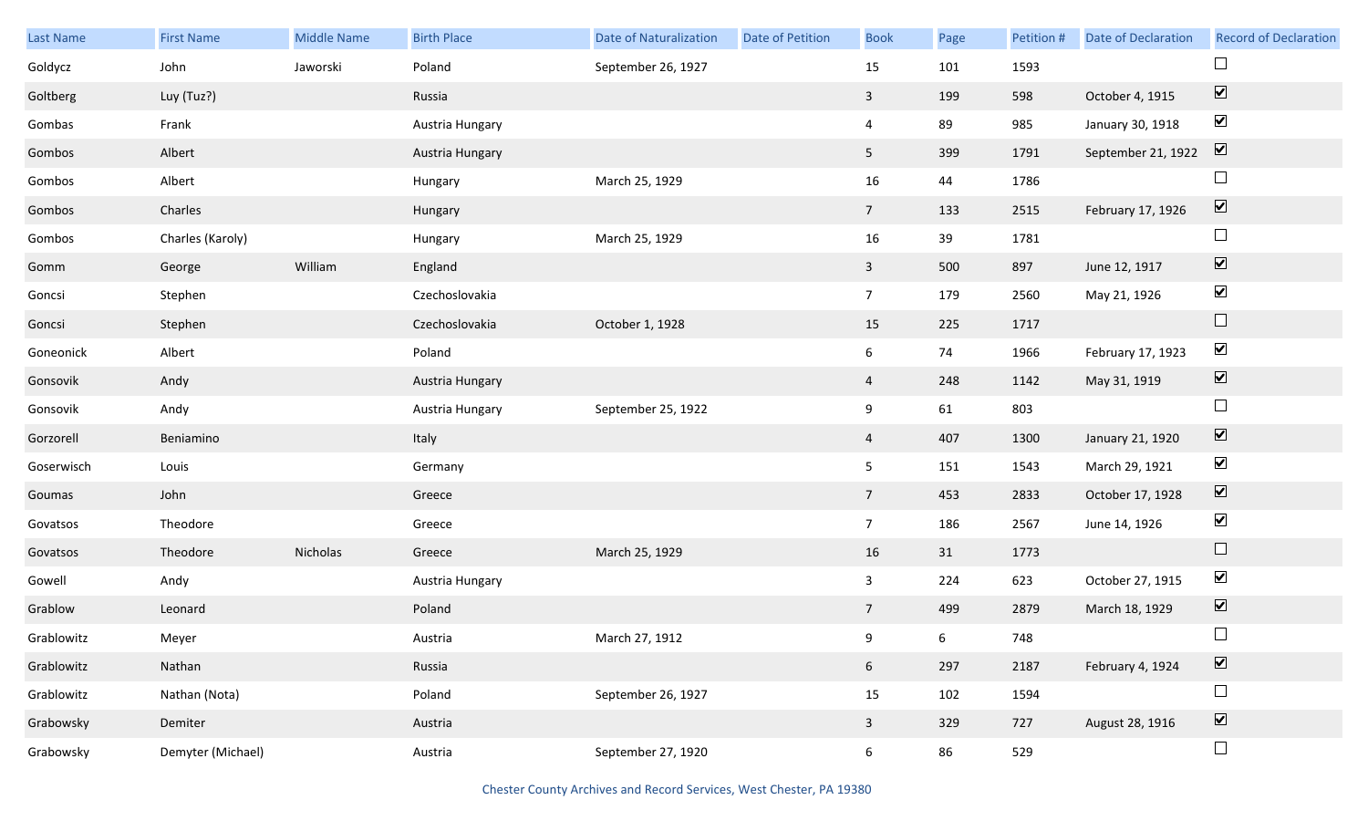| Last Name | First Name | Middle Name | Birth Place | Date of Naturalization | Date of Petition | Book | Page | Petition # | Date of Declaration | Record of Declaration |
|---|---|---|---|---|---|---|---|---|---|---|
| Goldycz | John | Jaworski | Poland | September 26, 1927 | | 15 | 101 | 1593 | | ☐ |
| Goltberg | Luy (Tuz?) | | Russia | | | 3 | 199 | 598 | October 4, 1915 | ☑ |
| Gombas | Frank | | Austria Hungary | | | 4 | 89 | 985 | January 30, 1918 | ☑ |
| Gombos | Albert | | Austria Hungary | | | 5 | 399 | 1791 | September 21, 1922 | ☑ |
| Gombos | Albert | | Hungary | March 25, 1929 | | 16 | 44 | 1786 | | ☐ |
| Gombos | Charles | | Hungary | | | 7 | 133 | 2515 | February 17, 1926 | ☑ |
| Gombos | Charles (Karoly) | | Hungary | March 25, 1929 | | 16 | 39 | 1781 | | ☐ |
| Gomm | George | William | England | | | 3 | 500 | 897 | June 12, 1917 | ☑ |
| Goncsi | Stephen | | Czechoslovakia | | | 7 | 179 | 2560 | May 21, 1926 | ☑ |
| Goncsi | Stephen | | Czechoslovakia | October 1, 1928 | | 15 | 225 | 1717 | | ☐ |
| Goneonick | Albert | | Poland | | | 6 | 74 | 1966 | February 17, 1923 | ☑ |
| Gonsovik | Andy | | Austria Hungary | | | 4 | 248 | 1142 | May 31, 1919 | ☑ |
| Gonsovik | Andy | | Austria Hungary | September 25, 1922 | | 9 | 61 | 803 | | ☐ |
| Gorzorell | Beniamino | | Italy | | | 4 | 407 | 1300 | January 21, 1920 | ☑ |
| Goserwisch | Louis | | Germany | | | 5 | 151 | 1543 | March 29, 1921 | ☑ |
| Goumas | John | | Greece | | | 7 | 453 | 2833 | October 17, 1928 | ☑ |
| Govatsos | Theodore | | Greece | | | 7 | 186 | 2567 | June 14, 1926 | ☑ |
| Govatsos | Theodore | Nicholas | Greece | March 25, 1929 | | 16 | 31 | 1773 | | ☐ |
| Gowell | Andy | | Austria Hungary | | | 3 | 224 | 623 | October 27, 1915 | ☑ |
| Grablow | Leonard | | Poland | | | 7 | 499 | 2879 | March 18, 1929 | ☑ |
| Grablowitz | Meyer | | Austria | March 27, 1912 | | 9 | 6 | 748 | | ☐ |
| Grablowitz | Nathan | | Russia | | | 6 | 297 | 2187 | February 4, 1924 | ☑ |
| Grablowitz | Nathan (Nota) | | Poland | September 26, 1927 | | 15 | 102 | 1594 | | ☐ |
| Grabowsky | Demiter | | Austria | | | 3 | 329 | 727 | August 28, 1916 | ☑ |
| Grabowsky | Demyter (Michael) | | Austria | September 27, 1920 | | 6 | 86 | 529 | | ☐ |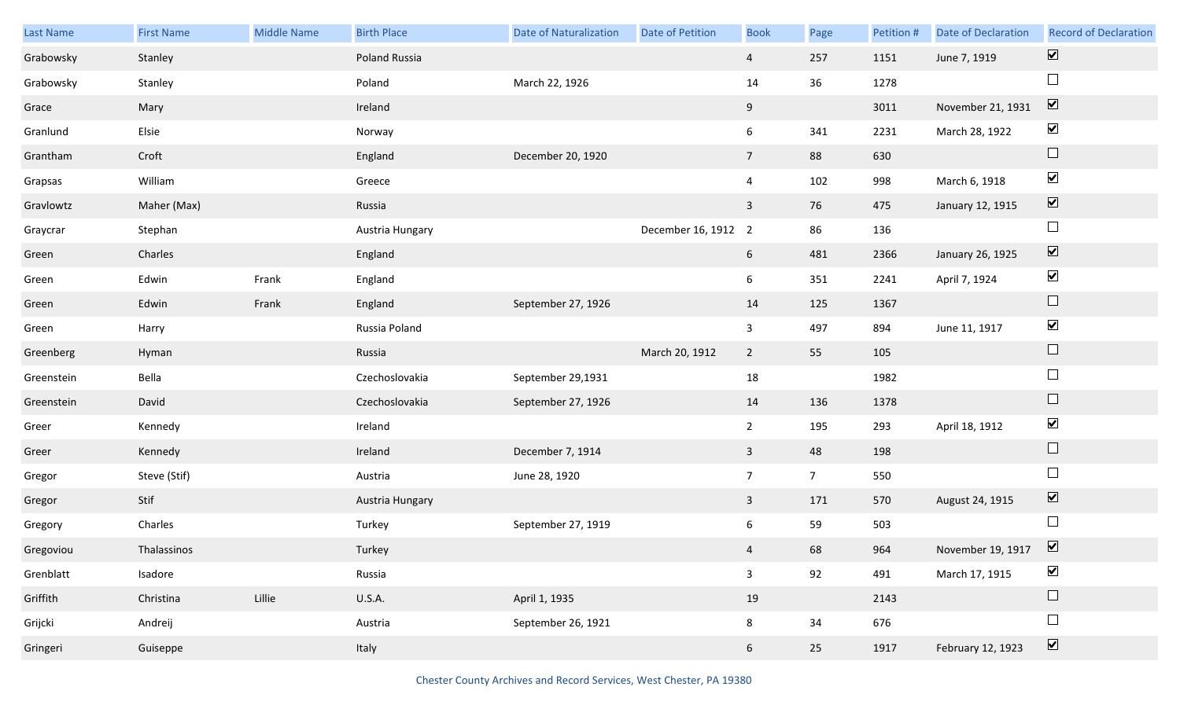| Last Name | First Name | Middle Name | Birth Place | Date of Naturalization | Date of Petition | Book | Page | Petition # | Date of Declaration | Record of Declaration |
|---|---|---|---|---|---|---|---|---|---|---|
| Grabowsky | Stanley | | Poland Russia | | | 4 | 257 | 1151 | June 7, 1919 | ☑ |
| Grabowsky | Stanley | | Poland | March 22, 1926 | | 14 | 36 | 1278 | | ☐ |
| Grace | Mary | | Ireland | | | 9 | | 3011 | November 21, 1931 | ☑ |
| Granlund | Elsie | | Norway | | | 6 | 341 | 2231 | March 28, 1922 | ☑ |
| Grantham | Croft | | England | December 20, 1920 | | 7 | 88 | 630 | | ☐ |
| Grapsas | William | | Greece | | | 4 | 102 | 998 | March 6, 1918 | ☑ |
| Gravlowtz | Maher (Max) | | Russia | | | 3 | 76 | 475 | January 12, 1915 | ☑ |
| Graycrar | Stephan | | Austria Hungary | | December 16, 1912 | 2 | 86 | 136 | | ☐ |
| Green | Charles | | England | | | 6 | 481 | 2366 | January 26, 1925 | ☑ |
| Green | Edwin | Frank | England | | | 6 | 351 | 2241 | April 7, 1924 | ☑ |
| Green | Edwin | Frank | England | September 27, 1926 | | 14 | 125 | 1367 | | ☐ |
| Green | Harry | | Russia Poland | | | 3 | 497 | 894 | June 11, 1917 | ☑ |
| Greenberg | Hyman | | Russia | | March 20, 1912 | 2 | 55 | 105 | | ☐ |
| Greenstein | Bella | | Czechoslovakia | September 29,1931 | | 18 | | 1982 | | ☐ |
| Greenstein | David | | Czechoslovakia | September 27, 1926 | | 14 | 136 | 1378 | | ☐ |
| Greer | Kennedy | | Ireland | | | 2 | 195 | 293 | April 18, 1912 | ☑ |
| Greer | Kennedy | | Ireland | December 7, 1914 | | 3 | 48 | 198 | | ☐ |
| Gregor | Steve (Stif) | | Austria | June 28, 1920 | | 7 | 7 | 550 | | ☐ |
| Gregor | Stif | | Austria Hungary | | | 3 | 171 | 570 | August 24, 1915 | ☑ |
| Gregory | Charles | | Turkey | September 27, 1919 | | 6 | 59 | 503 | | ☐ |
| Gregoviou | Thalassinos | | Turkey | | | 4 | 68 | 964 | November 19, 1917 | ☑ |
| Grenblatt | Isadore | | Russia | | | 3 | 92 | 491 | March 17, 1915 | ☑ |
| Griffith | Christina | Lillie | U.S.A. | April 1, 1935 | | 19 | | 2143 | | ☐ |
| Grijcki | Andreij | | Austria | September 26, 1921 | | 8 | 34 | 676 | | ☐ |
| Gringeri | Guiseppe | | Italy | | | 6 | 25 | 1917 | February 12, 1923 | ☑ |

Chester County Archives and Record Services, West Chester, PA 19380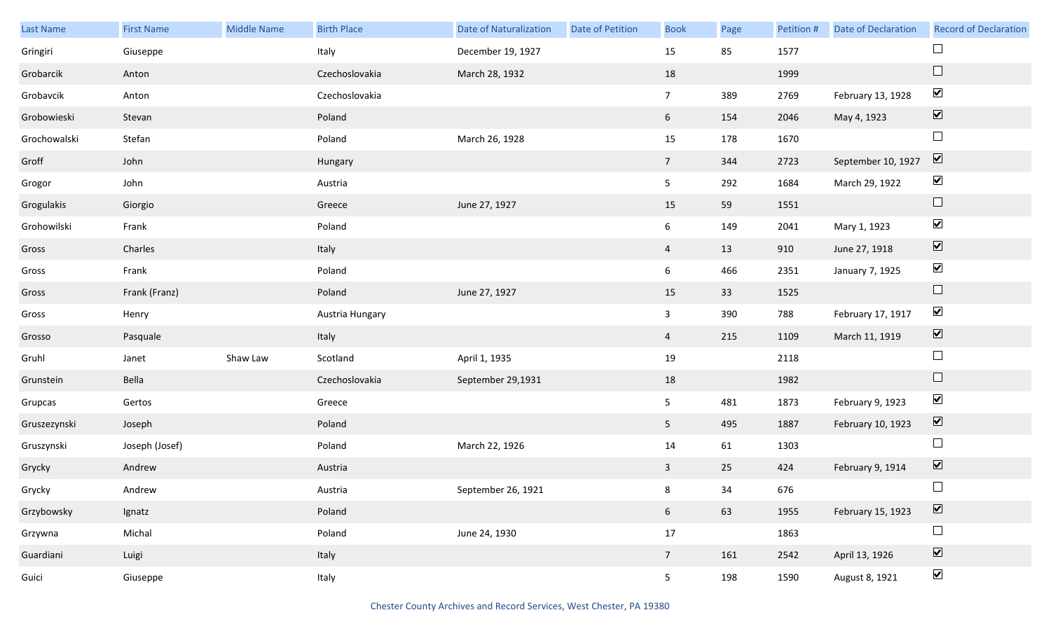| Last Name | First Name | Middle Name | Birth Place | Date of Naturalization | Date of Petition | Book | Page | Petition # | Date of Declaration | Record of Declaration |
|---|---|---|---|---|---|---|---|---|---|---|
| Gringiri | Giuseppe | | Italy | December 19, 1927 | | 15 | 85 | 1577 | | ☐ |
| Grobarcik | Anton | | Czechoslovakia | March 28, 1932 | | 18 | | 1999 | | ☐ |
| Grobavcik | Anton | | Czechoslovakia | | | 7 | 389 | 2769 | February 13, 1928 | ☑ |
| Grobowieski | Stevan | | Poland | | | 6 | 154 | 2046 | May 4, 1923 | ☑ |
| Grochowalski | Stefan | | Poland | March 26, 1928 | | 15 | 178 | 1670 | | ☐ |
| Groff | John | | Hungary | | | 7 | 344 | 2723 | September 10, 1927 | ☑ |
| Grogor | John | | Austria | | | 5 | 292 | 1684 | March 29, 1922 | ☑ |
| Grogulakis | Giorgio | | Greece | June 27, 1927 | | 15 | 59 | 1551 | | ☐ |
| Grohowilski | Frank | | Poland | | | 6 | 149 | 2041 | Mary 1, 1923 | ☑ |
| Gross | Charles | | Italy | | | 4 | 13 | 910 | June 27, 1918 | ☑ |
| Gross | Frank | | Poland | | | 6 | 466 | 2351 | January 7, 1925 | ☑ |
| Gross | Frank (Franz) | | Poland | June 27, 1927 | | 15 | 33 | 1525 | | ☐ |
| Gross | Henry | | Austria Hungary | | | 3 | 390 | 788 | February 17, 1917 | ☑ |
| Grosso | Pasquale | | Italy | | | 4 | 215 | 1109 | March 11, 1919 | ☑ |
| Gruhl | Janet | Shaw Law | Scotland | April 1, 1935 | | 19 | | 2118 | | ☐ |
| Grunstein | Bella | | Czechoslovakia | September 29,1931 | | 18 | | 1982 | | ☐ |
| Grupcas | Gertos | | Greece | | | 5 | 481 | 1873 | February 9, 1923 | ☑ |
| Gruszezynski | Joseph | | Poland | | | 5 | 495 | 1887 | February 10, 1923 | ☑ |
| Gruszynski | Joseph (Josef) | | Poland | March 22, 1926 | | 14 | 61 | 1303 | | ☐ |
| Grycky | Andrew | | Austria | | | 3 | 25 | 424 | February 9, 1914 | ☑ |
| Grycky | Andrew | | Austria | September 26, 1921 | | 8 | 34 | 676 | | ☐ |
| Grzybowsky | Ignatz | | Poland | | | 6 | 63 | 1955 | February 15, 1923 | ☑ |
| Grzywna | Michal | | Poland | June 24, 1930 | | 17 | | 1863 | | ☐ |
| Guardiani | Luigi | | Italy | | | 7 | 161 | 2542 | April 13, 1926 | ☑ |
| Guici | Giuseppe | | Italy | | | 5 | 198 | 1590 | August 8, 1921 | ☑ |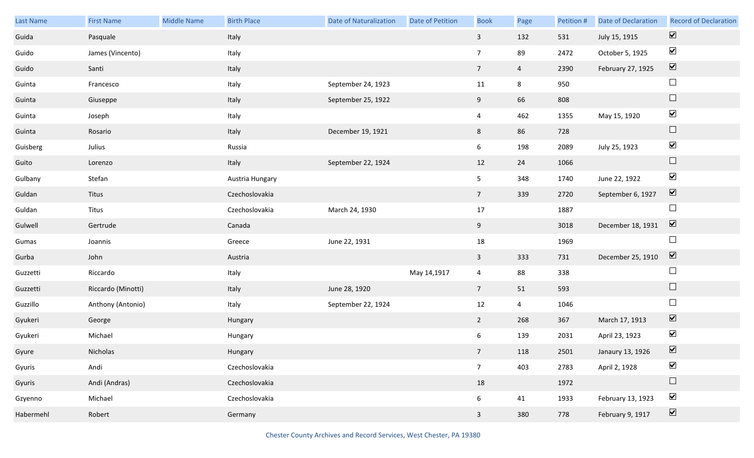| Last Name | First Name | Middle Name | Birth Place | Date of Naturalization | Date of Petition | Book | Page | Petition # | Date of Declaration | Record of Declaration |
|---|---|---|---|---|---|---|---|---|---|---|
| Guida | Pasquale | | Italy | | | 3 | 132 | 531 | July 15, 1915 | ☑ |
| Guido | James (Vincento) | | Italy | | | 7 | 89 | 2472 | October 5, 1925 | ☑ |
| Guido | Santi | | Italy | | | 7 | 4 | 2390 | February 27, 1925 | ☑ |
| Guinta | Francesco | | Italy | September 24, 1923 | | 11 | 8 | 950 | | ☐ |
| Guinta | Giuseppe | | Italy | September 25, 1922 | | 9 | 66 | 808 | | ☐ |
| Guinta | Joseph | | Italy | | | 4 | 462 | 1355 | May 15, 1920 | ☑ |
| Guinta | Rosario | | Italy | December 19, 1921 | | 8 | 86 | 728 | | ☐ |
| Guisberg | Julius | | Russia | | | 6 | 198 | 2089 | July 25, 1923 | ☑ |
| Guito | Lorenzo | | Italy | September 22, 1924 | | 12 | 24 | 1066 | | ☐ |
| Gulbany | Stefan | | Austria Hungary | | | 5 | 348 | 1740 | June 22, 1922 | ☑ |
| Guldan | Titus | | Czechoslovakia | | | 7 | 339 | 2720 | September 6, 1927 | ☑ |
| Guldan | Titus | | Czechoslovakia | March 24, 1930 | | 17 | | 1887 | | ☐ |
| Gulwell | Gertrude | | Canada | | | 9 | | 3018 | December 18, 1931 | ☑ |
| Gumas | Joannis | | Greece | June 22, 1931 | | 18 | | 1969 | | ☐ |
| Gurba | John | | Austria | | | 3 | 333 | 731 | December 25, 1910 | ☑ |
| Guzzetti | Riccardo | | Italy | | May 14,1917 | 4 | 88 | 338 | | ☐ |
| Guzzetti | Riccardo (Minotti) | | Italy | June 28, 1920 | | 7 | 51 | 593 | | ☐ |
| Guzzillo | Anthony (Antonio) | | Italy | September 22, 1924 | | 12 | 4 | 1046 | | ☐ |
| Gyukeri | George | | Hungary | | | 2 | 268 | 367 | March 17, 1913 | ☑ |
| Gyukeri | Michael | | Hungary | | | 6 | 139 | 2031 | April 23, 1923 | ☑ |
| Gyure | Nicholas | | Hungary | | | 7 | 118 | 2501 | Janaury 13, 1926 | ☑ |
| Gyuris | Andi | | Czechoslovakia | | | 7 | 403 | 2783 | April 2, 1928 | ☑ |
| Gyuris | Andi (Andras) | | Czechoslovakia | | | 18 | | 1972 | | ☐ |
| Gzyenno | Michael | | Czechoslovakia | | | 6 | 41 | 1933 | February 13, 1923 | ☑ |
| Habermehl | Robert | | Germany | | | 3 | 380 | 778 | February 9, 1917 | ☑ |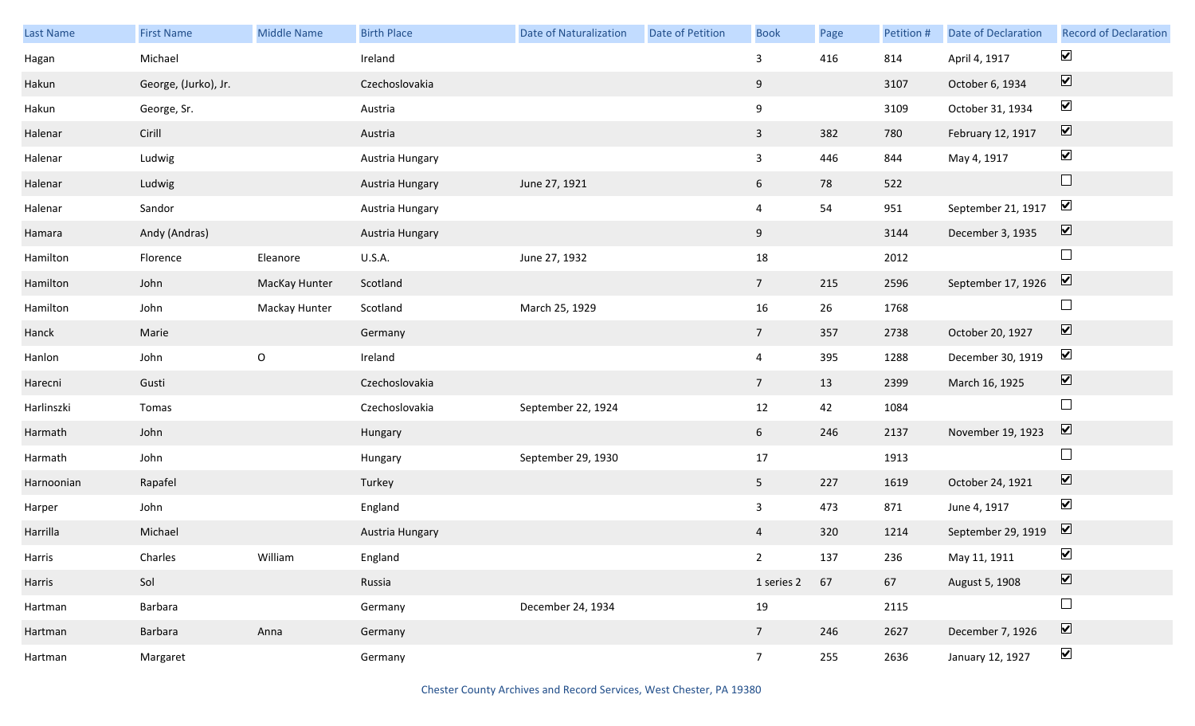| Last Name | First Name | Middle Name | Birth Place | Date of Naturalization | Date of Petition | Book | Page | Petition # | Date of Declaration | Record of Declaration |
|---|---|---|---|---|---|---|---|---|---|---|
| Hagan | Michael | | Ireland | | | 3 | 416 | 814 | April 4, 1917 | ☑ |
| Hakun | George, (Jurko), Jr. | | Czechoslovakia | | | 9 | | 3107 | October 6, 1934 | ☑ |
| Hakun | George, Sr. | | Austria | | | 9 | | 3109 | October 31, 1934 | ☑ |
| Halenar | Cirill | | Austria | | | 3 | 382 | 780 | February 12, 1917 | ☑ |
| Halenar | Ludwig | | Austria Hungary | | | 3 | 446 | 844 | May 4, 1917 | ☑ |
| Halenar | Ludwig | | Austria Hungary | June 27, 1921 | | 6 | 78 | 522 | | ☐ |
| Halenar | Sandor | | Austria Hungary | | | 4 | 54 | 951 | September 21, 1917 | ☑ |
| Hamara | Andy (Andras) | | Austria Hungary | | | 9 | | 3144 | December 3, 1935 | ☑ |
| Hamilton | Florence | Eleanore | U.S.A. | June 27, 1932 | | 18 | | 2012 | | ☐ |
| Hamilton | John | MacKay Hunter | Scotland | | | 7 | 215 | 2596 | September 17, 1926 | ☑ |
| Hamilton | John | Mackay Hunter | Scotland | March 25, 1929 | | 16 | 26 | 1768 | | ☐ |
| Hanck | Marie | | Germany | | | 7 | 357 | 2738 | October 20, 1927 | ☑ |
| Hanlon | John | O | Ireland | | | 4 | 395 | 1288 | December 30, 1919 | ☑ |
| Harecni | Gusti | | Czechoslovakia | | | 7 | 13 | 2399 | March 16, 1925 | ☑ |
| Harlinszki | Tomas | | Czechoslovakia | September 22, 1924 | | 12 | 42 | 1084 | | ☐ |
| Harmath | John | | Hungary | | | 6 | 246 | 2137 | November 19, 1923 | ☑ |
| Harmath | John | | Hungary | September 29, 1930 | | 17 | | 1913 | | ☐ |
| Harnoonian | Rapafel | | Turkey | | | 5 | 227 | 1619 | October 24, 1921 | ☑ |
| Harper | John | | England | | | 3 | 473 | 871 | June 4, 1917 | ☑ |
| Harrilla | Michael | | Austria Hungary | | | 4 | 320 | 1214 | September 29, 1919 | ☑ |
| Harris | Charles | William | England | | | 2 | 137 | 236 | May 11, 1911 | ☑ |
| Harris | Sol | | Russia | | | 1 series 2 | 67 | 67 | August 5, 1908 | ☑ |
| Hartman | Barbara | | Germany | December 24, 1934 | | 19 | | 2115 | | ☐ |
| Hartman | Barbara | Anna | Germany | | | 7 | 246 | 2627 | December 7, 1926 | ☑ |
| Hartman | Margaret | | Germany | | | 7 | 255 | 2636 | January 12, 1927 | ☑ |

Chester County Archives and Record Services, West Chester, PA 19380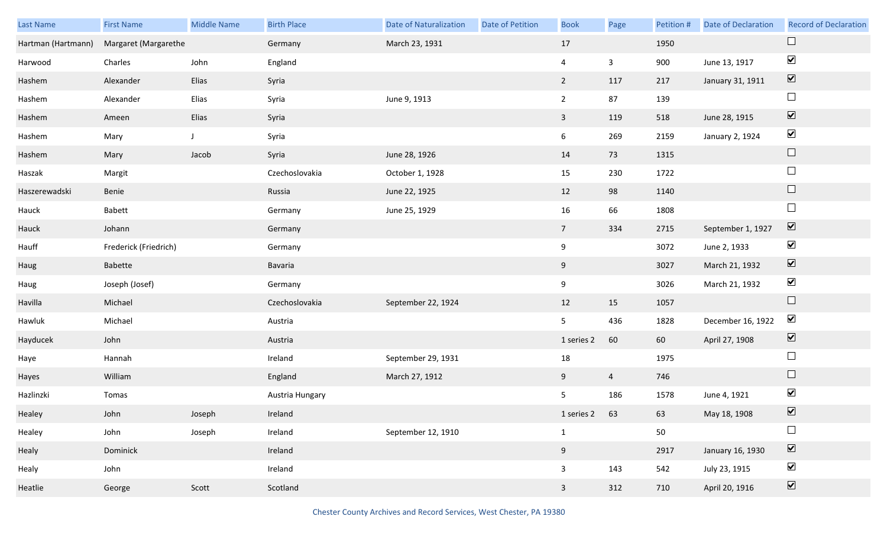| Last Name | First Name | Middle Name | Birth Place | Date of Naturalization | Date of Petition | Book | Page | Petition # | Date of Declaration | Record of Declaration |
|---|---|---|---|---|---|---|---|---|---|---|
| Hartman (Hartmann) | Margaret (Margarethe | | Germany | March 23, 1931 | | 17 | | 1950 | | ☐ |
| Harwood | Charles | John | England | | | 4 | 3 | 900 | June 13, 1917 | ☑ |
| Hashem | Alexander | Elias | Syria | | | 2 | 117 | 217 | January 31, 1911 | ☑ |
| Hashem | Alexander | Elias | Syria | June 9, 1913 | | 2 | 87 | 139 | | ☐ |
| Hashem | Ameen | Elias | Syria | | | 3 | 119 | 518 | June 28, 1915 | ☑ |
| Hashem | Mary | J | Syria | | | 6 | 269 | 2159 | January 2, 1924 | ☑ |
| Hashem | Mary | Jacob | Syria | June 28, 1926 | | 14 | 73 | 1315 | | ☐ |
| Haszak | Margit | | Czechoslovakia | October 1, 1928 | | 15 | 230 | 1722 | | ☐ |
| Haszerewadski | Benie | | Russia | June 22, 1925 | | 12 | 98 | 1140 | | ☐ |
| Hauck | Babett | | Germany | June 25, 1929 | | 16 | 66 | 1808 | | ☐ |
| Hauck | Johann | | Germany | | | 7 | 334 | 2715 | September 1, 1927 | ☑ |
| Hauff | Frederick (Friedrich) | | Germany | | | 9 | | 3072 | June 2, 1933 | ☑ |
| Haug | Babette | | Bavaria | | | 9 | | 3027 | March 21, 1932 | ☑ |
| Haug | Joseph (Josef) | | Germany | | | 9 | | 3026 | March 21, 1932 | ☑ |
| Havilla | Michael | | Czechoslovakia | September 22, 1924 | | 12 | 15 | 1057 | | ☐ |
| Hawluk | Michael | | Austria | | | 5 | 436 | 1828 | December 16, 1922 | ☑ |
| Hayducek | John | | Austria | | | 1 series 2 | 60 | 60 | April 27, 1908 | ☑ |
| Haye | Hannah | | Ireland | September 29, 1931 | | 18 | | 1975 | | ☐ |
| Hayes | William | | England | March 27, 1912 | | 9 | 4 | 746 | | ☐ |
| Hazlinzki | Tomas | | Austria Hungary | | | 5 | 186 | 1578 | June 4, 1921 | ☑ |
| Healey | John | Joseph | Ireland | | | 1 series 2 | 63 | 63 | May 18, 1908 | ☑ |
| Healey | John | Joseph | Ireland | September 12, 1910 | | 1 | | 50 | | ☐ |
| Healy | Dominick | | Ireland | | | 9 | | 2917 | January 16, 1930 | ☑ |
| Healy | John | | Ireland | | | 3 | 143 | 542 | July 23, 1915 | ☑ |
| Heatlie | George | Scott | Scotland | | | 3 | 312 | 710 | April 20, 1916 | ☑ |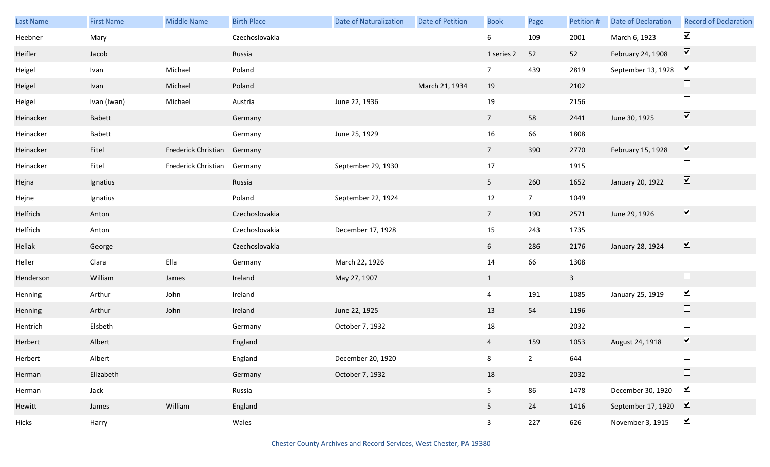| Last Name | First Name | Middle Name | Birth Place | Date of Naturalization | Date of Petition | Book | Page | Petition # | Date of Declaration | Record of Declaration |
|---|---|---|---|---|---|---|---|---|---|---|
| Heebner | Mary | | Czechoslovakia | | | 6 | 109 | 2001 | March 6, 1923 | ☑ |
| Heifler | Jacob | | Russia | | | 1 series 2 | 52 | 52 | February 24, 1908 | ☑ |
| Heigel | Ivan | Michael | Poland | | | 7 | 439 | 2819 | September 13, 1928 | ☑ |
| Heigel | Ivan | Michael | Poland | | March 21, 1934 | 19 | | 2102 | | ☐ |
| Heigel | Ivan (Iwan) | Michael | Austria | June 22, 1936 | | 19 | | 2156 | | ☐ |
| Heinacker | Babett | | Germany | | | 7 | 58 | 2441 | June 30, 1925 | ☑ |
| Heinacker | Babett | | Germany | June 25, 1929 | | 16 | 66 | 1808 | | ☐ |
| Heinacker | Eitel | Frederick Christian | Germany | | | 7 | 390 | 2770 | February 15, 1928 | ☑ |
| Heinacker | Eitel | Frederick Christian | Germany | September 29, 1930 | | 17 | | 1915 | | ☐ |
| Hejna | Ignatius | | Russia | | | 5 | 260 | 1652 | January 20, 1922 | ☑ |
| Hejne | Ignatius | | Poland | September 22, 1924 | | 12 | 7 | 1049 | | ☐ |
| Helfrich | Anton | | Czechoslovakia | | | 7 | 190 | 2571 | June 29, 1926 | ☑ |
| Helfrich | Anton | | Czechoslovakia | December 17, 1928 | | 15 | 243 | 1735 | | ☐ |
| Hellak | George | | Czechoslovakia | | | 6 | 286 | 2176 | January 28, 1924 | ☑ |
| Heller | Clara | Ella | Germany | March 22, 1926 | | 14 | 66 | 1308 | | ☐ |
| Henderson | William | James | Ireland | May 27, 1907 | | 1 | | 3 | | ☐ |
| Henning | Arthur | John | Ireland | | | 4 | 191 | 1085 | January 25, 1919 | ☑ |
| Henning | Arthur | John | Ireland | June 22, 1925 | | 13 | 54 | 1196 | | ☐ |
| Hentrich | Elsbeth | | Germany | October 7, 1932 | | 18 | | 2032 | | ☐ |
| Herbert | Albert | | England | | | 4 | 159 | 1053 | August 24, 1918 | ☑ |
| Herbert | Albert | | England | December 20, 1920 | | 8 | 2 | 644 | | ☐ |
| Herman | Elizabeth | | Germany | October 7, 1932 | | 18 | | 2032 | | ☐ |
| Herman | Jack | | Russia | | | 5 | 86 | 1478 | December 30, 1920 | ☑ |
| Hewitt | James | William | England | | | 5 | 24 | 1416 | September 17, 1920 | ☑ |
| Hicks | Harry | | Wales | | | 3 | 227 | 626 | November 3, 1915 | ☑ |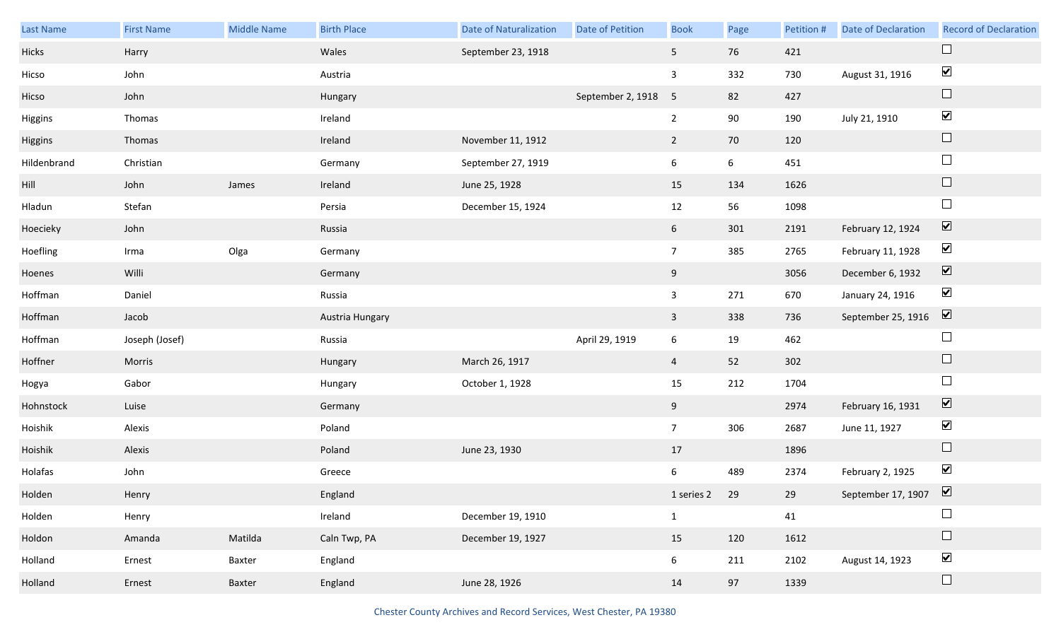| Last Name | First Name | Middle Name | Birth Place | Date of Naturalization | Date of Petition | Book | Page | Petition # | Date of Declaration | Record of Declaration |
|---|---|---|---|---|---|---|---|---|---|---|
| Hicks | Harry | | Wales | September 23, 1918 | | 5 | 76 | 421 | | ☐ |
| Hicso | John | | Austria | | | 3 | 332 | 730 | August 31, 1916 | ☑ |
| Hicso | John | | Hungary | | September 2, 1918 | 5 | 82 | 427 | | ☐ |
| Higgins | Thomas | | Ireland | | | 2 | 90 | 190 | July 21, 1910 | ☑ |
| Higgins | Thomas | | Ireland | November 11, 1912 | | 2 | 70 | 120 | | ☐ |
| Hildenbrand | Christian | | Germany | September 27, 1919 | | 6 | 6 | 451 | | ☐ |
| Hill | John | James | Ireland | June 25, 1928 | | 15 | 134 | 1626 | | ☐ |
| Hladun | Stefan | | Persia | December 15, 1924 | | 12 | 56 | 1098 | | ☐ |
| Hoecieky | John | | Russia | | | 6 | 301 | 2191 | February 12, 1924 | ☑ |
| Hoefling | Irma | Olga | Germany | | | 7 | 385 | 2765 | February 11, 1928 | ☑ |
| Hoenes | Willi | | Germany | | | 9 | | 3056 | December 6, 1932 | ☑ |
| Hoffman | Daniel | | Russia | | | 3 | 271 | 670 | January 24, 1916 | ☑ |
| Hoffman | Jacob | | Austria Hungary | | | 3 | 338 | 736 | September 25, 1916 | ☑ |
| Hoffman | Joseph (Josef) | | Russia | | April 29, 1919 | 6 | 19 | 462 | | ☐ |
| Hoffner | Morris | | Hungary | March 26, 1917 | | 4 | 52 | 302 | | ☐ |
| Hogya | Gabor | | Hungary | October 1, 1928 | | 15 | 212 | 1704 | | ☐ |
| Hohnstock | Luise | | Germany | | | 9 | | 2974 | February 16, 1931 | ☑ |
| Hoishik | Alexis | | Poland | | | 7 | 306 | 2687 | June 11, 1927 | ☑ |
| Hoishik | Alexis | | Poland | June 23, 1930 | | 17 | | 1896 | | ☐ |
| Holafas | John | | Greece | | | 6 | 489 | 2374 | February 2, 1925 | ☑ |
| Holden | Henry | | England | | | 1 series 2 | 29 | 29 | September 17, 1907 | ☑ |
| Holden | Henry | | Ireland | December 19, 1910 | | 1 | | 41 | | ☐ |
| Holdon | Amanda | Matilda | Caln Twp, PA | December 19, 1927 | | 15 | 120 | 1612 | | ☐ |
| Holland | Ernest | Baxter | England | | | 6 | 211 | 2102 | August 14, 1923 | ☑ |
| Holland | Ernest | Baxter | England | June 28, 1926 | | 14 | 97 | 1339 | | ☐ |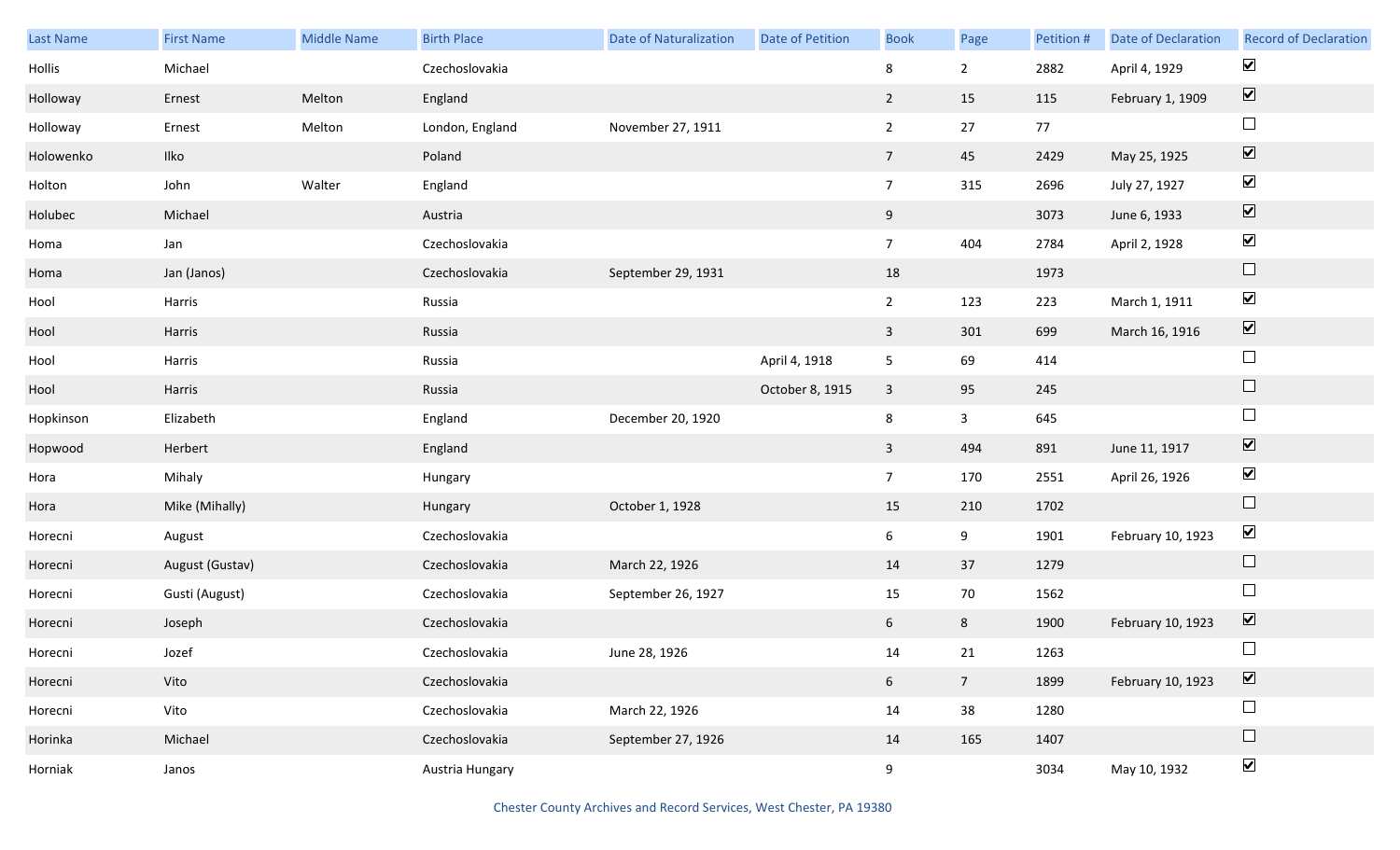| Last Name | First Name | Middle Name | Birth Place | Date of Naturalization | Date of Petition | Book | Page | Petition # | Date of Declaration | Record of Declaration |
|---|---|---|---|---|---|---|---|---|---|---|
| Hollis | Michael | | Czechoslovakia | | | 8 | 2 | 2882 | April 4, 1929 | ☑ |
| Holloway | Ernest | Melton | England | | | 2 | 15 | 115 | February 1, 1909 | ☑ |
| Holloway | Ernest | Melton | London, England | November 27, 1911 | | 2 | 27 | 77 | | ☐ |
| Holowenko | Ilko | | Poland | | | 7 | 45 | 2429 | May 25, 1925 | ☑ |
| Holton | John | Walter | England | | | 7 | 315 | 2696 | July 27, 1927 | ☑ |
| Holubec | Michael | | Austria | | | 9 | | 3073 | June 6, 1933 | ☑ |
| Homa | Jan | | Czechoslovakia | | | 7 | 404 | 2784 | April 2, 1928 | ☑ |
| Homa | Jan (Janos) | | Czechoslovakia | September 29, 1931 | | 18 | | 1973 | | ☐ |
| Hool | Harris | | Russia | | | 2 | 123 | 223 | March 1, 1911 | ☑ |
| Hool | Harris | | Russia | | | 3 | 301 | 699 | March 16, 1916 | ☑ |
| Hool | Harris | | Russia | | April 4, 1918 | 5 | 69 | 414 | | ☐ |
| Hool | Harris | | Russia | | October 8, 1915 | 3 | 95 | 245 | | ☐ |
| Hopkinson | Elizabeth | | England | December 20, 1920 | | 8 | 3 | 645 | | ☐ |
| Hopwood | Herbert | | England | | | 3 | 494 | 891 | June 11, 1917 | ☑ |
| Hora | Mihaly | | Hungary | | | 7 | 170 | 2551 | April 26, 1926 | ☑ |
| Hora | Mike (Mihally) | | Hungary | October 1, 1928 | | 15 | 210 | 1702 | | ☐ |
| Horecni | August | | Czechoslovakia | | | 6 | 9 | 1901 | February 10, 1923 | ☑ |
| Horecni | August (Gustav) | | Czechoslovakia | March 22, 1926 | | 14 | 37 | 1279 | | ☐ |
| Horecni | Gusti (August) | | Czechoslovakia | September 26, 1927 | | 15 | 70 | 1562 | | ☐ |
| Horecni | Joseph | | Czechoslovakia | | | 6 | 8 | 1900 | February 10, 1923 | ☑ |
| Horecni | Jozef | | Czechoslovakia | June 28, 1926 | | 14 | 21 | 1263 | | ☐ |
| Horecni | Vito | | Czechoslovakia | | | 6 | 7 | 1899 | February 10, 1923 | ☑ |
| Horecni | Vito | | Czechoslovakia | March 22, 1926 | | 14 | 38 | 1280 | | ☐ |
| Horinka | Michael | | Czechoslovakia | September 27, 1926 | | 14 | 165 | 1407 | | ☐ |
| Horniak | Janos | | Austria Hungary | | | 9 | | 3034 | May 10, 1932 | ☑ |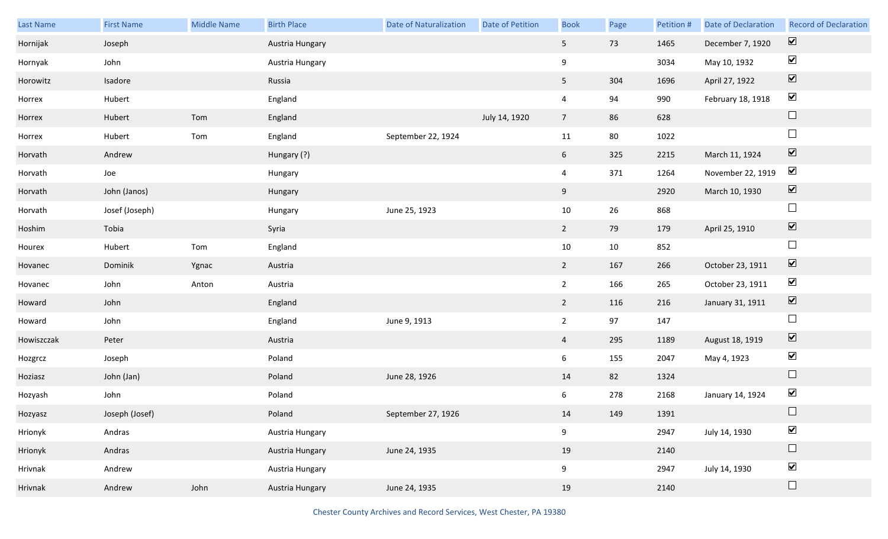| Last Name | First Name | Middle Name | Birth Place | Date of Naturalization | Date of Petition | Book | Page | Petition # | Date of Declaration | Record of Declaration |
|---|---|---|---|---|---|---|---|---|---|---|
| Hornijak | Joseph | | Austria Hungary | | | 5 | 73 | 1465 | December 7, 1920 | ☑ |
| Hornyak | John | | Austria Hungary | | | 9 | | 3034 | May 10, 1932 | ☑ |
| Horowitz | Isadore | | Russia | | | 5 | 304 | 1696 | April 27, 1922 | ☑ |
| Horrex | Hubert | | England | | | 4 | 94 | 990 | February 18, 1918 | ☑ |
| Horrex | Hubert | Tom | England | | July 14, 1920 | 7 | 86 | 628 | | ☐ |
| Horrex | Hubert | Tom | England | September 22, 1924 | | 11 | 80 | 1022 | | ☐ |
| Horvath | Andrew | | Hungary (?) | | | 6 | 325 | 2215 | March 11, 1924 | ☑ |
| Horvath | Joe | | Hungary | | | 4 | 371 | 1264 | November 22, 1919 | ☑ |
| Horvath | John (Janos) | | Hungary | | | 9 | | 2920 | March 10, 1930 | ☑ |
| Horvath | Josef (Joseph) | | Hungary | June 25, 1923 | | 10 | 26 | 868 | | ☐ |
| Hoshim | Tobia | | Syria | | | 2 | 79 | 179 | April 25, 1910 | ☑ |
| Hourex | Hubert | Tom | England | | | 10 | 10 | 852 | | ☐ |
| Hovanec | Dominik | Ygnac | Austria | | | 2 | 167 | 266 | October 23, 1911 | ☑ |
| Hovanec | John | Anton | Austria | | | 2 | 166 | 265 | October 23, 1911 | ☑ |
| Howard | John | | England | | | 2 | 116 | 216 | January 31, 1911 | ☑ |
| Howard | John | | England | June 9, 1913 | | 2 | 97 | 147 | | ☐ |
| Howiszczak | Peter | | Austria | | | 4 | 295 | 1189 | August 18, 1919 | ☑ |
| Hozgrcz | Joseph | | Poland | | | 6 | 155 | 2047 | May 4, 1923 | ☑ |
| Hoziasz | John (Jan) | | Poland | June 28, 1926 | | 14 | 82 | 1324 | | ☐ |
| Hozyash | John | | Poland | | | 6 | 278 | 2168 | January 14, 1924 | ☑ |
| Hozyasz | Joseph (Josef) | | Poland | September 27, 1926 | | 14 | 149 | 1391 | | ☐ |
| Hrionyk | Andras | | Austria Hungary | | | 9 | | 2947 | July 14, 1930 | ☑ |
| Hrionyk | Andras | | Austria Hungary | June 24, 1935 | | 19 | | 2140 | | ☐ |
| Hrivnak | Andrew | | Austria Hungary | | | 9 | | 2947 | July 14, 1930 | ☑ |
| Hrivnak | Andrew | John | Austria Hungary | June 24, 1935 | | 19 | | 2140 | | ☐ |

Chester County Archives and Record Services, West Chester, PA 19380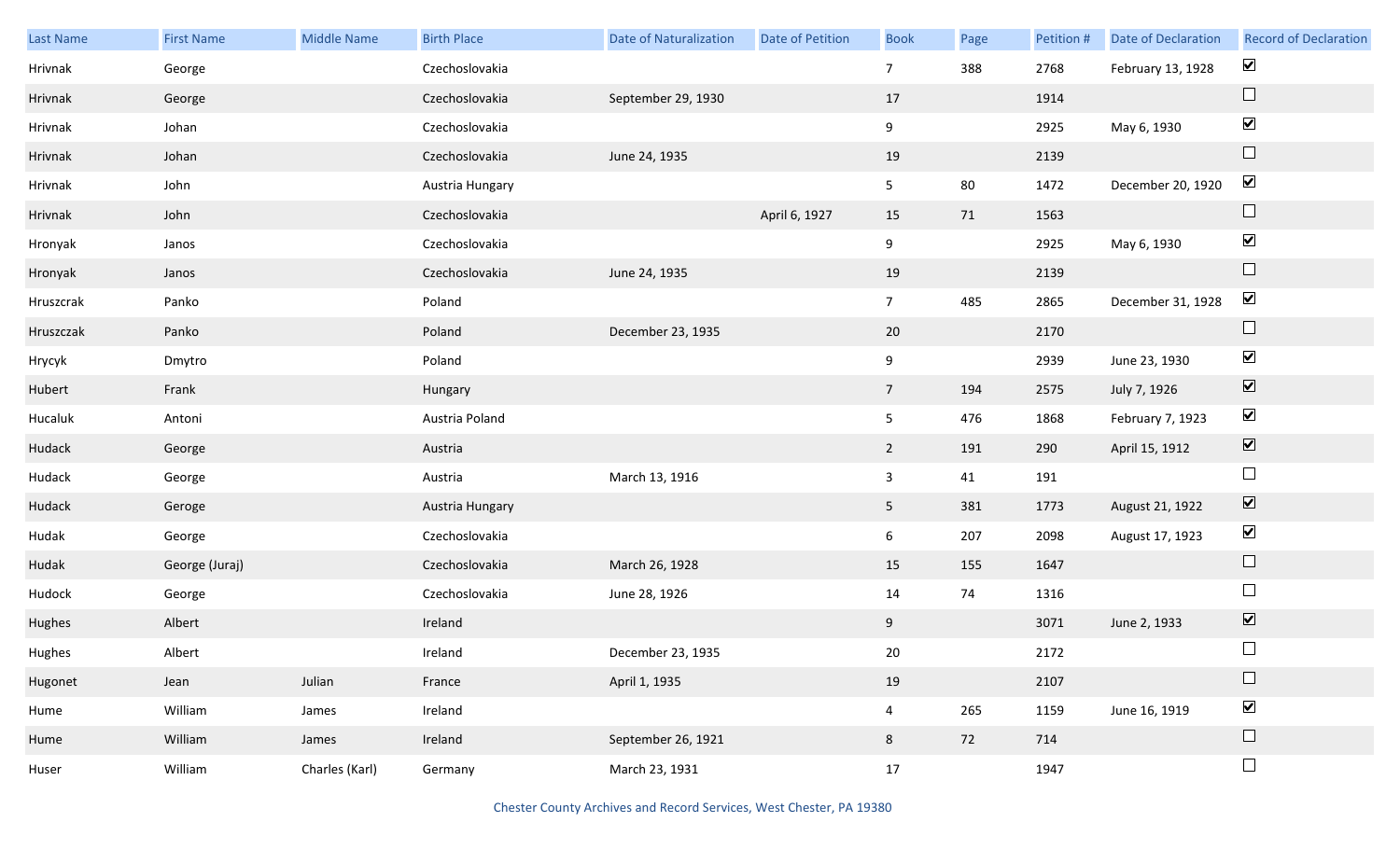| Last Name | First Name | Middle Name | Birth Place | Date of Naturalization | Date of Petition | Book | Page | Petition # | Date of Declaration | Record of Declaration |
|---|---|---|---|---|---|---|---|---|---|---|
| Hrivnak | George | | Czechoslovakia | | | 7 | 388 | 2768 | February 13, 1928 | ☑ |
| Hrivnak | George | | Czechoslovakia | September 29, 1930 | | 17 | | 1914 | | ☐ |
| Hrivnak | Johan | | Czechoslovakia | | | 9 | | 2925 | May 6, 1930 | ☑ |
| Hrivnak | Johan | | Czechoslovakia | June 24, 1935 | | 19 | | 2139 | | ☐ |
| Hrivnak | John | | Austria Hungary | | | 5 | 80 | 1472 | December 20, 1920 | ☑ |
| Hrivnak | John | | Czechoslovakia | | April 6, 1927 | 15 | 71 | 1563 | | ☐ |
| Hronyak | Janos | | Czechoslovakia | | | 9 | | 2925 | May 6, 1930 | ☑ |
| Hronyak | Janos | | Czechoslovakia | June 24, 1935 | | 19 | | 2139 | | ☐ |
| Hruszcrak | Panko | | Poland | | | 7 | 485 | 2865 | December 31, 1928 | ☑ |
| Hruszczak | Panko | | Poland | December 23, 1935 | | 20 | | 2170 | | ☐ |
| Hrycyk | Dmytro | | Poland | | | 9 | | 2939 | June 23, 1930 | ☑ |
| Hubert | Frank | | Hungary | | | 7 | 194 | 2575 | July 7, 1926 | ☑ |
| Hucaluk | Antoni | | Austria Poland | | | 5 | 476 | 1868 | February 7, 1923 | ☑ |
| Hudack | George | | Austria | | | 2 | 191 | 290 | April 15, 1912 | ☑ |
| Hudack | George | | Austria | March 13, 1916 | | 3 | 41 | 191 | | ☐ |
| Hudack | Geroge | | Austria Hungary | | | 5 | 381 | 1773 | August 21, 1922 | ☑ |
| Hudak | George | | Czechoslovakia | | | 6 | 207 | 2098 | August 17, 1923 | ☑ |
| Hudak | George (Juraj) | | Czechoslovakia | March 26, 1928 | | 15 | 155 | 1647 | | ☐ |
| Hudock | George | | Czechoslovakia | June 28, 1926 | | 14 | 74 | 1316 | | ☐ |
| Hughes | Albert | | Ireland | | | 9 | | 3071 | June 2, 1933 | ☑ |
| Hughes | Albert | | Ireland | December 23, 1935 | | 20 | | 2172 | | ☐ |
| Hugonet | Jean | Julian | France | April 1, 1935 | | 19 | | 2107 | | ☐ |
| Hume | William | James | Ireland | | | 4 | 265 | 1159 | June 16, 1919 | ☑ |
| Hume | William | James | Ireland | September 26, 1921 | | 8 | 72 | 714 | | ☐ |
| Huser | William | Charles (Karl) | Germany | March 23, 1931 | | 17 | | 1947 | | ☐ |

Chester County Archives and Record Services, West Chester, PA 19380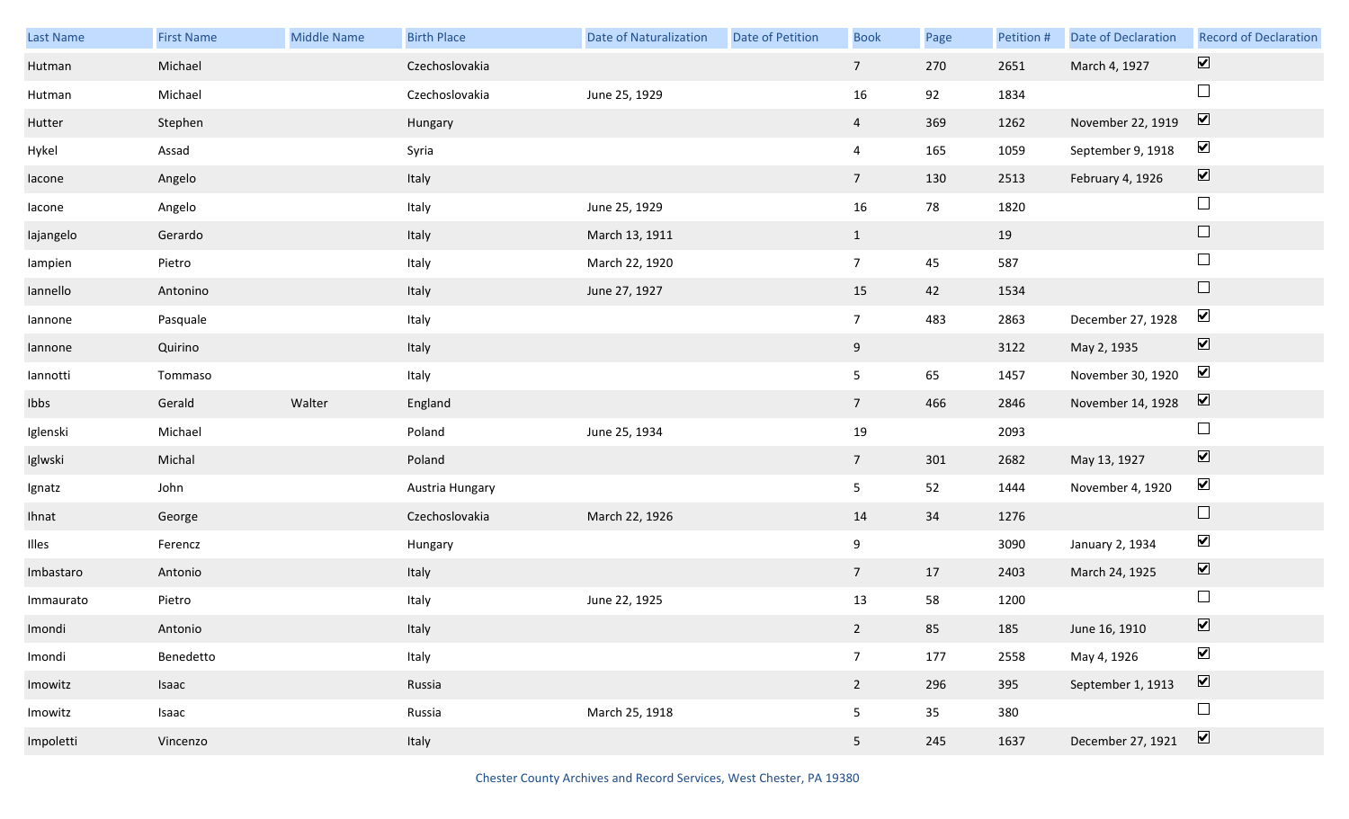| Last Name | First Name | Middle Name | Birth Place | Date of Naturalization | Date of Petition | Book | Page | Petition # | Date of Declaration | Record of Declaration |
|---|---|---|---|---|---|---|---|---|---|---|
| Hutman | Michael | | Czechoslovakia | | | 7 | 270 | 2651 | March 4, 1927 | ☑ |
| Hutman | Michael | | Czechoslovakia | June 25, 1929 | | 16 | 92 | 1834 | | ☐ |
| Hutter | Stephen | | Hungary | | | 4 | 369 | 1262 | November 22, 1919 | ☑ |
| Hykel | Assad | | Syria | | | 4 | 165 | 1059 | September 9, 1918 | ☑ |
| Iacone | Angelo | | Italy | | | 7 | 130 | 2513 | February 4, 1926 | ☑ |
| Iacone | Angelo | | Italy | June 25, 1929 | | 16 | 78 | 1820 | | ☐ |
| Iajangelo | Gerardo | | Italy | March 13, 1911 | | 1 | | 19 | | ☐ |
| Iampien | Pietro | | Italy | March 22, 1920 | | 7 | 45 | 587 | | ☐ |
| Iannello | Antonino | | Italy | June 27, 1927 | | 15 | 42 | 1534 | | ☐ |
| Iannone | Pasquale | | Italy | | | 7 | 483 | 2863 | December 27, 1928 | ☑ |
| Iannone | Quirino | | Italy | | | 9 | | 3122 | May 2, 1935 | ☑ |
| Iannotti | Tommaso | | Italy | | | 5 | 65 | 1457 | November 30, 1920 | ☑ |
| Ibbs | Gerald | Walter | England | | | 7 | 466 | 2846 | November 14, 1928 | ☑ |
| Iglenski | Michael | | Poland | June 25, 1934 | | 19 | | 2093 | | ☐ |
| Iglwski | Michal | | Poland | | | 7 | 301 | 2682 | May 13, 1927 | ☑ |
| Ignatz | John | | Austria Hungary | | | 5 | 52 | 1444 | November 4, 1920 | ☑ |
| Ihnat | George | | Czechoslovakia | March 22, 1926 | | 14 | 34 | 1276 | | ☐ |
| Illes | Ferencz | | Hungary | | | 9 | | 3090 | January 2, 1934 | ☑ |
| Imbastaro | Antonio | | Italy | | | 7 | 17 | 2403 | March 24, 1925 | ☑ |
| Immaurato | Pietro | | Italy | June 22, 1925 | | 13 | 58 | 1200 | | ☐ |
| Imondi | Antonio | | Italy | | | 2 | 85 | 185 | June 16, 1910 | ☑ |
| Imondi | Benedetto | | Italy | | | 7 | 177 | 2558 | May 4, 1926 | ☑ |
| Imowitz | Isaac | | Russia | | | 2 | 296 | 395 | September 1, 1913 | ☑ |
| Imowitz | Isaac | | Russia | March 25, 1918 | | 5 | 35 | 380 | | ☐ |
| Impoletti | Vincenzo | | Italy | | | 5 | 245 | 1637 | December 27, 1921 | ☑ |

Chester County Archives and Record Services, West Chester, PA 19380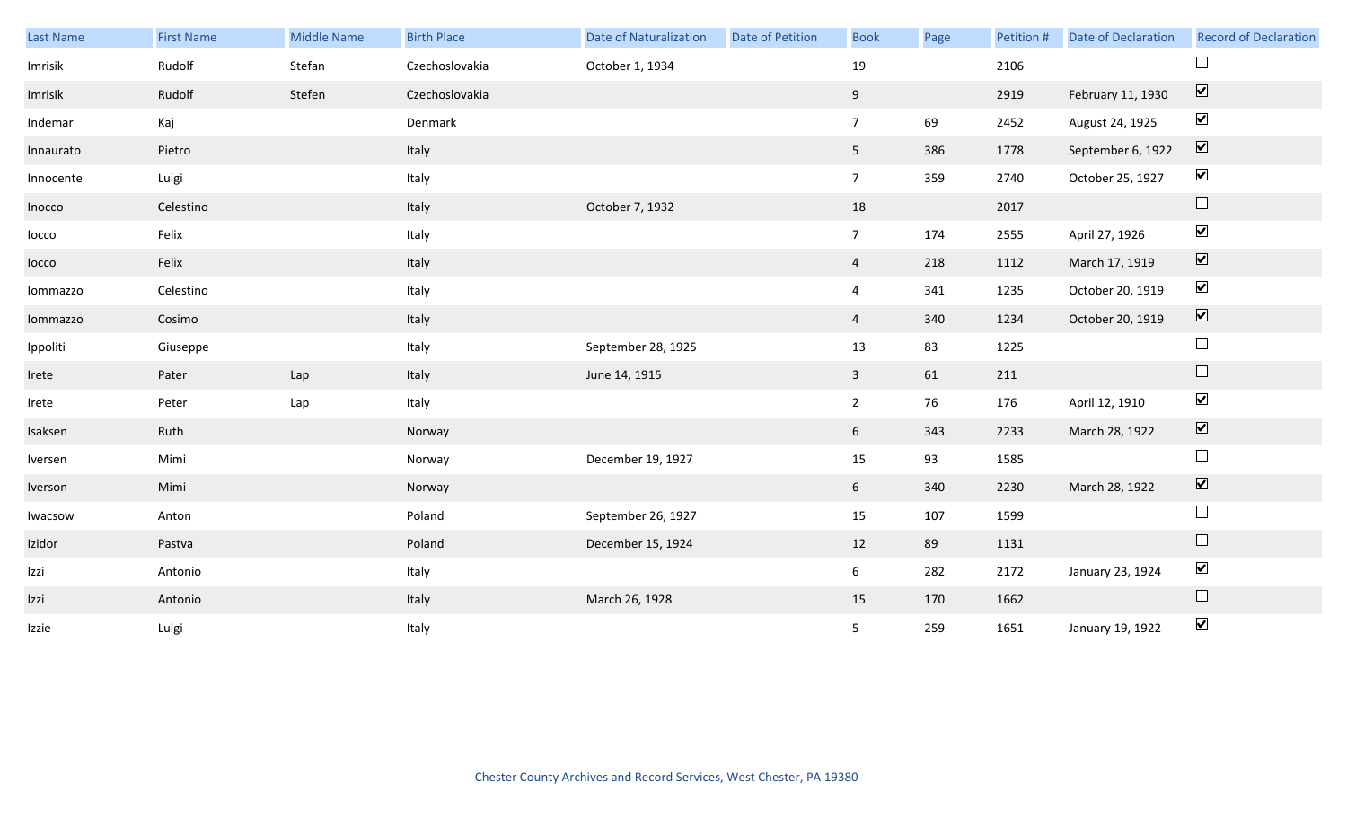| Last Name | First Name | Middle Name | Birth Place | Date of Naturalization | Date of Petition | Book | Page | Petition # | Date of Declaration | Record of Declaration |
|---|---|---|---|---|---|---|---|---|---|---|
| Imrisik | Rudolf | Stefan | Czechoslovakia | October 1, 1934 | | 19 | | 2106 | | ☐ |
| Imrisik | Rudolf | Stefen | Czechoslovakia | | | 9 | | 2919 | February 11, 1930 | ☑ |
| Indemar | Kaj | | Denmark | | | 7 | 69 | 2452 | August 24, 1925 | ☑ |
| Innaurato | Pietro | | Italy | | | 5 | 386 | 1778 | September 6, 1922 | ☑ |
| Innocente | Luigi | | Italy | | | 7 | 359 | 2740 | October 25, 1927 | ☑ |
| Inocco | Celestino | | Italy | October 7, 1932 | | 18 | | 2017 | | ☐ |
| Iocco | Felix | | Italy | | | 7 | 174 | 2555 | April 27, 1926 | ☑ |
| Iocco | Felix | | Italy | | | 4 | 218 | 1112 | March 17, 1919 | ☑ |
| Iommazzo | Celestino | | Italy | | | 4 | 341 | 1235 | October 20, 1919 | ☑ |
| Iommazzo | Cosimo | | Italy | | | 4 | 340 | 1234 | October 20, 1919 | ☑ |
| Ippoliti | Giuseppe | | Italy | September 28, 1925 | | 13 | 83 | 1225 | | ☐ |
| Irete | Pater | Lap | Italy | June 14, 1915 | | 3 | 61 | 211 | | ☐ |
| Irete | Peter | Lap | Italy | | | 2 | 76 | 176 | April 12, 1910 | ☑ |
| Isaksen | Ruth | | Norway | | | 6 | 343 | 2233 | March 28, 1922 | ☑ |
| Iversen | Mimi | | Norway | December 19, 1927 | | 15 | 93 | 1585 | | ☐ |
| Iverson | Mimi | | Norway | | | 6 | 340 | 2230 | March 28, 1922 | ☑ |
| Iwacsow | Anton | | Poland | September 26, 1927 | | 15 | 107 | 1599 | | ☐ |
| Izidor | Pastva | | Poland | December 15, 1924 | | 12 | 89 | 1131 | | ☐ |
| Izzi | Antonio | | Italy | | | 6 | 282 | 2172 | January 23, 1924 | ☑ |
| Izzi | Antonio | | Italy | March 26, 1928 | | 15 | 170 | 1662 | | ☐ |
| Izzie | Luigi | | Italy | | | 5 | 259 | 1651 | January 19, 1922 | ☑ |